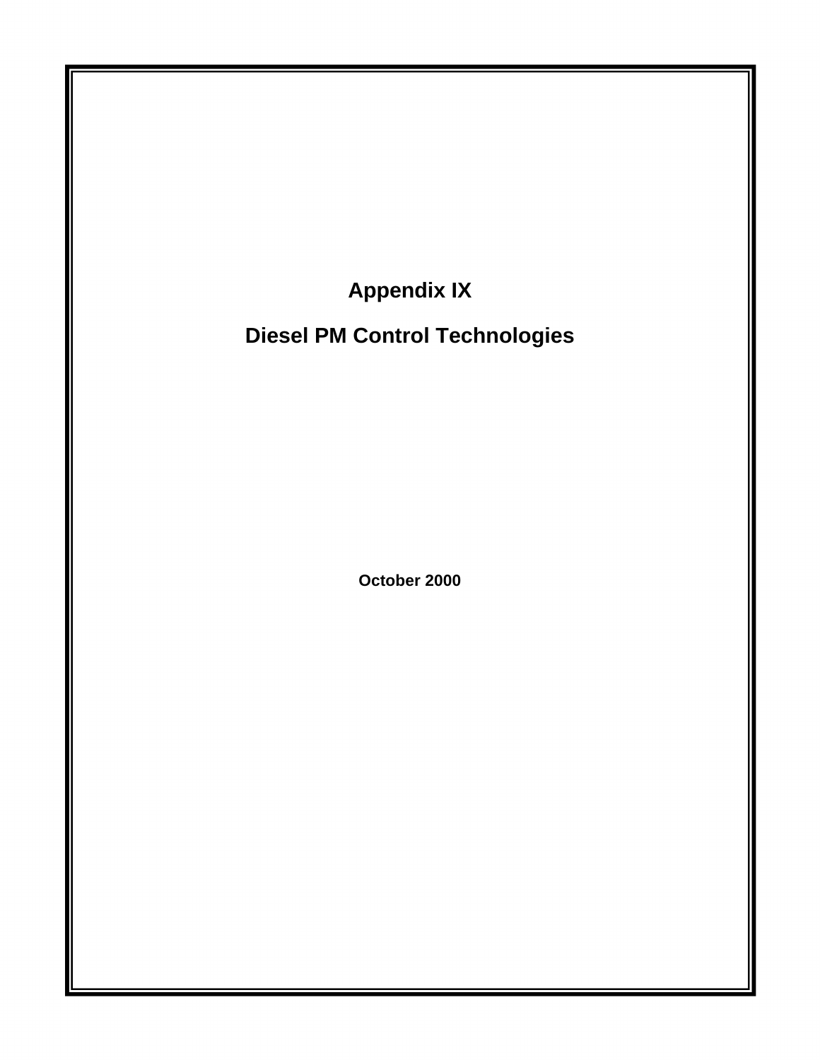# Appendix IX

# Diesel PM Control Technologies

**October 2000**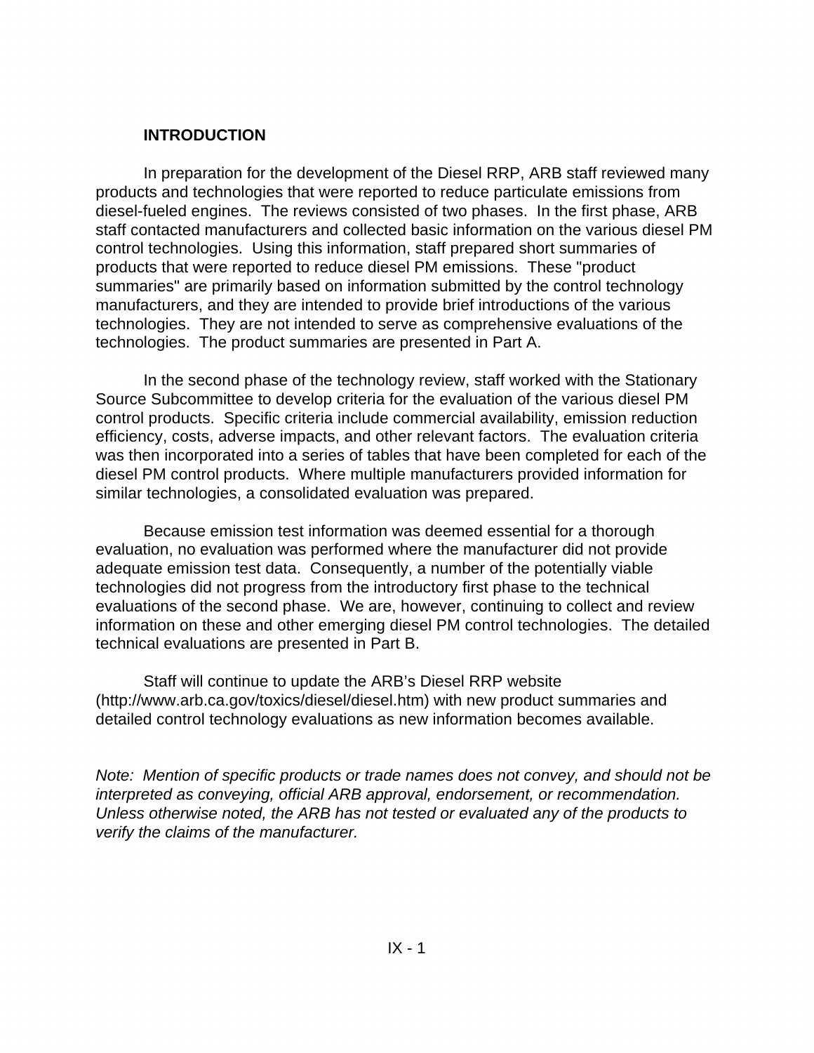## INTRODUCTION

In preparation for the development of the Diesel RRP, ARB staff reviewed many products and technologies that were reported to reduce particulate emissions from diesel-fueled engines. The reviews consisted of two phases. In the first phase, ARB staff contacted manufacturers and collected basic information on the various diesel PM control technologies. Using this information, staff prepared short summaries of products that were reported to reduce diesel PM emissions. These "product summaries" are primarily based on information submitted by the control technology manufacturers, and they are intended to provide brief introductions of the various technologies. They are not intended to serve as comprehensive evaluations of the technologies. The product summaries are presented in Part A.

In the second phase of the technology review, staff worked with the Stationary Source Subcommittee to develop criteria for the evaluation of the various diesel PM control products. Specific criteria include commercial availability, emission reduction efficiency, costs, adverse impacts, and other relevant factors. The evaluation criteria was then incorporated into a series of tables that have been completed for each of the diesel PM control products. Where multiple manufacturers provided information for similar technologies, a consolidated evaluation was prepared.

Because emission test information was deemed essential for a thorough evaluation, no evaluation was performed where the manufacturer did not provide adequate emission test data. Consequently, a number of the potentially viable technologies did not progress from the introductory first phase to the technical evaluations of the second phase. We are, however, continuing to collect and review information on these and other emerging diesel PM control technologies. The detailed technical evaluations are presented in Part B.

Staff will continue to update the ARB's Diesel RRP website (http://www.arb.ca.gov/toxics/diesel/diesel.htm) with new product summaries and detailed control technology evaluations as new information becomes available.

*Note: Mention of specific products or trade names does not convey, and should not be interpreted as conveying, official ARB approval, endorsement, or recommendation. Unless otherwise noted, the ARB has not tested or evaluated any of the products to verify the claims of the manufacturer.*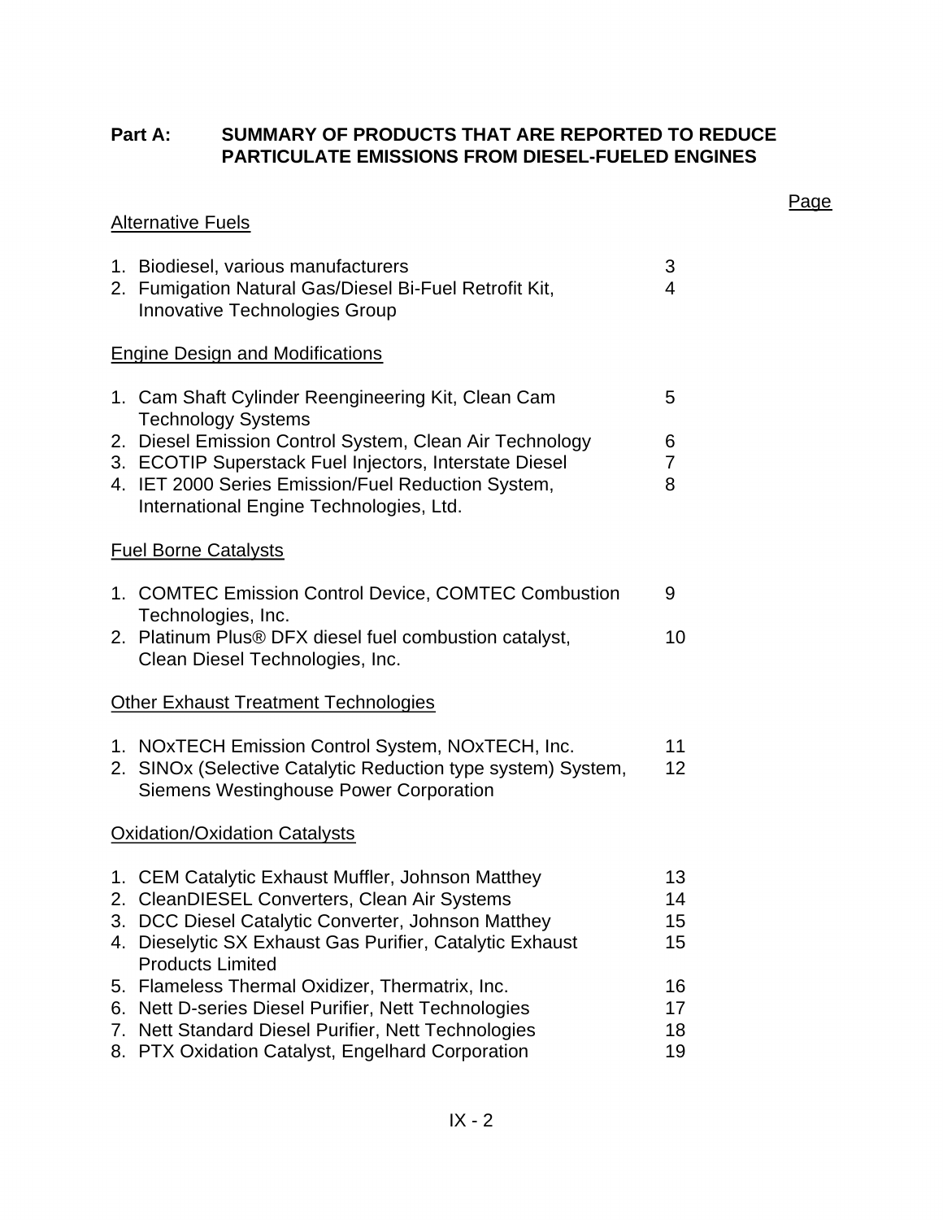**Part A: SUMMARY OF PRODUCTS THAT ARE REPORTED TO REDUCE PARTICULATE EMISSIONS FROM DIESEL-FUELED ENGINES**

| | Page |
|---|---|
| <u>Alternative Fuels</u> | |
| 1. Biodiesel, various manufacturers | 3 |
| 2. Fumigation Natural Gas/Diesel Bi-Fuel Retrofit Kit, Innovative Technologies Group | 4 |
| <u>Engine Design and Modifications</u> | |
| 1. Cam Shaft Cylinder Reengineering Kit, Clean Cam Technology Systems | 5 |
| 2. Diesel Emission Control System, Clean Air Technology | 6 |
| 3. ECOTIP Superstack Fuel Injectors, Interstate Diesel | 7 |
| 4. IET 2000 Series Emission/Fuel Reduction System, International Engine Technologies, Ltd. | 8 |
| <u>Fuel Borne Catalysts</u> | |
| 1. COMTEC Emission Control Device, COMTEC Combustion Technologies, Inc. | 9 |
| 2. Platinum Plus® DFX diesel fuel combustion catalyst, Clean Diesel Technologies, Inc. | 10 |
| <u>Other Exhaust Treatment Technologies</u> | |
| 1. NOxTECH Emission Control System, NOxTECH, Inc. | 11 |
| 2. SINOx (Selective Catalytic Reduction type system) System, Siemens Westinghouse Power Corporation | 12 |
| <u>Oxidation/Oxidation Catalysts</u> | |
| 1. CEM Catalytic Exhaust Muffler, Johnson Matthey | 13 |
| 2. CleanDIESEL Converters, Clean Air Systems | 14 |
| 3. DCC Diesel Catalytic Converter, Johnson Matthey | 15 |
| 4. Dieselytic SX Exhaust Gas Purifier, Catalytic Exhaust Products Limited | 15 |
| 5. Flameless Thermal Oxidizer, Thermatrix, Inc. | 16 |
| 6. Nett D-series Diesel Purifier, Nett Technologies | 17 |
| 7. Nett Standard Diesel Purifier, Nett Technologies | 18 |
| 8. PTX Oxidation Catalyst, Engelhard Corporation | 19 |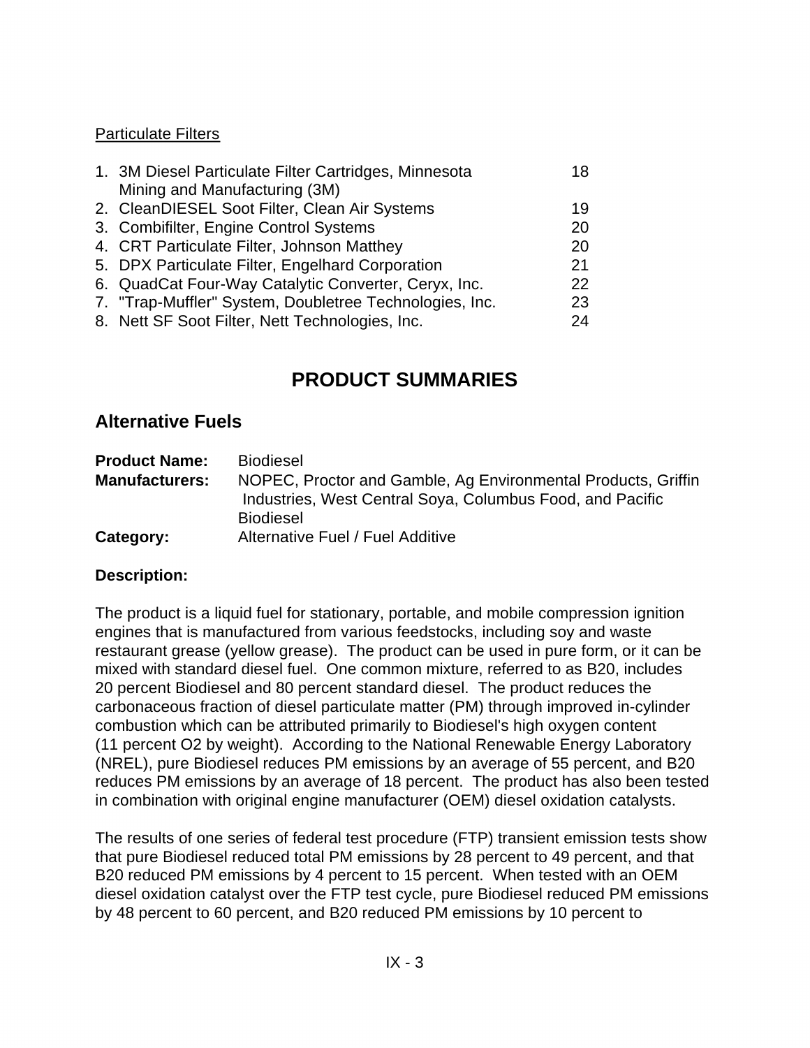Particulate Filters

1. 3M Diesel Particulate Filter Cartridges, Minnesota Mining and Manufacturing (3M) 18
2. CleanDIESEL Soot Filter, Clean Air Systems 19
3. Combifilter, Engine Control Systems 20
4. CRT Particulate Filter, Johnson Matthey 20
5. DPX Particulate Filter, Engelhard Corporation 21
6. QuadCat Four-Way Catalytic Converter, Ceryx, Inc. 22
7. "Trap-Muffler" System, Doubletree Technologies, Inc. 23
8. Nett SF Soot Filter, Nett Technologies, Inc. 24

# PRODUCT SUMMARIES

## Alternative Fuels

**Product Name:** Biodiesel
**Manufacturers:** NOPEC, Proctor and Gamble, Ag Environmental Products, Griffin Industries, West Central Soya, Columbus Food, and Pacific Biodiesel
**Category:** Alternative Fuel / Fuel Additive

**Description:**

The product is a liquid fuel for stationary, portable, and mobile compression ignition engines that is manufactured from various feedstocks, including soy and waste restaurant grease (yellow grease). The product can be used in pure form, or it can be mixed with standard diesel fuel. One common mixture, referred to as B20, includes 20 percent Biodiesel and 80 percent standard diesel. The product reduces the carbonaceous fraction of diesel particulate matter (PM) through improved in-cylinder combustion which can be attributed primarily to Biodiesel's high oxygen content (11 percent $O_2$ by weight). According to the National Renewable Energy Laboratory (NREL), pure Biodiesel reduces PM emissions by an average of 55 percent, and B20 reduces PM emissions by an average of 18 percent. The product has also been tested in combination with original engine manufacturer (OEM) diesel oxidation catalysts.

The results of one series of federal test procedure (FTP) transient emission tests show that pure Biodiesel reduced total PM emissions by 28 percent to 49 percent, and that B20 reduced PM emissions by 4 percent to 15 percent. When tested with an OEM diesel oxidation catalyst over the FTP test cycle, pure Biodiesel reduced PM emissions by 48 percent to 60 percent, and B20 reduced PM emissions by 10 percent to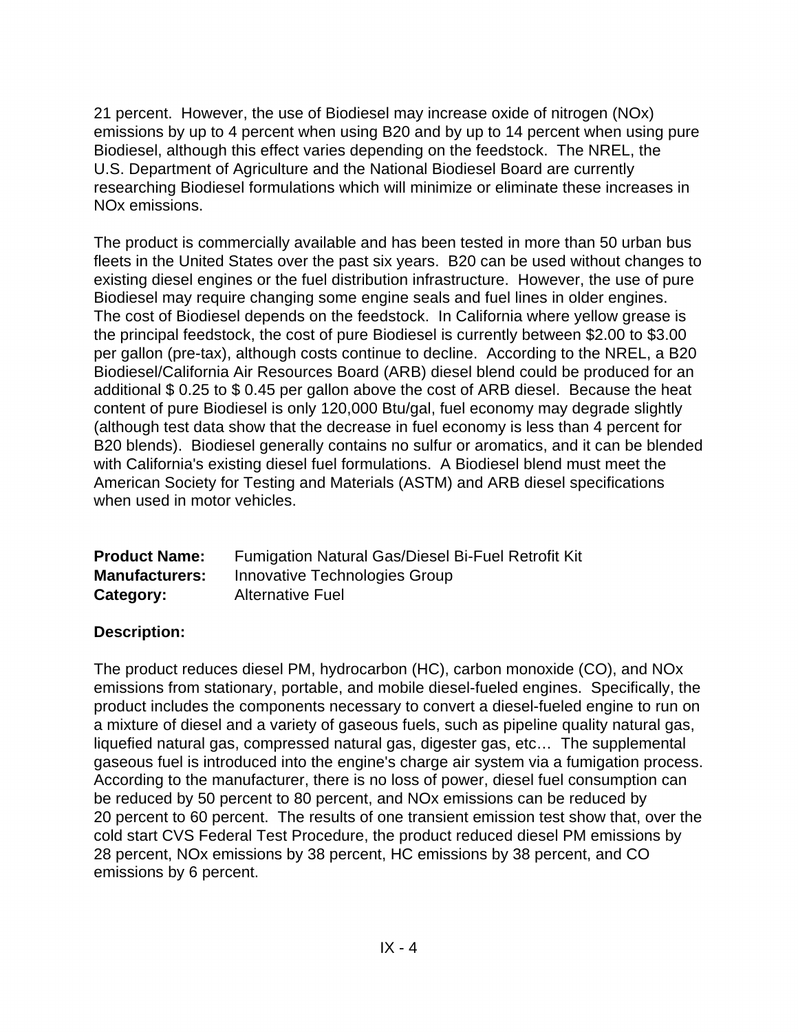21 percent. However, the use of Biodiesel may increase oxide of nitrogen (NOx) emissions by up to 4 percent when using B20 and by up to 14 percent when using pure Biodiesel, although this effect varies depending on the feedstock. The NREL, the U.S. Department of Agriculture and the National Biodiesel Board are currently researching Biodiesel formulations which will minimize or eliminate these increases in NOx emissions.

The product is commercially available and has been tested in more than 50 urban bus fleets in the United States over the past six years. B20 can be used without changes to existing diesel engines or the fuel distribution infrastructure. However, the use of pure Biodiesel may require changing some engine seals and fuel lines in older engines. The cost of Biodiesel depends on the feedstock. In California where yellow grease is the principal feedstock, the cost of pure Biodiesel is currently between $2.00 to $3.00 per gallon (pre-tax), although costs continue to decline. According to the NREL, a B20 Biodiesel/California Air Resources Board (ARB) diesel blend could be produced for an additional $ 0.25 to $ 0.45 per gallon above the cost of ARB diesel. Because the heat content of pure Biodiesel is only 120,000 Btu/gal, fuel economy may degrade slightly (although test data show that the decrease in fuel economy is less than 4 percent for B20 blends). Biodiesel generally contains no sulfur or aromatics, and it can be blended with California's existing diesel fuel formulations. A Biodiesel blend must meet the American Society for Testing and Materials (ASTM) and ARB diesel specifications when used in motor vehicles.

**Product Name:** Fumigation Natural Gas/Diesel Bi-Fuel Retrofit Kit
**Manufacturers:** Innovative Technologies Group
**Category:** Alternative Fuel

**Description:**

The product reduces diesel PM, hydrocarbon (HC), carbon monoxide (CO), and NOx emissions from stationary, portable, and mobile diesel-fueled engines. Specifically, the product includes the components necessary to convert a diesel-fueled engine to run on a mixture of diesel and a variety of gaseous fuels, such as pipeline quality natural gas, liquefied natural gas, compressed natural gas, digester gas, etc… The supplemental gaseous fuel is introduced into the engine's charge air system via a fumigation process. According to the manufacturer, there is no loss of power, diesel fuel consumption can be reduced by 50 percent to 80 percent, and NOx emissions can be reduced by 20 percent to 60 percent. The results of one transient emission test show that, over the cold start CVS Federal Test Procedure, the product reduced diesel PM emissions by 28 percent, NOx emissions by 38 percent, HC emissions by 38 percent, and CO emissions by 6 percent.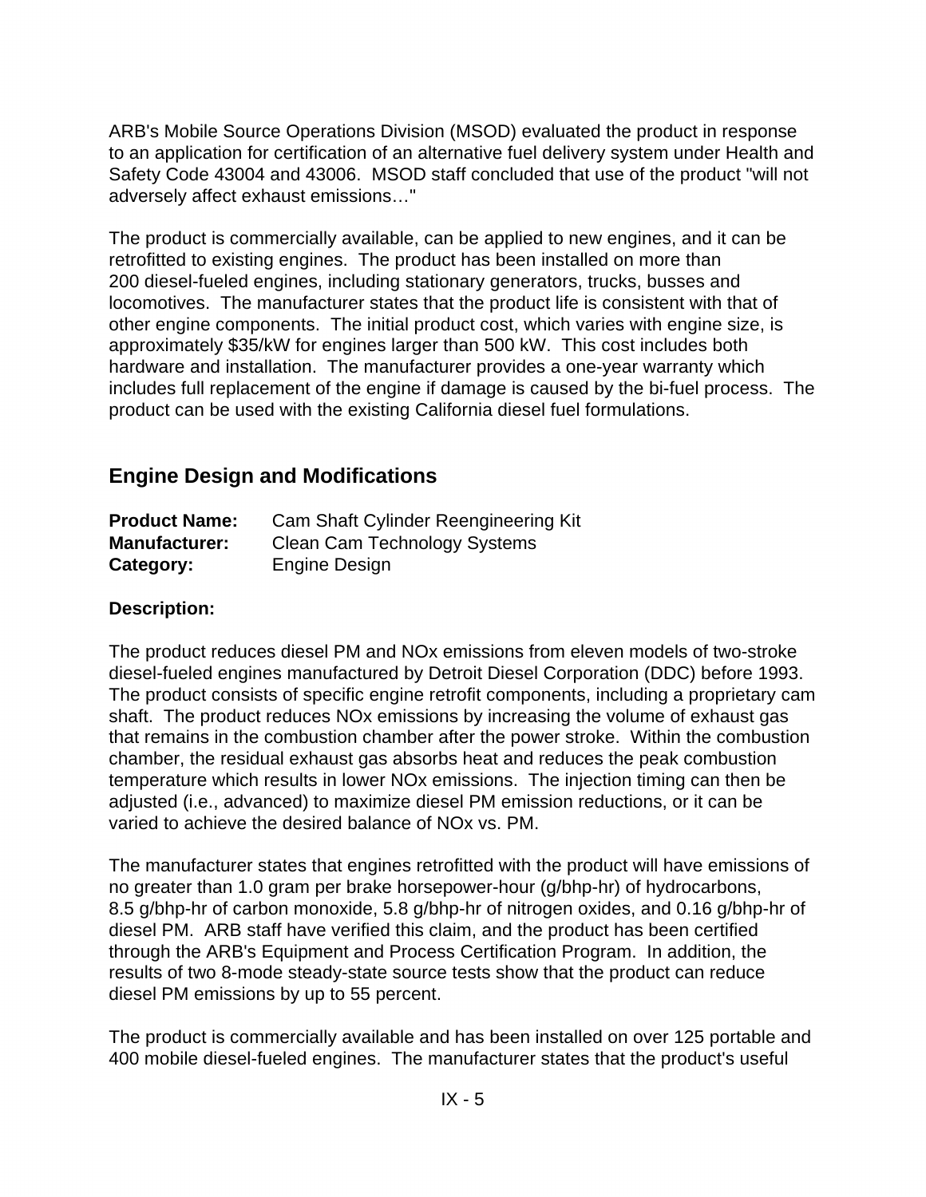ARB's Mobile Source Operations Division (MSOD) evaluated the product in response to an application for certification of an alternative fuel delivery system under Health and Safety Code 43004 and 43006. MSOD staff concluded that use of the product "will not adversely affect exhaust emissions…"

The product is commercially available, can be applied to new engines, and it can be retrofitted to existing engines. The product has been installed on more than 200 diesel-fueled engines, including stationary generators, trucks, busses and locomotives. The manufacturer states that the product life is consistent with that of other engine components. The initial product cost, which varies with engine size, is approximately $35/kW for engines larger than 500 kW. This cost includes both hardware and installation. The manufacturer provides a one-year warranty which includes full replacement of the engine if damage is caused by the bi-fuel process. The product can be used with the existing California diesel fuel formulations.

## Engine Design and Modifications

**Product Name:** Cam Shaft Cylinder Reengineering Kit
**Manufacturer:** Clean Cam Technology Systems
**Category:** Engine Design

**Description:**

The product reduces diesel PM and NOx emissions from eleven models of two-stroke diesel-fueled engines manufactured by Detroit Diesel Corporation (DDC) before 1993. The product consists of specific engine retrofit components, including a proprietary cam shaft. The product reduces NOx emissions by increasing the volume of exhaust gas that remains in the combustion chamber after the power stroke. Within the combustion chamber, the residual exhaust gas absorbs heat and reduces the peak combustion temperature which results in lower NOx emissions. The injection timing can then be adjusted (i.e., advanced) to maximize diesel PM emission reductions, or it can be varied to achieve the desired balance of NOx vs. PM.

The manufacturer states that engines retrofitted with the product will have emissions of no greater than 1.0 gram per brake horsepower-hour (g/bhp-hr) of hydrocarbons, 8.5 g/bhp-hr of carbon monoxide, 5.8 g/bhp-hr of nitrogen oxides, and 0.16 g/bhp-hr of diesel PM. ARB staff have verified this claim, and the product has been certified through the ARB's Equipment and Process Certification Program. In addition, the results of two 8-mode steady-state source tests show that the product can reduce diesel PM emissions by up to 55 percent.

The product is commercially available and has been installed on over 125 portable and 400 mobile diesel-fueled engines. The manufacturer states that the product's useful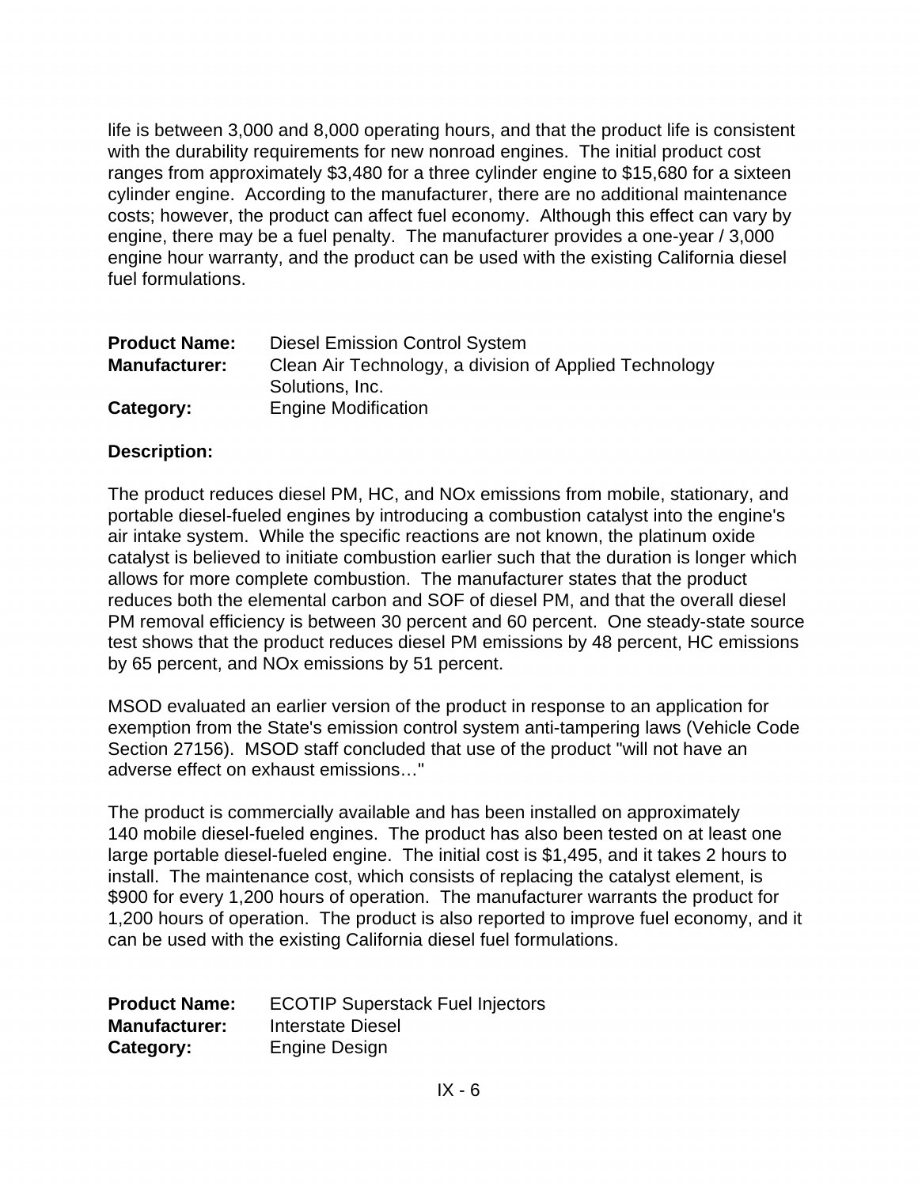life is between 3,000 and 8,000 operating hours, and that the product life is consistent with the durability requirements for new nonroad engines. The initial product cost ranges from approximately $3,480 for a three cylinder engine to $15,680 for a sixteen cylinder engine. According to the manufacturer, there are no additional maintenance costs; however, the product can affect fuel economy. Although this effect can vary by engine, there may be a fuel penalty. The manufacturer provides a one-year / 3,000 engine hour warranty, and the product can be used with the existing California diesel fuel formulations.

**Product Name:** Diesel Emission Control System
**Manufacturer:** Clean Air Technology, a division of Applied Technology Solutions, Inc.
**Category:** Engine Modification

**Description:**

The product reduces diesel PM, HC, and NOx emissions from mobile, stationary, and portable diesel-fueled engines by introducing a combustion catalyst into the engine's air intake system. While the specific reactions are not known, the platinum oxide catalyst is believed to initiate combustion earlier such that the duration is longer which allows for more complete combustion. The manufacturer states that the product reduces both the elemental carbon and SOF of diesel PM, and that the overall diesel PM removal efficiency is between 30 percent and 60 percent. One steady-state source test shows that the product reduces diesel PM emissions by 48 percent, HC emissions by 65 percent, and NOx emissions by 51 percent.

MSOD evaluated an earlier version of the product in response to an application for exemption from the State's emission control system anti-tampering laws (Vehicle Code Section 27156). MSOD staff concluded that use of the product "will not have an adverse effect on exhaust emissions…"

The product is commercially available and has been installed on approximately 140 mobile diesel-fueled engines. The product has also been tested on at least one large portable diesel-fueled engine. The initial cost is $1,495, and it takes 2 hours to install. The maintenance cost, which consists of replacing the catalyst element, is $900 for every 1,200 hours of operation. The manufacturer warrants the product for 1,200 hours of operation. The product is also reported to improve fuel economy, and it can be used with the existing California diesel fuel formulations.

**Product Name:** ECOTIP Superstack Fuel Injectors
**Manufacturer:** Interstate Diesel
**Category:** Engine Design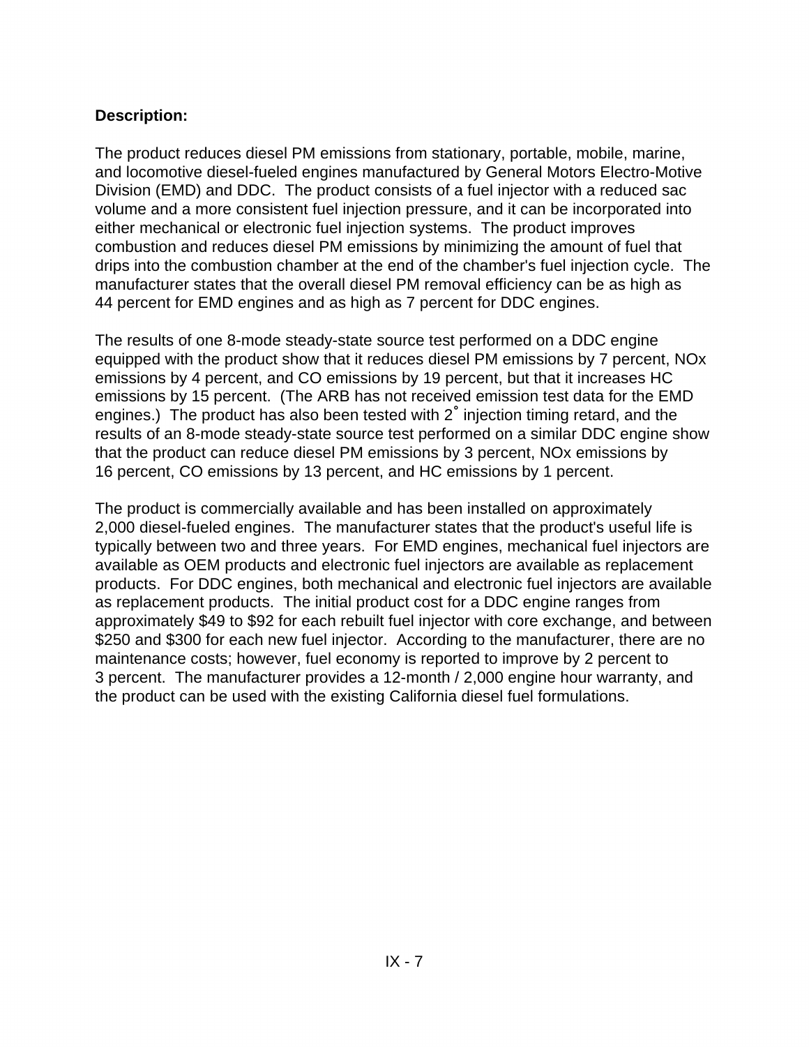**Description:**

The product reduces diesel PM emissions from stationary, portable, mobile, marine, and locomotive diesel-fueled engines manufactured by General Motors Electro-Motive Division (EMD) and DDC. The product consists of a fuel injector with a reduced sac volume and a more consistent fuel injection pressure, and it can be incorporated into either mechanical or electronic fuel injection systems. The product improves combustion and reduces diesel PM emissions by minimizing the amount of fuel that drips into the combustion chamber at the end of the chamber's fuel injection cycle. The manufacturer states that the overall diesel PM removal efficiency can be as high as 44 percent for EMD engines and as high as 7 percent for DDC engines.

The results of one 8-mode steady-state source test performed on a DDC engine equipped with the product show that it reduces diesel PM emissions by 7 percent, NOx emissions by 4 percent, and CO emissions by 19 percent, but that it increases HC emissions by 15 percent. (The ARB has not received emission test data for the EMD engines.) The product has also been tested with 2° injection timing retard, and the results of an 8-mode steady-state source test performed on a similar DDC engine show that the product can reduce diesel PM emissions by 3 percent, NOx emissions by 16 percent, CO emissions by 13 percent, and HC emissions by 1 percent.

The product is commercially available and has been installed on approximately 2,000 diesel-fueled engines. The manufacturer states that the product's useful life is typically between two and three years. For EMD engines, mechanical fuel injectors are available as OEM products and electronic fuel injectors are available as replacement products. For DDC engines, both mechanical and electronic fuel injectors are available as replacement products. The initial product cost for a DDC engine ranges from approximately $49 to $92 for each rebuilt fuel injector with core exchange, and between $250 and $300 for each new fuel injector. According to the manufacturer, there are no maintenance costs; however, fuel economy is reported to improve by 2 percent to 3 percent. The manufacturer provides a 12-month / 2,000 engine hour warranty, and the product can be used with the existing California diesel fuel formulations.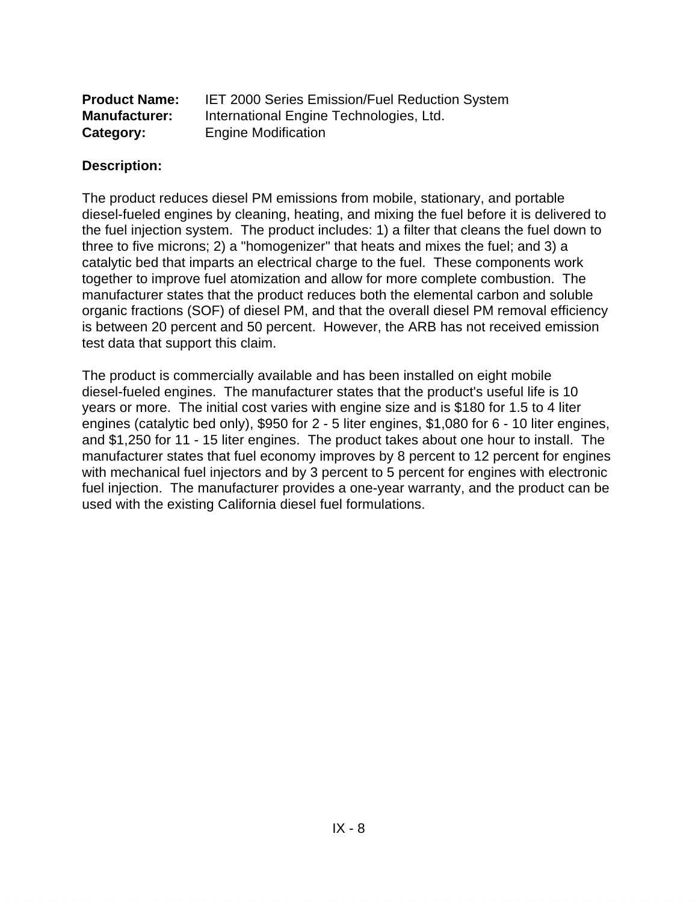**Product Name:** IET 2000 Series Emission/Fuel Reduction System
**Manufacturer:** International Engine Technologies, Ltd.
**Category:** Engine Modification

**Description:**

The product reduces diesel PM emissions from mobile, stationary, and portable diesel-fueled engines by cleaning, heating, and mixing the fuel before it is delivered to the fuel injection system. The product includes: 1) a filter that cleans the fuel down to three to five microns; 2) a "homogenizer" that heats and mixes the fuel; and 3) a catalytic bed that imparts an electrical charge to the fuel. These components work together to improve fuel atomization and allow for more complete combustion. The manufacturer states that the product reduces both the elemental carbon and soluble organic fractions (SOF) of diesel PM, and that the overall diesel PM removal efficiency is between 20 percent and 50 percent. However, the ARB has not received emission test data that support this claim.

The product is commercially available and has been installed on eight mobile diesel-fueled engines. The manufacturer states that the product's useful life is 10 years or more. The initial cost varies with engine size and is $180 for 1.5 to 4 liter engines (catalytic bed only), $950 for 2 - 5 liter engines, $1,080 for 6 - 10 liter engines, and $1,250 for 11 - 15 liter engines. The product takes about one hour to install. The manufacturer states that fuel economy improves by 8 percent to 12 percent for engines with mechanical fuel injectors and by 3 percent to 5 percent for engines with electronic fuel injection. The manufacturer provides a one-year warranty, and the product can be used with the existing California diesel fuel formulations.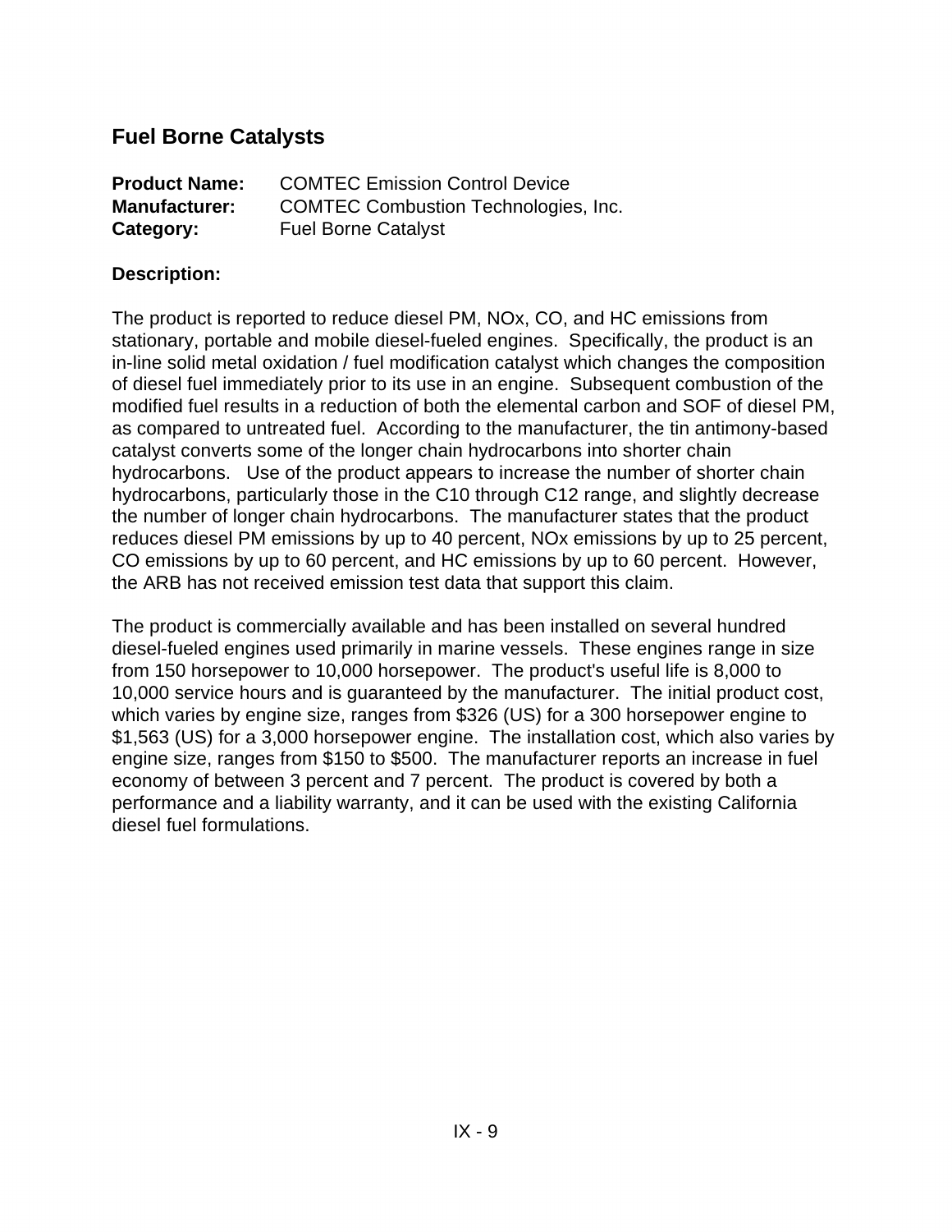## Fuel Borne Catalysts

**Product Name:** COMTEC Emission Control Device
**Manufacturer:** COMTEC Combustion Technologies, Inc.
**Category:** Fuel Borne Catalyst

**Description:**

The product is reported to reduce diesel PM, NOx, CO, and HC emissions from stationary, portable and mobile diesel-fueled engines. Specifically, the product is an in-line solid metal oxidation / fuel modification catalyst which changes the composition of diesel fuel immediately prior to its use in an engine. Subsequent combustion of the modified fuel results in a reduction of both the elemental carbon and SOF of diesel PM, as compared to untreated fuel. According to the manufacturer, the tin antimony-based catalyst converts some of the longer chain hydrocarbons into shorter chain hydrocarbons. Use of the product appears to increase the number of shorter chain hydrocarbons, particularly those in the C10 through C12 range, and slightly decrease the number of longer chain hydrocarbons. The manufacturer states that the product reduces diesel PM emissions by up to 40 percent, NOx emissions by up to 25 percent, CO emissions by up to 60 percent, and HC emissions by up to 60 percent. However, the ARB has not received emission test data that support this claim.

The product is commercially available and has been installed on several hundred diesel-fueled engines used primarily in marine vessels. These engines range in size from 150 horsepower to 10,000 horsepower. The product's useful life is 8,000 to 10,000 service hours and is guaranteed by the manufacturer. The initial product cost, which varies by engine size, ranges from $326 (US) for a 300 horsepower engine to $1,563 (US) for a 3,000 horsepower engine. The installation cost, which also varies by engine size, ranges from $150 to $500. The manufacturer reports an increase in fuel economy of between 3 percent and 7 percent. The product is covered by both a performance and a liability warranty, and it can be used with the existing California diesel fuel formulations.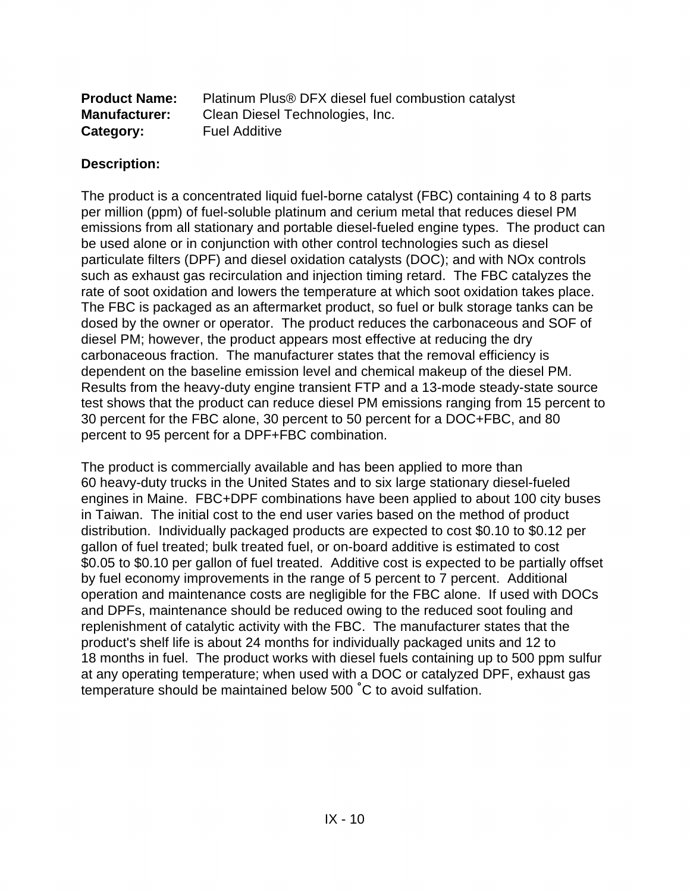**Product Name:** Platinum Plus® DFX diesel fuel combustion catalyst
**Manufacturer:** Clean Diesel Technologies, Inc.
**Category:** Fuel Additive

**Description:**

The product is a concentrated liquid fuel-borne catalyst (FBC) containing 4 to 8 parts per million (ppm) of fuel-soluble platinum and cerium metal that reduces diesel PM emissions from all stationary and portable diesel-fueled engine types. The product can be used alone or in conjunction with other control technologies such as diesel particulate filters (DPF) and diesel oxidation catalysts (DOC); and with NOx controls such as exhaust gas recirculation and injection timing retard. The FBC catalyzes the rate of soot oxidation and lowers the temperature at which soot oxidation takes place. The FBC is packaged as an aftermarket product, so fuel or bulk storage tanks can be dosed by the owner or operator. The product reduces the carbonaceous and SOF of diesel PM; however, the product appears most effective at reducing the dry carbonaceous fraction. The manufacturer states that the removal efficiency is dependent on the baseline emission level and chemical makeup of the diesel PM. Results from the heavy-duty engine transient FTP and a 13-mode steady-state source test shows that the product can reduce diesel PM emissions ranging from 15 percent to 30 percent for the FBC alone, 30 percent to 50 percent for a DOC+FBC, and 80 percent to 95 percent for a DPF+FBC combination.

The product is commercially available and has been applied to more than 60 heavy-duty trucks in the United States and to six large stationary diesel-fueled engines in Maine. FBC+DPF combinations have been applied to about 100 city buses in Taiwan. The initial cost to the end user varies based on the method of product distribution. Individually packaged products are expected to cost $0.10 to $0.12 per gallon of fuel treated; bulk treated fuel, or on-board additive is estimated to cost $0.05 to $0.10 per gallon of fuel treated. Additive cost is expected to be partially offset by fuel economy improvements in the range of 5 percent to 7 percent. Additional operation and maintenance costs are negligible for the FBC alone. If used with DOCs and DPFs, maintenance should be reduced owing to the reduced soot fouling and replenishment of catalytic activity with the FBC. The manufacturer states that the product's shelf life is about 24 months for individually packaged units and 12 to 18 months in fuel. The product works with diesel fuels containing up to 500 ppm sulfur at any operating temperature; when used with a DOC or catalyzed DPF, exhaust gas temperature should be maintained below 500 ˚C to avoid sulfation.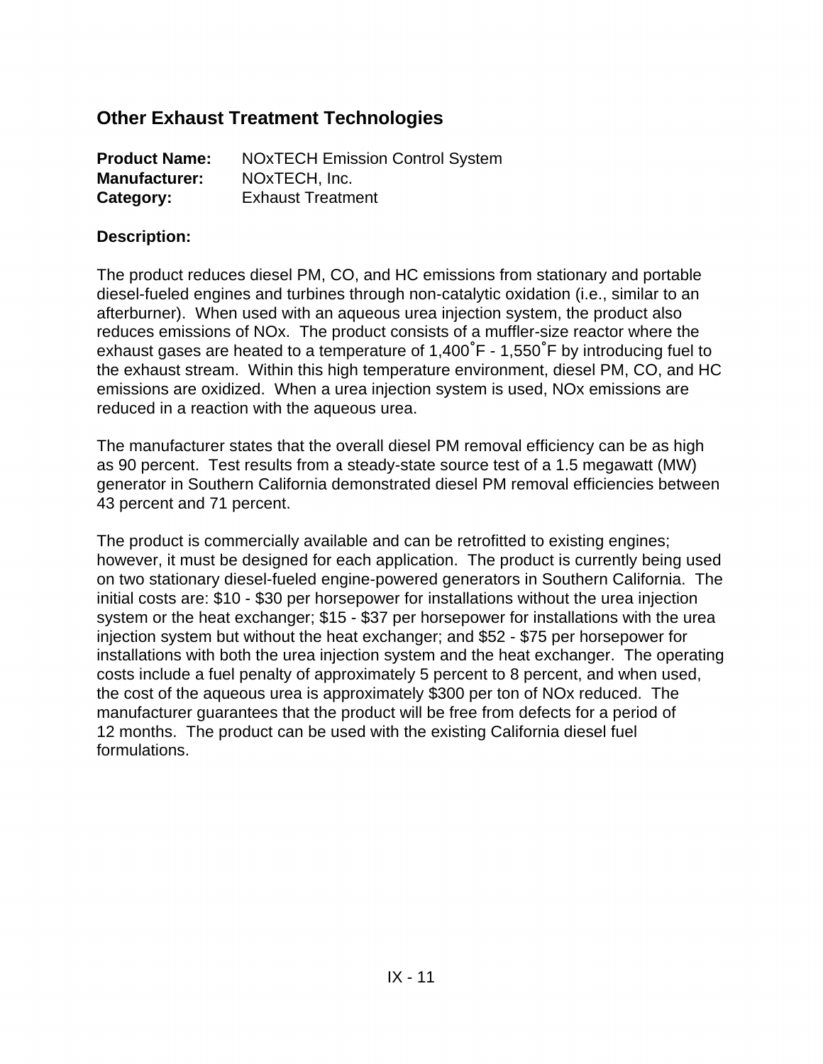## Other Exhaust Treatment Technologies

**Product Name:** NOxTECH Emission Control System
**Manufacturer:** NOxTECH, Inc.
**Category:** Exhaust Treatment

**Description:**

The product reduces diesel PM, CO, and HC emissions from stationary and portable diesel-fueled engines and turbines through non-catalytic oxidation (i.e., similar to an afterburner). When used with an aqueous urea injection system, the product also reduces emissions of NOx. The product consists of a muffler-size reactor where the exhaust gases are heated to a temperature of 1,400˚F - 1,550˚F by introducing fuel to the exhaust stream. Within this high temperature environment, diesel PM, CO, and HC emissions are oxidized. When a urea injection system is used, NOx emissions are reduced in a reaction with the aqueous urea.

The manufacturer states that the overall diesel PM removal efficiency can be as high as 90 percent. Test results from a steady-state source test of a 1.5 megawatt (MW) generator in Southern California demonstrated diesel PM removal efficiencies between 43 percent and 71 percent.

The product is commercially available and can be retrofitted to existing engines; however, it must be designed for each application. The product is currently being used on two stationary diesel-fueled engine-powered generators in Southern California. The initial costs are: $10 - $30 per horsepower for installations without the urea injection system or the heat exchanger; $15 - $37 per horsepower for installations with the urea injection system but without the heat exchanger; and $52 - $75 per horsepower for installations with both the urea injection system and the heat exchanger. The operating costs include a fuel penalty of approximately 5 percent to 8 percent, and when used, the cost of the aqueous urea is approximately $300 per ton of NOx reduced. The manufacturer guarantees that the product will be free from defects for a period of 12 months. The product can be used with the existing California diesel fuel formulations.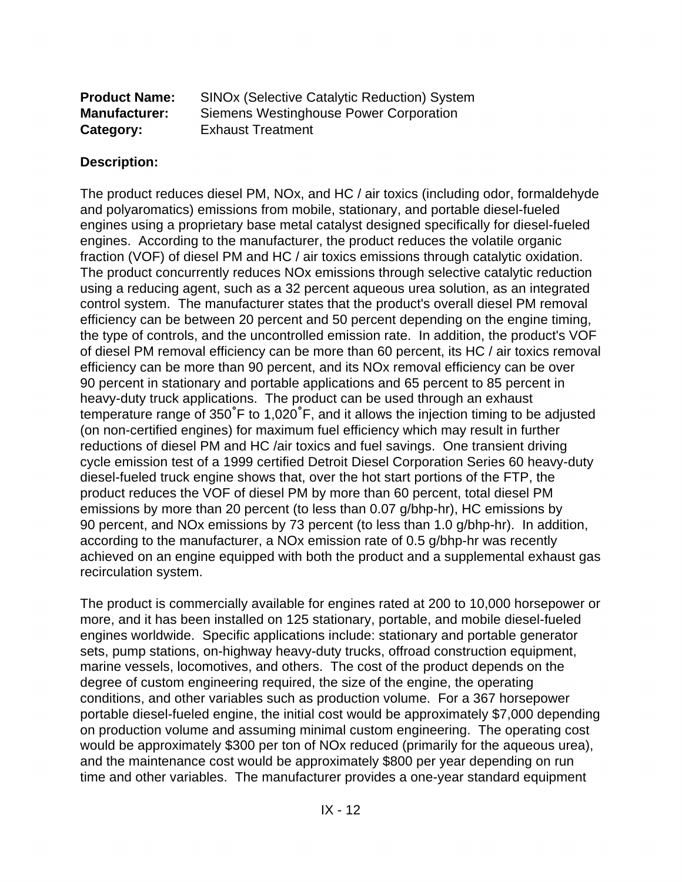**Product Name:** SINOx (Selective Catalytic Reduction) System
**Manufacturer:** Siemens Westinghouse Power Corporation
**Category:** Exhaust Treatment

**Description:**

The product reduces diesel PM, NOx, and HC / air toxics (including odor, formaldehyde and polyaromatics) emissions from mobile, stationary, and portable diesel-fueled engines using a proprietary base metal catalyst designed specifically for diesel-fueled engines. According to the manufacturer, the product reduces the volatile organic fraction (VOF) of diesel PM and HC / air toxics emissions through catalytic oxidation. The product concurrently reduces NOx emissions through selective catalytic reduction using a reducing agent, such as a 32 percent aqueous urea solution, as an integrated control system. The manufacturer states that the product's overall diesel PM removal efficiency can be between 20 percent and 50 percent depending on the engine timing, the type of controls, and the uncontrolled emission rate. In addition, the product's VOF of diesel PM removal efficiency can be more than 60 percent, its HC / air toxics removal efficiency can be more than 90 percent, and its NOx removal efficiency can be over 90 percent in stationary and portable applications and 65 percent to 85 percent in heavy-duty truck applications. The product can be used through an exhaust temperature range of 350˚F to 1,020˚F, and it allows the injection timing to be adjusted (on non-certified engines) for maximum fuel efficiency which may result in further reductions of diesel PM and HC /air toxics and fuel savings. One transient driving cycle emission test of a 1999 certified Detroit Diesel Corporation Series 60 heavy-duty diesel-fueled truck engine shows that, over the hot start portions of the FTP, the product reduces the VOF of diesel PM by more than 60 percent, total diesel PM emissions by more than 20 percent (to less than 0.07 g/bhp-hr), HC emissions by 90 percent, and NOx emissions by 73 percent (to less than 1.0 g/bhp-hr). In addition, according to the manufacturer, a NOx emission rate of 0.5 g/bhp-hr was recently achieved on an engine equipped with both the product and a supplemental exhaust gas recirculation system.

The product is commercially available for engines rated at 200 to 10,000 horsepower or more, and it has been installed on 125 stationary, portable, and mobile diesel-fueled engines worldwide. Specific applications include: stationary and portable generator sets, pump stations, on-highway heavy-duty trucks, offroad construction equipment, marine vessels, locomotives, and others. The cost of the product depends on the degree of custom engineering required, the size of the engine, the operating conditions, and other variables such as production volume. For a 367 horsepower portable diesel-fueled engine, the initial cost would be approximately $7,000 depending on production volume and assuming minimal custom engineering. The operating cost would be approximately $300 per ton of NOx reduced (primarily for the aqueous urea), and the maintenance cost would be approximately $800 per year depending on run time and other variables. The manufacturer provides a one-year standard equipment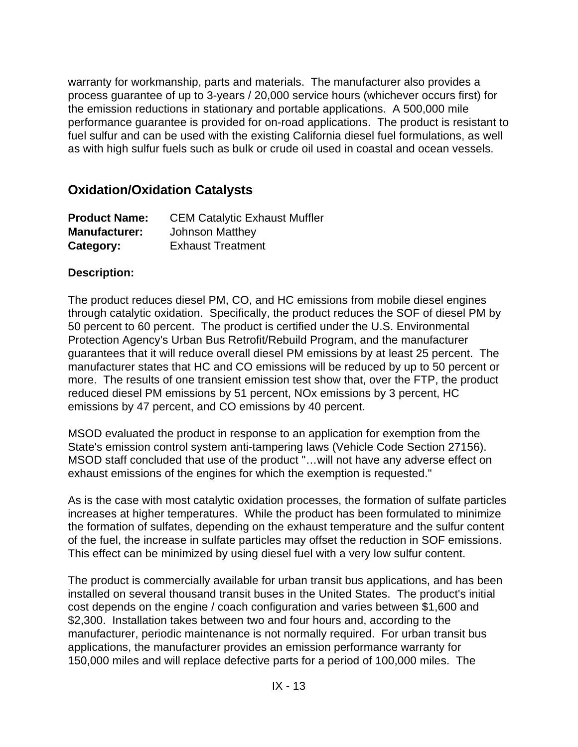warranty for workmanship, parts and materials. The manufacturer also provides a process guarantee of up to 3-years / 20,000 service hours (whichever occurs first) for the emission reductions in stationary and portable applications. A 500,000 mile performance guarantee is provided for on-road applications. The product is resistant to fuel sulfur and can be used with the existing California diesel fuel formulations, as well as with high sulfur fuels such as bulk or crude oil used in coastal and ocean vessels.

## Oxidation/Oxidation Catalysts

**Product Name:** CEM Catalytic Exhaust Muffler
**Manufacturer:** Johnson Matthey
**Category:** Exhaust Treatment

**Description:**

The product reduces diesel PM, CO, and HC emissions from mobile diesel engines through catalytic oxidation. Specifically, the product reduces the SOF of diesel PM by 50 percent to 60 percent. The product is certified under the U.S. Environmental Protection Agency's Urban Bus Retrofit/Rebuild Program, and the manufacturer guarantees that it will reduce overall diesel PM emissions by at least 25 percent. The manufacturer states that HC and CO emissions will be reduced by up to 50 percent or more. The results of one transient emission test show that, over the FTP, the product reduced diesel PM emissions by 51 percent, NOx emissions by 3 percent, HC emissions by 47 percent, and CO emissions by 40 percent.

MSOD evaluated the product in response to an application for exemption from the State's emission control system anti-tampering laws (Vehicle Code Section 27156). MSOD staff concluded that use of the product "…will not have any adverse effect on exhaust emissions of the engines for which the exemption is requested."

As is the case with most catalytic oxidation processes, the formation of sulfate particles increases at higher temperatures. While the product has been formulated to minimize the formation of sulfates, depending on the exhaust temperature and the sulfur content of the fuel, the increase in sulfate particles may offset the reduction in SOF emissions. This effect can be minimized by using diesel fuel with a very low sulfur content.

The product is commercially available for urban transit bus applications, and has been installed on several thousand transit buses in the United States. The product's initial cost depends on the engine / coach configuration and varies between $1,600 and $2,300. Installation takes between two and four hours and, according to the manufacturer, periodic maintenance is not normally required. For urban transit bus applications, the manufacturer provides an emission performance warranty for 150,000 miles and will replace defective parts for a period of 100,000 miles. The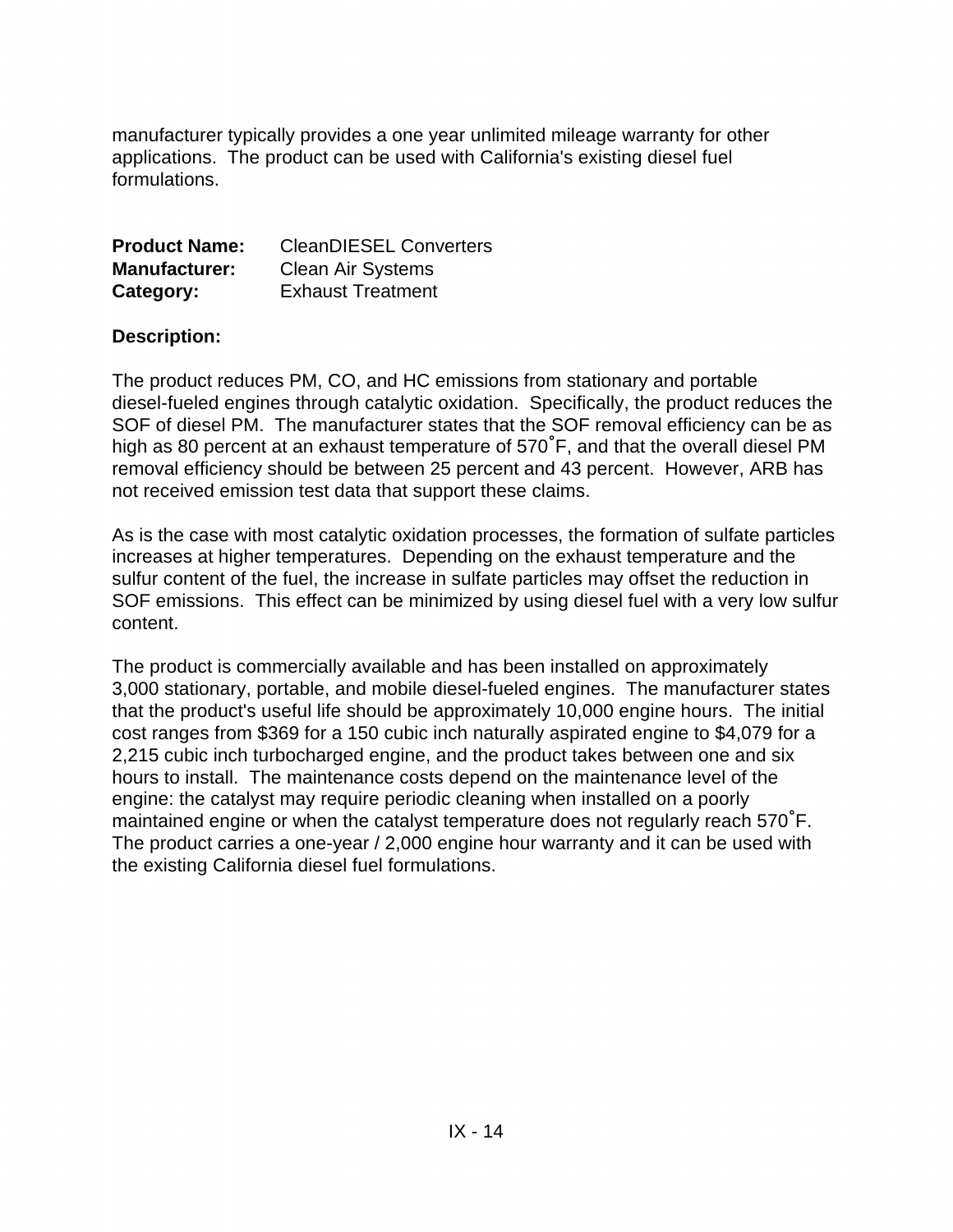manufacturer typically provides a one year unlimited mileage warranty for other applications. The product can be used with California's existing diesel fuel formulations.

**Product Name:** CleanDIESEL Converters
**Manufacturer:** Clean Air Systems
**Category:** Exhaust Treatment

**Description:**

The product reduces PM, CO, and HC emissions from stationary and portable diesel-fueled engines through catalytic oxidation. Specifically, the product reduces the SOF of diesel PM. The manufacturer states that the SOF removal efficiency can be as high as 80 percent at an exhaust temperature of 570˚F, and that the overall diesel PM removal efficiency should be between 25 percent and 43 percent. However, ARB has not received emission test data that support these claims.

As is the case with most catalytic oxidation processes, the formation of sulfate particles increases at higher temperatures. Depending on the exhaust temperature and the sulfur content of the fuel, the increase in sulfate particles may offset the reduction in SOF emissions. This effect can be minimized by using diesel fuel with a very low sulfur content.

The product is commercially available and has been installed on approximately 3,000 stationary, portable, and mobile diesel-fueled engines. The manufacturer states that the product's useful life should be approximately 10,000 engine hours. The initial cost ranges from $369 for a 150 cubic inch naturally aspirated engine to $4,079 for a 2,215 cubic inch turbocharged engine, and the product takes between one and six hours to install. The maintenance costs depend on the maintenance level of the engine: the catalyst may require periodic cleaning when installed on a poorly maintained engine or when the catalyst temperature does not regularly reach 570˚F. The product carries a one-year / 2,000 engine hour warranty and it can be used with the existing California diesel fuel formulations.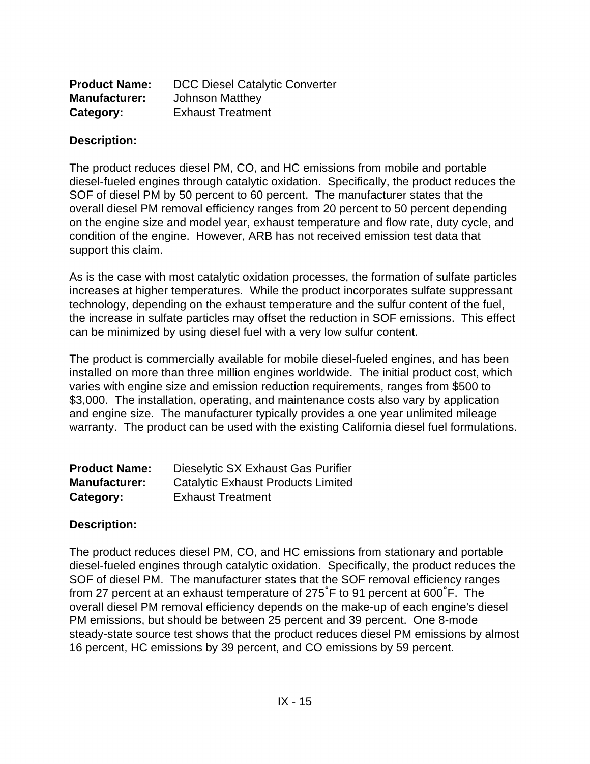**Product Name:** DCC Diesel Catalytic Converter
**Manufacturer:** Johnson Matthey
**Category:** Exhaust Treatment

**Description:**

The product reduces diesel PM, CO, and HC emissions from mobile and portable diesel-fueled engines through catalytic oxidation. Specifically, the product reduces the SOF of diesel PM by 50 percent to 60 percent. The manufacturer states that the overall diesel PM removal efficiency ranges from 20 percent to 50 percent depending on the engine size and model year, exhaust temperature and flow rate, duty cycle, and condition of the engine. However, ARB has not received emission test data that support this claim.

As is the case with most catalytic oxidation processes, the formation of sulfate particles increases at higher temperatures. While the product incorporates sulfate suppressant technology, depending on the exhaust temperature and the sulfur content of the fuel, the increase in sulfate particles may offset the reduction in SOF emissions. This effect can be minimized by using diesel fuel with a very low sulfur content.

The product is commercially available for mobile diesel-fueled engines, and has been installed on more than three million engines worldwide. The initial product cost, which varies with engine size and emission reduction requirements, ranges from $500 to $3,000. The installation, operating, and maintenance costs also vary by application and engine size. The manufacturer typically provides a one year unlimited mileage warranty. The product can be used with the existing California diesel fuel formulations.

**Product Name:** Dieselytic SX Exhaust Gas Purifier
**Manufacturer:** Catalytic Exhaust Products Limited
**Category:** Exhaust Treatment

**Description:**

The product reduces diesel PM, CO, and HC emissions from stationary and portable diesel-fueled engines through catalytic oxidation. Specifically, the product reduces the SOF of diesel PM. The manufacturer states that the SOF removal efficiency ranges from 27 percent at an exhaust temperature of 275˚F to 91 percent at 600˚F. The overall diesel PM removal efficiency depends on the make-up of each engine's diesel PM emissions, but should be between 25 percent and 39 percent. One 8-mode steady-state source test shows that the product reduces diesel PM emissions by almost 16 percent, HC emissions by 39 percent, and CO emissions by 59 percent.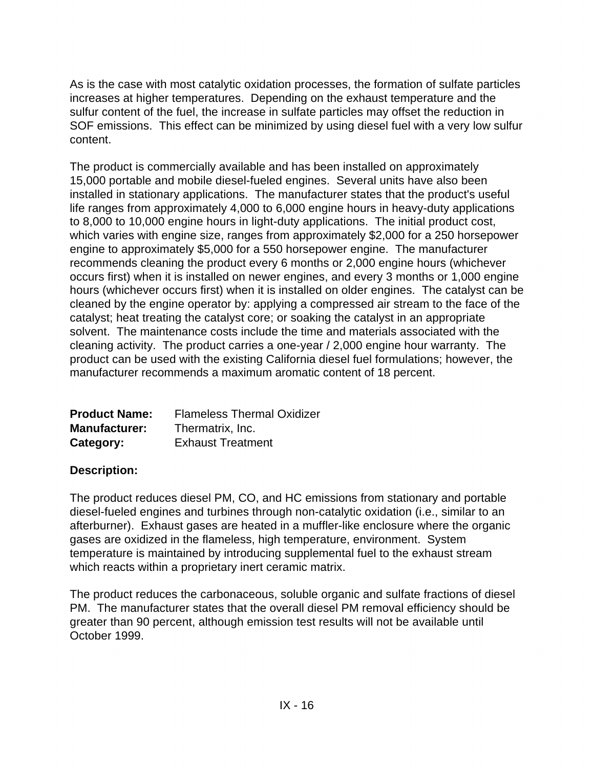As is the case with most catalytic oxidation processes, the formation of sulfate particles increases at higher temperatures. Depending on the exhaust temperature and the sulfur content of the fuel, the increase in sulfate particles may offset the reduction in SOF emissions. This effect can be minimized by using diesel fuel with a very low sulfur content.

The product is commercially available and has been installed on approximately 15,000 portable and mobile diesel-fueled engines. Several units have also been installed in stationary applications. The manufacturer states that the product's useful life ranges from approximately 4,000 to 6,000 engine hours in heavy-duty applications to 8,000 to 10,000 engine hours in light-duty applications. The initial product cost, which varies with engine size, ranges from approximately $2,000 for a 250 horsepower engine to approximately $5,000 for a 550 horsepower engine. The manufacturer recommends cleaning the product every 6 months or 2,000 engine hours (whichever occurs first) when it is installed on newer engines, and every 3 months or 1,000 engine hours (whichever occurs first) when it is installed on older engines. The catalyst can be cleaned by the engine operator by: applying a compressed air stream to the face of the catalyst; heat treating the catalyst core; or soaking the catalyst in an appropriate solvent. The maintenance costs include the time and materials associated with the cleaning activity. The product carries a one-year / 2,000 engine hour warranty. The product can be used with the existing California diesel fuel formulations; however, the manufacturer recommends a maximum aromatic content of 18 percent.

**Product Name:** Flameless Thermal Oxidizer
**Manufacturer:** Thermatrix, Inc.
**Category:** Exhaust Treatment

**Description:**

The product reduces diesel PM, CO, and HC emissions from stationary and portable diesel-fueled engines and turbines through non-catalytic oxidation (i.e., similar to an afterburner). Exhaust gases are heated in a muffler-like enclosure where the organic gases are oxidized in the flameless, high temperature, environment. System temperature is maintained by introducing supplemental fuel to the exhaust stream which reacts within a proprietary inert ceramic matrix.

The product reduces the carbonaceous, soluble organic and sulfate fractions of diesel PM. The manufacturer states that the overall diesel PM removal efficiency should be greater than 90 percent, although emission test results will not be available until October 1999.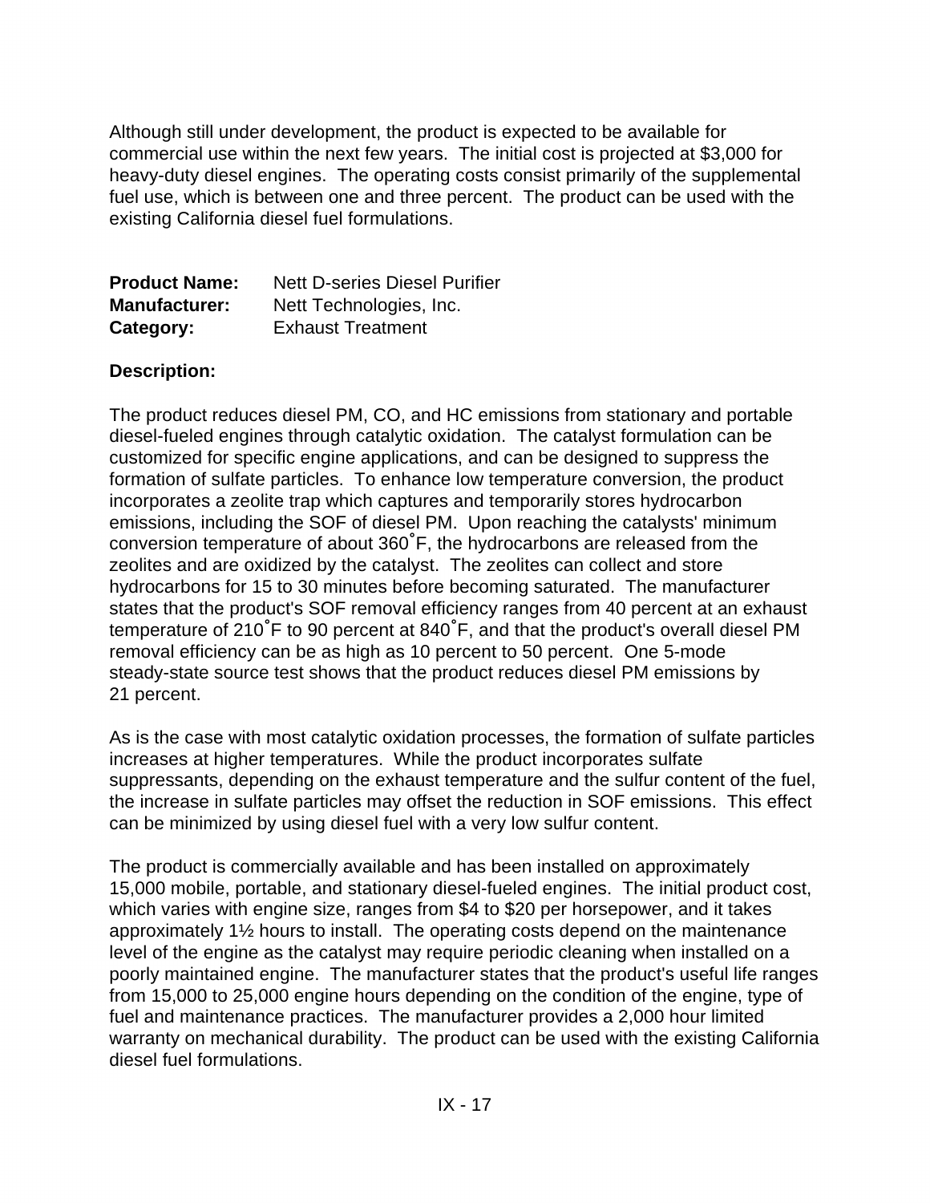Although still under development, the product is expected to be available for commercial use within the next few years. The initial cost is projected at $3,000 for heavy-duty diesel engines. The operating costs consist primarily of the supplemental fuel use, which is between one and three percent. The product can be used with the existing California diesel fuel formulations.

**Product Name:** Nett D-series Diesel Purifier
**Manufacturer:** Nett Technologies, Inc.
**Category:** Exhaust Treatment

**Description:**

The product reduces diesel PM, CO, and HC emissions from stationary and portable diesel-fueled engines through catalytic oxidation. The catalyst formulation can be customized for specific engine applications, and can be designed to suppress the formation of sulfate particles. To enhance low temperature conversion, the product incorporates a zeolite trap which captures and temporarily stores hydrocarbon emissions, including the SOF of diesel PM. Upon reaching the catalysts' minimum conversion temperature of about 360˚F, the hydrocarbons are released from the zeolites and are oxidized by the catalyst. The zeolites can collect and store hydrocarbons for 15 to 30 minutes before becoming saturated. The manufacturer states that the product's SOF removal efficiency ranges from 40 percent at an exhaust temperature of 210˚F to 90 percent at 840˚F, and that the product's overall diesel PM removal efficiency can be as high as 10 percent to 50 percent. One 5-mode steady-state source test shows that the product reduces diesel PM emissions by 21 percent.

As is the case with most catalytic oxidation processes, the formation of sulfate particles increases at higher temperatures. While the product incorporates sulfate suppressants, depending on the exhaust temperature and the sulfur content of the fuel, the increase in sulfate particles may offset the reduction in SOF emissions. This effect can be minimized by using diesel fuel with a very low sulfur content.

The product is commercially available and has been installed on approximately 15,000 mobile, portable, and stationary diesel-fueled engines. The initial product cost, which varies with engine size, ranges from $4 to $20 per horsepower, and it takes approximately 1½ hours to install. The operating costs depend on the maintenance level of the engine as the catalyst may require periodic cleaning when installed on a poorly maintained engine. The manufacturer states that the product's useful life ranges from 15,000 to 25,000 engine hours depending on the condition of the engine, type of fuel and maintenance practices. The manufacturer provides a 2,000 hour limited warranty on mechanical durability. The product can be used with the existing California diesel fuel formulations.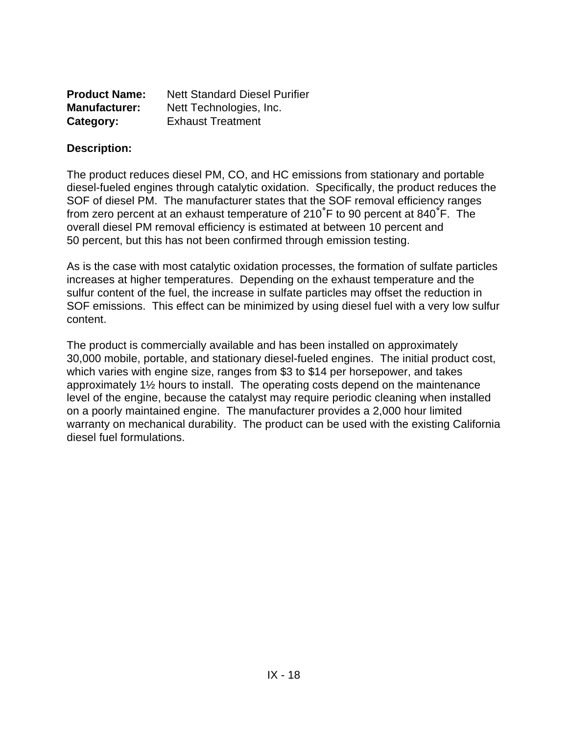**Product Name:** Nett Standard Diesel Purifier
**Manufacturer:** Nett Technologies, Inc.
**Category:** Exhaust Treatment

**Description:**

The product reduces diesel PM, CO, and HC emissions from stationary and portable diesel-fueled engines through catalytic oxidation. Specifically, the product reduces the SOF of diesel PM. The manufacturer states that the SOF removal efficiency ranges from zero percent at an exhaust temperature of 210˚F to 90 percent at 840˚F. The overall diesel PM removal efficiency is estimated at between 10 percent and 50 percent, but this has not been confirmed through emission testing.

As is the case with most catalytic oxidation processes, the formation of sulfate particles increases at higher temperatures. Depending on the exhaust temperature and the sulfur content of the fuel, the increase in sulfate particles may offset the reduction in SOF emissions. This effect can be minimized by using diesel fuel with a very low sulfur content.

The product is commercially available and has been installed on approximately 30,000 mobile, portable, and stationary diesel-fueled engines. The initial product cost, which varies with engine size, ranges from $3 to $14 per horsepower, and takes approximately 1½ hours to install. The operating costs depend on the maintenance level of the engine, because the catalyst may require periodic cleaning when installed on a poorly maintained engine. The manufacturer provides a 2,000 hour limited warranty on mechanical durability. The product can be used with the existing California diesel fuel formulations.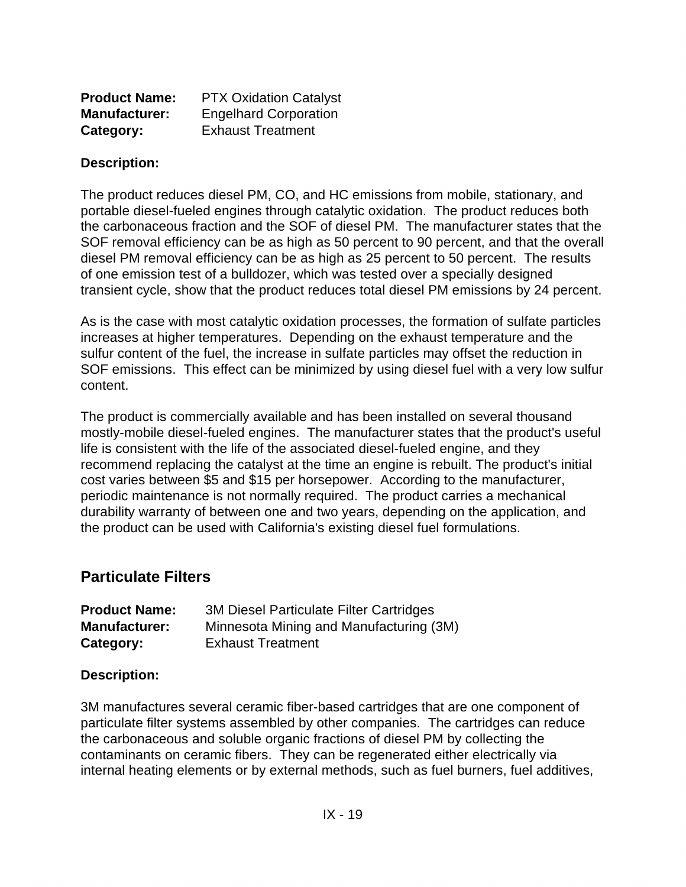**Product Name:** PTX Oxidation Catalyst
**Manufacturer:** Engelhard Corporation
**Category:** Exhaust Treatment

**Description:**

The product reduces diesel PM, CO, and HC emissions from mobile, stationary, and portable diesel-fueled engines through catalytic oxidation. The product reduces both the carbonaceous fraction and the SOF of diesel PM. The manufacturer states that the SOF removal efficiency can be as high as 50 percent to 90 percent, and that the overall diesel PM removal efficiency can be as high as 25 percent to 50 percent. The results of one emission test of a bulldozer, which was tested over a specially designed transient cycle, show that the product reduces total diesel PM emissions by 24 percent.

As is the case with most catalytic oxidation processes, the formation of sulfate particles increases at higher temperatures. Depending on the exhaust temperature and the sulfur content of the fuel, the increase in sulfate particles may offset the reduction in SOF emissions. This effect can be minimized by using diesel fuel with a very low sulfur content.

The product is commercially available and has been installed on several thousand mostly-mobile diesel-fueled engines. The manufacturer states that the product's useful life is consistent with the life of the associated diesel-fueled engine, and they recommend replacing the catalyst at the time an engine is rebuilt. The product's initial cost varies between $5 and $15 per horsepower. According to the manufacturer, periodic maintenance is not normally required. The product carries a mechanical durability warranty of between one and two years, depending on the application, and the product can be used with California's existing diesel fuel formulations.

## Particulate Filters

**Product Name:** 3M Diesel Particulate Filter Cartridges
**Manufacturer:** Minnesota Mining and Manufacturing (3M)
**Category:** Exhaust Treatment

**Description:**

3M manufactures several ceramic fiber-based cartridges that are one component of particulate filter systems assembled by other companies. The cartridges can reduce the carbonaceous and soluble organic fractions of diesel PM by collecting the contaminants on ceramic fibers. They can be regenerated either electrically via internal heating elements or by external methods, such as fuel burners, fuel additives,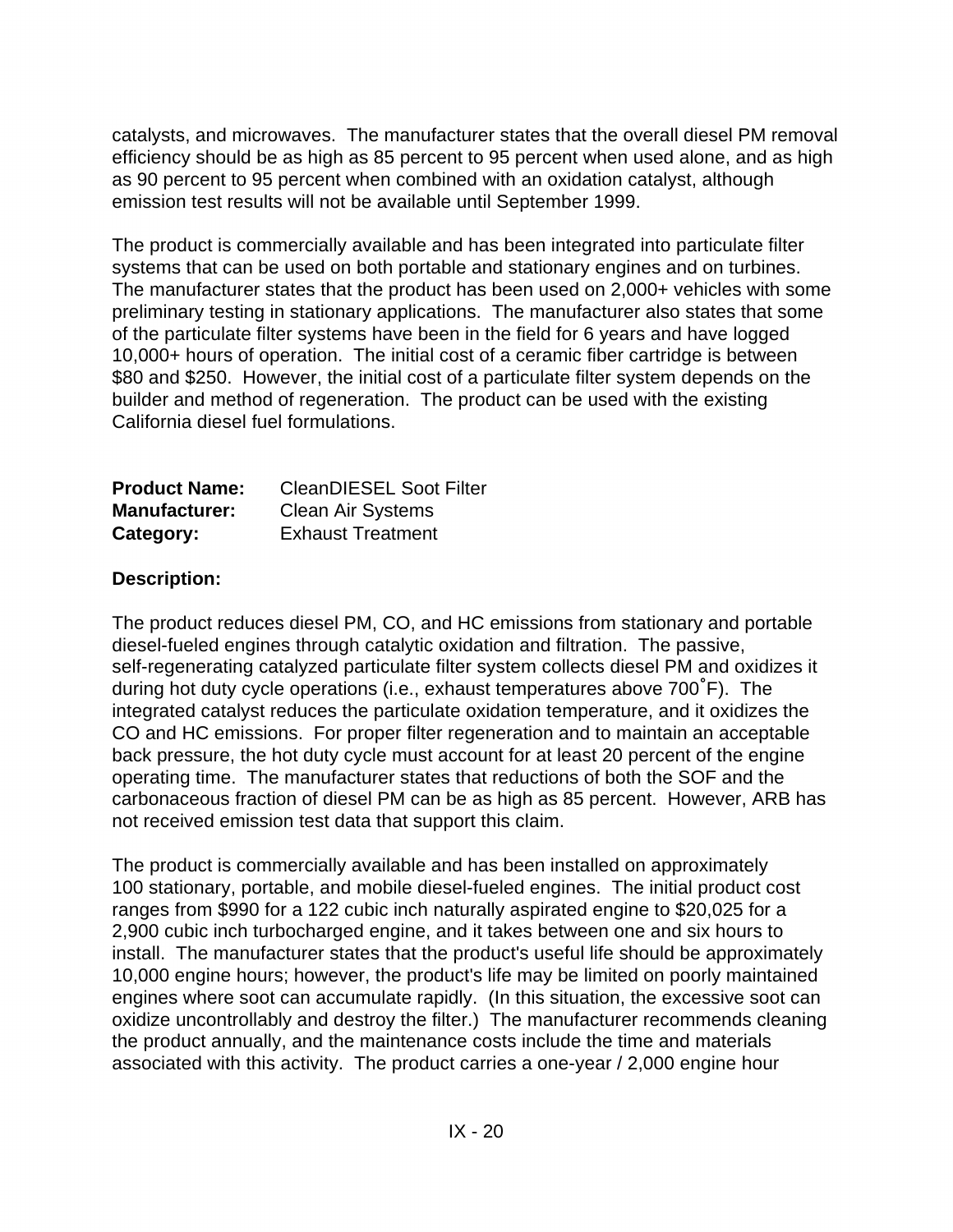catalysts, and microwaves. The manufacturer states that the overall diesel PM removal efficiency should be as high as 85 percent to 95 percent when used alone, and as high as 90 percent to 95 percent when combined with an oxidation catalyst, although emission test results will not be available until September 1999.

The product is commercially available and has been integrated into particulate filter systems that can be used on both portable and stationary engines and on turbines. The manufacturer states that the product has been used on 2,000+ vehicles with some preliminary testing in stationary applications. The manufacturer also states that some of the particulate filter systems have been in the field for 6 years and have logged 10,000+ hours of operation. The initial cost of a ceramic fiber cartridge is between $80 and $250. However, the initial cost of a particulate filter system depends on the builder and method of regeneration. The product can be used with the existing California diesel fuel formulations.

**Product Name:** CleanDIESEL Soot Filter
**Manufacturer:** Clean Air Systems
**Category:** Exhaust Treatment

**Description:**

The product reduces diesel PM, CO, and HC emissions from stationary and portable diesel-fueled engines through catalytic oxidation and filtration. The passive, self-regenerating catalyzed particulate filter system collects diesel PM and oxidizes it during hot duty cycle operations (i.e., exhaust temperatures above 700˚F). The integrated catalyst reduces the particulate oxidation temperature, and it oxidizes the CO and HC emissions. For proper filter regeneration and to maintain an acceptable back pressure, the hot duty cycle must account for at least 20 percent of the engine operating time. The manufacturer states that reductions of both the SOF and the carbonaceous fraction of diesel PM can be as high as 85 percent. However, ARB has not received emission test data that support this claim.

The product is commercially available and has been installed on approximately 100 stationary, portable, and mobile diesel-fueled engines. The initial product cost ranges from $990 for a 122 cubic inch naturally aspirated engine to $20,025 for a 2,900 cubic inch turbocharged engine, and it takes between one and six hours to install. The manufacturer states that the product's useful life should be approximately 10,000 engine hours; however, the product's life may be limited on poorly maintained engines where soot can accumulate rapidly. (In this situation, the excessive soot can oxidize uncontrollably and destroy the filter.) The manufacturer recommends cleaning the product annually, and the maintenance costs include the time and materials associated with this activity. The product carries a one-year / 2,000 engine hour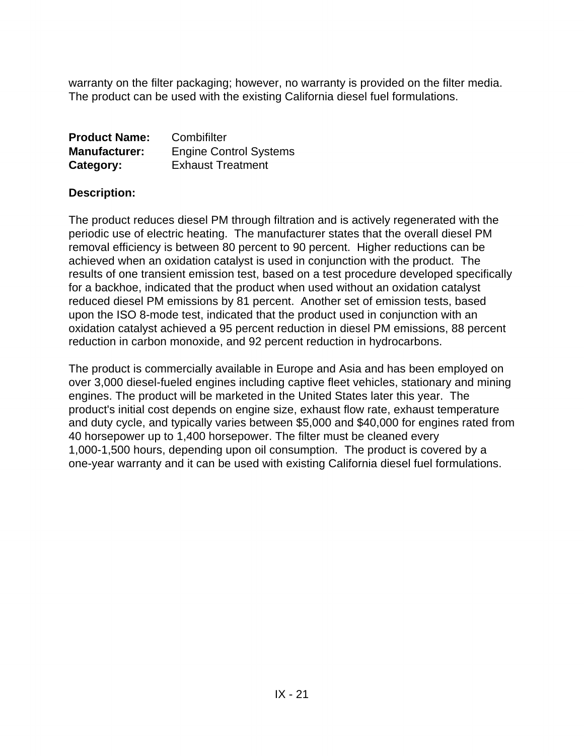warranty on the filter packaging; however, no warranty is provided on the filter media. The product can be used with the existing California diesel fuel formulations.

**Product Name:** Combifilter
**Manufacturer:** Engine Control Systems
**Category:** Exhaust Treatment

**Description:**

The product reduces diesel PM through filtration and is actively regenerated with the periodic use of electric heating. The manufacturer states that the overall diesel PM removal efficiency is between 80 percent to 90 percent. Higher reductions can be achieved when an oxidation catalyst is used in conjunction with the product. The results of one transient emission test, based on a test procedure developed specifically for a backhoe, indicated that the product when used without an oxidation catalyst reduced diesel PM emissions by 81 percent. Another set of emission tests, based upon the ISO 8-mode test, indicated that the product used in conjunction with an oxidation catalyst achieved a 95 percent reduction in diesel PM emissions, 88 percent reduction in carbon monoxide, and 92 percent reduction in hydrocarbons.

The product is commercially available in Europe and Asia and has been employed on over 3,000 diesel-fueled engines including captive fleet vehicles, stationary and mining engines. The product will be marketed in the United States later this year. The product's initial cost depends on engine size, exhaust flow rate, exhaust temperature and duty cycle, and typically varies between $5,000 and $40,000 for engines rated from 40 horsepower up to 1,400 horsepower. The filter must be cleaned every 1,000-1,500 hours, depending upon oil consumption. The product is covered by a one-year warranty and it can be used with existing California diesel fuel formulations.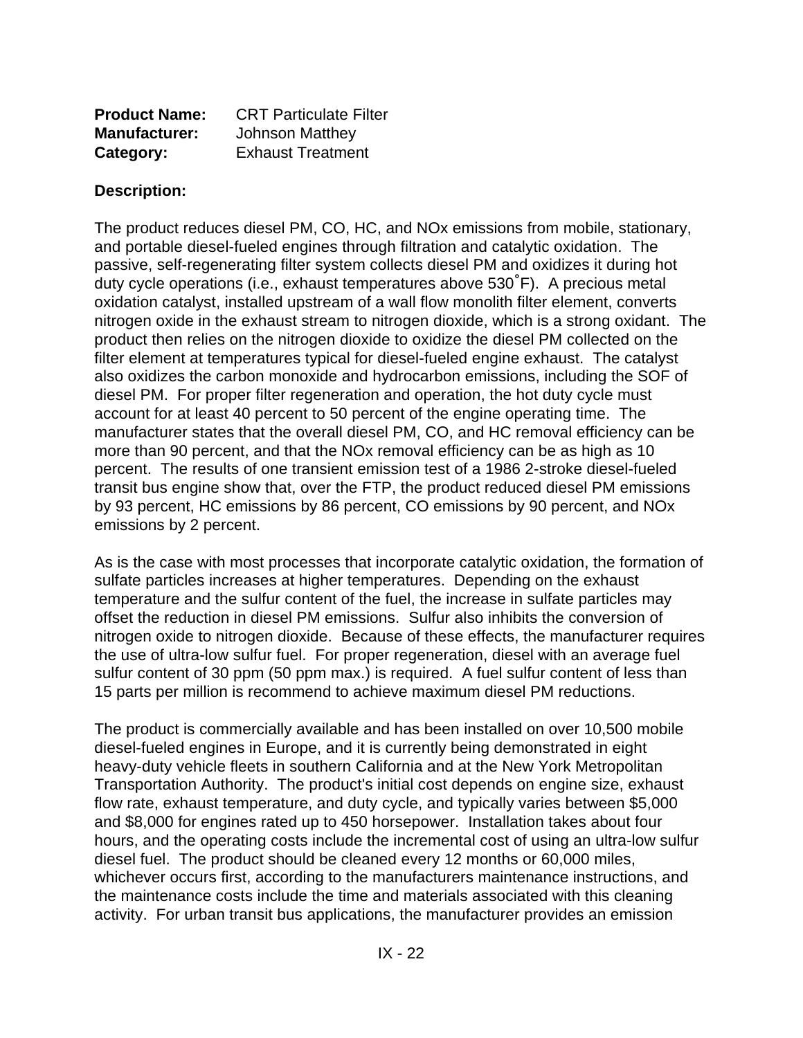**Product Name:** CRT Particulate Filter
**Manufacturer:** Johnson Matthey
**Category:** Exhaust Treatment

**Description:**

The product reduces diesel PM, CO, HC, and NOx emissions from mobile, stationary, and portable diesel-fueled engines through filtration and catalytic oxidation. The passive, self-regenerating filter system collects diesel PM and oxidizes it during hot duty cycle operations (i.e., exhaust temperatures above 530˚F). A precious metal oxidation catalyst, installed upstream of a wall flow monolith filter element, converts nitrogen oxide in the exhaust stream to nitrogen dioxide, which is a strong oxidant. The product then relies on the nitrogen dioxide to oxidize the diesel PM collected on the filter element at temperatures typical for diesel-fueled engine exhaust. The catalyst also oxidizes the carbon monoxide and hydrocarbon emissions, including the SOF of diesel PM. For proper filter regeneration and operation, the hot duty cycle must account for at least 40 percent to 50 percent of the engine operating time. The manufacturer states that the overall diesel PM, CO, and HC removal efficiency can be more than 90 percent, and that the NOx removal efficiency can be as high as 10 percent. The results of one transient emission test of a 1986 2-stroke diesel-fueled transit bus engine show that, over the FTP, the product reduced diesel PM emissions by 93 percent, HC emissions by 86 percent, CO emissions by 90 percent, and NOx emissions by 2 percent.

As is the case with most processes that incorporate catalytic oxidation, the formation of sulfate particles increases at higher temperatures. Depending on the exhaust temperature and the sulfur content of the fuel, the increase in sulfate particles may offset the reduction in diesel PM emissions. Sulfur also inhibits the conversion of nitrogen oxide to nitrogen dioxide. Because of these effects, the manufacturer requires the use of ultra-low sulfur fuel. For proper regeneration, diesel with an average fuel sulfur content of 30 ppm (50 ppm max.) is required. A fuel sulfur content of less than 15 parts per million is recommend to achieve maximum diesel PM reductions.

The product is commercially available and has been installed on over 10,500 mobile diesel-fueled engines in Europe, and it is currently being demonstrated in eight heavy-duty vehicle fleets in southern California and at the New York Metropolitan Transportation Authority. The product's initial cost depends on engine size, exhaust flow rate, exhaust temperature, and duty cycle, and typically varies between $5,000 and $8,000 for engines rated up to 450 horsepower. Installation takes about four hours, and the operating costs include the incremental cost of using an ultra-low sulfur diesel fuel. The product should be cleaned every 12 months or 60,000 miles, whichever occurs first, according to the manufacturers maintenance instructions, and the maintenance costs include the time and materials associated with this cleaning activity. For urban transit bus applications, the manufacturer provides an emission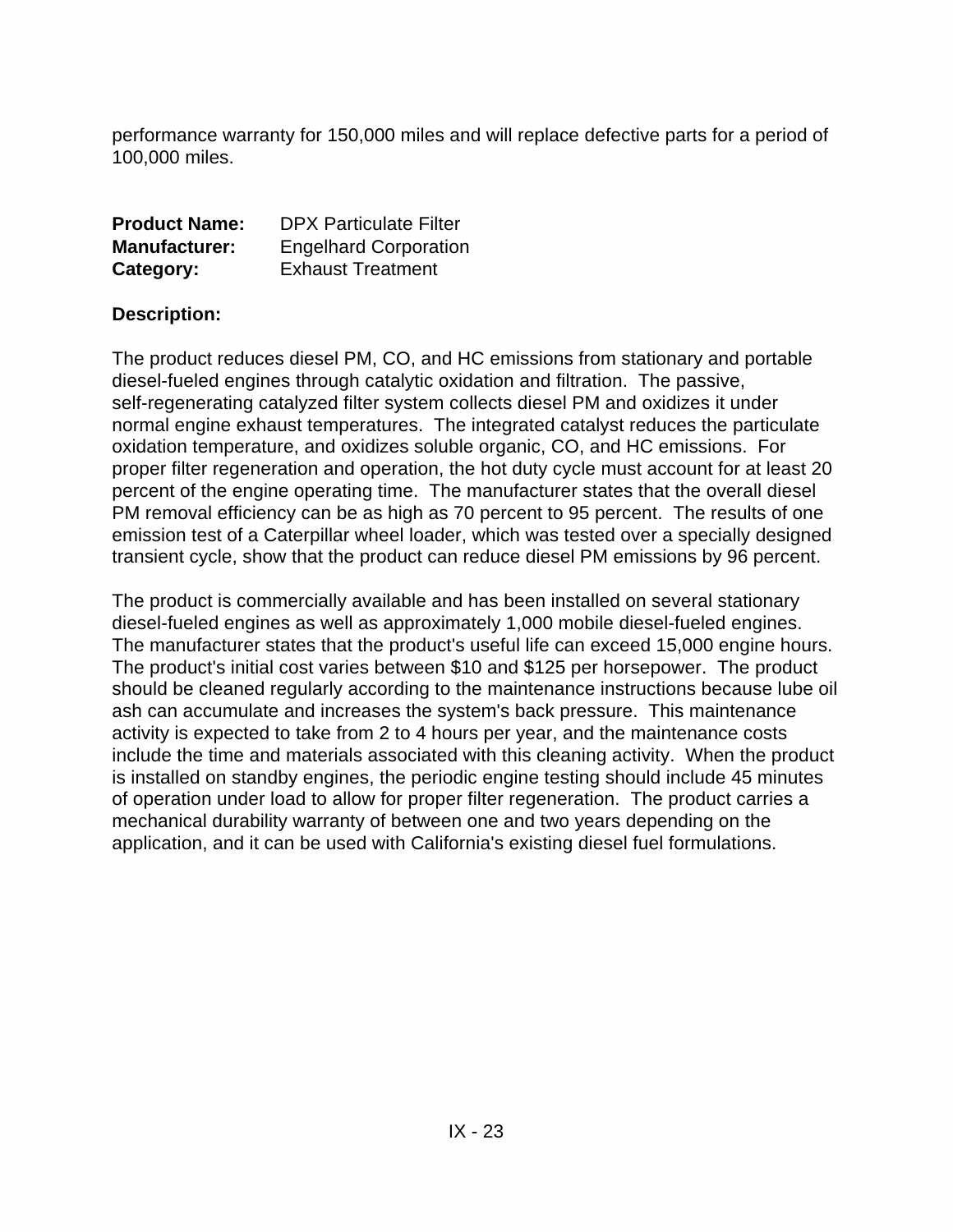performance warranty for 150,000 miles and will replace defective parts for a period of 100,000 miles.

**Product Name:** DPX Particulate Filter
**Manufacturer:** Engelhard Corporation
**Category:** Exhaust Treatment

**Description:**

The product reduces diesel PM, CO, and HC emissions from stationary and portable diesel-fueled engines through catalytic oxidation and filtration. The passive, self-regenerating catalyzed filter system collects diesel PM and oxidizes it under normal engine exhaust temperatures. The integrated catalyst reduces the particulate oxidation temperature, and oxidizes soluble organic, CO, and HC emissions. For proper filter regeneration and operation, the hot duty cycle must account for at least 20 percent of the engine operating time. The manufacturer states that the overall diesel PM removal efficiency can be as high as 70 percent to 95 percent. The results of one emission test of a Caterpillar wheel loader, which was tested over a specially designed transient cycle, show that the product can reduce diesel PM emissions by 96 percent.

The product is commercially available and has been installed on several stationary diesel-fueled engines as well as approximately 1,000 mobile diesel-fueled engines. The manufacturer states that the product's useful life can exceed 15,000 engine hours. The product's initial cost varies between $10 and $125 per horsepower. The product should be cleaned regularly according to the maintenance instructions because lube oil ash can accumulate and increases the system's back pressure. This maintenance activity is expected to take from 2 to 4 hours per year, and the maintenance costs include the time and materials associated with this cleaning activity. When the product is installed on standby engines, the periodic engine testing should include 45 minutes of operation under load to allow for proper filter regeneration. The product carries a mechanical durability warranty of between one and two years depending on the application, and it can be used with California's existing diesel fuel formulations.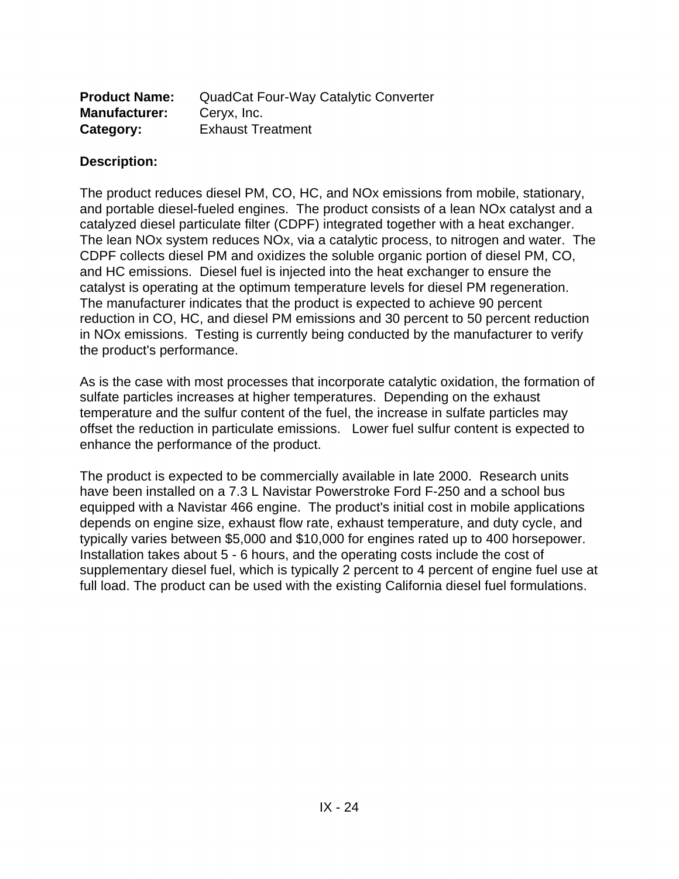**Product Name:** QuadCat Four-Way Catalytic Converter
**Manufacturer:** Ceryx, Inc.
**Category:** Exhaust Treatment

**Description:**

The product reduces diesel PM, CO, HC, and NOx emissions from mobile, stationary, and portable diesel-fueled engines. The product consists of a lean NOx catalyst and a catalyzed diesel particulate filter (CDPF) integrated together with a heat exchanger. The lean NOx system reduces NOx, via a catalytic process, to nitrogen and water. The CDPF collects diesel PM and oxidizes the soluble organic portion of diesel PM, CO, and HC emissions. Diesel fuel is injected into the heat exchanger to ensure the catalyst is operating at the optimum temperature levels for diesel PM regeneration. The manufacturer indicates that the product is expected to achieve 90 percent reduction in CO, HC, and diesel PM emissions and 30 percent to 50 percent reduction in NOx emissions. Testing is currently being conducted by the manufacturer to verify the product's performance.

As is the case with most processes that incorporate catalytic oxidation, the formation of sulfate particles increases at higher temperatures. Depending on the exhaust temperature and the sulfur content of the fuel, the increase in sulfate particles may offset the reduction in particulate emissions. Lower fuel sulfur content is expected to enhance the performance of the product.

The product is expected to be commercially available in late 2000. Research units have been installed on a 7.3 L Navistar Powerstroke Ford F-250 and a school bus equipped with a Navistar 466 engine. The product's initial cost in mobile applications depends on engine size, exhaust flow rate, exhaust temperature, and duty cycle, and typically varies between $5,000 and $10,000 for engines rated up to 400 horsepower. Installation takes about 5 - 6 hours, and the operating costs include the cost of supplementary diesel fuel, which is typically 2 percent to 4 percent of engine fuel use at full load. The product can be used with the existing California diesel fuel formulations.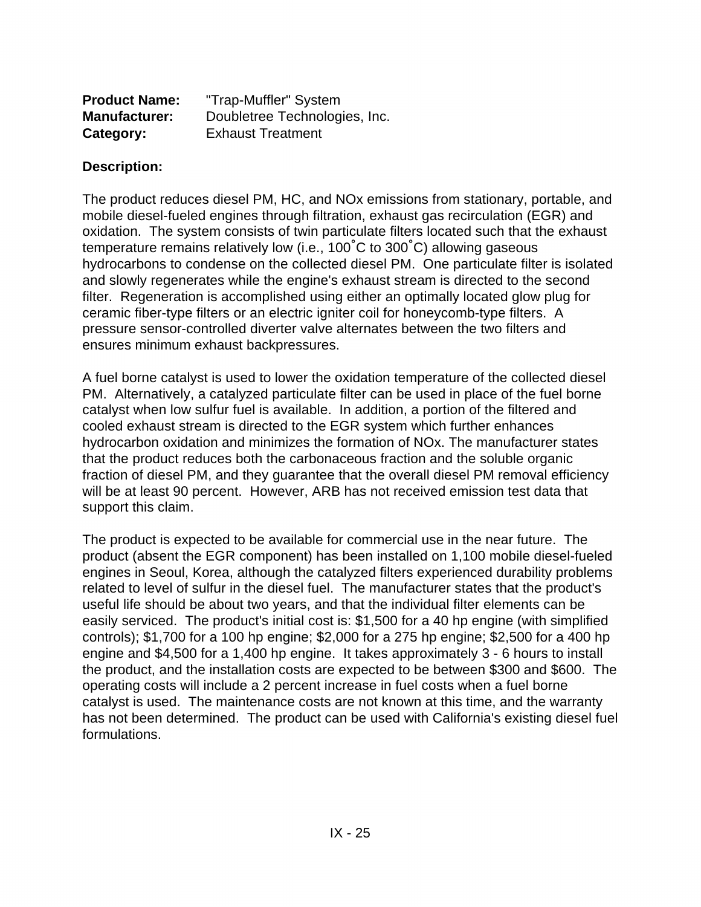**Product Name:** "Trap-Muffler" System
**Manufacturer:** Doubletree Technologies, Inc.
**Category:** Exhaust Treatment

**Description:**

The product reduces diesel PM, HC, and NOx emissions from stationary, portable, and mobile diesel-fueled engines through filtration, exhaust gas recirculation (EGR) and oxidation. The system consists of twin particulate filters located such that the exhaust temperature remains relatively low (i.e., 100˚C to 300˚C) allowing gaseous hydrocarbons to condense on the collected diesel PM. One particulate filter is isolated and slowly regenerates while the engine's exhaust stream is directed to the second filter. Regeneration is accomplished using either an optimally located glow plug for ceramic fiber-type filters or an electric igniter coil for honeycomb-type filters. A pressure sensor-controlled diverter valve alternates between the two filters and ensures minimum exhaust backpressures.

A fuel borne catalyst is used to lower the oxidation temperature of the collected diesel PM. Alternatively, a catalyzed particulate filter can be used in place of the fuel borne catalyst when low sulfur fuel is available. In addition, a portion of the filtered and cooled exhaust stream is directed to the EGR system which further enhances hydrocarbon oxidation and minimizes the formation of NOx. The manufacturer states that the product reduces both the carbonaceous fraction and the soluble organic fraction of diesel PM, and they guarantee that the overall diesel PM removal efficiency will be at least 90 percent. However, ARB has not received emission test data that support this claim.

The product is expected to be available for commercial use in the near future. The product (absent the EGR component) has been installed on 1,100 mobile diesel-fueled engines in Seoul, Korea, although the catalyzed filters experienced durability problems related to level of sulfur in the diesel fuel. The manufacturer states that the product's useful life should be about two years, and that the individual filter elements can be easily serviced. The product's initial cost is: $1,500 for a 40 hp engine (with simplified controls); $1,700 for a 100 hp engine; $2,000 for a 275 hp engine; $2,500 for a 400 hp engine and $4,500 for a 1,400 hp engine. It takes approximately 3 - 6 hours to install the product, and the installation costs are expected to be between $300 and $600. The operating costs will include a 2 percent increase in fuel costs when a fuel borne catalyst is used. The maintenance costs are not known at this time, and the warranty has not been determined. The product can be used with California's existing diesel fuel formulations.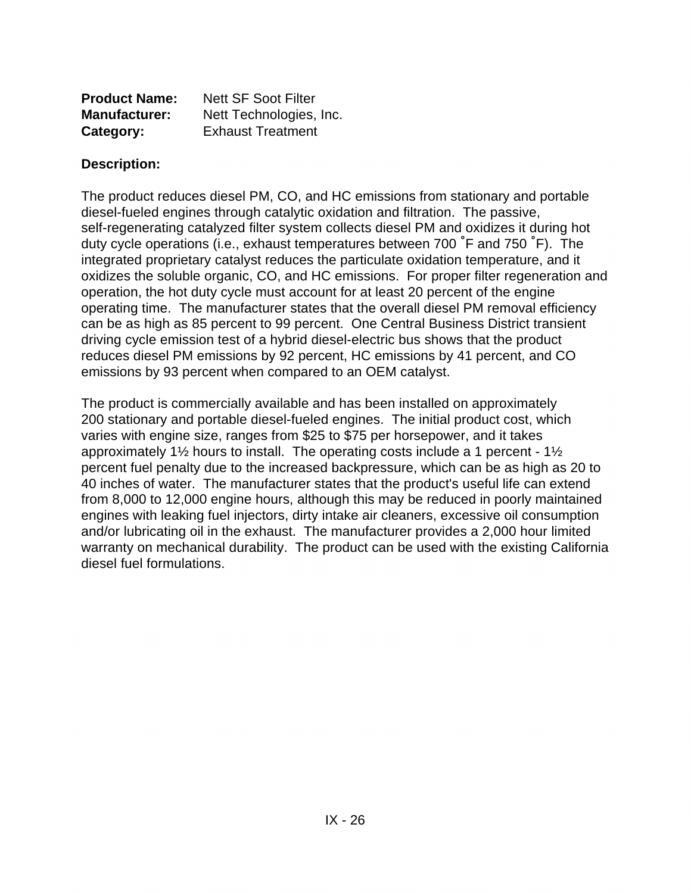**Product Name:** Nett SF Soot Filter
**Manufacturer:** Nett Technologies, Inc.
**Category:** Exhaust Treatment

**Description:**

The product reduces diesel PM, CO, and HC emissions from stationary and portable diesel-fueled engines through catalytic oxidation and filtration. The passive, self-regenerating catalyzed filter system collects diesel PM and oxidizes it during hot duty cycle operations (i.e., exhaust temperatures between 700 ˚F and 750 ˚F). The integrated proprietary catalyst reduces the particulate oxidation temperature, and it oxidizes the soluble organic, CO, and HC emissions. For proper filter regeneration and operation, the hot duty cycle must account for at least 20 percent of the engine operating time. The manufacturer states that the overall diesel PM removal efficiency can be as high as 85 percent to 99 percent. One Central Business District transient driving cycle emission test of a hybrid diesel-electric bus shows that the product reduces diesel PM emissions by 92 percent, HC emissions by 41 percent, and CO emissions by 93 percent when compared to an OEM catalyst.

The product is commercially available and has been installed on approximately 200 stationary and portable diesel-fueled engines. The initial product cost, which varies with engine size, ranges from $25 to $75 per horsepower, and it takes approximately 1½ hours to install. The operating costs include a 1 percent - 1½ percent fuel penalty due to the increased backpressure, which can be as high as 20 to 40 inches of water. The manufacturer states that the product's useful life can extend from 8,000 to 12,000 engine hours, although this may be reduced in poorly maintained engines with leaking fuel injectors, dirty intake air cleaners, excessive oil consumption and/or lubricating oil in the exhaust. The manufacturer provides a 2,000 hour limited warranty on mechanical durability. The product can be used with the existing California diesel fuel formulations.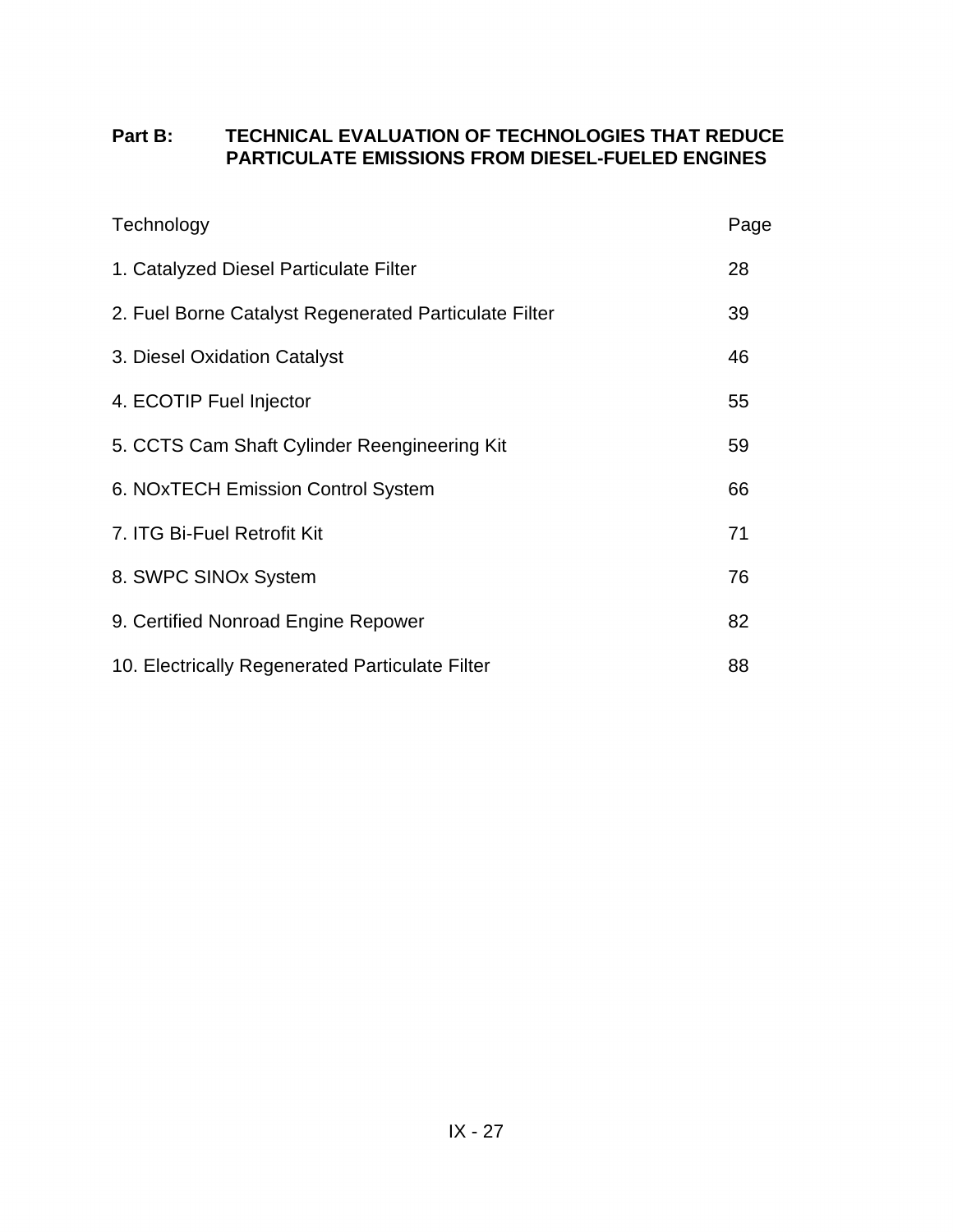## Part B: TECHNICAL EVALUATION OF TECHNOLOGIES THAT REDUCE PARTICULATE EMISSIONS FROM DIESEL-FUELED ENGINES

| Technology | Page |
|---|---|
| 1. Catalyzed Diesel Particulate Filter | 28 |
| 2. Fuel Borne Catalyst Regenerated Particulate Filter | 39 |
| 3. Diesel Oxidation Catalyst | 46 |
| 4. ECOTIP Fuel Injector | 55 |
| 5. CCTS Cam Shaft Cylinder Reengineering Kit | 59 |
| 6. NOxTECH Emission Control System | 66 |
| 7. ITG Bi-Fuel Retrofit Kit | 71 |
| 8. SWPC SINOx System | 76 |
| 9. Certified Nonroad Engine Repower | 82 |
| 10. Electrically Regenerated Particulate Filter | 88 |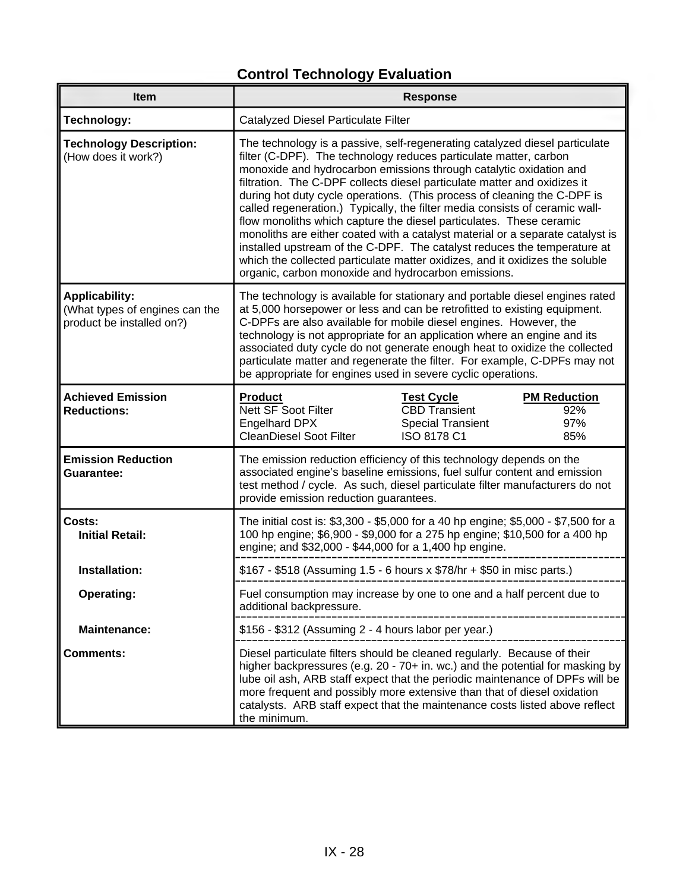## Control Technology Evaluation

| Item | Response |
|---|---|
| **Technology:** | Catalyzed Diesel Particulate Filter |
| **Technology Description:** (How does it work?) | The technology is a passive, self-regenerating catalyzed diesel particulate filter (C-DPF). The technology reduces particulate matter, carbon monoxide and hydrocarbon emissions through catalytic oxidation and filtration. The C-DPF collects diesel particulate matter and oxidizes it during hot duty cycle operations. (This process of cleaning the C-DPF is called regeneration.) Typically, the filter media consists of ceramic wall-flow monoliths which capture the diesel particulates. These ceramic monoliths are either coated with a catalyst material or a separate catalyst is installed upstream of the C-DPF. The catalyst reduces the temperature at which the collected particulate matter oxidizes, and it oxidizes the soluble organic, carbon monoxide and hydrocarbon emissions. |
| **Applicability:** (What types of engines can the product be installed on?) | The technology is available for stationary and portable diesel engines rated at 5,000 horsepower or less and can be retrofitted to existing equipment. C-DPFs are also available for mobile diesel engines. However, the technology is not appropriate for an application where an engine and its associated duty cycle do not generate enough heat to oxidize the collected particulate matter and regenerate the filter. For example, C-DPFs may not be appropriate for engines used in severe cyclic operations. |
| **Achieved Emission Reductions:** | **Product** / **Test Cycle** / **PM Reduction**<br>Nett SF Soot Filter / CBD Transient / 92%<br>Engelhard DPX / Special Transient / 97%<br>CleanDiesel Soot Filter / ISO 8178 C1 / 85% |
| **Emission Reduction Guarantee:** | The emission reduction efficiency of this technology depends on the associated engine's baseline emissions, fuel sulfur content and emission test method / cycle. As such, diesel particulate filter manufacturers do not provide emission reduction guarantees. |
| **Costs:**<br>**Initial Retail:** | The initial cost is: \$3,300 - \$5,000 for a 40 hp engine; \$5,000 - \$7,500 for a 100 hp engine; \$6,900 - \$9,000 for a 275 hp engine; \$10,500 for a 400 hp engine; and \$32,000 - \$44,000 for a 1,400 hp engine. |
| **Installation:** | \$167 - \$518 (Assuming 1.5 - 6 hours x \$78/hr + \$50 in misc parts.) |
| **Operating:** | Fuel consumption may increase by one to one and a half percent due to additional backpressure. |
| **Maintenance:** | \$156 - \$312 (Assuming 2 - 4 hours labor per year.) |
| **Comments:** | Diesel particulate filters should be cleaned regularly. Because of their higher backpressures (e.g. 20 - 70+ in. wc.) and the potential for masking by lube oil ash, ARB staff expect that the periodic maintenance of DPFs will be more frequent and possibly more extensive than that of diesel oxidation catalysts. ARB staff expect that the maintenance costs listed above reflect the minimum. |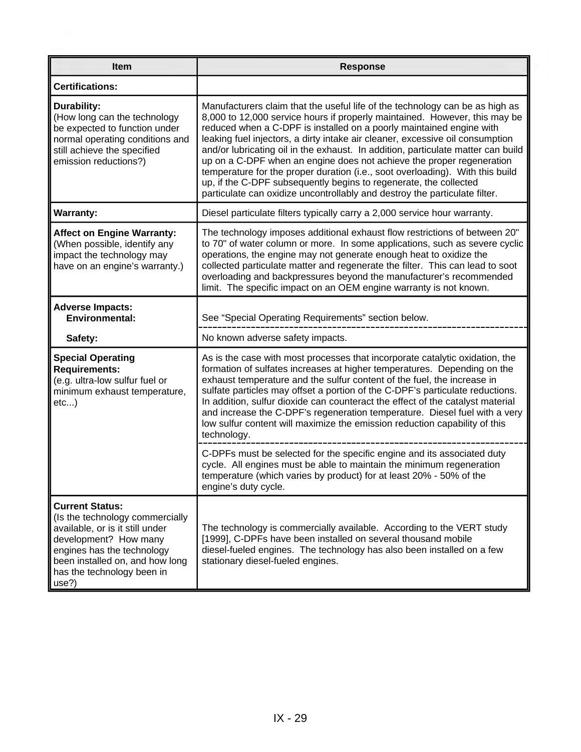| Item | Response |
| --- | --- |
| **Certifications:** | |
| **Durability:** (How long can the technology be expected to function under normal operating conditions and still achieve the specified emission reductions?) | Manufacturers claim that the useful life of the technology can be as high as 8,000 to 12,000 service hours if properly maintained. However, this may be reduced when a C-DPF is installed on a poorly maintained engine with leaking fuel injectors, a dirty intake air cleaner, excessive oil consumption and/or lubricating oil in the exhaust. In addition, particulate matter can build up on a C-DPF when an engine does not achieve the proper regeneration temperature for the proper duration (i.e., soot overloading). With this build up, if the C-DPF subsequently begins to regenerate, the collected particulate can oxidize uncontrollably and destroy the particulate filter. |
| **Warranty:** | Diesel particulate filters typically carry a 2,000 service hour warranty. |
| **Affect on Engine Warranty:** (When possible, identify any impact the technology may have on an engine's warranty.) | The technology imposes additional exhaust flow restrictions of between 20" to 70" of water column or more. In some applications, such as severe cyclic operations, the engine may not generate enough heat to oxidize the collected particulate matter and regenerate the filter. This can lead to soot overloading and backpressures beyond the manufacturer's recommended limit. The specific impact on an OEM engine warranty is not known. |
| **Adverse Impacts:** **Environmental:** | See "Special Operating Requirements" section below. |
| **Safety:** | No known adverse safety impacts. |
| **Special Operating Requirements:** (e.g. ultra-low sulfur fuel or minimum exhaust temperature, etc...) | As is the case with most processes that incorporate catalytic oxidation, the formation of sulfates increases at higher temperatures. Depending on the exhaust temperature and the sulfur content of the fuel, the increase in sulfate particles may offset a portion of the C-DPF's particulate reductions. In addition, sulfur dioxide can counteract the effect of the catalyst material and increase the C-DPF's regeneration temperature. Diesel fuel with a very low sulfur content will maximize the emission reduction capability of this technology. |
| | C-DPFs must be selected for the specific engine and its associated duty cycle. All engines must be able to maintain the minimum regeneration temperature (which varies by product) for at least 20% - 50% of the engine's duty cycle. |
| **Current Status:** (Is the technology commercially available, or is it still under development? How many engines has the technology been installed on, and how long has the technology been in use?) | The technology is commercially available. According to the VERT study [1999], C-DPFs have been installed on several thousand mobile diesel-fueled engines. The technology has also been installed on a few stationary diesel-fueled engines. |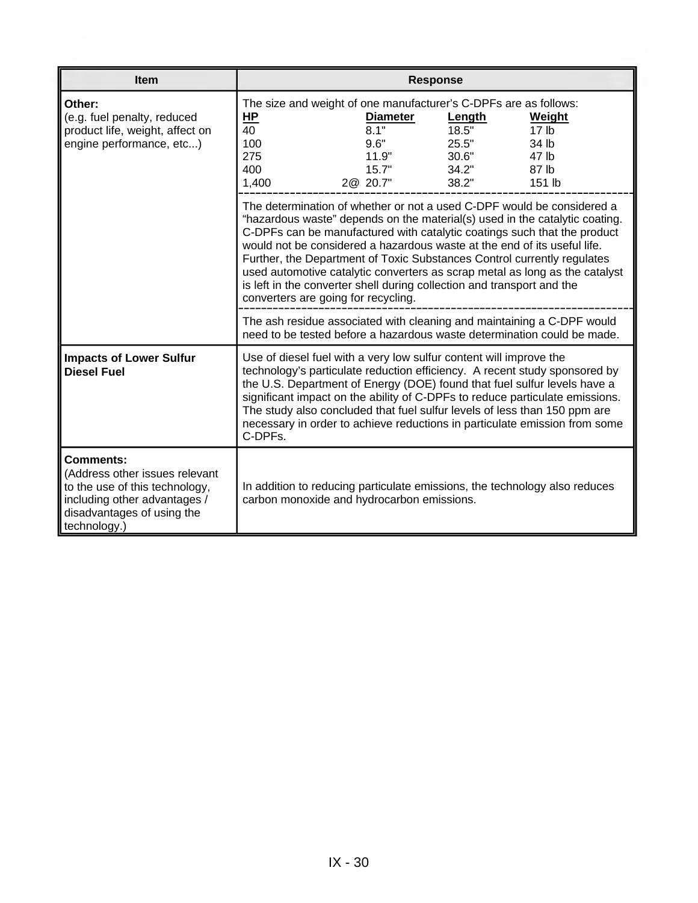| Item | Response |
| --- | --- |
| **Other:**<br>(e.g. fuel penalty, reduced product life, weight, affect on engine performance, etc...) | The size and weight of one manufacturer's C-DPFs are as follows:<br>**HP** / **Diameter** / **Length** / **Weight**<br>40 / 8.1" / 18.5" / 17 lb<br>100 / 9.6" / 25.5" / 34 lb<br>275 / 11.9" / 30.6" / 47 lb<br>400 / 15.7" / 34.2" / 87 lb<br>1,400 / 2@ 20.7" / 38.2" / 151 lb<br><br>The determination of whether or not a used C-DPF would be considered a "hazardous waste" depends on the material(s) used in the catalytic coating. C-DPFs can be manufactured with catalytic coatings such that the product would not be considered a hazardous waste at the end of its useful life. Further, the Department of Toxic Substances Control currently regulates used automotive catalytic converters as scrap metal as long as the catalyst is left in the converter shell during collection and transport and the converters are going for recycling.<br><br>The ash residue associated with cleaning and maintaining a C-DPF would need to be tested before a hazardous waste determination could be made. |
| **Impacts of Lower Sulfur Diesel Fuel** | Use of diesel fuel with a very low sulfur content will improve the technology's particulate reduction efficiency. A recent study sponsored by the U.S. Department of Energy (DOE) found that fuel sulfur levels have a significant impact on the ability of C-DPFs to reduce particulate emissions. The study also concluded that fuel sulfur levels of less than 150 ppm are necessary in order to achieve reductions in particulate emission from some C-DPFs. |
| **Comments:**<br>(Address other issues relevant to the use of this technology, including other advantages / disadvantages of using the technology.) | In addition to reducing particulate emissions, the technology also reduces carbon monoxide and hydrocarbon emissions. |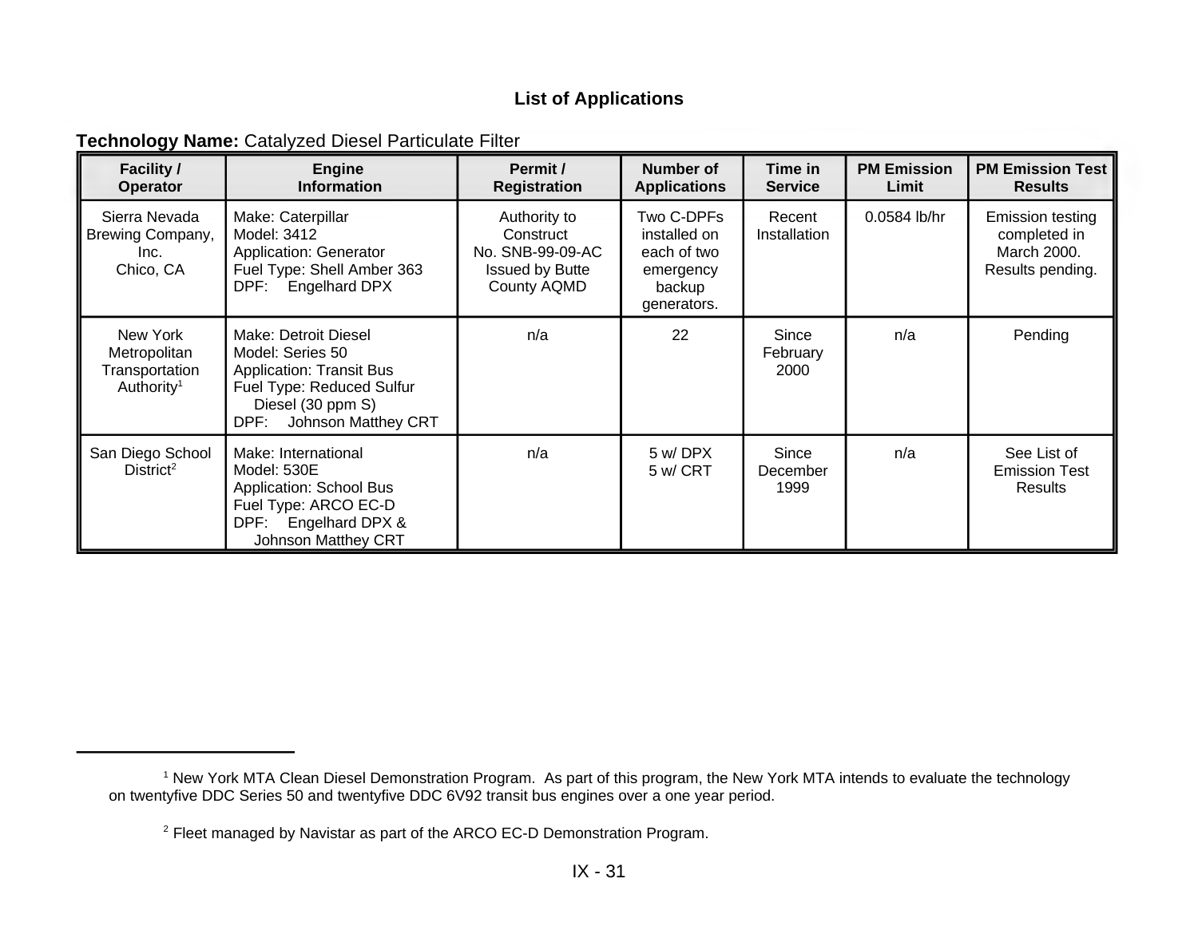**List of Applications**

**Technology Name:** Catalyzed Diesel Particulate Filter

| Facility / Operator | Engine Information | Permit / Registration | Number of Applications | Time in Service | PM Emission Limit | PM Emission Test Results |
|---|---|---|---|---|---|---|
| Sierra Nevada Brewing Company, Inc. Chico, CA | Make: Caterpillar<br>Model: 3412<br>Application: Generator<br>Fuel Type: Shell Amber 363<br>DPF: Engelhard DPX | Authority to Construct No. SNB-99-09-AC Issued by Butte County AQMD | Two C-DPFs installed on each of two emergency backup generators. | Recent Installation | 0.0584 lb/hr | Emission testing completed in March 2000. Results pending. |
| New York Metropolitan Transportation Authority[1] | Make: Detroit Diesel<br>Model: Series 50<br>Application: Transit Bus<br>Fuel Type: Reduced Sulfur Diesel (30 ppm S)<br>DPF: Johnson Matthey CRT | n/a | 22 | Since February 2000 | n/a | Pending |
| San Diego School District[2] | Make: International<br>Model: 530E<br>Application: School Bus<br>Fuel Type: ARCO EC-D<br>DPF: Engelhard DPX & Johnson Matthey CRT | n/a | 5 w/ DPX<br>5 w/ CRT | Since December 1999 | n/a | See List of Emission Test Results |

[1] New York MTA Clean Diesel Demonstration Program. As part of this program, the New York MTA intends to evaluate the technology on twentyfive DDC Series 50 and twentyfive DDC 6V92 transit bus engines over a one year period.

[2] Fleet managed by Navistar as part of the ARCO EC-D Demonstration Program.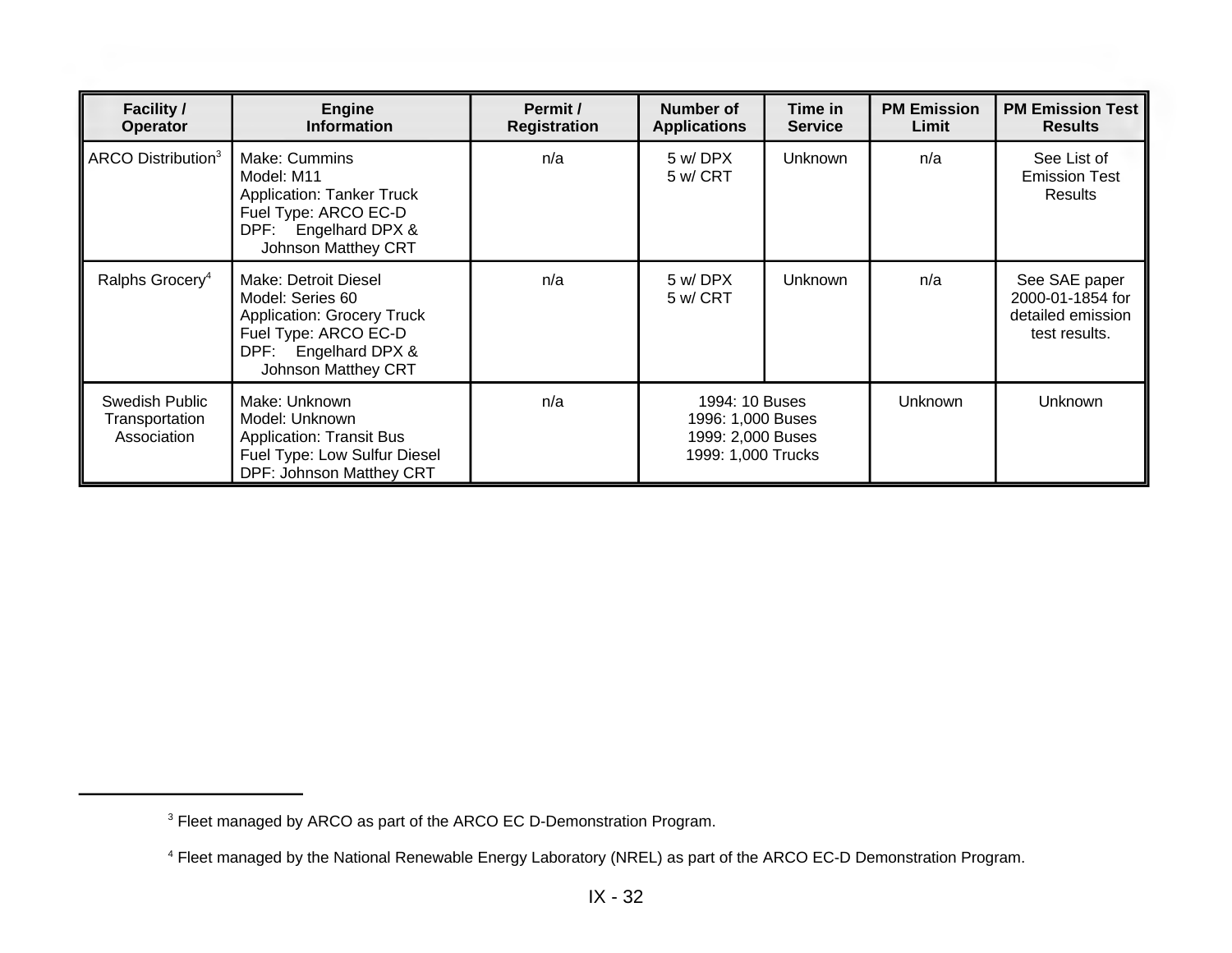| Facility / Operator | Engine Information | Permit / Registration | Number of Applications | Time in Service | PM Emission Limit | PM Emission Test Results |
|---|---|---|---|---|---|---|
| ARCO Distribution[3] | Make: Cummins<br>Model: M11<br>Application: Tanker Truck<br>Fuel Type: ARCO EC-D<br>DPF: Engelhard DPX & Johnson Matthey CRT | n/a | 5 w/ DPX<br>5 w/ CRT | Unknown | n/a | See List of Emission Test Results |
| Ralphs Grocery[4] | Make: Detroit Diesel<br>Model: Series 60<br>Application: Grocery Truck<br>Fuel Type: ARCO EC-D<br>DPF: Engelhard DPX & Johnson Matthey CRT | n/a | 5 w/ DPX<br>5 w/ CRT | Unknown | n/a | See SAE paper 2000-01-1854 for detailed emission test results. |
| Swedish Public Transportation Association | Make: Unknown<br>Model: Unknown<br>Application: Transit Bus<br>Fuel Type: Low Sulfur Diesel<br>DPF: Johnson Matthey CRT | n/a | 1994: 10 Buses<br>1996: 1,000 Buses<br>1999: 2,000 Buses<br>1999: 1,000 Trucks | | Unknown | Unknown |

[3] Fleet managed by ARCO as part of the ARCO EC D-Demonstration Program.

[4] Fleet managed by the National Renewable Energy Laboratory (NREL) as part of the ARCO EC-D Demonstration Program.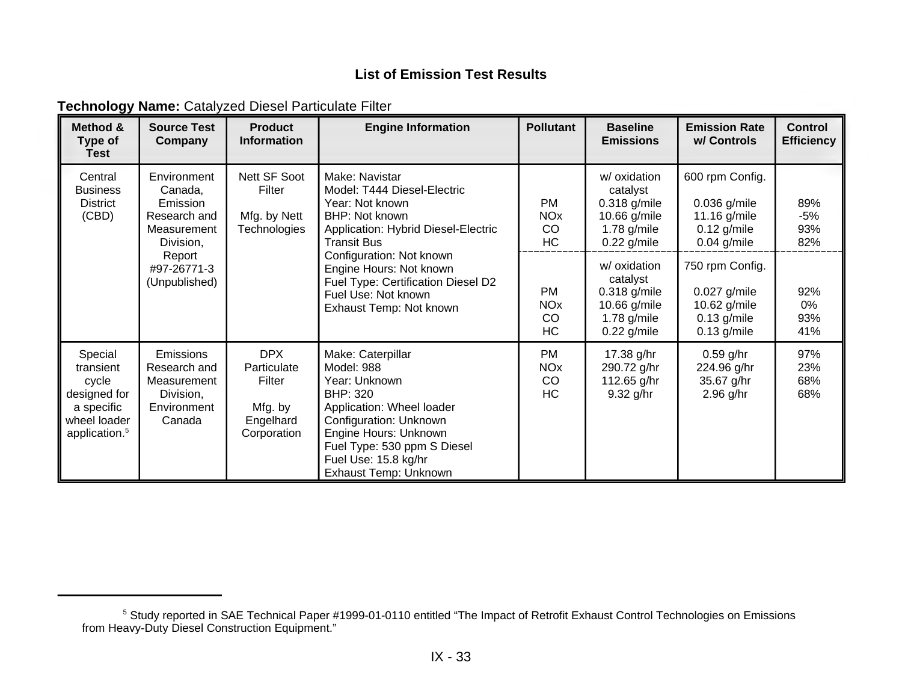**List of Emission Test Results**

**Technology Name:** Catalyzed Diesel Particulate Filter

| Method & Type of Test | Source Test Company | Product Information | Engine Information | Pollutant | Baseline Emissions | Emission Rate w/ Controls | Control Efficiency |
|---|---|---|---|---|---|---|---|
| Central Business District (CBD) | Environment Canada, Emission Research and Measurement Division, Report #97-26771-3 (Unpublished) | Nett SF Soot Filter<br><br>Mfg. by Nett Technologies | Make: Navistar<br>Model: T444 Diesel-Electric<br>Year: Not known<br>BHP: Not known<br>Application: Hybrid Diesel-Electric Transit Bus<br>Configuration: Not known<br>Engine Hours: Not known<br>Fuel Type: Certification Diesel D2<br>Fuel Use: Not known<br>Exhaust Temp: Not known | PM<br>NOx<br>CO<br>HC | w/ oxidation catalyst<br>0.318 g/mile<br>10.66 g/mile<br>1.78 g/mile<br>0.22 g/mile | 600 rpm Config.<br><br>0.036 g/mile<br>11.16 g/mile<br>0.12 g/mile<br>0.04 g/mile | 89%<br>-5%<br>93%<br>82% |
| | | | | PM<br>NOx<br>CO<br>HC | w/ oxidation catalyst<br>0.318 g/mile<br>10.66 g/mile<br>1.78 g/mile<br>0.22 g/mile | 750 rpm Config.<br><br>0.027 g/mile<br>10.62 g/mile<br>0.13 g/mile<br>0.13 g/mile | 92%<br>0%<br>93%<br>41% |
| Special transient cycle designed for a specific wheel loader application.[5] | Emissions Research and Measurement Division, Environment Canada | DPX Particulate Filter<br><br>Mfg. by Engelhard Corporation | Make: Caterpillar<br>Model: 988<br>Year: Unknown<br>BHP: 320<br>Application: Wheel loader<br>Configuration: Unknown<br>Engine Hours: Unknown<br>Fuel Type: 530 ppm S Diesel<br>Fuel Use: 15.8 kg/hr<br>Exhaust Temp: Unknown | PM<br>NOx<br>CO<br>HC | 17.38 g/hr<br>290.72 g/hr<br>112.65 g/hr<br>9.32 g/hr | 0.59 g/hr<br>224.96 g/hr<br>35.67 g/hr<br>2.96 g/hr | 97%<br>23%<br>68%<br>68% |

[5] Study reported in SAE Technical Paper #1999-01-0110 entitled "The Impact of Retrofit Exhaust Control Technologies on Emissions from Heavy-Duty Diesel Construction Equipment."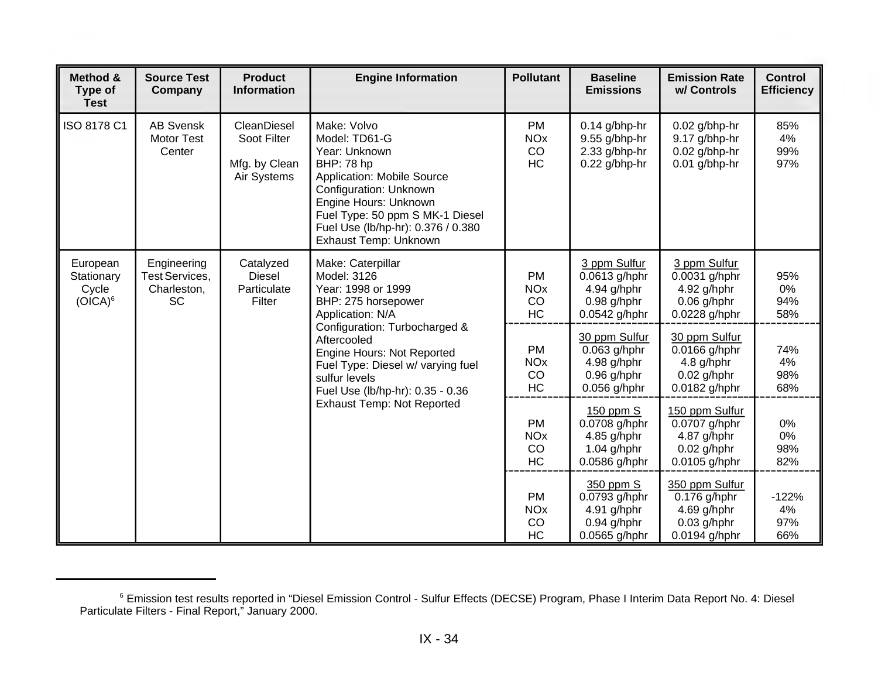| Method & Type of Test | Source Test Company | Product Information | Engine Information | Pollutant | Baseline Emissions | Emission Rate w/ Controls | Control Efficiency |
|---|---|---|---|---|---|---|---|
| ISO 8178 C1 | AB Svensk Motor Test Center | CleanDiesel Soot Filter<br><br>Mfg. by Clean Air Systems | Make: Volvo<br>Model: TD61-G<br>Year: Unknown<br>BHP: 78 hp<br>Application: Mobile Source<br>Configuration: Unknown<br>Engine Hours: Unknown<br>Fuel Type: 50 ppm S MK-1 Diesel<br>Fuel Use (lb/hp-hr): 0.376 / 0.380<br>Exhaust Temp: Unknown | PM<br>NOx<br>CO<br>HC | 0.14 g/bhp-hr<br>9.55 g/bhp-hr<br>2.33 g/bhp-hr<br>0.22 g/bhp-hr | 0.02 g/bhp-hr<br>9.17 g/bhp-hr<br>0.02 g/bhp-hr<br>0.01 g/bhp-hr | 85%<br>4%<br>99%<br>97% |
| European Stationary Cycle (OICA)[6] | Engineering Test Services, Charleston, SC | Catalyzed Diesel Particulate Filter | Make: Caterpillar<br>Model: 3126<br>Year: 1998 or 1999<br>BHP: 275 horsepower<br>Application: N/A<br>Configuration: Turbocharged & Aftercooled<br>Engine Hours: Not Reported<br>Fuel Type: Diesel w/ varying fuel sulfur levels<br>Fuel Use (lb/hp-hr): 0.35 - 0.36<br>Exhaust Temp: Not Reported | <br>PM<br>NOx<br>CO<br>HC | 3 ppm Sulfur<br>0.0613 g/hphr<br>4.94 g/hphr<br>0.98 g/hphr<br>0.0542 g/hphr | 3 ppm Sulfur<br>0.0031 g/hphr<br>4.92 g/hphr<br>0.06 g/hphr<br>0.0228 g/hphr | <br>95%<br>0%<br>94%<br>58% |
| | | | | <br>PM<br>NOx<br>CO<br>HC | 30 ppm Sulfur<br>0.063 g/hphr<br>4.98 g/hphr<br>0.96 g/hphr<br>0.056 g/hphr | 30 ppm Sulfur<br>0.0166 g/hphr<br>4.8 g/hphr<br>0.02 g/hphr<br>0.0182 g/hphr | <br>74%<br>4%<br>98%<br>68% |
| | | | | <br>PM<br>NOx<br>CO<br>HC | 150 ppm S<br>0.0708 g/hphr<br>4.85 g/hphr<br>1.04 g/hphr<br>0.0586 g/hphr | 150 ppm Sulfur<br>0.0707 g/hphr<br>4.87 g/hphr<br>0.02 g/hphr<br>0.0105 g/hphr | <br>0%<br>0%<br>98%<br>82% |
| | | | | <br>PM<br>NOx<br>CO<br>HC | 350 ppm S<br>0.0793 g/hphr<br>4.91 g/hphr<br>0.94 g/hphr<br>0.0565 g/hphr | 350 ppm Sulfur<br>0.176 g/hphr<br>4.69 g/hphr<br>0.03 g/hphr<br>0.0194 g/hphr | <br>-122%<br>4%<br>97%<br>66% |

[6] Emission test results reported in "Diesel Emission Control - Sulfur Effects (DECSE) Program, Phase I Interim Data Report No. 4: Diesel Particulate Filters - Final Report," January 2000.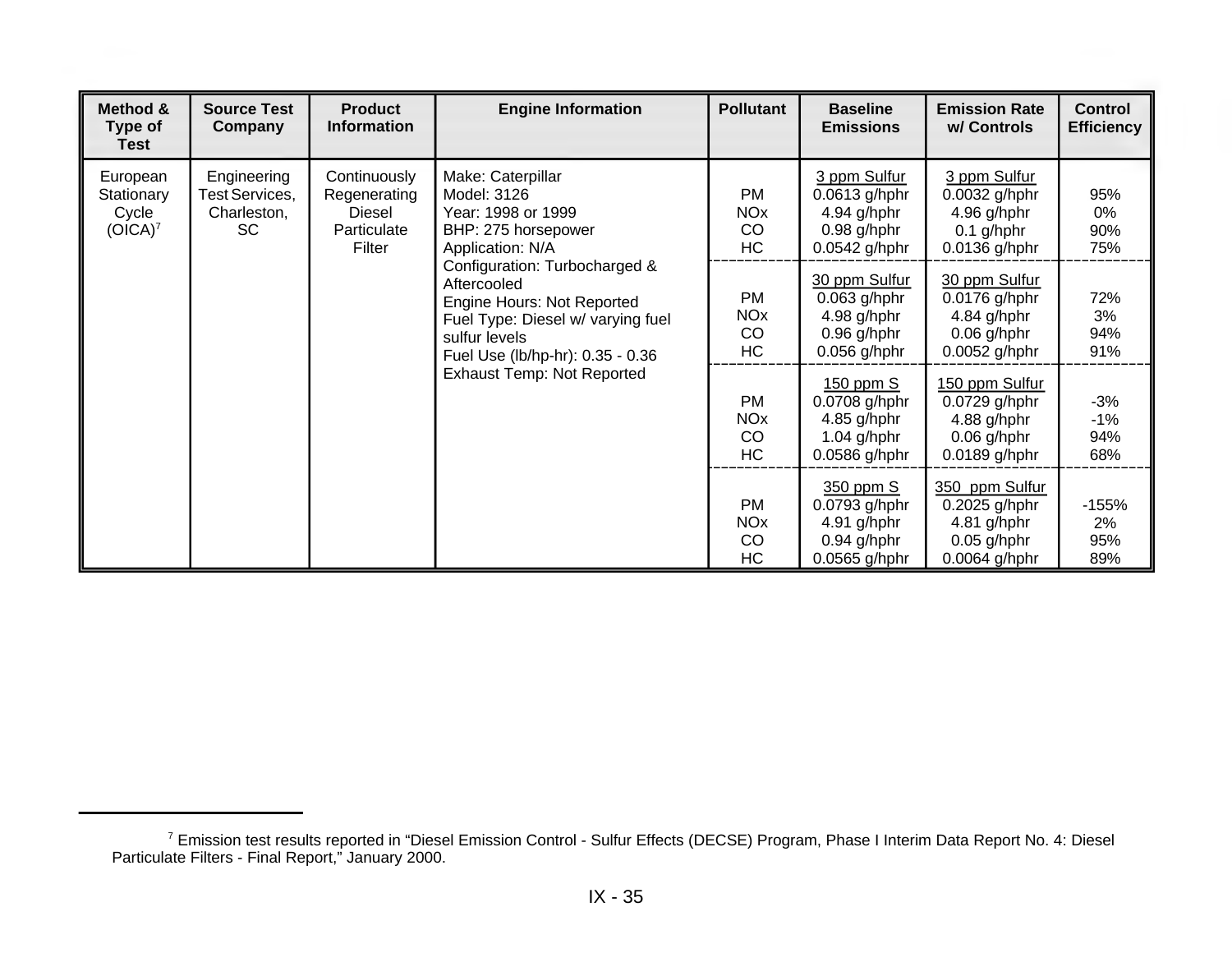| Method & Type of Test | Source Test Company | Product Information | Engine Information | Pollutant | Baseline Emissions | Emission Rate w/ Controls | Control Efficiency |
|---|---|---|---|---|---|---|---|
| European Stationary Cycle (OICA)[7] | Engineering Test Services, Charleston, SC | Continuously Regenerating Diesel Particulate Filter | Make: Caterpillar<br>Model: 3126<br>Year: 1998 or 1999<br>BHP: 275 horsepower<br>Application: N/A<br>Configuration: Turbocharged & Aftercooled<br>Engine Hours: Not Reported<br>Fuel Type: Diesel w/ varying fuel sulfur levels<br>Fuel Use (lb/hp-hr): 0.35 - 0.36<br>Exhaust Temp: Not Reported | PM<br>NOx<br>CO<br>HC | 3 ppm Sulfur<br>0.0613 g/hphr<br>4.94 g/hphr<br>0.98 g/hphr<br>0.0542 g/hphr | 3 ppm Sulfur<br>0.0032 g/hphr<br>4.96 g/hphr<br>0.1 g/hphr<br>0.0136 g/hphr | 95%<br>0%<br>90%<br>75% |
| | | | | PM<br>NOx<br>CO<br>HC | 30 ppm Sulfur<br>0.063 g/hphr<br>4.98 g/hphr<br>0.96 g/hphr<br>0.056 g/hphr | 30 ppm Sulfur<br>0.0176 g/hphr<br>4.84 g/hphr<br>0.06 g/hphr<br>0.0052 g/hphr | 72%<br>3%<br>94%<br>91% |
| | | | | PM<br>NOx<br>CO<br>HC | 150 ppm S<br>0.0708 g/hphr<br>4.85 g/hphr<br>1.04 g/hphr<br>0.0586 g/hphr | 150 ppm Sulfur<br>0.0729 g/hphr<br>4.88 g/hphr<br>0.06 g/hphr<br>0.0189 g/hphr | -3%<br>-1%<br>94%<br>68% |
| | | | | PM<br>NOx<br>CO<br>HC | 350 ppm S<br>0.0793 g/hphr<br>4.91 g/hphr<br>0.94 g/hphr<br>0.0565 g/hphr | 350 ppm Sulfur<br>0.2025 g/hphr<br>4.81 g/hphr<br>0.05 g/hphr<br>0.0064 g/hphr | -155%<br>2%<br>95%<br>89% |

[7] Emission test results reported in "Diesel Emission Control - Sulfur Effects (DECSE) Program, Phase I Interim Data Report No. 4: Diesel Particulate Filters - Final Report," January 2000.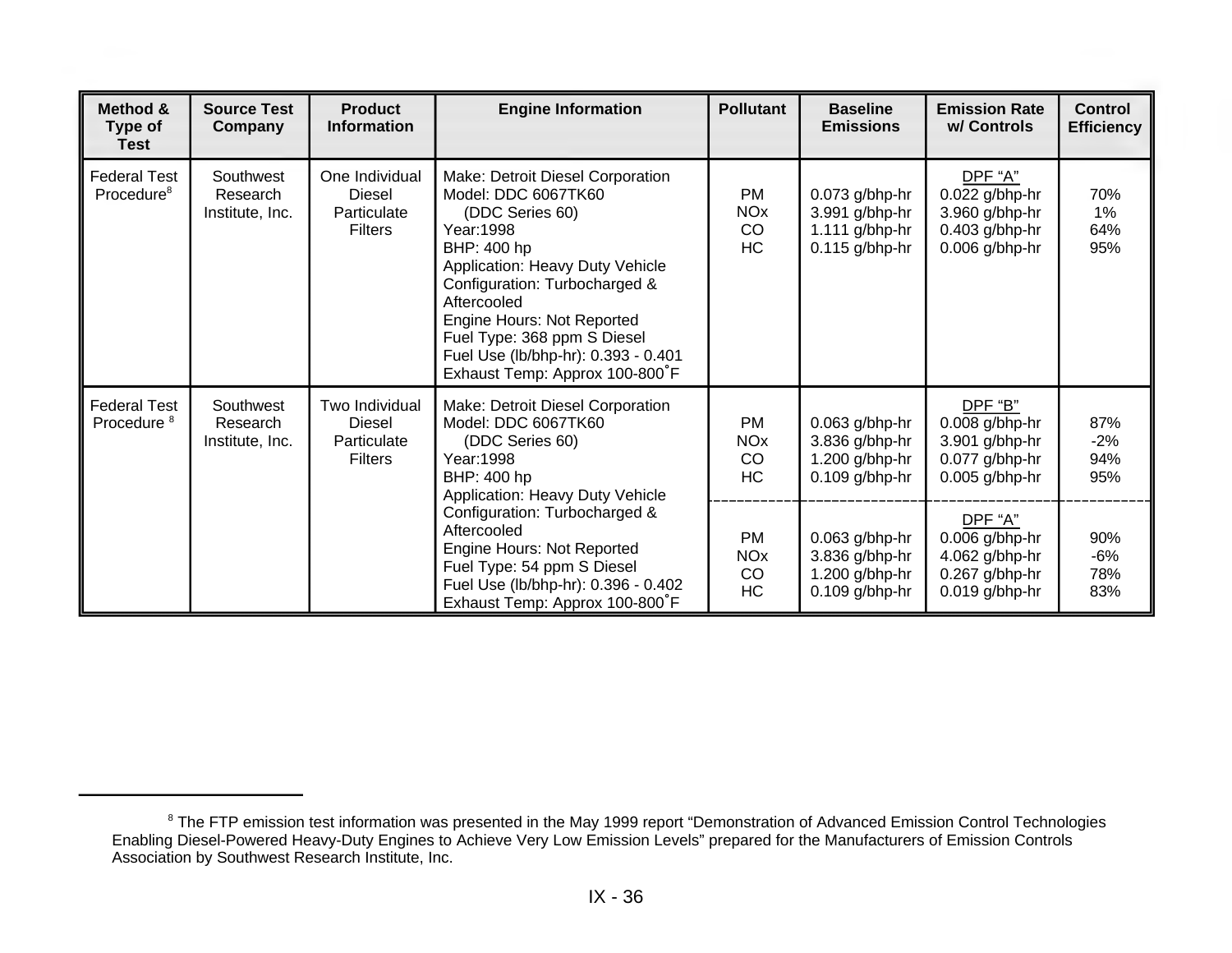| Method & Type of Test | Source Test Company | Product Information | Engine Information | Pollutant | Baseline Emissions | Emission Rate w/ Controls | Control Efficiency |
|---|---|---|---|---|---|---|---|
| Federal Test Procedure[8] | Southwest Research Institute, Inc. | One Individual Diesel Particulate Filters | Make: Detroit Diesel Corporation<br>Model: DDC 6067TK60 (DDC Series 60)<br>Year:1998<br>BHP: 400 hp<br>Application: Heavy Duty Vehicle<br>Configuration: Turbocharged & Aftercooled<br>Engine Hours: Not Reported<br>Fuel Type: 368 ppm S Diesel<br>Fuel Use (lb/bhp-hr): 0.393 - 0.401<br>Exhaust Temp: Approx 100-800˚F | PM<br>NOx<br>CO<br>HC | 0.073 g/bhp-hr<br>3.991 g/bhp-hr<br>1.111 g/bhp-hr<br>0.115 g/bhp-hr | DPF "A"<br>0.022 g/bhp-hr<br>3.960 g/bhp-hr<br>0.403 g/bhp-hr<br>0.006 g/bhp-hr | 70%<br>1%<br>64%<br>95% |
| Federal Test Procedure [8] | Southwest Research Institute, Inc. | Two Individual Diesel Particulate Filters | Make: Detroit Diesel Corporation<br>Model: DDC 6067TK60 (DDC Series 60)<br>Year:1998<br>BHP: 400 hp<br>Application: Heavy Duty Vehicle<br>Configuration: Turbocharged & Aftercooled<br>Engine Hours: Not Reported<br>Fuel Type: 54 ppm S Diesel<br>Fuel Use (lb/bhp-hr): 0.396 - 0.402<br>Exhaust Temp: Approx 100-800˚F | PM<br>NOx<br>CO<br>HC | 0.063 g/bhp-hr<br>3.836 g/bhp-hr<br>1.200 g/bhp-hr<br>0.109 g/bhp-hr | DPF "B"<br>0.008 g/bhp-hr<br>3.901 g/bhp-hr<br>0.077 g/bhp-hr<br>0.005 g/bhp-hr | 87%<br>-2%<br>94%<br>95% |
| | | | | PM<br>NOx<br>CO<br>HC | 0.063 g/bhp-hr<br>3.836 g/bhp-hr<br>1.200 g/bhp-hr<br>0.109 g/bhp-hr | DPF "A"<br>0.006 g/bhp-hr<br>4.062 g/bhp-hr<br>0.267 g/bhp-hr<br>0.019 g/bhp-hr | 90%<br>-6%<br>78%<br>83% |

[8] The FTP emission test information was presented in the May 1999 report "Demonstration of Advanced Emission Control Technologies Enabling Diesel-Powered Heavy-Duty Engines to Achieve Very Low Emission Levels" prepared for the Manufacturers of Emission Controls Association by Southwest Research Institute, Inc.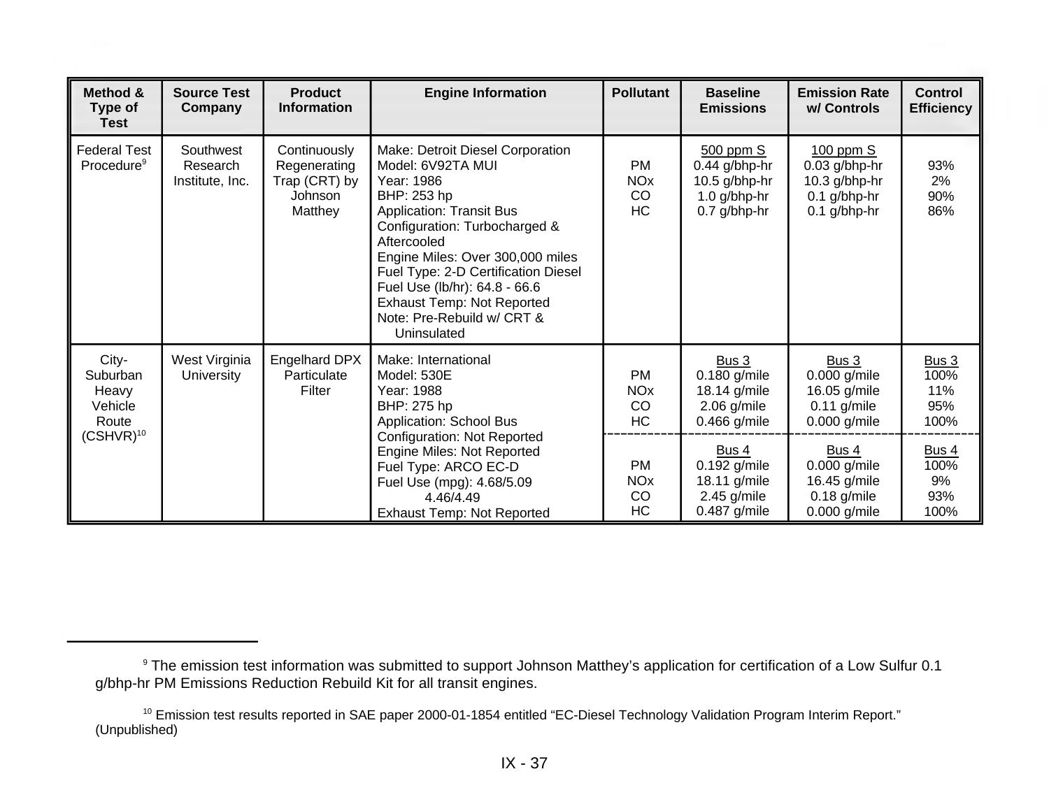| Method & Type of Test | Source Test Company | Product Information | Engine Information | Pollutant | Baseline Emissions | Emission Rate w/ Controls | Control Efficiency |
|---|---|---|---|---|---|---|---|
| Federal Test Procedure[9] | Southwest Research Institute, Inc. | Continuously Regenerating Trap (CRT) by Johnson Matthey | Make: Detroit Diesel Corporation<br>Model: 6V92TA MUI<br>Year: 1986<br>BHP: 253 hp<br>Application: Transit Bus<br>Configuration: Turbocharged & Aftercooled<br>Engine Miles: Over 300,000 miles<br>Fuel Type: 2-D Certification Diesel<br>Fuel Use (lb/hr): 64.8 - 66.6<br>Exhaust Temp: Not Reported<br>Note: Pre-Rebuild w/ CRT & Uninsulated | PM<br>NOx<br>CO<br>HC | 500 ppm S<br>0.44 g/bhp-hr<br>10.5 g/bhp-hr<br>1.0 g/bhp-hr<br>0.7 g/bhp-hr | 100 ppm S<br>0.03 g/bhp-hr<br>10.3 g/bhp-hr<br>0.1 g/bhp-hr<br>0.1 g/bhp-hr | 93%<br>2%<br>90%<br>86% |
| City-Suburban Heavy Vehicle Route (CSHVR)[10] | West Virginia University | Engelhard DPX Particulate Filter | Make: International<br>Model: 530E<br>Year: 1988<br>BHP: 275 hp<br>Application: School Bus<br>Configuration: Not Reported<br>Engine Miles: Not Reported<br>Fuel Type: ARCO EC-D<br>Fuel Use (mpg): 4.68/5.09 4.46/4.49<br>Exhaust Temp: Not Reported | PM<br>NOx<br>CO<br>HC<br><br>PM<br>NOx<br>CO<br>HC | Bus 3<br>0.180 g/mile<br>18.14 g/mile<br>2.06 g/mile<br>0.466 g/mile<br><br>Bus 4<br>0.192 g/mile<br>18.11 g/mile<br>2.45 g/mile<br>0.487 g/mile | Bus 3<br>0.000 g/mile<br>16.05 g/mile<br>0.11 g/mile<br>0.000 g/mile<br><br>Bus 4<br>0.000 g/mile<br>16.45 g/mile<br>0.18 g/mile<br>0.000 g/mile | Bus 3<br>100%<br>11%<br>95%<br>100%<br><br>Bus 4<br>100%<br>9%<br>93%<br>100% |

[9] The emission test information was submitted to support Johnson Matthey's application for certification of a Low Sulfur 0.1 g/bhp-hr PM Emissions Reduction Rebuild Kit for all transit engines.

[10] Emission test results reported in SAE paper 2000-01-1854 entitled "EC-Diesel Technology Validation Program Interim Report." (Unpublished)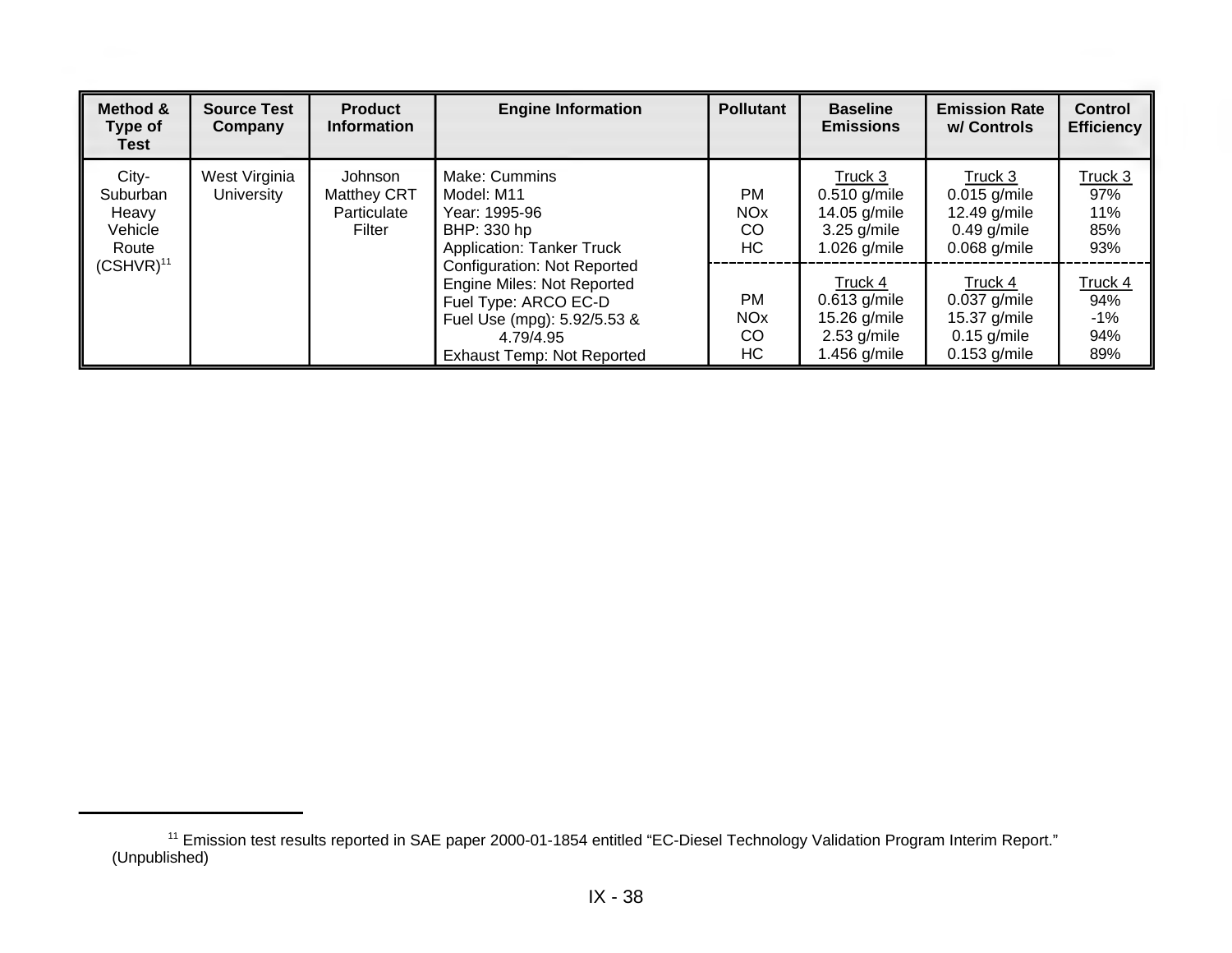| Method & Type of Test | Source Test Company | Product Information | Engine Information | Pollutant | Baseline Emissions | Emission Rate w/ Controls | Control Efficiency |
|---|---|---|---|---|---|---|---|
| City-Suburban Heavy Vehicle Route (CSHVR)[11] | West Virginia University | Johnson Matthey CRT Particulate Filter | Make: Cummins<br>Model: M11<br>Year: 1995-96<br>BHP: 330 hp<br>Application: Tanker Truck<br>Configuration: Not Reported<br>Engine Miles: Not Reported<br>Fuel Type: ARCO EC-D<br>Fuel Use (mpg): 5.92/5.53 & 4.79/4.95<br>Exhaust Temp: Not Reported | <br>PM<br>NOx<br>CO<br>HC | Truck 3<br>0.510 g/mile<br>14.05 g/mile<br>3.25 g/mile<br>1.026 g/mile | Truck 3<br>0.015 g/mile<br>12.49 g/mile<br>0.49 g/mile<br>0.068 g/mile | Truck 3<br>97%<br>11%<br>85%<br>93% |
| | | | | <br>PM<br>NOx<br>CO<br>HC | Truck 4<br>0.613 g/mile<br>15.26 g/mile<br>2.53 g/mile<br>1.456 g/mile | Truck 4<br>0.037 g/mile<br>15.37 g/mile<br>0.15 g/mile<br>0.153 g/mile | Truck 4<br>94%<br>-1%<br>94%<br>89% |

[11] Emission test results reported in SAE paper 2000-01-1854 entitled "EC-Diesel Technology Validation Program Interim Report." (Unpublished)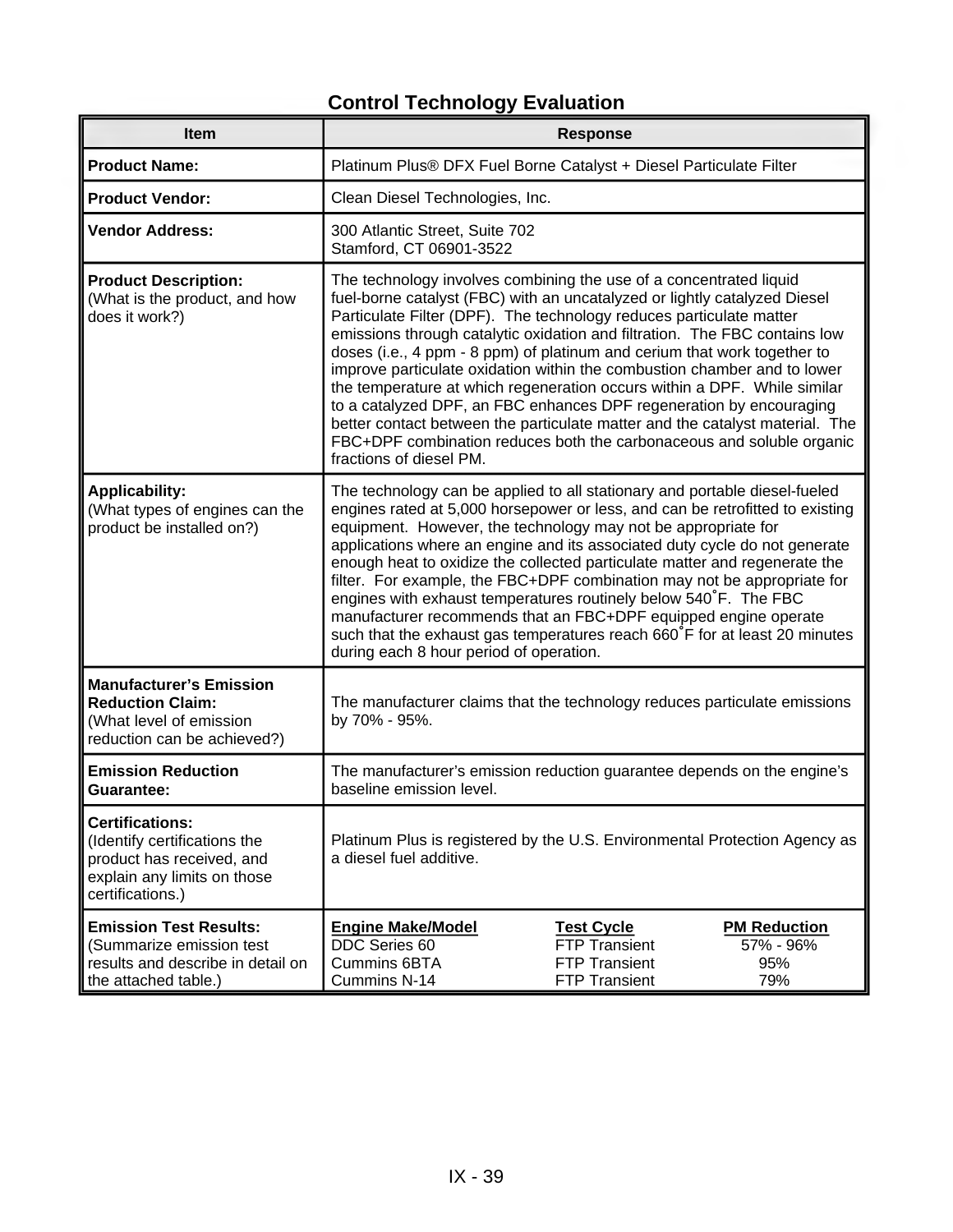## Control Technology Evaluation

| Item | Response |
|---|---|
| **Product Name:** | Platinum Plus® DFX Fuel Borne Catalyst + Diesel Particulate Filter |
| **Product Vendor:** | Clean Diesel Technologies, Inc. |
| **Vendor Address:** | 300 Atlantic Street, Suite 702<br>Stamford, CT 06901-3522 |
| **Product Description:**<br>(What is the product, and how does it work?) | The technology involves combining the use of a concentrated liquid fuel-borne catalyst (FBC) with an uncatalyzed or lightly catalyzed Diesel Particulate Filter (DPF). The technology reduces particulate matter emissions through catalytic oxidation and filtration. The FBC contains low doses (i.e., 4 ppm - 8 ppm) of platinum and cerium that work together to improve particulate oxidation within the combustion chamber and to lower the temperature at which regeneration occurs within a DPF. While similar to a catalyzed DPF, an FBC enhances DPF regeneration by encouraging better contact between the particulate matter and the catalyst material. The FBC+DPF combination reduces both the carbonaceous and soluble organic fractions of diesel PM. |
| **Applicability:**<br>(What types of engines can the product be installed on?) | The technology can be applied to all stationary and portable diesel-fueled engines rated at 5,000 horsepower or less, and can be retrofitted to existing equipment. However, the technology may not be appropriate for applications where an engine and its associated duty cycle do not generate enough heat to oxidize the collected particulate matter and regenerate the filter. For example, the FBC+DPF combination may not be appropriate for engines with exhaust temperatures routinely below 540˚F. The FBC manufacturer recommends that an FBC+DPF equipped engine operate such that the exhaust gas temperatures reach 660˚F for at least 20 minutes during each 8 hour period of operation. |
| **Manufacturer's Emission Reduction Claim:**<br>(What level of emission reduction can be achieved?) | The manufacturer claims that the technology reduces particulate emissions by 70% - 95%. |
| **Emission Reduction Guarantee:** | The manufacturer's emission reduction guarantee depends on the engine's baseline emission level. |
| **Certifications:**<br>(Identify certifications the product has received, and explain any limits on those certifications.) | Platinum Plus is registered by the U.S. Environmental Protection Agency as a diesel fuel additive. |
| **Emission Test Results:**<br>(Summarize emission test results and describe in detail on the attached table.) | **Engine Make/Model** / **Test Cycle** / **PM Reduction**<br>DDC Series 60 / FTP Transient / 57% - 96%<br>Cummins 6BTA / FTP Transient / 95%<br>Cummins N-14 / FTP Transient / 79% |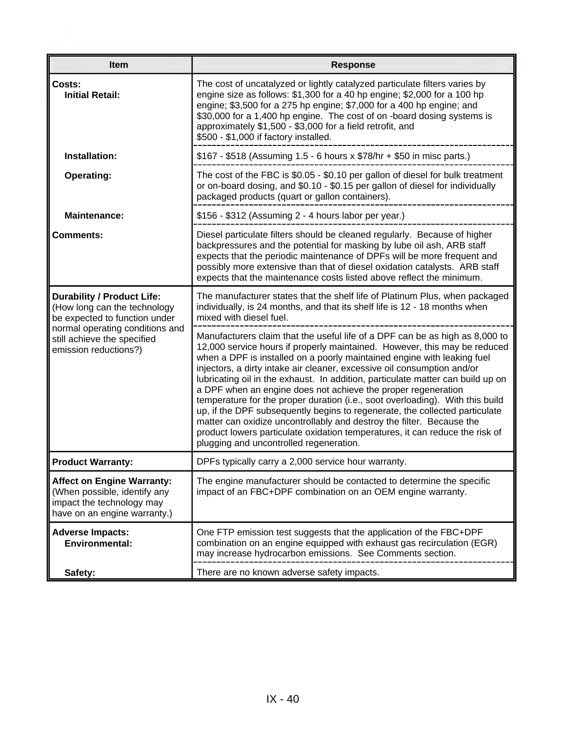| Item | Response |
|---|---|
| **Costs:**<br>**Initial Retail:** | The cost of uncatalyzed or lightly catalyzed particulate filters varies by engine size as follows: $1,300 for a 40 hp engine; $2,000 for a 100 hp engine; $3,500 for a 275 hp engine; $7,000 for a 400 hp engine; and $30,000 for a 1,400 hp engine. The cost of on -board dosing systems is approximately $1,500 - $3,000 for a field retrofit, and $500 - $1,000 if factory installed. |
| **Installation:** | $167 - $518 (Assuming 1.5 - 6 hours x $78/hr + $50 in misc parts.) |
| **Operating:** | The cost of the FBC is $0.05 - $0.10 per gallon of diesel for bulk treatment or on-board dosing, and $0.10 - $0.15 per gallon of diesel for individually packaged products (quart or gallon containers). |
| **Maintenance:** | $156 - $312 (Assuming 2 - 4 hours labor per year.) |
| **Comments:** | Diesel particulate filters should be cleaned regularly. Because of higher backpressures and the potential for masking by lube oil ash, ARB staff expects that the periodic maintenance of DPFs will be more frequent and possibly more extensive than that of diesel oxidation catalysts. ARB staff expects that the maintenance costs listed above reflect the minimum. |
| **Durability / Product Life:**<br>(How long can the technology be expected to function under normal operating conditions and still achieve the specified emission reductions?) | The manufacturer states that the shelf life of Platinum Plus, when packaged individually, is 24 months, and that its shelf life is 12 - 18 months when mixed with diesel fuel.<br><br>Manufacturers claim that the useful life of a DPF can be as high as 8,000 to 12,000 service hours if properly maintained. However, this may be reduced when a DPF is installed on a poorly maintained engine with leaking fuel injectors, a dirty intake air cleaner, excessive oil consumption and/or lubricating oil in the exhaust. In addition, particulate matter can build up on a DPF when an engine does not achieve the proper regeneration temperature for the proper duration (i.e., soot overloading). With this build up, if the DPF subsequently begins to regenerate, the collected particulate matter can oxidize uncontrollably and destroy the filter. Because the product lowers particulate oxidation temperatures, it can reduce the risk of plugging and uncontrolled regeneration. |
| **Product Warranty:** | DPFs typically carry a 2,000 service hour warranty. |
| **Affect on Engine Warranty:**<br>(When possible, identify any impact the technology may have on an engine warranty.) | The engine manufacturer should be contacted to determine the specific impact of an FBC+DPF combination on an OEM engine warranty. |
| **Adverse Impacts:**<br>**Environmental:** | One FTP emission test suggests that the application of the FBC+DPF combination on an engine equipped with exhaust gas recirculation (EGR) may increase hydrocarbon emissions. See Comments section. |
| **Safety:** | There are no known adverse safety impacts. |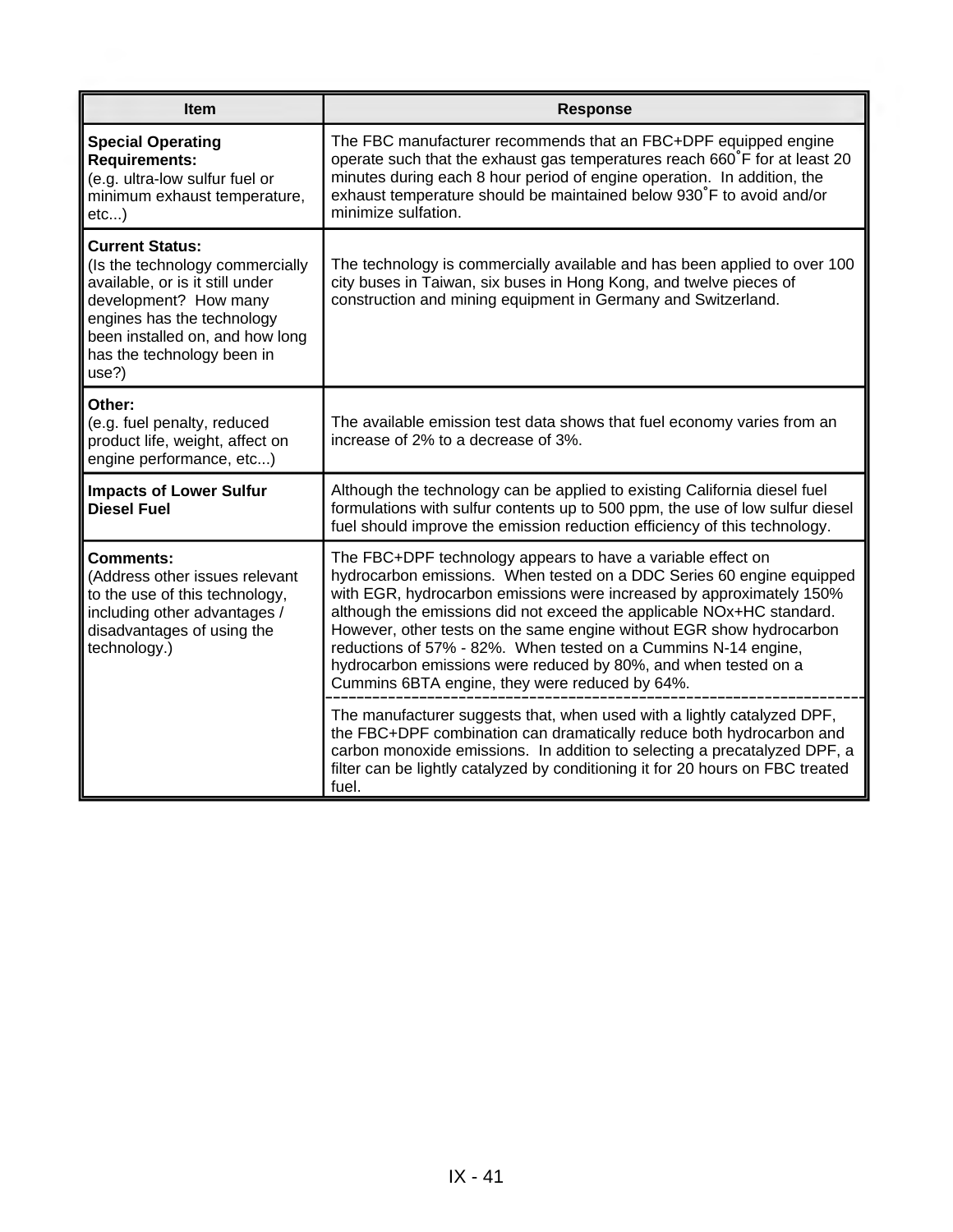| Item | Response |
| --- | --- |
| **Special Operating Requirements:** (e.g. ultra-low sulfur fuel or minimum exhaust temperature, etc...) | The FBC manufacturer recommends that an FBC+DPF equipped engine operate such that the exhaust gas temperatures reach 660˚F for at least 20 minutes during each 8 hour period of engine operation. In addition, the exhaust temperature should be maintained below 930˚F to avoid and/or minimize sulfation. |
| **Current Status:** (Is the technology commercially available, or is it still under development? How many engines has the technology been installed on, and how long has the technology been in use?) | The technology is commercially available and has been applied to over 100 city buses in Taiwan, six buses in Hong Kong, and twelve pieces of construction and mining equipment in Germany and Switzerland. |
| **Other:** (e.g. fuel penalty, reduced product life, weight, affect on engine performance, etc...) | The available emission test data shows that fuel economy varies from an increase of 2% to a decrease of 3%. |
| **Impacts of Lower Sulfur Diesel Fuel** | Although the technology can be applied to existing California diesel fuel formulations with sulfur contents up to 500 ppm, the use of low sulfur diesel fuel should improve the emission reduction efficiency of this technology. |
| **Comments:** (Address other issues relevant to the use of this technology, including other advantages / disadvantages of using the technology.) | The FBC+DPF technology appears to have a variable effect on hydrocarbon emissions. When tested on a DDC Series 60 engine equipped with EGR, hydrocarbon emissions were increased by approximately 150% although the emissions did not exceed the applicable NOx+HC standard. However, other tests on the same engine without EGR show hydrocarbon reductions of 57% - 82%. When tested on a Cummins N-14 engine, hydrocarbon emissions were reduced by 80%, and when tested on a Cummins 6BTA engine, they were reduced by 64%. |
| | The manufacturer suggests that, when used with a lightly catalyzed DPF, the FBC+DPF combination can dramatically reduce both hydrocarbon and carbon monoxide emissions. In addition to selecting a precatalyzed DPF, a filter can be lightly catalyzed by conditioning it for 20 hours on FBC treated fuel. |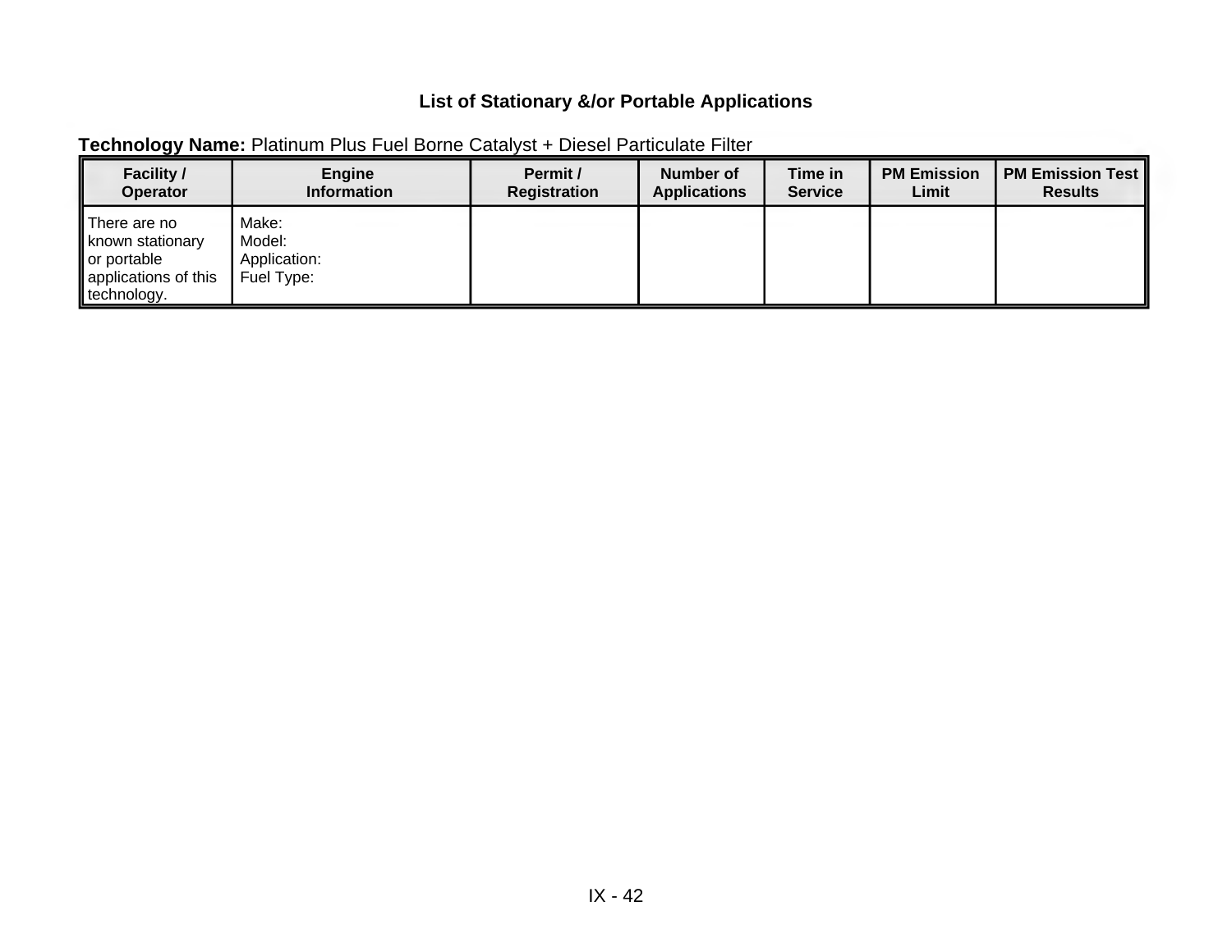## List of Stationary &/or Portable Applications

**Technology Name:** Platinum Plus Fuel Borne Catalyst + Diesel Particulate Filter

| Facility / Operator | Engine Information | Permit / Registration | Number of Applications | Time in Service | PM Emission Limit | PM Emission Test Results |
|---|---|---|---|---|---|---|
| There are no known stationary or portable applications of this technology. | Make:<br>Model:<br>Application:<br>Fuel Type: | | | | | |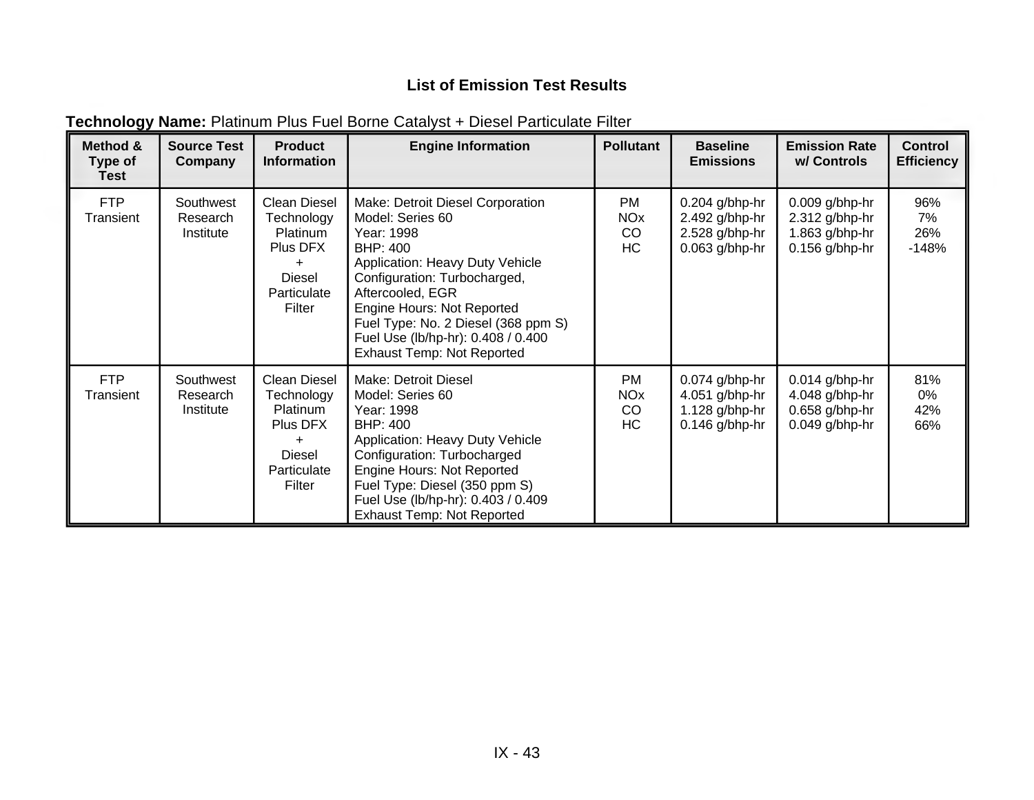## List of Emission Test Results

**Technology Name:** Platinum Plus Fuel Borne Catalyst + Diesel Particulate Filter

| Method & Type of Test | Source Test Company | Product Information | Engine Information | Pollutant | Baseline Emissions | Emission Rate w/ Controls | Control Efficiency |
|---|---|---|---|---|---|---|---|
| FTP Transient | Southwest Research Institute | Clean Diesel Technology Platinum Plus DFX + Diesel Particulate Filter | Make: Detroit Diesel Corporation<br>Model: Series 60<br>Year: 1998<br>BHP: 400<br>Application: Heavy Duty Vehicle<br>Configuration: Turbocharged, Aftercooled, EGR<br>Engine Hours: Not Reported<br>Fuel Type: No. 2 Diesel (368 ppm S)<br>Fuel Use (lb/hp-hr): 0.408 / 0.400<br>Exhaust Temp: Not Reported | PM<br>NOx<br>CO<br>HC | 0.204 g/bhp-hr<br>2.492 g/bhp-hr<br>2.528 g/bhp-hr<br>0.063 g/bhp-hr | 0.009 g/bhp-hr<br>2.312 g/bhp-hr<br>1.863 g/bhp-hr<br>0.156 g/bhp-hr | 96%<br>7%<br>26%<br>-148% |
| FTP Transient | Southwest Research Institute | Clean Diesel Technology Platinum Plus DFX + Diesel Particulate Filter | Make: Detroit Diesel<br>Model: Series 60<br>Year: 1998<br>BHP: 400<br>Application: Heavy Duty Vehicle<br>Configuration: Turbocharged<br>Engine Hours: Not Reported<br>Fuel Type: Diesel (350 ppm S)<br>Fuel Use (lb/hp-hr): 0.403 / 0.409<br>Exhaust Temp: Not Reported | PM<br>NOx<br>CO<br>HC | 0.074 g/bhp-hr<br>4.051 g/bhp-hr<br>1.128 g/bhp-hr<br>0.146 g/bhp-hr | 0.014 g/bhp-hr<br>4.048 g/bhp-hr<br>0.658 g/bhp-hr<br>0.049 g/bhp-hr | 81%<br>0%<br>42%<br>66% |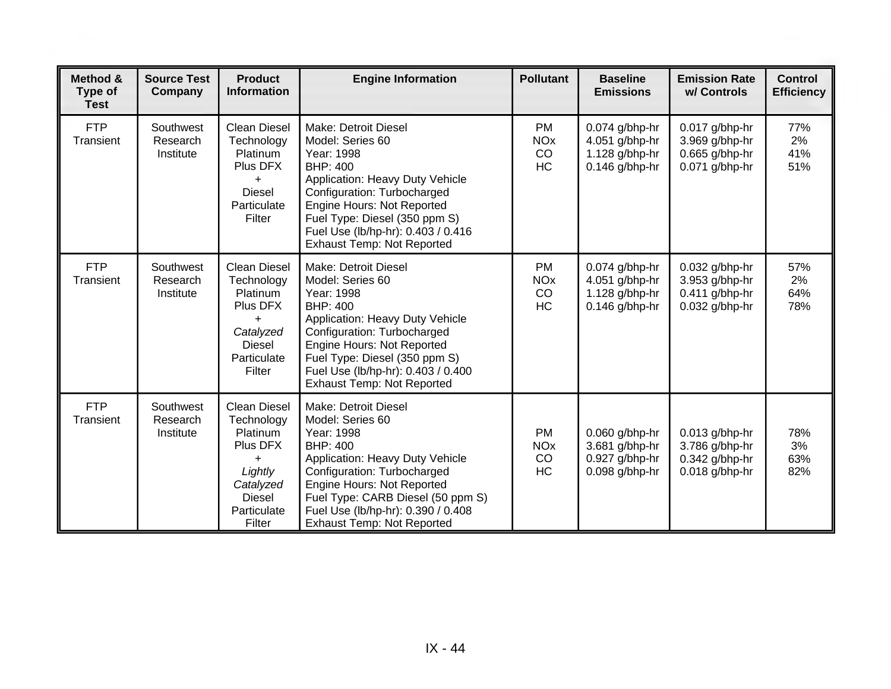| Method & Type of Test | Source Test Company | Product Information | Engine Information | Pollutant | Baseline Emissions | Emission Rate w/ Controls | Control Efficiency |
|---|---|---|---|---|---|---|---|
| FTP Transient | Southwest Research Institute | Clean Diesel Technology Platinum Plus DFX + Diesel Particulate Filter | Make: Detroit Diesel<br>Model: Series 60<br>Year: 1998<br>BHP: 400<br>Application: Heavy Duty Vehicle<br>Configuration: Turbocharged<br>Engine Hours: Not Reported<br>Fuel Type: Diesel (350 ppm S)<br>Fuel Use (lb/hp-hr): 0.403 / 0.416<br>Exhaust Temp: Not Reported | PM<br>NOx<br>CO<br>HC | 0.074 g/bhp-hr<br>4.051 g/bhp-hr<br>1.128 g/bhp-hr<br>0.146 g/bhp-hr | 0.017 g/bhp-hr<br>3.969 g/bhp-hr<br>0.665 g/bhp-hr<br>0.071 g/bhp-hr | 77%<br>2%<br>41%<br>51% |
| FTP Transient | Southwest Research Institute | Clean Diesel Technology Platinum Plus DFX + *Catalyzed* Diesel Particulate Filter | Make: Detroit Diesel<br>Model: Series 60<br>Year: 1998<br>BHP: 400<br>Application: Heavy Duty Vehicle<br>Configuration: Turbocharged<br>Engine Hours: Not Reported<br>Fuel Type: Diesel (350 ppm S)<br>Fuel Use (lb/hp-hr): 0.403 / 0.400<br>Exhaust Temp: Not Reported | PM<br>NOx<br>CO<br>HC | 0.074 g/bhp-hr<br>4.051 g/bhp-hr<br>1.128 g/bhp-hr<br>0.146 g/bhp-hr | 0.032 g/bhp-hr<br>3.953 g/bhp-hr<br>0.411 g/bhp-hr<br>0.032 g/bhp-hr | 57%<br>2%<br>64%<br>78% |
| FTP Transient | Southwest Research Institute | Clean Diesel Technology Platinum Plus DFX + *Lightly Catalyzed* Diesel Particulate Filter | Make: Detroit Diesel<br>Model: Series 60<br>Year: 1998<br>BHP: 400<br>Application: Heavy Duty Vehicle<br>Configuration: Turbocharged<br>Engine Hours: Not Reported<br>Fuel Type: CARB Diesel (50 ppm S)<br>Fuel Use (lb/hp-hr): 0.390 / 0.408<br>Exhaust Temp: Not Reported | PM<br>NOx<br>CO<br>HC | 0.060 g/bhp-hr<br>3.681 g/bhp-hr<br>0.927 g/bhp-hr<br>0.098 g/bhp-hr | 0.013 g/bhp-hr<br>3.786 g/bhp-hr<br>0.342 g/bhp-hr<br>0.018 g/bhp-hr | 78%<br>3%<br>63%<br>82% |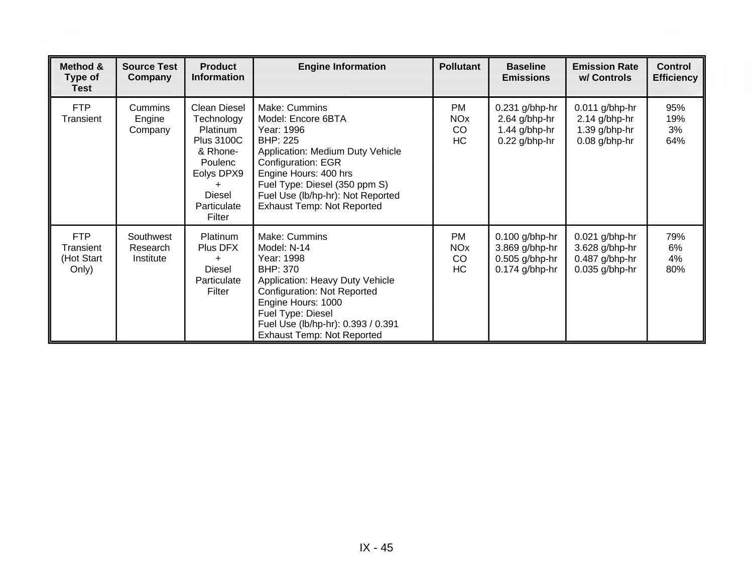| Method & Type of Test | Source Test Company | Product Information | Engine Information | Pollutant | Baseline Emissions | Emission Rate w/ Controls | Control Efficiency |
|---|---|---|---|---|---|---|---|
| FTP Transient | Cummins Engine Company | Clean Diesel Technology Platinum Plus 3100C & Rhone-Poulenc Eolys DPX9 + Diesel Particulate Filter | Make: Cummins<br>Model: Encore 6BTA<br>Year: 1996<br>BHP: 225<br>Application: Medium Duty Vehicle<br>Configuration: EGR<br>Engine Hours: 400 hrs<br>Fuel Type: Diesel (350 ppm S)<br>Fuel Use (lb/hp-hr): Not Reported<br>Exhaust Temp: Not Reported | PM<br>NOx<br>CO<br>HC | 0.231 g/bhp-hr<br>2.64 g/bhp-hr<br>1.44 g/bhp-hr<br>0.22 g/bhp-hr | 0.011 g/bhp-hr<br>2.14 g/bhp-hr<br>1.39 g/bhp-hr<br>0.08 g/bhp-hr | 95%<br>19%<br>3%<br>64% |
| FTP Transient (Hot Start Only) | Southwest Research Institute | Platinum Plus DFX + Diesel Particulate Filter | Make: Cummins<br>Model: N-14<br>Year: 1998<br>BHP: 370<br>Application: Heavy Duty Vehicle<br>Configuration: Not Reported<br>Engine Hours: 1000<br>Fuel Type: Diesel<br>Fuel Use (lb/hp-hr): 0.393 / 0.391<br>Exhaust Temp: Not Reported | PM<br>NOx<br>CO<br>HC | 0.100 g/bhp-hr<br>3.869 g/bhp-hr<br>0.505 g/bhp-hr<br>0.174 g/bhp-hr | 0.021 g/bhp-hr<br>3.628 g/bhp-hr<br>0.487 g/bhp-hr<br>0.035 g/bhp-hr | 79%<br>6%<br>4%<br>80% |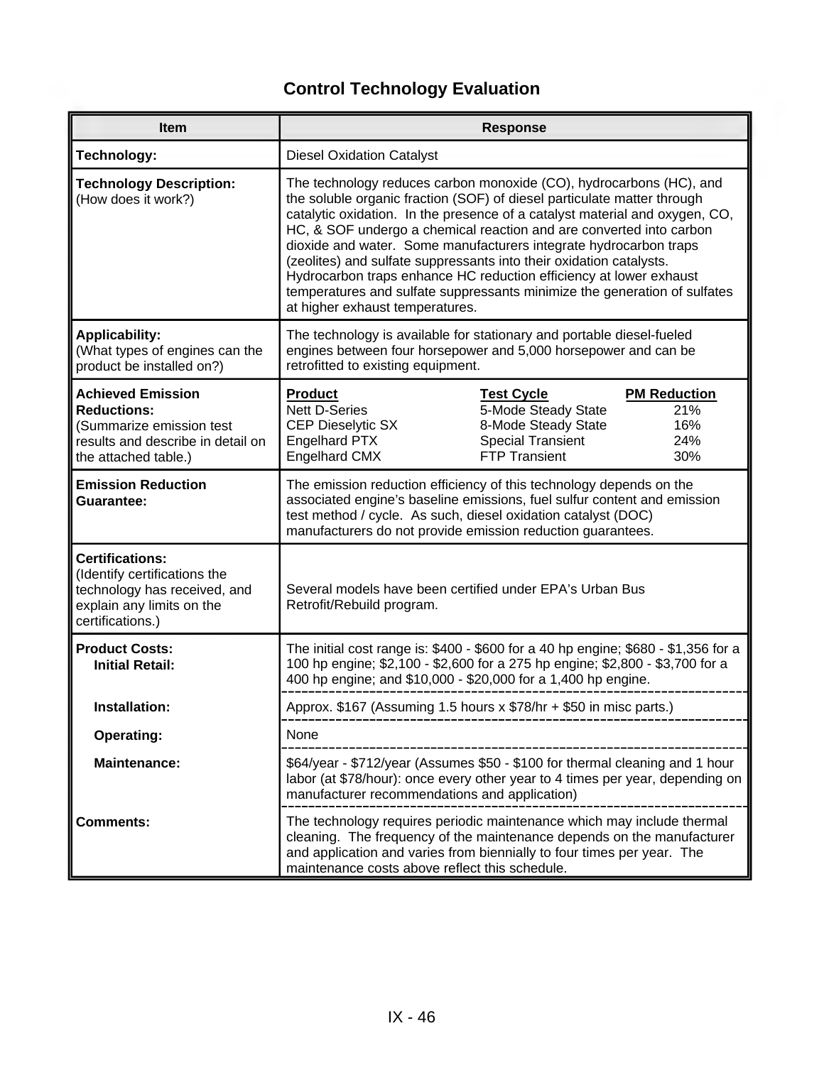# Control Technology Evaluation

| Item | Response |
|---|---|
| **Technology:** | Diesel Oxidation Catalyst |
| **Technology Description:** (How does it work?) | The technology reduces carbon monoxide (CO), hydrocarbons (HC), and the soluble organic fraction (SOF) of diesel particulate matter through catalytic oxidation. In the presence of a catalyst material and oxygen, CO, HC, & SOF undergo a chemical reaction and are converted into carbon dioxide and water. Some manufacturers integrate hydrocarbon traps (zeolites) and sulfate suppressants into their oxidation catalysts. Hydrocarbon traps enhance HC reduction efficiency at lower exhaust temperatures and sulfate suppressants minimize the generation of sulfates at higher exhaust temperatures. |
| **Applicability:** (What types of engines can the product be installed on?) | The technology is available for stationary and portable diesel-fueled engines between four horsepower and 5,000 horsepower and can be retrofitted to existing equipment. |
| **Achieved Emission Reductions:** (Summarize emission test results and describe in detail on the attached table.) | **Product** / **Test Cycle** / **PM Reduction**<br>Nett D-Series / 5-Mode Steady State / 21%<br>CEP Dieselytic SX / 8-Mode Steady State / 16%<br>Engelhard PTX / Special Transient / 24%<br>Engelhard CMX / FTP Transient / 30% |
| **Emission Reduction Guarantee:** | The emission reduction efficiency of this technology depends on the associated engine's baseline emissions, fuel sulfur content and emission test method / cycle. As such, diesel oxidation catalyst (DOC) manufacturers do not provide emission reduction guarantees. |
| **Certifications:** (Identify certifications the technology has received, and explain any limits on the certifications.) | Several models have been certified under EPA's Urban Bus Retrofit/Rebuild program. |
| **Product Costs:** **Initial Retail:** | The initial cost range is: $400 - $600 for a 40 hp engine; $680 - $1,356 for a 100 hp engine; $2,100 - $2,600 for a 275 hp engine; $2,800 - $3,700 for a 400 hp engine; and $10,000 - $20,000 for a 1,400 hp engine. |
| **Installation:** | Approx. $167 (Assuming 1.5 hours x $78/hr + $50 in misc parts.) |
| **Operating:** | None |
| **Maintenance:** | $64/year - $712/year (Assumes $50 - $100 for thermal cleaning and 1 hour labor (at $78/hour): once every other year to 4 times per year, depending on manufacturer recommendations and application) |
| **Comments:** | The technology requires periodic maintenance which may include thermal cleaning. The frequency of the maintenance depends on the manufacturer and application and varies from biennially to four times per year. The maintenance costs above reflect this schedule. |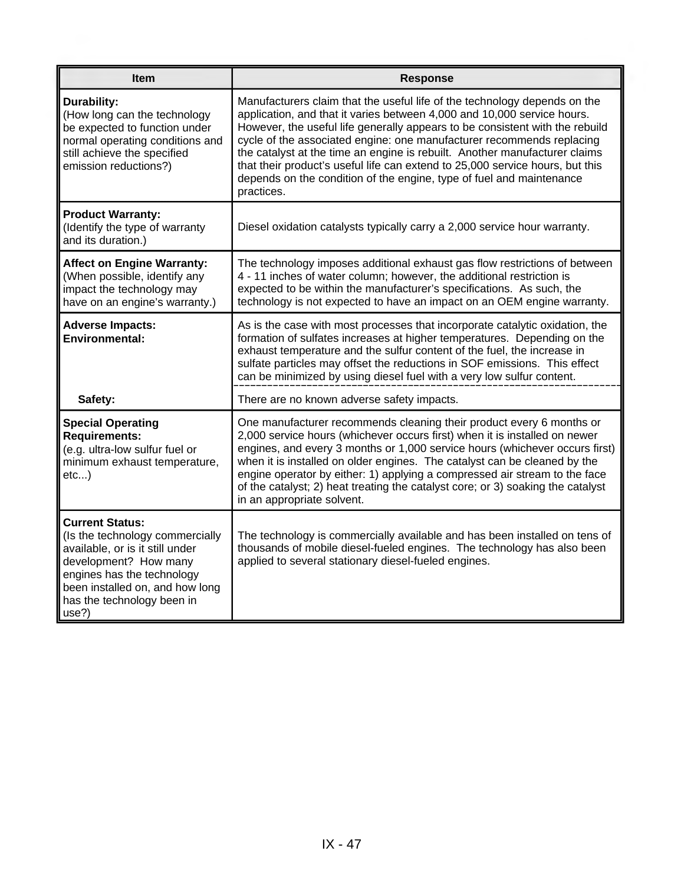| Item | Response |
|---|---|
| **Durability:** (How long can the technology be expected to function under normal operating conditions and still achieve the specified emission reductions?) | Manufacturers claim that the useful life of the technology depends on the application, and that it varies between 4,000 and 10,000 service hours. However, the useful life generally appears to be consistent with the rebuild cycle of the associated engine: one manufacturer recommends replacing the catalyst at the time an engine is rebuilt. Another manufacturer claims that their product's useful life can extend to 25,000 service hours, but this depends on the condition of the engine, type of fuel and maintenance practices. |
| **Product Warranty:** (Identify the type of warranty and its duration.) | Diesel oxidation catalysts typically carry a 2,000 service hour warranty. |
| **Affect on Engine Warranty:** (When possible, identify any impact the technology may have on an engine's warranty.) | The technology imposes additional exhaust gas flow restrictions of between 4 - 11 inches of water column; however, the additional restriction is expected to be within the manufacturer's specifications. As such, the technology is not expected to have an impact on an OEM engine warranty. |
| **Adverse Impacts: Environmental:** | As is the case with most processes that incorporate catalytic oxidation, the formation of sulfates increases at higher temperatures. Depending on the exhaust temperature and the sulfur content of the fuel, the increase in sulfate particles may offset the reductions in SOF emissions. This effect can be minimized by using diesel fuel with a very low sulfur content. |
| **Safety:** | There are no known adverse safety impacts. |
| **Special Operating Requirements:** (e.g. ultra-low sulfur fuel or minimum exhaust temperature, etc...) | One manufacturer recommends cleaning their product every 6 months or 2,000 service hours (whichever occurs first) when it is installed on newer engines, and every 3 months or 1,000 service hours (whichever occurs first) when it is installed on older engines. The catalyst can be cleaned by the engine operator by either: 1) applying a compressed air stream to the face of the catalyst; 2) heat treating the catalyst core; or 3) soaking the catalyst in an appropriate solvent. |
| **Current Status:** (Is the technology commercially available, or is it still under development? How many engines has the technology been installed on, and how long has the technology been in use?) | The technology is commercially available and has been installed on tens of thousands of mobile diesel-fueled engines. The technology has also been applied to several stationary diesel-fueled engines. |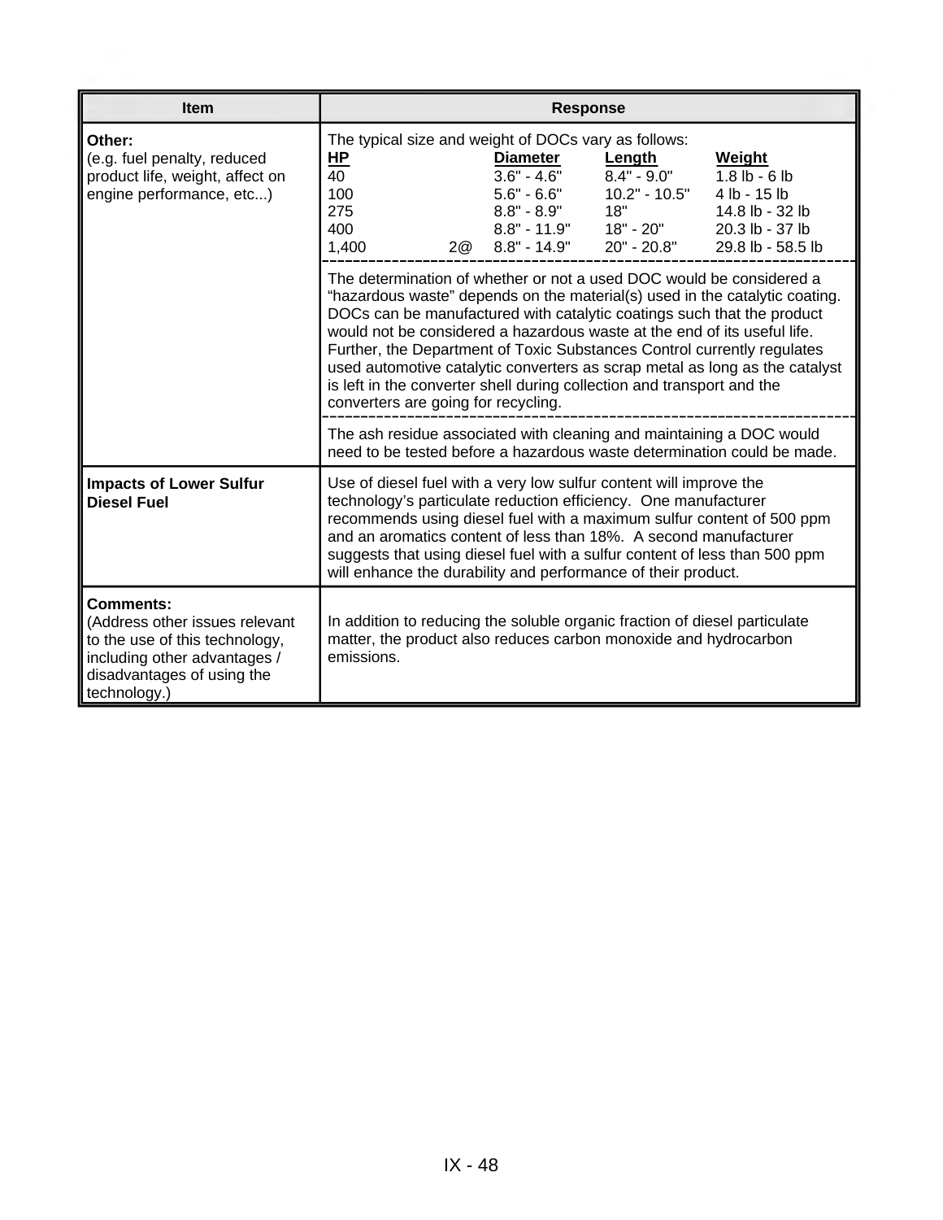| Item | Response |
|---|---|
| **Other:**<br>(e.g. fuel penalty, reduced product life, weight, affect on engine performance, etc...) | The typical size and weight of DOCs vary as follows:<br>**HP** / **Diameter** / **Length** / **Weight**<br>40 / 3.6" - 4.6" / 8.4" - 9.0" / 1.8 lb - 6 lb<br>100 / 5.6" - 6.6" / 10.2" - 10.5" / 4 lb - 15 lb<br>275 / 8.8" - 8.9" / 18" / 14.8 lb - 32 lb<br>400 / 8.8" - 11.9" / 18" - 20" / 20.3 lb - 37 lb<br>1,400 2@ / 8.8" - 14.9" / 20" - 20.8" / 29.8 lb - 58.5 lb<br><br>The determination of whether or not a used DOC would be considered a "hazardous waste" depends on the material(s) used in the catalytic coating. DOCs can be manufactured with catalytic coatings such that the product would not be considered a hazardous waste at the end of its useful life. Further, the Department of Toxic Substances Control currently regulates used automotive catalytic converters as scrap metal as long as the catalyst is left in the converter shell during collection and transport and the converters are going for recycling.<br><br>The ash residue associated with cleaning and maintaining a DOC would need to be tested before a hazardous waste determination could be made. |
| **Impacts of Lower Sulfur Diesel Fuel** | Use of diesel fuel with a very low sulfur content will improve the technology's particulate reduction efficiency. One manufacturer recommends using diesel fuel with a maximum sulfur content of 500 ppm and an aromatics content of less than 18%. A second manufacturer suggests that using diesel fuel with a sulfur content of less than 500 ppm will enhance the durability and performance of their product. |
| **Comments:**<br>(Address other issues relevant to the use of this technology, including other advantages / disadvantages of using the technology.) | In addition to reducing the soluble organic fraction of diesel particulate matter, the product also reduces carbon monoxide and hydrocarbon emissions. |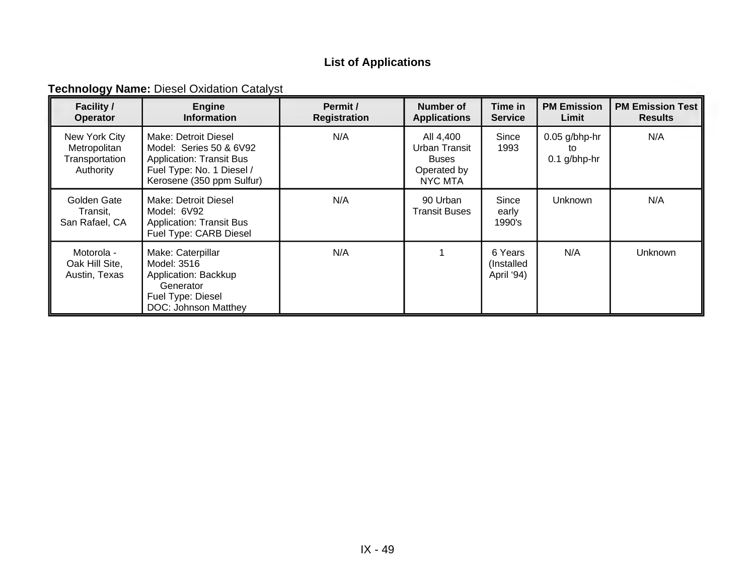## List of Applications

**Technology Name:** Diesel Oxidation Catalyst

| Facility / Operator | Engine Information | Permit / Registration | Number of Applications | Time in Service | PM Emission Limit | PM Emission Test Results |
|---|---|---|---|---|---|---|
| New York City Metropolitan Transportation Authority | Make: Detroit Diesel<br>Model: Series 50 & 6V92<br>Application: Transit Bus<br>Fuel Type: No. 1 Diesel / Kerosene (350 ppm Sulfur) | N/A | All 4,400 Urban Transit Buses Operated by NYC MTA | Since 1993 | 0.05 g/bhp-hr to 0.1 g/bhp-hr | N/A |
| Golden Gate Transit, San Rafael, CA | Make: Detroit Diesel<br>Model: 6V92<br>Application: Transit Bus<br>Fuel Type: CARB Diesel | N/A | 90 Urban Transit Buses | Since early 1990's | Unknown | N/A |
| Motorola - Oak Hill Site, Austin, Texas | Make: Caterpillar<br>Model: 3516<br>Application: Backkup Generator<br>Fuel Type: Diesel<br>DOC: Johnson Matthey | N/A | 1 | 6 Years (Installed April '94) | N/A | Unknown |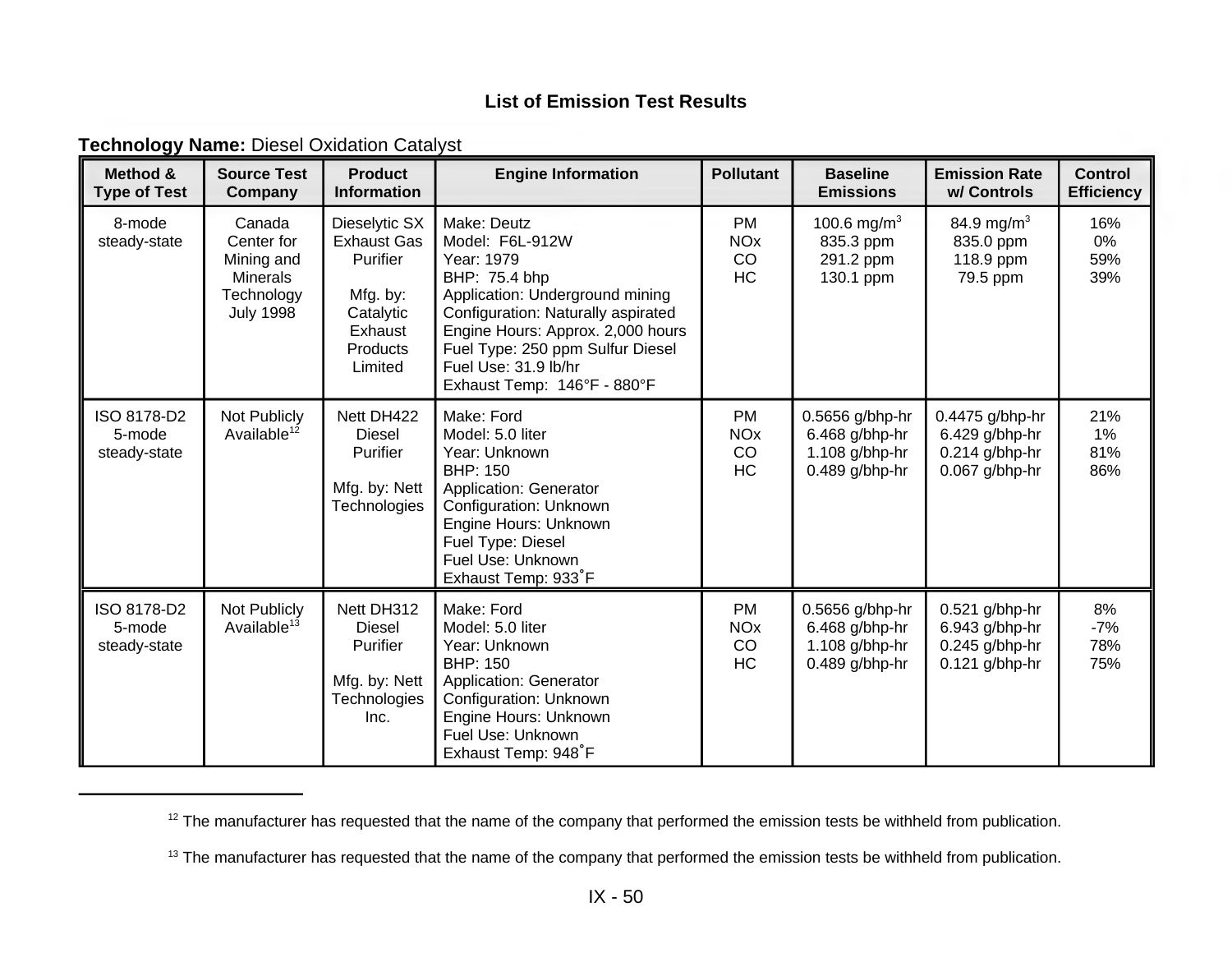## List of Emission Test Results

**Technology Name:** Diesel Oxidation Catalyst

| Method & Type of Test | Source Test Company | Product Information | Engine Information | Pollutant | Baseline Emissions | Emission Rate w/ Controls | Control Efficiency |
|---|---|---|---|---|---|---|---|
| 8-mode steady-state | Canada Center for Mining and Minerals Technology July 1998 | Dieselytic SX Exhaust Gas Purifier<br><br>Mfg. by: Catalytic Exhaust Products Limited | Make: Deutz<br>Model: F6L-912W<br>Year: 1979<br>BHP: 75.4 bhp<br>Application: Underground mining<br>Configuration: Naturally aspirated<br>Engine Hours: Approx. 2,000 hours<br>Fuel Type: 250 ppm Sulfur Diesel<br>Fuel Use: 31.9 lb/hr<br>Exhaust Temp: 146°F - 880°F | PM<br>NOx<br>CO<br>HC | 100.6 $mg/m^3$<br>835.3 ppm<br>291.2 ppm<br>130.1 ppm | 84.9 $mg/m^3$<br>835.0 ppm<br>118.9 ppm<br>79.5 ppm | 16%<br>0%<br>59%<br>39% |
| ISO 8178-D2 5-mode steady-state | Not Publicly Available[12] | Nett DH422 Diesel Purifier<br><br>Mfg. by: Nett Technologies | Make: Ford<br>Model: 5.0 liter<br>Year: Unknown<br>BHP: 150<br>Application: Generator<br>Configuration: Unknown<br>Engine Hours: Unknown<br>Fuel Type: Diesel<br>Fuel Use: Unknown<br>Exhaust Temp: 933˚F | PM<br>NOx<br>CO<br>HC | 0.5656 g/bhp-hr<br>6.468 g/bhp-hr<br>1.108 g/bhp-hr<br>0.489 g/bhp-hr | 0.4475 g/bhp-hr<br>6.429 g/bhp-hr<br>0.214 g/bhp-hr<br>0.067 g/bhp-hr | 21%<br>1%<br>81%<br>86% |
| ISO 8178-D2 5-mode steady-state | Not Publicly Available[13] | Nett DH312 Diesel Purifier<br><br>Mfg. by: Nett Technologies Inc. | Make: Ford<br>Model: 5.0 liter<br>Year: Unknown<br>BHP: 150<br>Application: Generator<br>Configuration: Unknown<br>Engine Hours: Unknown<br>Fuel Use: Unknown<br>Exhaust Temp: 948˚F | PM<br>NOx<br>CO<br>HC | 0.5656 g/bhp-hr<br>6.468 g/bhp-hr<br>1.108 g/bhp-hr<br>0.489 g/bhp-hr | 0.521 g/bhp-hr<br>6.943 g/bhp-hr<br>0.245 g/bhp-hr<br>0.121 g/bhp-hr | 8%<br>-7%<br>78%<br>75% |

[12] The manufacturer has requested that the name of the company that performed the emission tests be withheld from publication.

[13] The manufacturer has requested that the name of the company that performed the emission tests be withheld from publication.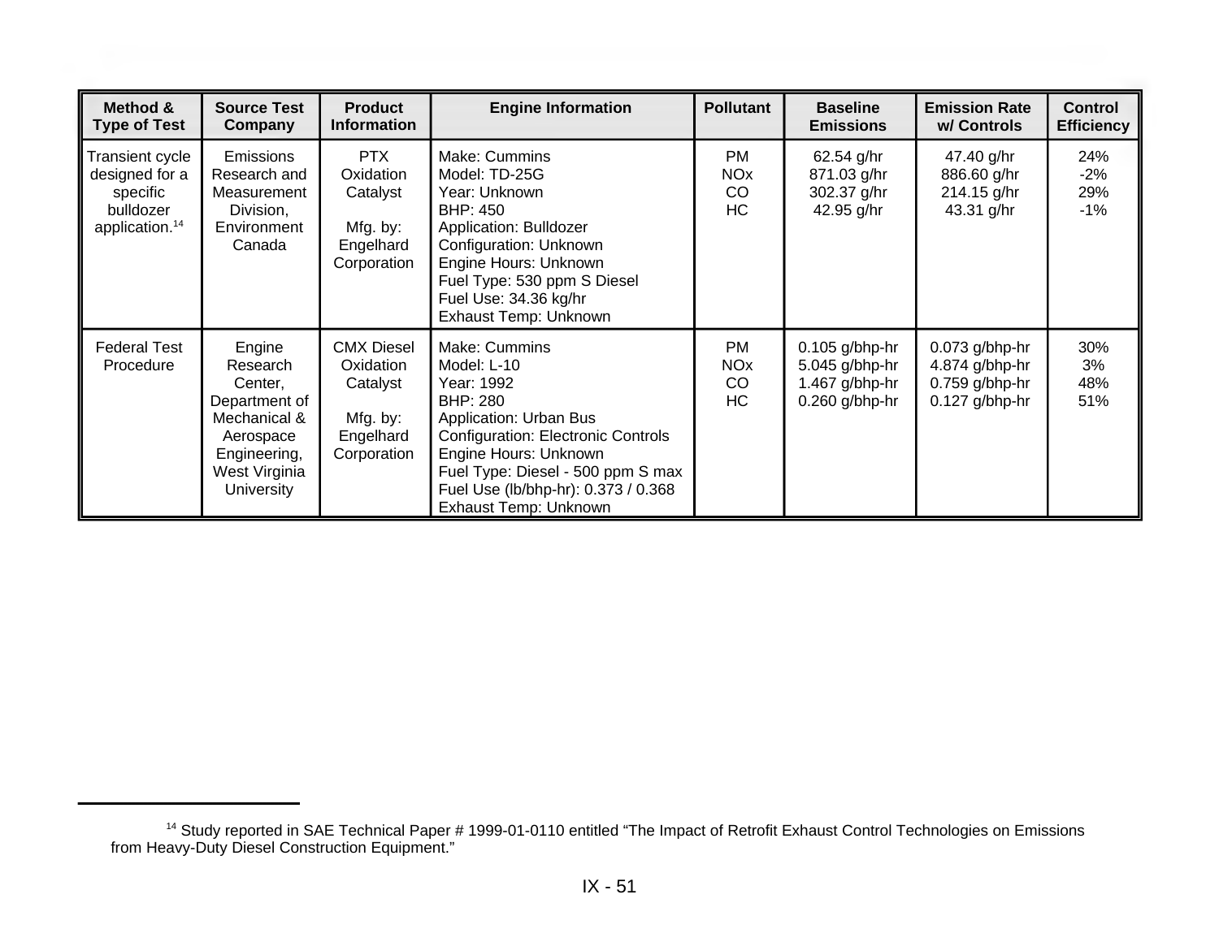| Method & Type of Test | Source Test Company | Product Information | Engine Information | Pollutant | Baseline Emissions | Emission Rate w/ Controls | Control Efficiency |
|---|---|---|---|---|---|---|---|
| Transient cycle designed for a specific bulldozer application.[14] | Emissions Research and Measurement Division, Environment Canada | PTX Oxidation Catalyst<br><br>Mfg. by: Engelhard Corporation | Make: Cummins<br>Model: TD-25G<br>Year: Unknown<br>BHP: 450<br>Application: Bulldozer<br>Configuration: Unknown<br>Engine Hours: Unknown<br>Fuel Type: 530 ppm S Diesel<br>Fuel Use: 34.36 kg/hr<br>Exhaust Temp: Unknown | PM<br>NOx<br>CO<br>HC | 62.54 g/hr<br>871.03 g/hr<br>302.37 g/hr<br>42.95 g/hr | 47.40 g/hr<br>886.60 g/hr<br>214.15 g/hr<br>43.31 g/hr | 24%<br>-2%<br>29%<br>-1% |
| Federal Test Procedure | Engine Research Center, Department of Mechanical & Aerospace Engineering, West Virginia University | CMX Diesel Oxidation Catalyst<br><br>Mfg. by: Engelhard Corporation | Make: Cummins<br>Model: L-10<br>Year: 1992<br>BHP: 280<br>Application: Urban Bus<br>Configuration: Electronic Controls<br>Engine Hours: Unknown<br>Fuel Type: Diesel - 500 ppm S max<br>Fuel Use (lb/bhp-hr): 0.373 / 0.368<br>Exhaust Temp: Unknown | PM<br>NOx<br>CO<br>HC | 0.105 g/bhp-hr<br>5.045 g/bhp-hr<br>1.467 g/bhp-hr<br>0.260 g/bhp-hr | 0.073 g/bhp-hr<br>4.874 g/bhp-hr<br>0.759 g/bhp-hr<br>0.127 g/bhp-hr | 30%<br>3%<br>48%<br>51% |

[14] Study reported in SAE Technical Paper # 1999-01-0110 entitled "The Impact of Retrofit Exhaust Control Technologies on Emissions from Heavy-Duty Diesel Construction Equipment."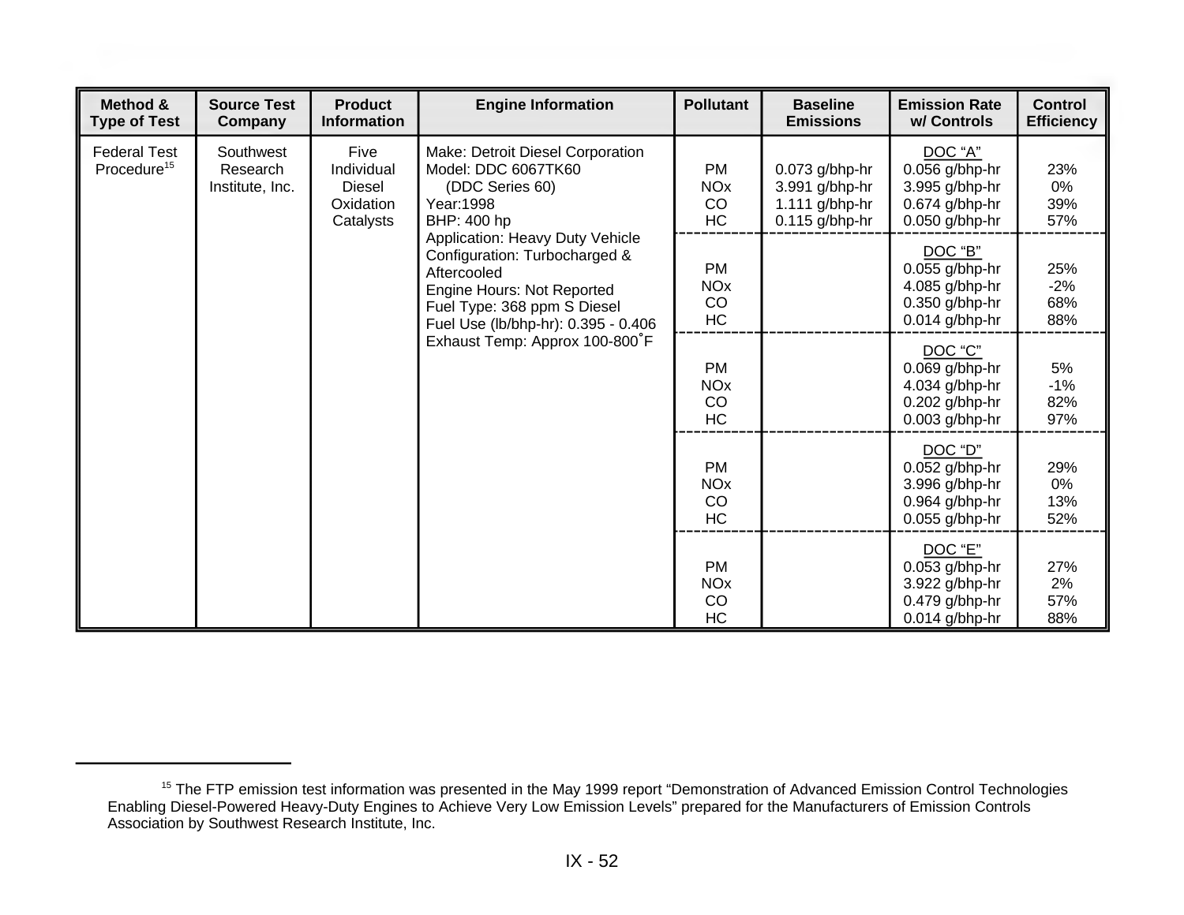| Method & Type of Test | Source Test Company | Product Information | Engine Information | Pollutant | Baseline Emissions | Emission Rate w/ Controls | Control Efficiency |
|---|---|---|---|---|---|---|---|
| Federal Test Procedure[15] | Southwest Research Institute, Inc. | Five Individual Diesel Oxidation Catalysts | Make: Detroit Diesel Corporation<br>Model: DDC 6067TK60 (DDC Series 60)<br>Year:1998<br>BHP: 400 hp<br>Application: Heavy Duty Vehicle<br>Configuration: Turbocharged & Aftercooled<br>Engine Hours: Not Reported<br>Fuel Type: 368 ppm S Diesel<br>Fuel Use (lb/bhp-hr): 0.395 - 0.406<br>Exhaust Temp: Approx 100-800˚F | PM<br>NOx<br>CO<br>HC | 0.073 g/bhp-hr<br>3.991 g/bhp-hr<br>1.111 g/bhp-hr<br>0.115 g/bhp-hr | DOC "A"<br>0.056 g/bhp-hr<br>3.995 g/bhp-hr<br>0.674 g/bhp-hr<br>0.050 g/bhp-hr | 23%<br>0%<br>39%<br>57% |
| | | | | PM<br>NOx<br>CO<br>HC | | DOC "B"<br>0.055 g/bhp-hr<br>4.085 g/bhp-hr<br>0.350 g/bhp-hr<br>0.014 g/bhp-hr | 25%<br>-2%<br>68%<br>88% |
| | | | | PM<br>NOx<br>CO<br>HC | | DOC "C"<br>0.069 g/bhp-hr<br>4.034 g/bhp-hr<br>0.202 g/bhp-hr<br>0.003 g/bhp-hr | 5%<br>-1%<br>82%<br>97% |
| | | | | PM<br>NOx<br>CO<br>HC | | DOC "D"<br>0.052 g/bhp-hr<br>3.996 g/bhp-hr<br>0.964 g/bhp-hr<br>0.055 g/bhp-hr | 29%<br>0%<br>13%<br>52% |
| | | | | PM<br>NOx<br>CO<br>HC | | DOC "E"<br>0.053 g/bhp-hr<br>3.922 g/bhp-hr<br>0.479 g/bhp-hr<br>0.014 g/bhp-hr | 27%<br>2%<br>57%<br>88% |

[15] The FTP emission test information was presented in the May 1999 report "Demonstration of Advanced Emission Control Technologies Enabling Diesel-Powered Heavy-Duty Engines to Achieve Very Low Emission Levels" prepared for the Manufacturers of Emission Controls Association by Southwest Research Institute, Inc.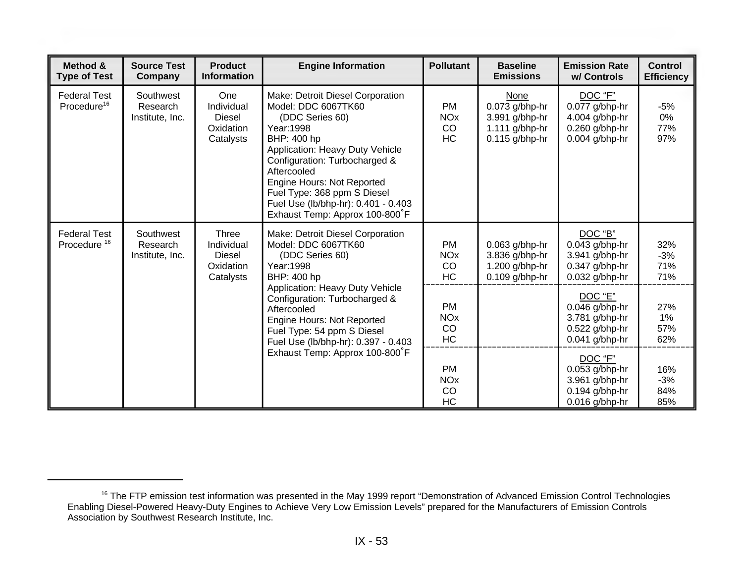| Method & Type of Test | Source Test Company | Product Information | Engine Information | Pollutant | Baseline Emissions | Emission Rate w/ Controls | Control Efficiency |
|---|---|---|---|---|---|---|---|
| Federal Test Procedure[16] | Southwest Research Institute, Inc. | One Individual Diesel Oxidation Catalysts | Make: Detroit Diesel Corporation<br>Model: DDC 6067TK60 (DDC Series 60)<br>Year:1998<br>BHP: 400 hp<br>Application: Heavy Duty Vehicle<br>Configuration: Turbocharged & Aftercooled<br>Engine Hours: Not Reported<br>Fuel Type: 368 ppm S Diesel<br>Fuel Use (lb/bhp-hr): 0.401 - 0.403<br>Exhaust Temp: Approx 100-800˚F | PM<br>NOx<br>CO<br>HC | None<br>0.073 g/bhp-hr<br>3.991 g/bhp-hr<br>1.111 g/bhp-hr<br>0.115 g/bhp-hr | DOC "F"<br>0.077 g/bhp-hr<br>4.004 g/bhp-hr<br>0.260 g/bhp-hr<br>0.004 g/bhp-hr | -5%<br>0%<br>77%<br>97% |
| Federal Test Procedure [16] | Southwest Research Institute, Inc. | Three Individual Diesel Oxidation Catalysts | Make: Detroit Diesel Corporation<br>Model: DDC 6067TK60 (DDC Series 60)<br>Year:1998<br>BHP: 400 hp<br>Application: Heavy Duty Vehicle<br>Configuration: Turbocharged & Aftercooled<br>Engine Hours: Not Reported<br>Fuel Type: 54 ppm S Diesel<br>Fuel Use (lb/bhp-hr): 0.397 - 0.403<br>Exhaust Temp: Approx 100-800˚F | PM<br>NOx<br>CO<br>HC | 0.063 g/bhp-hr<br>3.836 g/bhp-hr<br>1.200 g/bhp-hr<br>0.109 g/bhp-hr | DOC "B"<br>0.043 g/bhp-hr<br>3.941 g/bhp-hr<br>0.347 g/bhp-hr<br>0.032 g/bhp-hr | 32%<br>-3%<br>71%<br>71% |
| | | | | PM<br>NOx<br>CO<br>HC | | DOC "E"<br>0.046 g/bhp-hr<br>3.781 g/bhp-hr<br>0.522 g/bhp-hr<br>0.041 g/bhp-hr | 27%<br>1%<br>57%<br>62% |
| | | | | PM<br>NOx<br>CO<br>HC | | DOC "F"<br>0.053 g/bhp-hr<br>3.961 g/bhp-hr<br>0.194 g/bhp-hr<br>0.016 g/bhp-hr | 16%<br>-3%<br>84%<br>85% |

[16] The FTP emission test information was presented in the May 1999 report "Demonstration of Advanced Emission Control Technologies Enabling Diesel-Powered Heavy-Duty Engines to Achieve Very Low Emission Levels" prepared for the Manufacturers of Emission Controls Association by Southwest Research Institute, Inc.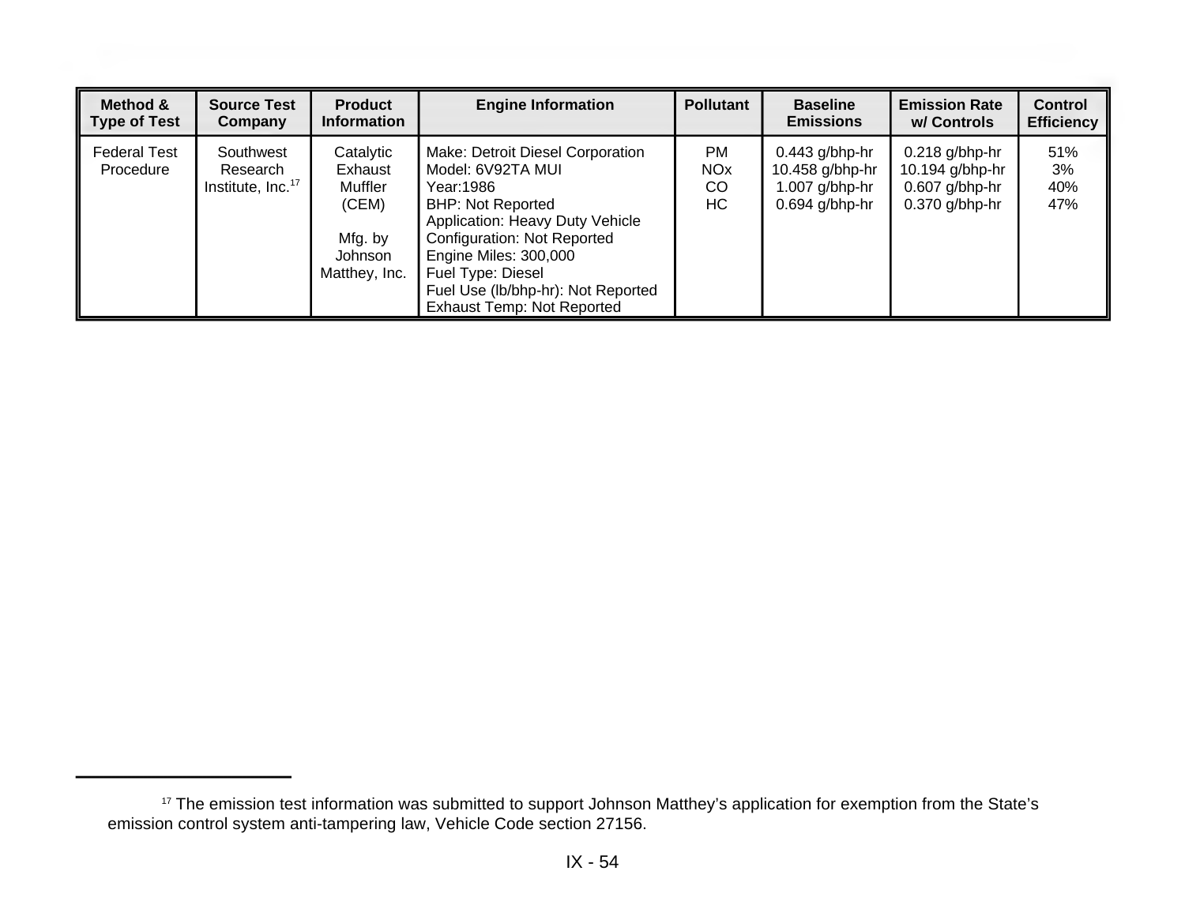| Method & Type of Test | Source Test Company | Product Information | Engine Information | Pollutant | Baseline Emissions | Emission Rate w/ Controls | Control Efficiency |
|---|---|---|---|---|---|---|---|
| Federal Test Procedure | Southwest Research Institute, Inc.[17] | Catalytic Exhaust Muffler (CEM)<br><br>Mfg. by Johnson Matthey, Inc. | Make: Detroit Diesel Corporation<br>Model: 6V92TA MUI<br>Year:1986<br>BHP: Not Reported<br>Application: Heavy Duty Vehicle<br>Configuration: Not Reported<br>Engine Miles: 300,000<br>Fuel Type: Diesel<br>Fuel Use (lb/bhp-hr): Not Reported<br>Exhaust Temp: Not Reported | PM<br>NOx<br>CO<br>HC | 0.443 g/bhp-hr<br>10.458 g/bhp-hr<br>1.007 g/bhp-hr<br>0.694 g/bhp-hr | 0.218 g/bhp-hr<br>10.194 g/bhp-hr<br>0.607 g/bhp-hr<br>0.370 g/bhp-hr | 51%<br>3%<br>40%<br>47% |

[17] The emission test information was submitted to support Johnson Matthey's application for exemption from the State's emission control system anti-tampering law, Vehicle Code section 27156.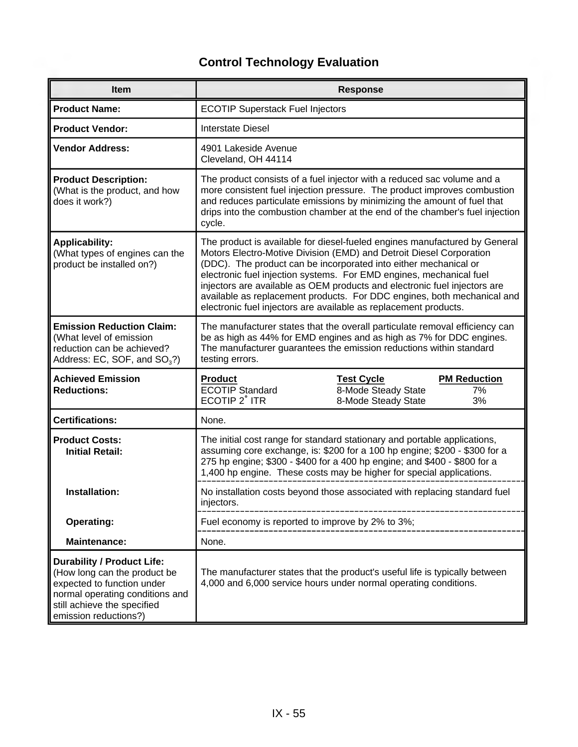# Control Technology Evaluation

| Item | Response |
|---|---|
| **Product Name:** | ECOTIP Superstack Fuel Injectors |
| **Product Vendor:** | Interstate Diesel |
| **Vendor Address:** | 4901 Lakeside Avenue<br>Cleveland, OH 44114 |
| **Product Description:**<br>(What is the product, and how does it work?) | The product consists of a fuel injector with a reduced sac volume and a more consistent fuel injection pressure. The product improves combustion and reduces particulate emissions by minimizing the amount of fuel that drips into the combustion chamber at the end of the chamber's fuel injection cycle. |
| **Applicability:**<br>(What types of engines can the product be installed on?) | The product is available for diesel-fueled engines manufactured by General Motors Electro-Motive Division (EMD) and Detroit Diesel Corporation (DDC). The product can be incorporated into either mechanical or electronic fuel injection systems. For EMD engines, mechanical fuel injectors are available as OEM products and electronic fuel injectors are available as replacement products. For DDC engines, both mechanical and electronic fuel injectors are available as replacement products. |
| **Emission Reduction Claim:**<br>(What level of emission reduction can be achieved? Address: EC, SOF, and $SO_3$?) | The manufacturer states that the overall particulate removal efficiency can be as high as 44% for EMD engines and as high as 7% for DDC engines. The manufacturer guarantees the emission reductions within standard testing errors. |
| **Achieved Emission Reductions:** | **Product** / **Test Cycle** / **PM Reduction**<br>ECOTIP Standard / 8-Mode Steady State / 7%<br>ECOTIP 2° ITR / 8-Mode Steady State / 3% |
| **Certifications:** | None. |
| **Product Costs:**<br>**Initial Retail:** | The initial cost range for standard stationary and portable applications, assuming core exchange, is: $200 for a 100 hp engine; $200 - $300 for a 275 hp engine; $300 - $400 for a 400 hp engine; and $400 - $800 for a 1,400 hp engine. These costs may be higher for special applications. |
| **Installation:** | No installation costs beyond those associated with replacing standard fuel injectors. |
| **Operating:** | Fuel economy is reported to improve by 2% to 3%; |
| **Maintenance:** | None. |
| **Durability / Product Life:**<br>(How long can the product be expected to function under normal operating conditions and still achieve the specified emission reductions?) | The manufacturer states that the product's useful life is typically between 4,000 and 6,000 service hours under normal operating conditions. |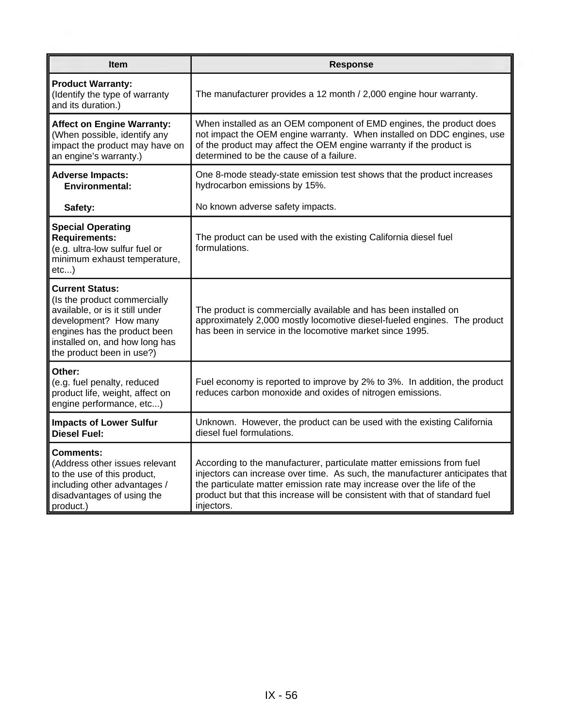| Item | Response |
|---|---|
| **Product Warranty:** (Identify the type of warranty and its duration.) | The manufacturer provides a 12 month / 2,000 engine hour warranty. |
| **Affect on Engine Warranty:** (When possible, identify any impact the product may have on an engine's warranty.) | When installed as an OEM component of EMD engines, the product does not impact the OEM engine warranty. When installed on DDC engines, use of the product may affect the OEM engine warranty if the product is determined to be the cause of a failure. |
| **Adverse Impacts:** **Environmental:** | One 8-mode steady-state emission test shows that the product increases hydrocarbon emissions by 15%. |
| **Safety:** | No known adverse safety impacts. |
| **Special Operating Requirements:** (e.g. ultra-low sulfur fuel or minimum exhaust temperature, etc...) | The product can be used with the existing California diesel fuel formulations. |
| **Current Status:** (Is the product commercially available, or is it still under development? How many engines has the product been installed on, and how long has the product been in use?) | The product is commercially available and has been installed on approximately 2,000 mostly locomotive diesel-fueled engines. The product has been in service in the locomotive market since 1995. |
| **Other:** (e.g. fuel penalty, reduced product life, weight, affect on engine performance, etc...) | Fuel economy is reported to improve by 2% to 3%. In addition, the product reduces carbon monoxide and oxides of nitrogen emissions. |
| **Impacts of Lower Sulfur Diesel Fuel:** | Unknown. However, the product can be used with the existing California diesel fuel formulations. |
| **Comments:** (Address other issues relevant to the use of this product, including other advantages / disadvantages of using the product.) | According to the manufacturer, particulate matter emissions from fuel injectors can increase over time. As such, the manufacturer anticipates that the particulate matter emission rate may increase over the life of the product but that this increase will be consistent with that of standard fuel injectors. |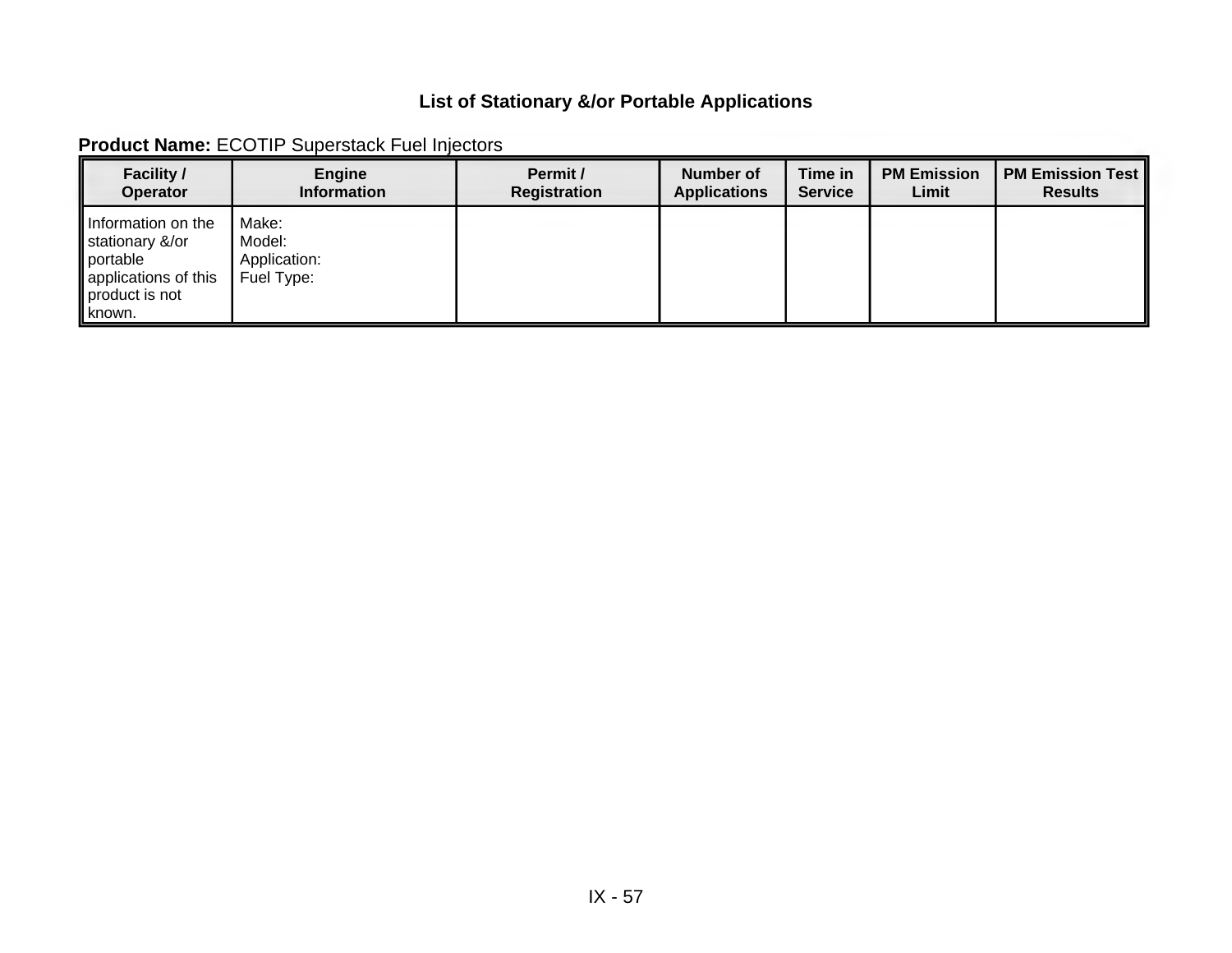## List of Stationary &/or Portable Applications

**Product Name:** ECOTIP Superstack Fuel Injectors

| Facility / Operator | Engine Information | Permit / Registration | Number of Applications | Time in Service | PM Emission Limit | PM Emission Test Results |
|---|---|---|---|---|---|---|
| Information on the stationary &/or portable applications of this product is not known. | Make:<br>Model:<br>Application:<br>Fuel Type: | | | | | |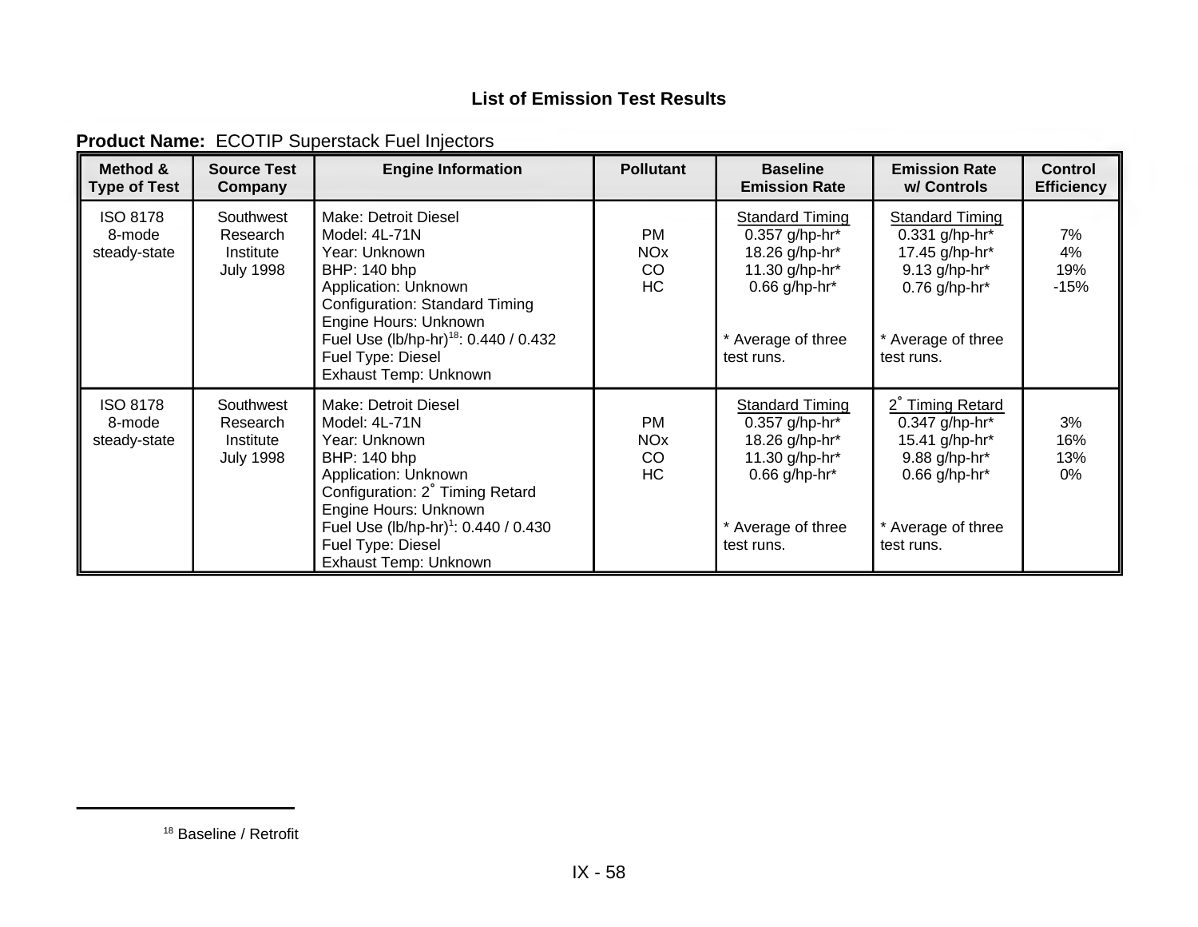**List of Emission Test Results**

**Product Name:** ECOTIP Superstack Fuel Injectors

| Method & Type of Test | Source Test Company | Engine Information | Pollutant | Baseline Emission Rate | Emission Rate w/ Controls | Control Efficiency |
|---|---|---|---|---|---|---|
| ISO 8178 8-mode steady-state | Southwest Research Institute July 1998 | Make: Detroit Diesel<br>Model: 4L-71N<br>Year: Unknown<br>BHP: 140 bhp<br>Application: Unknown<br>Configuration: Standard Timing<br>Engine Hours: Unknown<br>Fuel Use (lb/hp-hr)[18]: 0.440 / 0.432<br>Fuel Type: Diesel<br>Exhaust Temp: Unknown | PM<br>NOx<br>CO<br>HC | Standard Timing<br>0.357 g/hp-hr*<br>18.26 g/hp-hr*<br>11.30 g/hp-hr*<br>0.66 g/hp-hr*<br><br>* Average of three test runs. | Standard Timing<br>0.331 g/hp-hr*<br>17.45 g/hp-hr*<br>9.13 g/hp-hr*<br>0.76 g/hp-hr*<br><br>* Average of three test runs. | 7%<br>4%<br>19%<br>-15% |
| ISO 8178 8-mode steady-state | Southwest Research Institute July 1998 | Make: Detroit Diesel<br>Model: 4L-71N<br>Year: Unknown<br>BHP: 140 bhp<br>Application: Unknown<br>Configuration: 2° Timing Retard<br>Engine Hours: Unknown<br>Fuel Use (lb/hp-hr)[1]: 0.440 / 0.430<br>Fuel Type: Diesel<br>Exhaust Temp: Unknown | PM<br>NOx<br>CO<br>HC | Standard Timing<br>0.357 g/hp-hr*<br>18.26 g/hp-hr*<br>11.30 g/hp-hr*<br>0.66 g/hp-hr*<br><br>* Average of three test runs. | 2° Timing Retard<br>0.347 g/hp-hr*<br>15.41 g/hp-hr*<br>9.88 g/hp-hr*<br>0.66 g/hp-hr*<br><br>* Average of three test runs. | 3%<br>16%<br>13%<br>0% |

[18] Baseline / Retrofit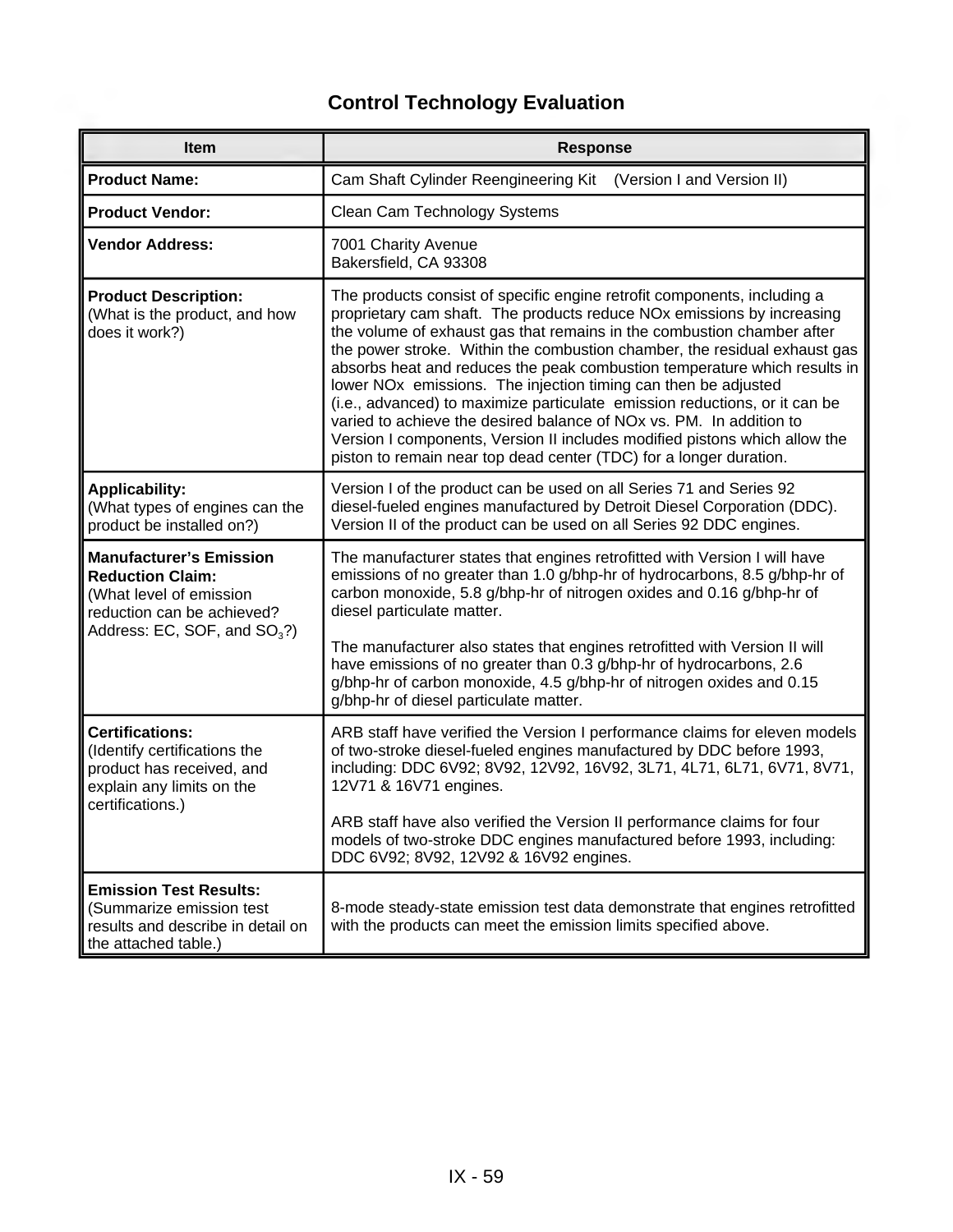# Control Technology Evaluation

| Item | Response |
|---|---|
| **Product Name:** | Cam Shaft Cylinder Reengineering Kit (Version I and Version II) |
| **Product Vendor:** | Clean Cam Technology Systems |
| **Vendor Address:** | 7001 Charity Avenue<br>Bakersfield, CA 93308 |
| **Product Description:**<br>(What is the product, and how does it work?) | The products consist of specific engine retrofit components, including a proprietary cam shaft. The products reduce NOx emissions by increasing the volume of exhaust gas that remains in the combustion chamber after the power stroke. Within the combustion chamber, the residual exhaust gas absorbs heat and reduces the peak combustion temperature which results in lower NOx emissions. The injection timing can then be adjusted (i.e., advanced) to maximize particulate emission reductions, or it can be varied to achieve the desired balance of NOx vs. PM. In addition to Version I components, Version II includes modified pistons which allow the piston to remain near top dead center (TDC) for a longer duration. |
| **Applicability:**<br>(What types of engines can the product be installed on?) | Version I of the product can be used on all Series 71 and Series 92 diesel-fueled engines manufactured by Detroit Diesel Corporation (DDC). Version II of the product can be used on all Series 92 DDC engines. |
| **Manufacturer's Emission Reduction Claim:**<br>(What level of emission reduction can be achieved? Address: EC, SOF, and $SO_3$?) | The manufacturer states that engines retrofitted with Version I will have emissions of no greater than 1.0 g/bhp-hr of hydrocarbons, 8.5 g/bhp-hr of carbon monoxide, 5.8 g/bhp-hr of nitrogen oxides and 0.16 g/bhp-hr of diesel particulate matter.<br><br>The manufacturer also states that engines retrofitted with Version II will have emissions of no greater than 0.3 g/bhp-hr of hydrocarbons, 2.6 g/bhp-hr of carbon monoxide, 4.5 g/bhp-hr of nitrogen oxides and 0.15 g/bhp-hr of diesel particulate matter. |
| **Certifications:**<br>(Identify certifications the product has received, and explain any limits on the certifications.) | ARB staff have verified the Version I performance claims for eleven models of two-stroke diesel-fueled engines manufactured by DDC before 1993, including: DDC 6V92; 8V92, 12V92, 16V92, 3L71, 4L71, 6L71, 6V71, 8V71, 12V71 & 16V71 engines.<br><br>ARB staff have also verified the Version II performance claims for four models of two-stroke DDC engines manufactured before 1993, including: DDC 6V92; 8V92, 12V92 & 16V92 engines. |
| **Emission Test Results:**<br>(Summarize emission test results and describe in detail on the attached table.) | 8-mode steady-state emission test data demonstrate that engines retrofitted with the products can meet the emission limits specified above. |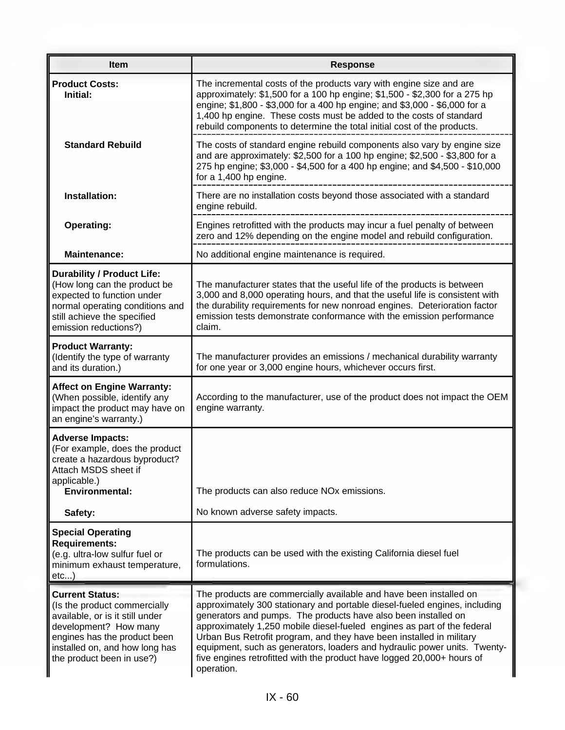| Item | Response |
| --- | --- |
| **Product Costs:** **Initial:** | The incremental costs of the products vary with engine size and are approximately: $1,500 for a 100 hp engine; $1,500 - $2,300 for a 275 hp engine; $1,800 - $3,000 for a 400 hp engine; and $3,000 - $6,000 for a 1,400 hp engine. These costs must be added to the costs of standard rebuild components to determine the total initial cost of the products. |
| **Standard Rebuild** | The costs of standard engine rebuild components also vary by engine size and are approximately: $2,500 for a 100 hp engine; $2,500 - $3,800 for a 275 hp engine; $3,000 - $4,500 for a 400 hp engine; and $4,500 - $10,000 for a 1,400 hp engine. |
| **Installation:** | There are no installation costs beyond those associated with a standard engine rebuild. |
| **Operating:** | Engines retrofitted with the products may incur a fuel penalty of between zero and 12% depending on the engine model and rebuild configuration. |
| **Maintenance:** | No additional engine maintenance is required. |
| **Durability / Product Life:** (How long can the product be expected to function under normal operating conditions and still achieve the specified emission reductions?) | The manufacturer states that the useful life of the products is between 3,000 and 8,000 operating hours, and that the useful life is consistent with the durability requirements for new nonroad engines. Deterioration factor emission tests demonstrate conformance with the emission performance claim. |
| **Product Warranty:** (Identify the type of warranty and its duration.) | The manufacturer provides an emissions / mechanical durability warranty for one year or 3,000 engine hours, whichever occurs first. |
| **Affect on Engine Warranty:** (When possible, identify any impact the product may have on an engine's warranty.) | According to the manufacturer, use of the product does not impact the OEM engine warranty. |
| **Adverse Impacts:** (For example, does the product create a hazardous byproduct? Attach MSDS sheet if applicable.) **Environmental:** | The products can also reduce NOx emissions. |
| **Safety:** | No known adverse safety impacts. |
| **Special Operating Requirements:** (e.g. ultra-low sulfur fuel or minimum exhaust temperature, etc...) | The products can be used with the existing California diesel fuel formulations. |
| **Current Status:** (Is the product commercially available, or is it still under development? How many engines has the product been installed on, and how long has the product been in use?) | The products are commercially available and have been installed on approximately 300 stationary and portable diesel-fueled engines, including generators and pumps. The products have also been installed on approximately 1,250 mobile diesel-fueled engines as part of the federal Urban Bus Retrofit program, and they have been installed in military equipment, such as generators, loaders and hydraulic power units. Twenty-five engines retrofitted with the product have logged 20,000+ hours of operation. |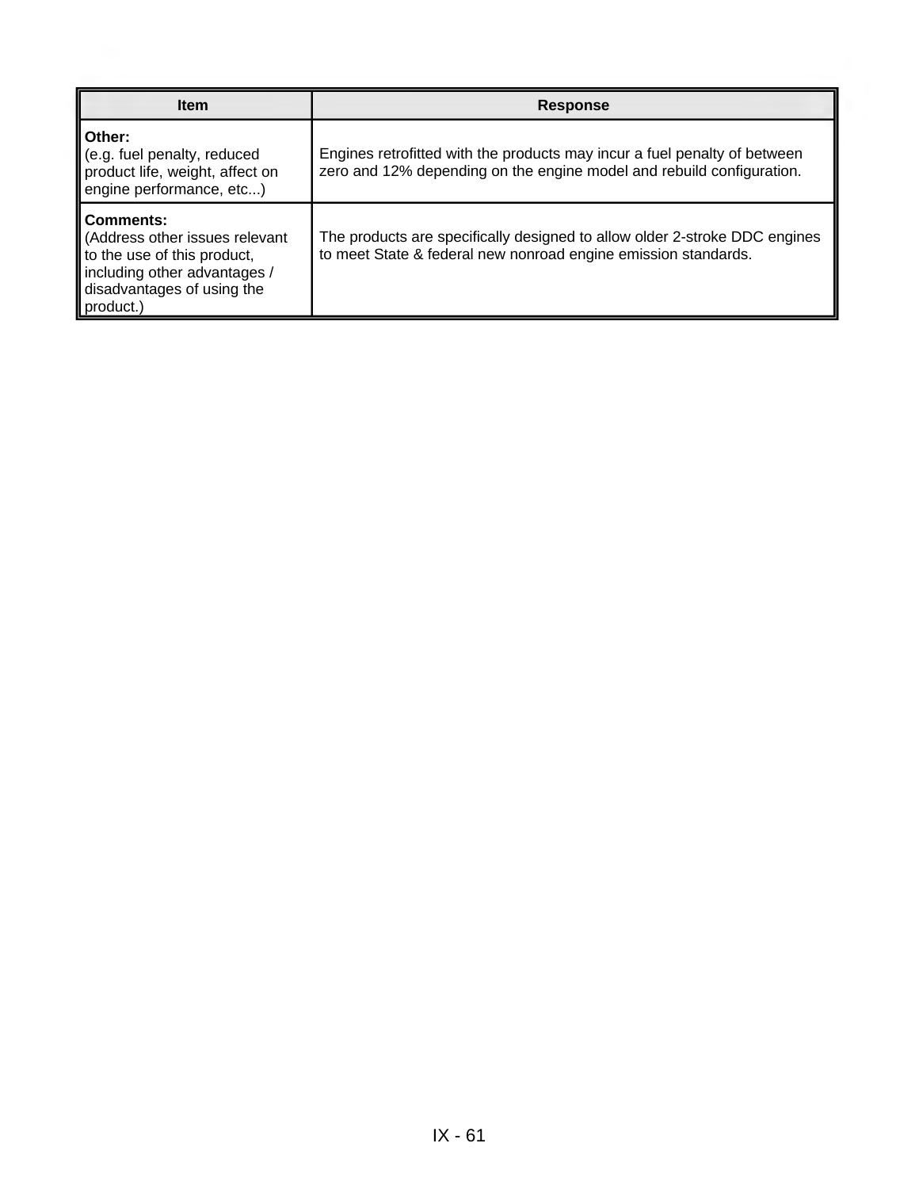| Item | Response |
|---|---|
| **Other:** (e.g. fuel penalty, reduced product life, weight, affect on engine performance, etc...) | Engines retrofitted with the products may incur a fuel penalty of between zero and 12% depending on the engine model and rebuild configuration. |
| **Comments:** (Address other issues relevant to the use of this product, including other advantages / disadvantages of using the product.) | The products are specifically designed to allow older 2-stroke DDC engines to meet State & federal new nonroad engine emission standards. |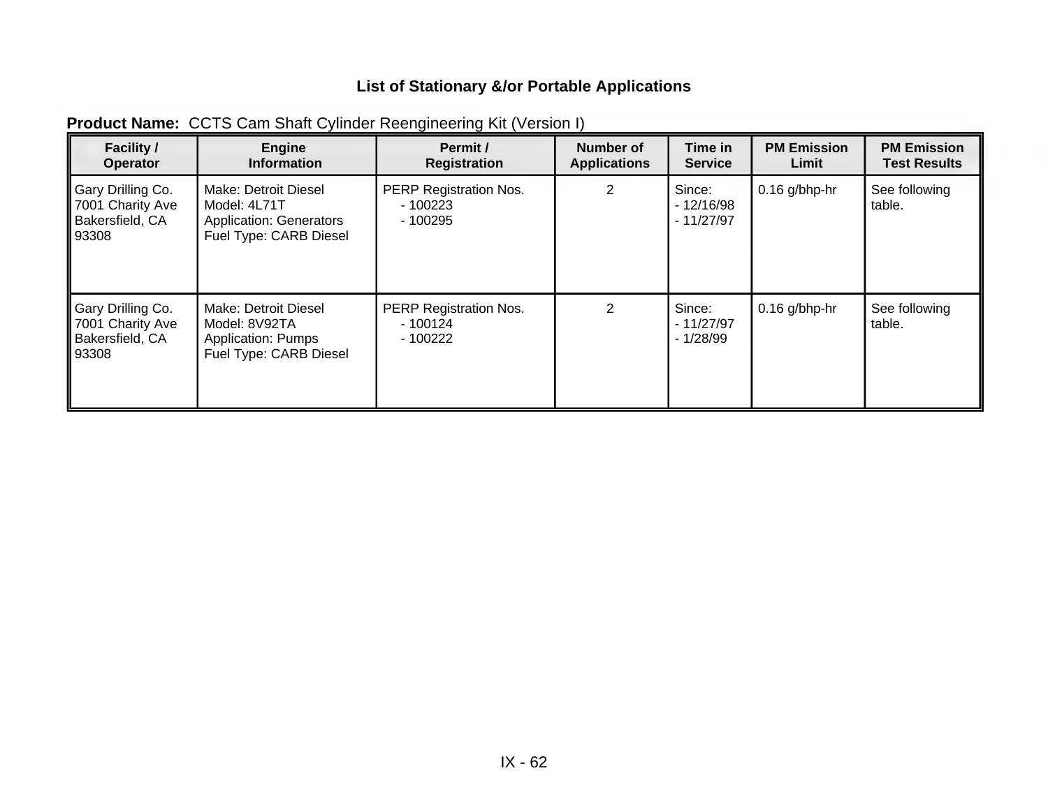## List of Stationary &/or Portable Applications

**Product Name:** CCTS Cam Shaft Cylinder Reengineering Kit (Version I)

| Facility / Operator | Engine Information | Permit / Registration | Number of Applications | Time in Service | PM Emission Limit | PM Emission Test Results |
|---|---|---|---|---|---|---|
| Gary Drilling Co.<br>7001 Charity Ave<br>Bakersfield, CA 93308 | Make: Detroit Diesel<br>Model: 4L71T<br>Application: Generators<br>Fuel Type: CARB Diesel | PERP Registration Nos.<br>- 100223<br>- 100295 | 2 | Since:<br>- 12/16/98<br>- 11/27/97 | 0.16 g/bhp-hr | See following table. |
| Gary Drilling Co.<br>7001 Charity Ave<br>Bakersfield, CA 93308 | Make: Detroit Diesel<br>Model: 8V92TA<br>Application: Pumps<br>Fuel Type: CARB Diesel | PERP Registration Nos.<br>- 100124<br>- 100222 | 2 | Since:<br>- 11/27/97<br>- 1/28/99 | 0.16 g/bhp-hr | See following table. |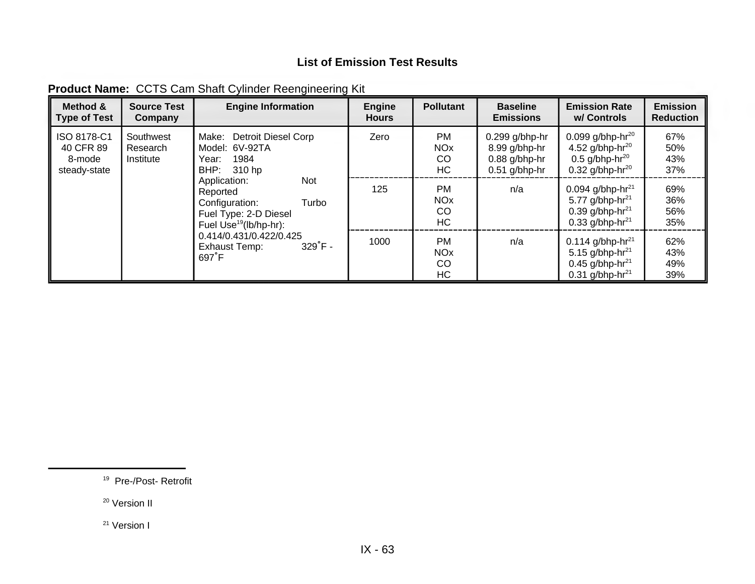## List of Emission Test Results

**Product Name:** CCTS Cam Shaft Cylinder Reengineering Kit

| Method & Type of Test | Source Test Company | Engine Information | Engine Hours | Pollutant | Baseline Emissions | Emission Rate w/ Controls | Emission Reduction |
|---|---|---|---|---|---|---|---|
| ISO 8178-C1 40 CFR 89 8-mode steady-state | Southwest Research Institute | Make: Detroit Diesel Corp<br>Model: 6V-92TA<br>Year: 1984<br>BHP: 310 hp<br>Application: Not Reported<br>Configuration: Turbo<br>Fuel Type: 2-D Diesel<br>Fuel Use[19](lb/hp-hr): 0.414/0.431/0.422/0.425<br>Exhaust Temp: 329˚F - 697˚F | Zero | PM<br>NOx<br>CO<br>HC | 0.299 g/bhp-hr<br>8.99 g/bhp-hr<br>0.88 g/bhp-hr<br>0.51 g/bhp-hr | 0.099 g/bhp-hr[20]<br>4.52 g/bhp-hr[20]<br>0.5 g/bhp-hr[20]<br>0.32 g/bhp-hr[20] | 67%<br>50%<br>43%<br>37% |
| | | | 125 | PM<br>NOx<br>CO<br>HC | n/a | 0.094 g/bhp-hr[21]<br>5.77 g/bhp-hr[21]<br>0.39 g/bhp-hr[21]<br>0.33 g/bhp-hr[21] | 69%<br>36%<br>56%<br>35% |
| | | | 1000 | PM<br>NOx<br>CO<br>HC | n/a | 0.114 g/bhp-hr[21]<br>5.15 g/bhp-hr[21]<br>0.45 g/bhp-hr[21]<br>0.31 g/bhp-hr[21] | 62%<br>43%<br>49%<br>39% |

[19] Pre-/Post- Retrofit

[20] Version II

[21] Version I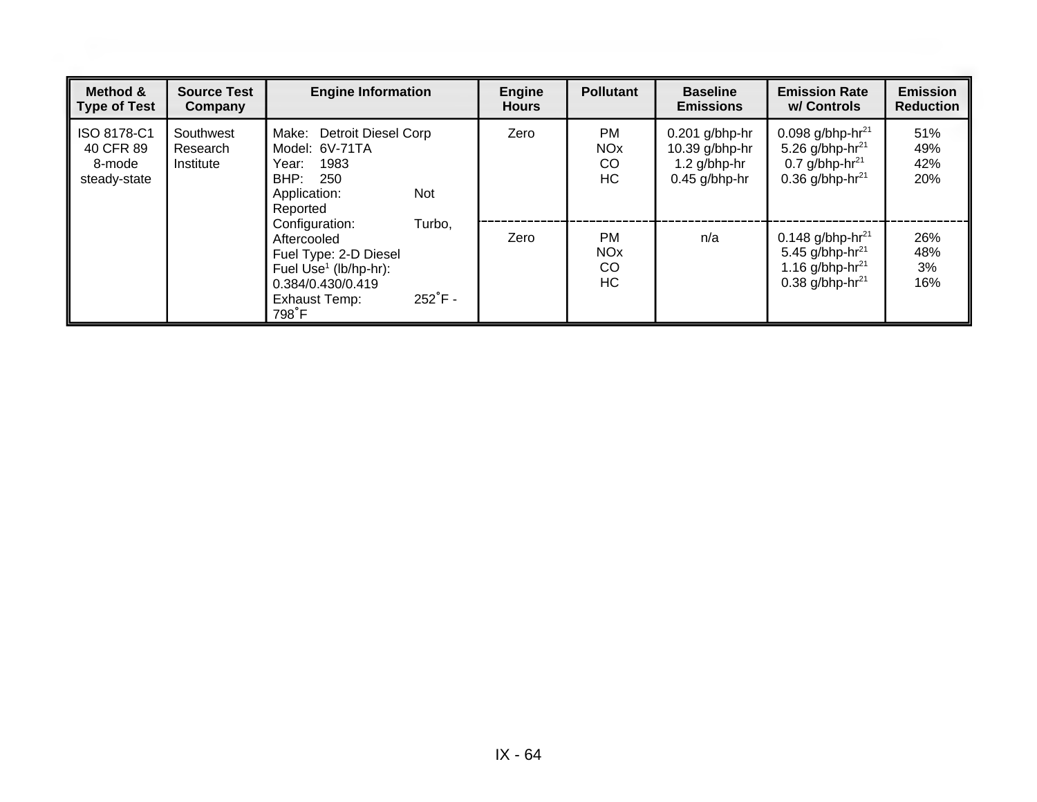| Method & Type of Test | Source Test Company | Engine Information | Engine Hours | Pollutant | Baseline Emissions | Emission Rate w/ Controls | Emission Reduction |
|---|---|---|---|---|---|---|---|
| ISO 8178-C1<br>40 CFR 89<br>8-mode<br>steady-state | Southwest Research Institute | Make: Detroit Diesel Corp<br>Model: 6V-71TA<br>Year: 1983<br>BHP: 250<br>Application: Not Reported<br>Configuration: Turbo, Aftercooled<br>Fuel Type: 2-D Diesel<br>Fuel Use[1] (lb/hp-hr): 0.384/0.430/0.419<br>Exhaust Temp: 252˚F - 798˚F | Zero | PM<br>NOx<br>CO<br>HC | 0.201 g/bhp-hr<br>10.39 g/bhp-hr<br>1.2 g/bhp-hr<br>0.45 g/bhp-hr | 0.098 g/bhp-hr[21]<br>5.26 g/bhp-hr[21]<br>0.7 g/bhp-hr[21]<br>0.36 g/bhp-hr[21] | 51%<br>49%<br>42%<br>20% |
| | | | Zero | PM<br>NOx<br>CO<br>HC | n/a | 0.148 g/bhp-hr[21]<br>5.45 g/bhp-hr[21]<br>1.16 g/bhp-hr[21]<br>0.38 g/bhp-hr[21] | 26%<br>48%<br>3%<br>16% |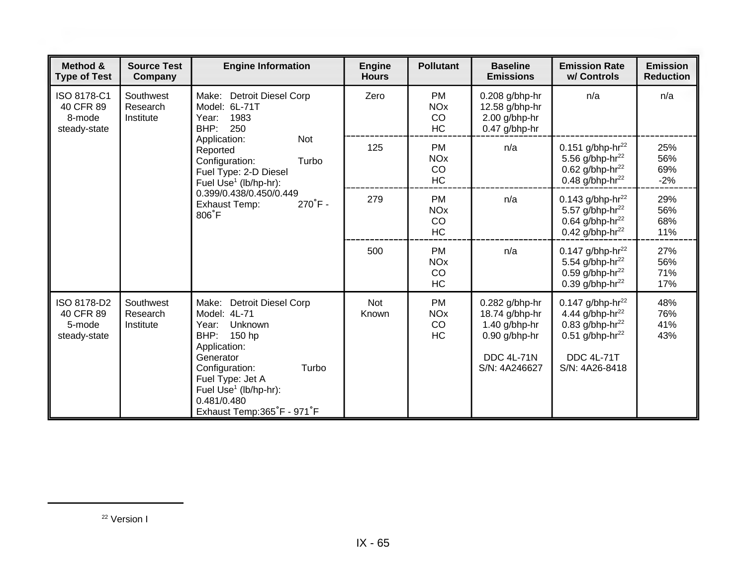| Method & Type of Test | Source Test Company | Engine Information | Engine Hours | Pollutant | Baseline Emissions | Emission Rate w/ Controls | Emission Reduction |
|---|---|---|---|---|---|---|---|
| ISO 8178-C1 40 CFR 89 8-mode steady-state | Southwest Research Institute | Make: Detroit Diesel Corp<br>Model: 6L-71T<br>Year: 1983<br>BHP: 250<br>Application: Not Reported<br>Configuration: Turbo<br>Fuel Type: 2-D Diesel<br>Fuel Use[1] (lb/hp-hr): 0.399/0.438/0.450/0.449<br>Exhaust Temp: 270˚F - 806˚F | Zero | PM<br>NOx<br>CO<br>HC | 0.208 g/bhp-hr<br>12.58 g/bhp-hr<br>2.00 g/bhp-hr<br>0.47 g/bhp-hr | n/a | n/a |
| | | | 125 | PM<br>NOx<br>CO<br>HC | n/a | 0.151 g/bhp-hr[22]<br>5.56 g/bhp-hr[22]<br>0.62 g/bhp-hr[22]<br>0.48 g/bhp-hr[22] | 25%<br>56%<br>69%<br>-2% |
| | | | 279 | PM<br>NOx<br>CO<br>HC | n/a | 0.143 g/bhp-hr[22]<br>5.57 g/bhp-hr[22]<br>0.64 g/bhp-hr[22]<br>0.42 g/bhp-hr[22] | 29%<br>56%<br>68%<br>11% |
| | | | 500 | PM<br>NOx<br>CO<br>HC | n/a | 0.147 g/bhp-hr[22]<br>5.54 g/bhp-hr[22]<br>0.59 g/bhp-hr[22]<br>0.39 g/bhp-hr[22] | 27%<br>56%<br>71%<br>17% |
| ISO 8178-D2 40 CFR 89 5-mode steady-state | Southwest Research Institute | Make: Detroit Diesel Corp<br>Model: 4L-71<br>Year: Unknown<br>BHP: 150 hp<br>Application: Generator<br>Configuration: Turbo<br>Fuel Type: Jet A<br>Fuel Use[1] (lb/hp-hr): 0.481/0.480<br>Exhaust Temp:365˚F - 971˚F | Not Known | PM<br>NOx<br>CO<br>HC | 0.282 g/bhp-hr<br>18.74 g/bhp-hr<br>1.40 g/bhp-hr<br>0.90 g/bhp-hr<br><br>DDC 4L-71N<br>S/N: 4A246627 | 0.147 g/bhp-hr[22]<br>4.44 g/bhp-hr[22]<br>0.83 g/bhp-hr[22]<br>0.51 g/bhp-hr[22]<br><br>DDC 4L-71T<br>S/N: 4A26-8418 | 48%<br>76%<br>41%<br>43% |

[22] Version I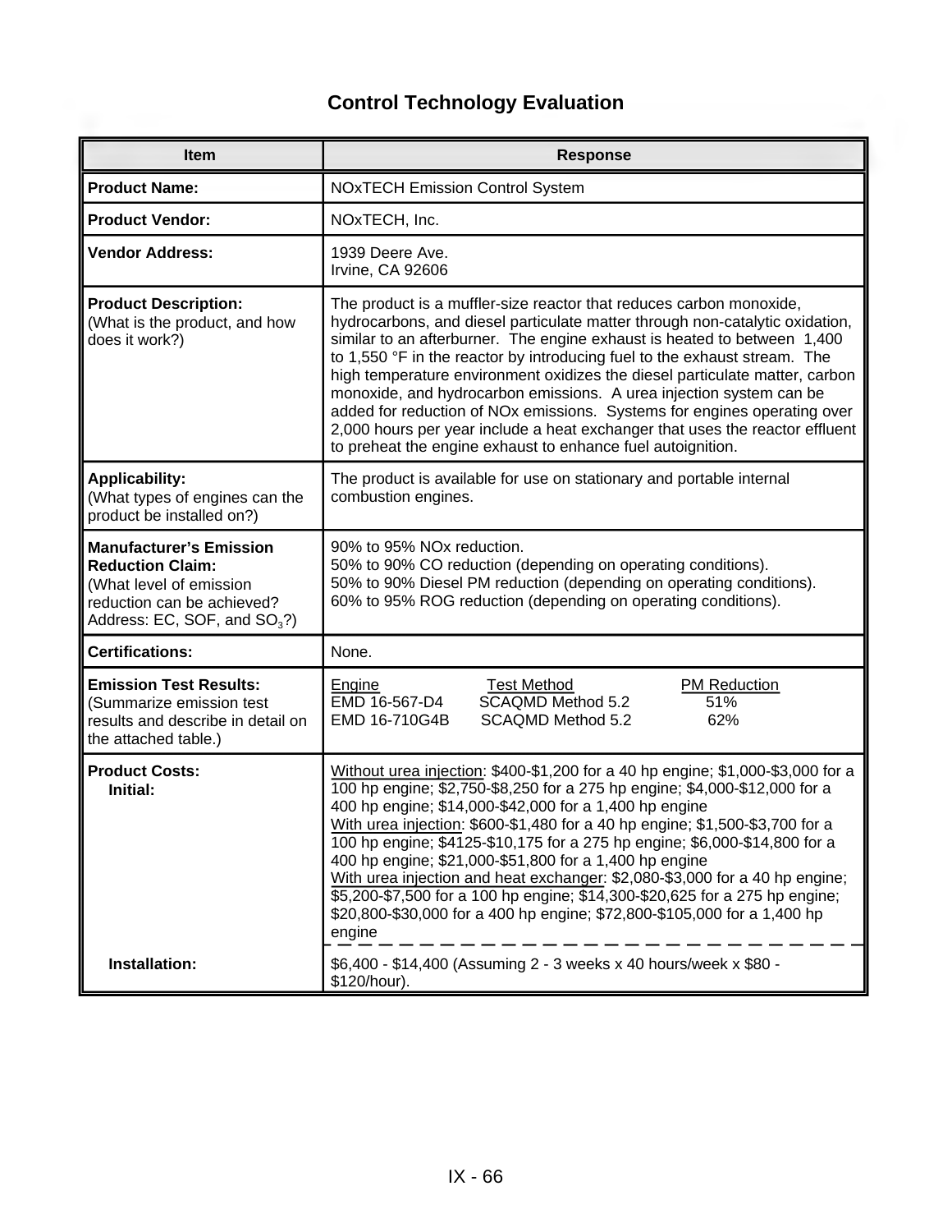# Control Technology Evaluation

| Item | Response |
|---|---|
| **Product Name:** | NOxTECH Emission Control System |
| **Product Vendor:** | NOxTECH, Inc. |
| **Vendor Address:** | 1939 Deere Ave.<br>Irvine, CA 92606 |
| **Product Description:**<br>(What is the product, and how does it work?) | The product is a muffler-size reactor that reduces carbon monoxide, hydrocarbons, and diesel particulate matter through non-catalytic oxidation, similar to an afterburner. The engine exhaust is heated to between 1,400 to 1,550 °F in the reactor by introducing fuel to the exhaust stream. The high temperature environment oxidizes the diesel particulate matter, carbon monoxide, and hydrocarbon emissions. A urea injection system can be added for reduction of NOx emissions. Systems for engines operating over 2,000 hours per year include a heat exchanger that uses the reactor effluent to preheat the engine exhaust to enhance fuel autoignition. |
| **Applicability:**<br>(What types of engines can the product be installed on?) | The product is available for use on stationary and portable internal combustion engines. |
| **Manufacturer's Emission Reduction Claim:**<br>(What level of emission reduction can be achieved? Address: EC, SOF, and $SO_3$?) | 90% to 95% NOx reduction.<br>50% to 90% CO reduction (depending on operating conditions).<br>50% to 90% Diesel PM reduction (depending on operating conditions).<br>60% to 95% ROG reduction (depending on operating conditions). |
| **Certifications:** | None. |
| **Emission Test Results:**<br>(Summarize emission test results and describe in detail on the attached table.) | <u>Engine</u> — <u>Test Method</u> — <u>PM Reduction</u><br>EMD 16-567-D4 — SCAQMD Method 5.2 — 51%<br>EMD 16-710G4B — SCAQMD Method 5.2 — 62% |
| **Product Costs:**<br>**Initial:** | <u>Without urea injection</u>: $400-$1,200 for a 40 hp engine; $1,000-$3,000 for a 100 hp engine; $2,750-$8,250 for a 275 hp engine; $4,000-$12,000 for a 400 hp engine; $14,000-$42,000 for a 1,400 hp engine<br><u>With urea injection</u>: $600-$1,480 for a 40 hp engine; $1,500-$3,700 for a 100 hp engine; $4125-$10,175 for a 275 hp engine; $6,000-$14,800 for a 400 hp engine; $21,000-$51,800 for a 1,400 hp engine<br><u>With urea injection and heat exchanger</u>: $2,080-$3,000 for a 40 hp engine; $5,200-$7,500 for a 100 hp engine; $14,300-$20,625 for a 275 hp engine; $20,800-$30,000 for a 400 hp engine; $72,800-$105,000 for a 1,400 hp engine |
| **Installation:** | $6,400 - $14,400 (Assuming 2 - 3 weeks x 40 hours/week x $80 - $120/hour). |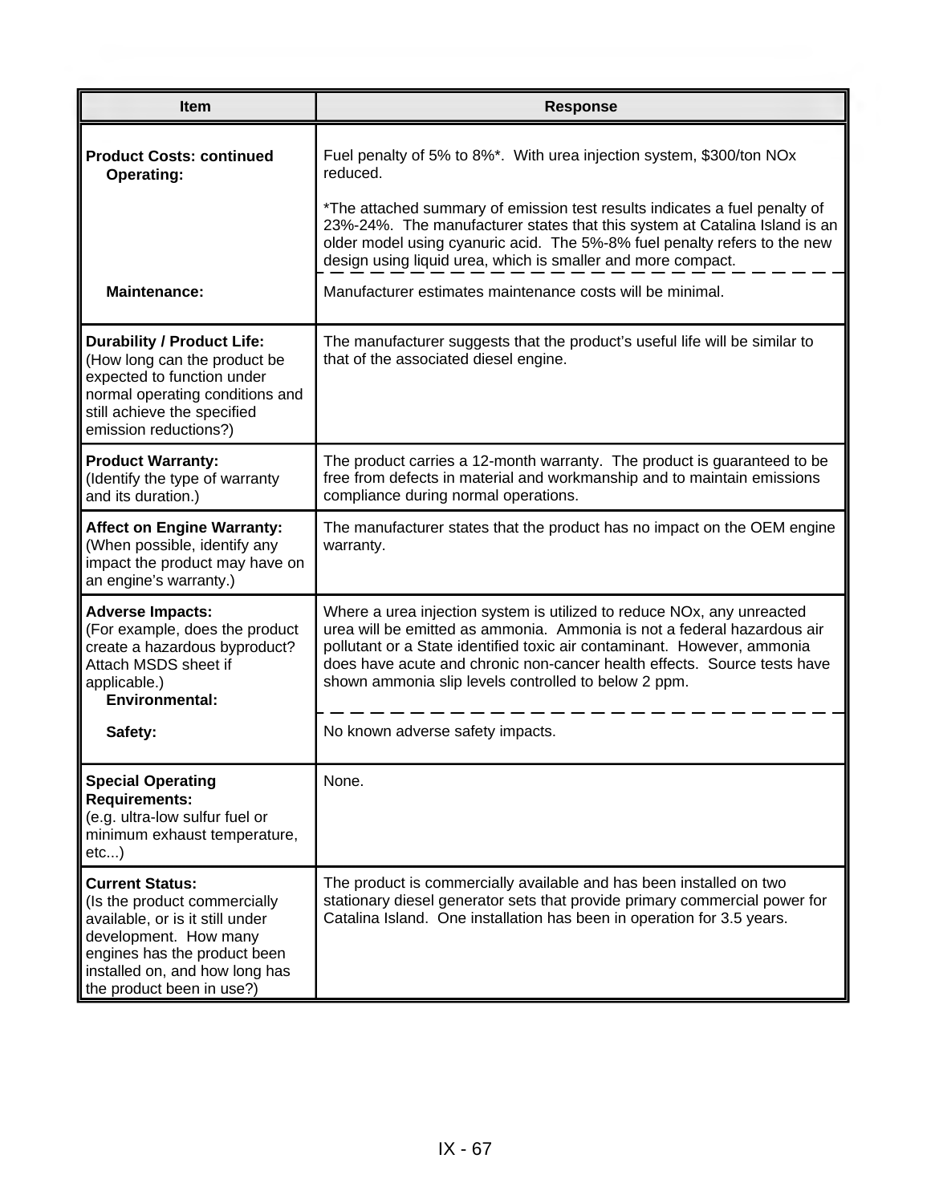| Item | Response |
|---|---|
| **Product Costs: continued** **Operating:** | Fuel penalty of 5% to 8%*. With urea injection system, $300/ton NOx reduced. *The attached summary of emission test results indicates a fuel penalty of 23%-24%. The manufacturer states that this system at Catalina Island is an older model using cyanuric acid. The 5%-8% fuel penalty refers to the new design using liquid urea, which is smaller and more compact. |
| **Maintenance:** | Manufacturer estimates maintenance costs will be minimal. |
| **Durability / Product Life:** (How long can the product be expected to function under normal operating conditions and still achieve the specified emission reductions?) | The manufacturer suggests that the product's useful life will be similar to that of the associated diesel engine. |
| **Product Warranty:** (Identify the type of warranty and its duration.) | The product carries a 12-month warranty. The product is guaranteed to be free from defects in material and workmanship and to maintain emissions compliance during normal operations. |
| **Affect on Engine Warranty:** (When possible, identify any impact the product may have on an engine's warranty.) | The manufacturer states that the product has no impact on the OEM engine warranty. |
| **Adverse Impacts:** (For example, does the product create a hazardous byproduct? Attach MSDS sheet if applicable.) **Environmental:** | Where a urea injection system is utilized to reduce NOx, any unreacted urea will be emitted as ammonia. Ammonia is not a federal hazardous air pollutant or a State identified toxic air contaminant. However, ammonia does have acute and chronic non-cancer health effects. Source tests have shown ammonia slip levels controlled to below 2 ppm. |
| **Safety:** | No known adverse safety impacts. |
| **Special Operating Requirements:** (e.g. ultra-low sulfur fuel or minimum exhaust temperature, etc...) | None. |
| **Current Status:** (Is the product commercially available, or is it still under development. How many engines has the product been installed on, and how long has the product been in use?) | The product is commercially available and has been installed on two stationary diesel generator sets that provide primary commercial power for Catalina Island. One installation has been in operation for 3.5 years. |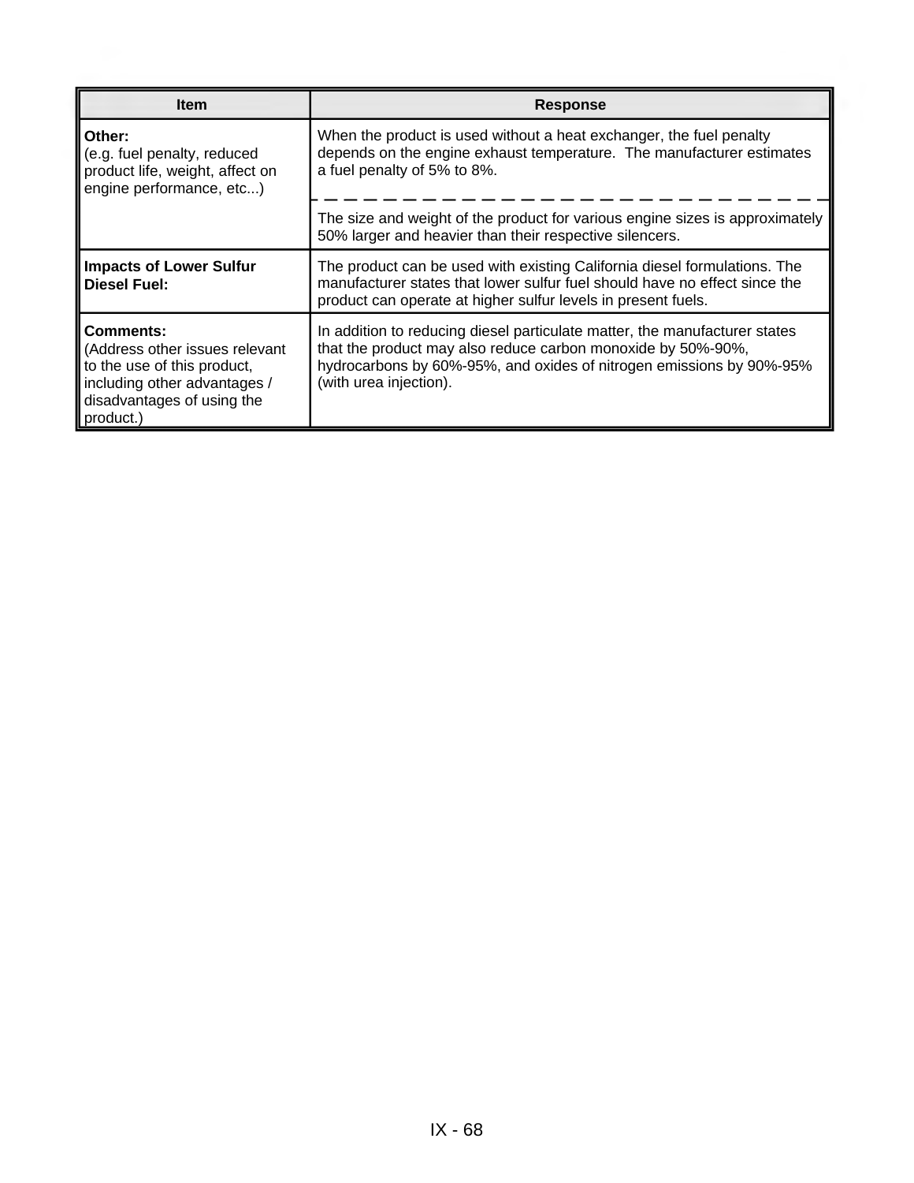| Item | Response |
| --- | --- |
| **Other:** (e.g. fuel penalty, reduced product life, weight, affect on engine performance, etc...) | When the product is used without a heat exchanger, the fuel penalty depends on the engine exhaust temperature. The manufacturer estimates a fuel penalty of 5% to 8%. |
| | The size and weight of the product for various engine sizes is approximately 50% larger and heavier than their respective silencers. |
| **Impacts of Lower Sulfur Diesel Fuel:** | The product can be used with existing California diesel formulations. The manufacturer states that lower sulfur fuel should have no effect since the product can operate at higher sulfur levels in present fuels. |
| **Comments:** (Address other issues relevant to the use of this product, including other advantages / disadvantages of using the product.) | In addition to reducing diesel particulate matter, the manufacturer states that the product may also reduce carbon monoxide by 50%-90%, hydrocarbons by 60%-95%, and oxides of nitrogen emissions by 90%-95% (with urea injection). |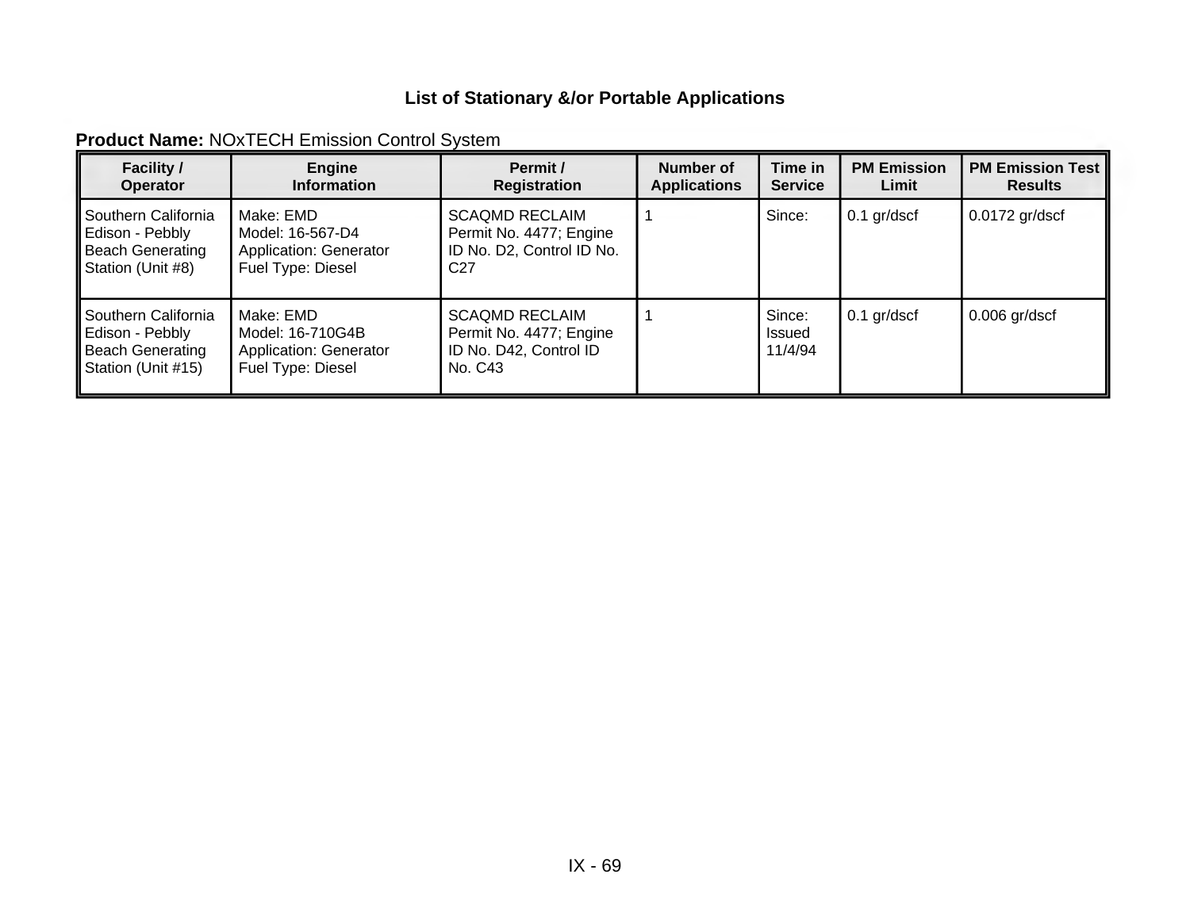### List of Stationary &/or Portable Applications

**Product Name:** NOxTECH Emission Control System

| Facility / Operator | Engine Information | Permit / Registration | Number of Applications | Time in Service | PM Emission Limit | PM Emission Test Results |
|---|---|---|---|---|---|---|
| Southern California Edison - Pebbly Beach Generating Station (Unit #8) | Make: EMD<br>Model: 16-567-D4<br>Application: Generator<br>Fuel Type: Diesel | SCAQMD RECLAIM Permit No. 4477; Engine ID No. D2, Control ID No. C27 | 1 | Since: | 0.1 gr/dscf | 0.0172 gr/dscf |
| Southern California Edison - Pebbly Beach Generating Station (Unit #15) | Make: EMD<br>Model: 16-710G4B<br>Application: Generator<br>Fuel Type: Diesel | SCAQMD RECLAIM Permit No. 4477; Engine ID No. D42, Control ID No. C43 | 1 | Since: Issued 11/4/94 | 0.1 gr/dscf | 0.006 gr/dscf |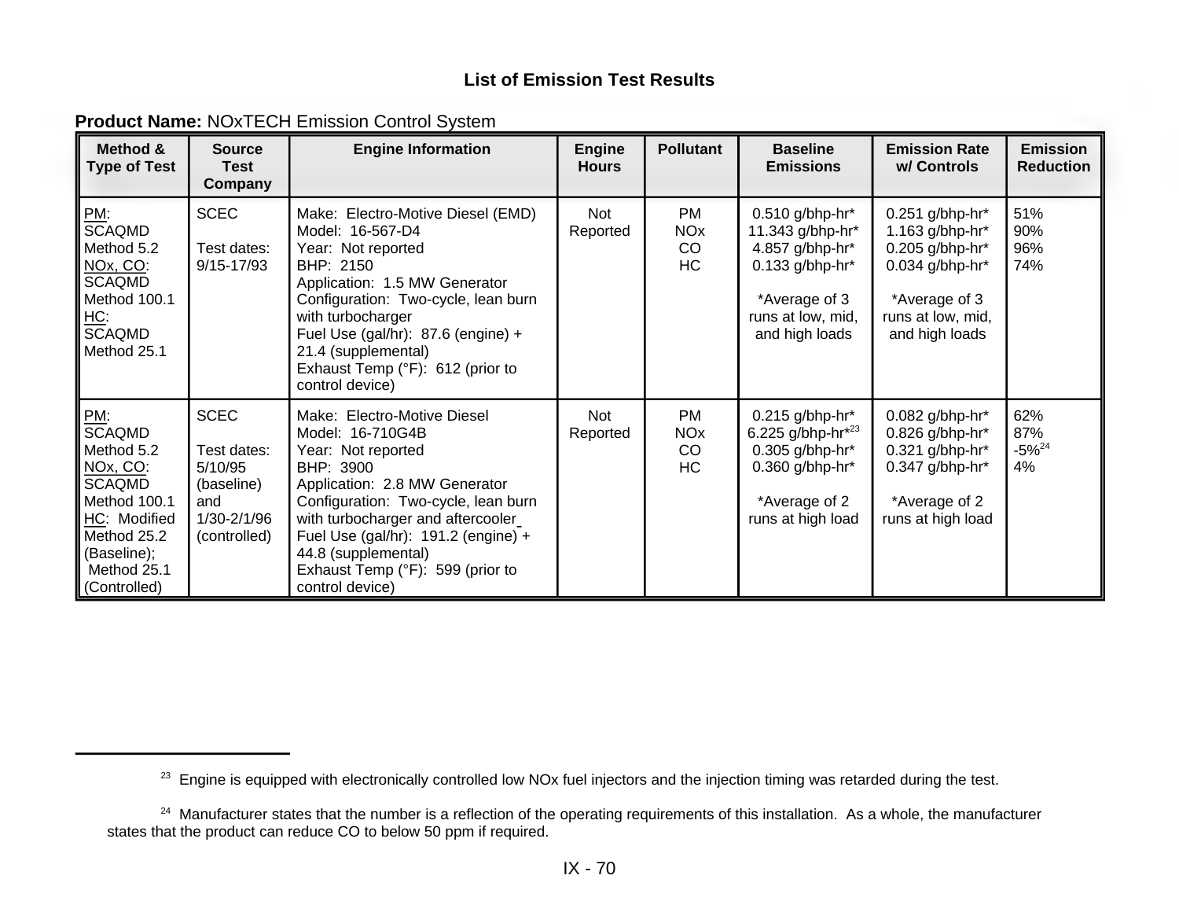### List of Emission Test Results

**Product Name:** NOxTECH Emission Control System

| Method & Type of Test | Source Test Company | Engine Information | Engine Hours | Pollutant | Baseline Emissions | Emission Rate w/ Controls | Emission Reduction |
|---|---|---|---|---|---|---|---|
| PM: SCAQMD Method 5.2<br>NOx, CO: SCAQMD Method 100.1<br>HC: SCAQMD Method 25.1 | SCEC<br><br>Test dates: 9/15-17/93 | Make: Electro-Motive Diesel (EMD)<br>Model: 16-567-D4<br>Year: Not reported<br>BHP: 2150<br>Application: 1.5 MW Generator<br>Configuration: Two-cycle, lean burn with turbocharger<br>Fuel Use (gal/hr): 87.6 (engine) + 21.4 (supplemental)<br>Exhaust Temp (°F): 612 (prior to control device) | Not Reported | PM<br>NOx<br>CO<br>HC | 0.510 g/bhp-hr*<br>11.343 g/bhp-hr*<br>4.857 g/bhp-hr*<br>0.133 g/bhp-hr*<br><br>*Average of 3 runs at low, mid, and high loads | 0.251 g/bhp-hr*<br>1.163 g/bhp-hr*<br>0.205 g/bhp-hr*<br>0.034 g/bhp-hr*<br><br>*Average of 3 runs at low, mid, and high loads | 51%<br>90%<br>96%<br>74% |
| PM: SCAQMD Method 5.2<br>NOx, CO: SCAQMD Method 100.1<br>HC: Modified Method 25.2 (Baseline);<br>Method 25.1 (Controlled) | SCEC<br><br>Test dates: 5/10/95 (baseline) and 1/30-2/1/96 (controlled) | Make: Electro-Motive Diesel<br>Model: 16-710G4B<br>Year: Not reported<br>BHP: 3900<br>Application: 2.8 MW Generator<br>Configuration: Two-cycle, lean burn with turbocharger and aftercooler<br>Fuel Use (gal/hr): 191.2 (engine) + 44.8 (supplemental)<br>Exhaust Temp (°F): 599 (prior to control device) | Not Reported | PM<br>NOx<br>CO<br>HC | 0.215 g/bhp-hr*<br>6.225 g/bhp-hr*[23]<br>0.305 g/bhp-hr*<br>0.360 g/bhp-hr*<br><br>*Average of 2 runs at high load | 0.082 g/bhp-hr*<br>0.826 g/bhp-hr*<br>0.321 g/bhp-hr*<br>0.347 g/bhp-hr*<br><br>*Average of 2 runs at high load | 62%<br>87%<br>-5%[24]<br>4% |

---

[23] Engine is equipped with electronically controlled low NOx fuel injectors and the injection timing was retarded during the test.

[24] Manufacturer states that the number is a reflection of the operating requirements of this installation. As a whole, the manufacturer states that the product can reduce CO to below 50 ppm if required.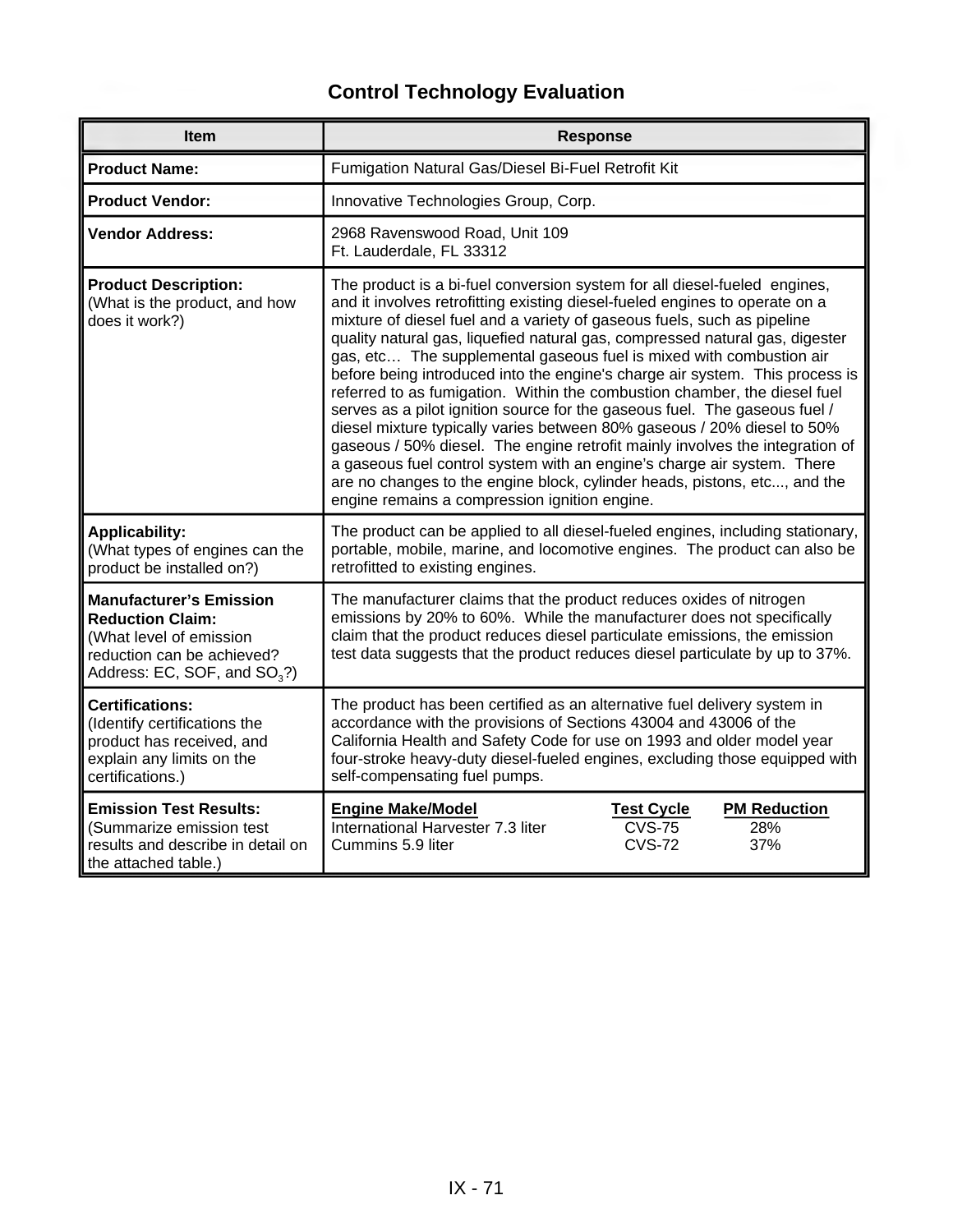## Control Technology Evaluation

| Item | Response |
|---|---|
| **Product Name:** | Fumigation Natural Gas/Diesel Bi-Fuel Retrofit Kit |
| **Product Vendor:** | Innovative Technologies Group, Corp. |
| **Vendor Address:** | 2968 Ravenswood Road, Unit 109<br>Ft. Lauderdale, FL 33312 |
| **Product Description:**<br>(What is the product, and how does it work?) | The product is a bi-fuel conversion system for all diesel-fueled engines, and it involves retrofitting existing diesel-fueled engines to operate on a mixture of diesel fuel and a variety of gaseous fuels, such as pipeline quality natural gas, liquefied natural gas, compressed natural gas, digester gas, etc… The supplemental gaseous fuel is mixed with combustion air before being introduced into the engine's charge air system. This process is referred to as fumigation. Within the combustion chamber, the diesel fuel serves as a pilot ignition source for the gaseous fuel. The gaseous fuel / diesel mixture typically varies between 80% gaseous / 20% diesel to 50% gaseous / 50% diesel. The engine retrofit mainly involves the integration of a gaseous fuel control system with an engine's charge air system. There are no changes to the engine block, cylinder heads, pistons, etc..., and the engine remains a compression ignition engine. |
| **Applicability:**<br>(What types of engines can the product be installed on?) | The product can be applied to all diesel-fueled engines, including stationary, portable, mobile, marine, and locomotive engines. The product can also be retrofitted to existing engines. |
| **Manufacturer's Emission Reduction Claim:**<br>(What level of emission reduction can be achieved? Address: EC, SOF, and $SO_3$?) | The manufacturer claims that the product reduces oxides of nitrogen emissions by 20% to 60%. While the manufacturer does not specifically claim that the product reduces diesel particulate emissions, the emission test data suggests that the product reduces diesel particulate by up to 37%. |
| **Certifications:**<br>(Identify certifications the product has received, and explain any limits on the certifications.) | The product has been certified as an alternative fuel delivery system in accordance with the provisions of Sections 43004 and 43006 of the California Health and Safety Code for use on 1993 and older model year four-stroke heavy-duty diesel-fueled engines, excluding those equipped with self-compensating fuel pumps. |
| **Emission Test Results:**<br>(Summarize emission test results and describe in detail on the attached table.) | **Engine Make/Model** — **Test Cycle** — **PM Reduction**<br>International Harvester 7.3 liter — CVS-75 — 28%<br>Cummins 5.9 liter — CVS-72 — 37% |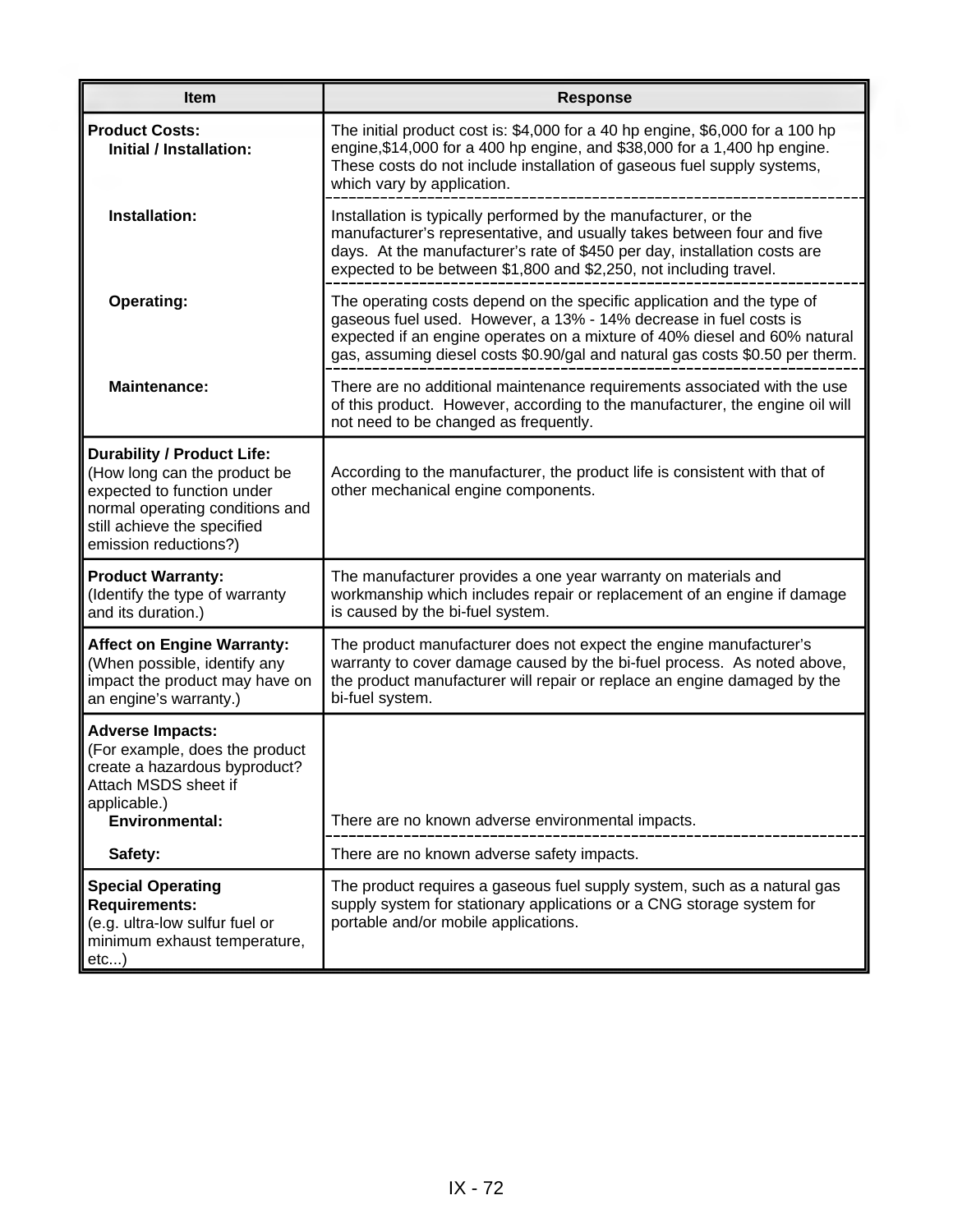| Item | Response |
|---|---|
| **Product Costs:**<br>**Initial / Installation:** | The initial product cost is: $4,000 for a 40 hp engine, $6,000 for a 100 hp engine,$14,000 for a 400 hp engine, and $38,000 for a 1,400 hp engine. These costs do not include installation of gaseous fuel supply systems, which vary by application. |
| **Installation:** | Installation is typically performed by the manufacturer, or the manufacturer's representative, and usually takes between four and five days. At the manufacturer's rate of $450 per day, installation costs are expected to be between $1,800 and $2,250, not including travel. |
| **Operating:** | The operating costs depend on the specific application and the type of gaseous fuel used. However, a 13% - 14% decrease in fuel costs is expected if an engine operates on a mixture of 40% diesel and 60% natural gas, assuming diesel costs $0.90/gal and natural gas costs $0.50 per therm. |
| **Maintenance:** | There are no additional maintenance requirements associated with the use of this product. However, according to the manufacturer, the engine oil will not need to be changed as frequently. |
| **Durability / Product Life:**<br>(How long can the product be expected to function under normal operating conditions and still achieve the specified emission reductions?) | According to the manufacturer, the product life is consistent with that of other mechanical engine components. |
| **Product Warranty:**<br>(Identify the type of warranty and its duration.) | The manufacturer provides a one year warranty on materials and workmanship which includes repair or replacement of an engine if damage is caused by the bi-fuel system. |
| **Affect on Engine Warranty:**<br>(When possible, identify any impact the product may have on an engine's warranty.) | The product manufacturer does not expect the engine manufacturer's warranty to cover damage caused by the bi-fuel process. As noted above, the product manufacturer will repair or replace an engine damaged by the bi-fuel system. |
| **Adverse Impacts:**<br>(For example, does the product create a hazardous byproduct? Attach MSDS sheet if applicable.)<br>**Environmental:** | There are no known adverse environmental impacts. |
| **Safety:** | There are no known adverse safety impacts. |
| **Special Operating Requirements:**<br>(e.g. ultra-low sulfur fuel or minimum exhaust temperature, etc...) | The product requires a gaseous fuel supply system, such as a natural gas supply system for stationary applications or a CNG storage system for portable and/or mobile applications. |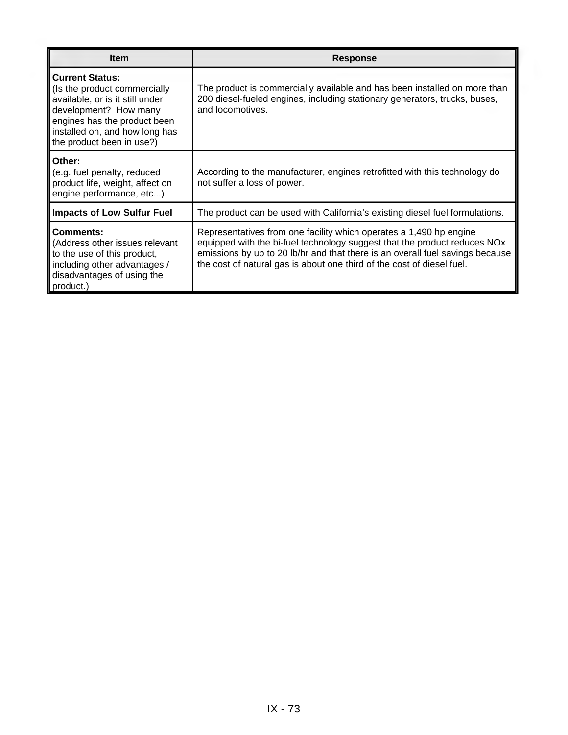| Item | Response |
| --- | --- |
| **Current Status:** (Is the product commercially available, or is it still under development? How many engines has the product been installed on, and how long has the product been in use?) | The product is commercially available and has been installed on more than 200 diesel-fueled engines, including stationary generators, trucks, buses, and locomotives. |
| **Other:** (e.g. fuel penalty, reduced product life, weight, affect on engine performance, etc...) | According to the manufacturer, engines retrofitted with this technology do not suffer a loss of power. |
| **Impacts of Low Sulfur Fuel** | The product can be used with California's existing diesel fuel formulations. |
| **Comments:** (Address other issues relevant to the use of this product, including other advantages / disadvantages of using the product.) | Representatives from one facility which operates a 1,490 hp engine equipped with the bi-fuel technology suggest that the product reduces NOx emissions by up to 20 lb/hr and that there is an overall fuel savings because the cost of natural gas is about one third of the cost of diesel fuel. |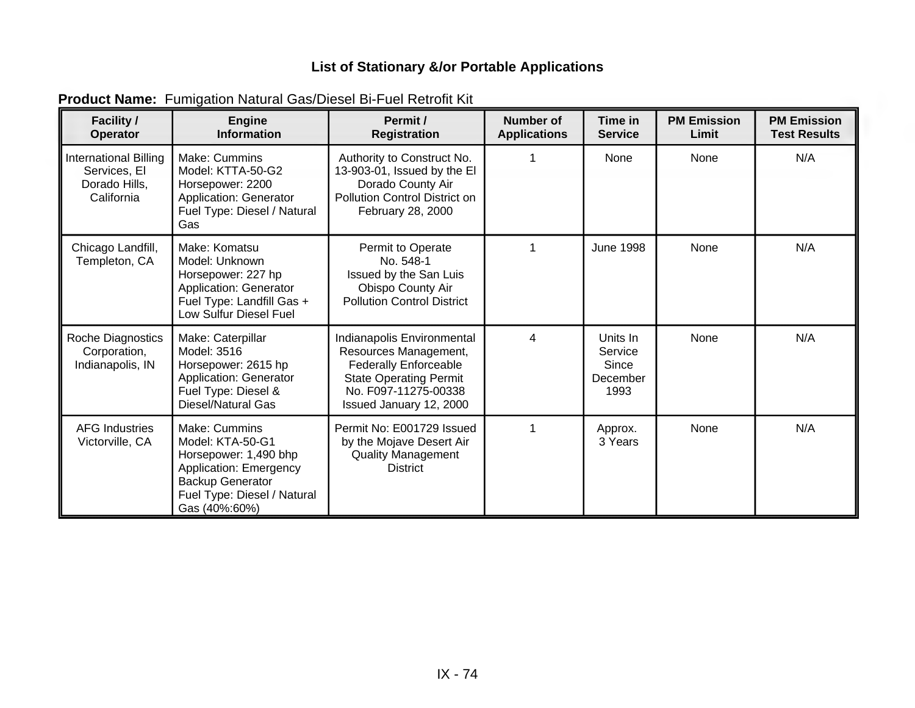### List of Stationary &/or Portable Applications

**Product Name:** Fumigation Natural Gas/Diesel Bi-Fuel Retrofit Kit

| Facility / Operator | Engine Information | Permit / Registration | Number of Applications | Time in Service | PM Emission Limit | PM Emission Test Results |
|---|---|---|---|---|---|---|
| International Billing Services, El Dorado Hills, California | Make: Cummins<br>Model: KTTA-50-G2<br>Horsepower: 2200<br>Application: Generator<br>Fuel Type: Diesel / Natural Gas | Authority to Construct No. 13-903-01, Issued by the El Dorado County Air Pollution Control District on February 28, 2000 | 1 | None | None | N/A |
| Chicago Landfill, Templeton, CA | Make: Komatsu<br>Model: Unknown<br>Horsepower: 227 hp<br>Application: Generator<br>Fuel Type: Landfill Gas + Low Sulfur Diesel Fuel | Permit to Operate No. 548-1 Issued by the San Luis Obispo County Air Pollution Control District | 1 | June 1998 | None | N/A |
| Roche Diagnostics Corporation, Indianapolis, IN | Make: Caterpillar<br>Model: 3516<br>Horsepower: 2615 hp<br>Application: Generator<br>Fuel Type: Diesel & Diesel/Natural Gas | Indianapolis Environmental Resources Management, Federally Enforceable State Operating Permit No. F097-11275-00338 Issued January 12, 2000 | 4 | Units In Service Since December 1993 | None | N/A |
| AFG Industries Victorville, CA | Make: Cummins<br>Model: KTA-50-G1<br>Horsepower: 1,490 bhp<br>Application: Emergency Backup Generator<br>Fuel Type: Diesel / Natural Gas (40%:60%) | Permit No: E001729 Issued by the Mojave Desert Air Quality Management District | 1 | Approx. 3 Years | None | N/A |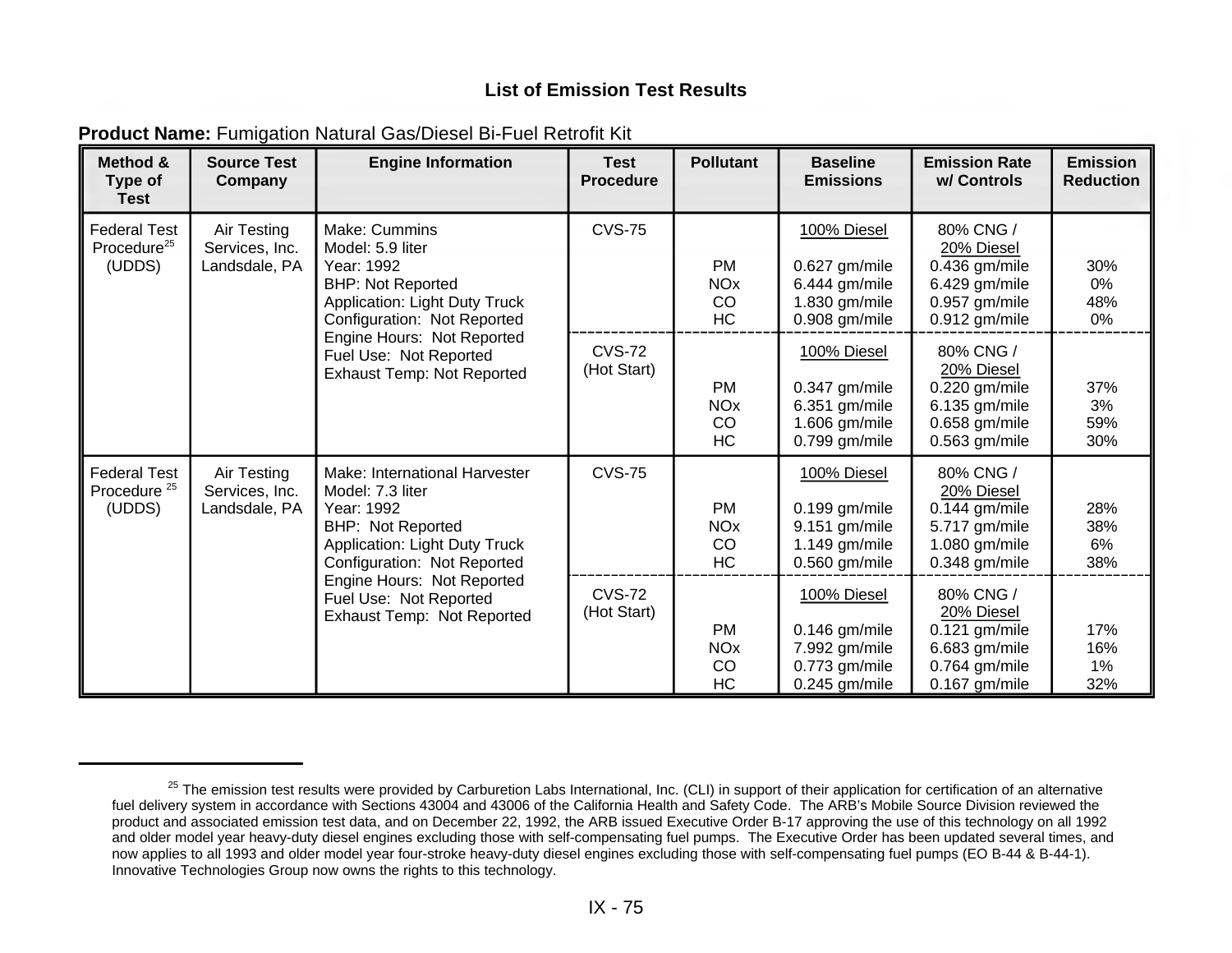## List of Emission Test Results

**Product Name:** Fumigation Natural Gas/Diesel Bi-Fuel Retrofit Kit

| Method & Type of Test | Source Test Company | Engine Information | Test Procedure | Pollutant | Baseline Emissions | Emission Rate w/ Controls | Emission Reduction |
|---|---|---|---|---|---|---|---|
| Federal Test Procedure[25] (UDDS) | Air Testing Services, Inc. Landsdale, PA | Make: Cummins<br>Model: 5.9 liter<br>Year: 1992<br>BHP: Not Reported<br>Application: Light Duty Truck<br>Configuration: Not Reported<br>Engine Hours: Not Reported<br>Fuel Use: Not Reported<br>Exhaust Temp: Not Reported | CVS-75 | | 100% Diesel | 80% CNG / 20% Diesel | |
| | | | | PM | 0.627 gm/mile | 0.436 gm/mile | 30% |
| | | | | NOx | 6.444 gm/mile | 6.429 gm/mile | 0% |
| | | | | CO | 1.830 gm/mile | 0.957 gm/mile | 48% |
| | | | | HC | 0.908 gm/mile | 0.912 gm/mile | 0% |
| | | | CVS-72 (Hot Start) | | 100% Diesel | 80% CNG / 20% Diesel | |
| | | | | PM | 0.347 gm/mile | 0.220 gm/mile | 37% |
| | | | | NOx | 6.351 gm/mile | 6.135 gm/mile | 3% |
| | | | | CO | 1.606 gm/mile | 0.658 gm/mile | 59% |
| | | | | HC | 0.799 gm/mile | 0.563 gm/mile | 30% |
| Federal Test Procedure [25] (UDDS) | Air Testing Services, Inc. Landsdale, PA | Make: International Harvester<br>Model: 7.3 liter<br>Year: 1992<br>BHP: Not Reported<br>Application: Light Duty Truck<br>Configuration: Not Reported<br>Engine Hours: Not Reported<br>Fuel Use: Not Reported<br>Exhaust Temp: Not Reported | CVS-75 | | 100% Diesel | 80% CNG / 20% Diesel | |
| | | | | PM | 0.199 gm/mile | 0.144 gm/mile | 28% |
| | | | | NOx | 9.151 gm/mile | 5.717 gm/mile | 38% |
| | | | | CO | 1.149 gm/mile | 1.080 gm/mile | 6% |
| | | | | HC | 0.560 gm/mile | 0.348 gm/mile | 38% |
| | | | CVS-72 (Hot Start) | | 100% Diesel | 80% CNG / 20% Diesel | |
| | | | | PM | 0.146 gm/mile | 0.121 gm/mile | 17% |
| | | | | NOx | 7.992 gm/mile | 6.683 gm/mile | 16% |
| | | | | CO | 0.773 gm/mile | 0.764 gm/mile | 1% |
| | | | | HC | 0.245 gm/mile | 0.167 gm/mile | 32% |

[25] The emission test results were provided by Carburetion Labs International, Inc. (CLI) in support of their application for certification of an alternative fuel delivery system in accordance with Sections 43004 and 43006 of the California Health and Safety Code. The ARB's Mobile Source Division reviewed the product and associated emission test data, and on December 22, 1992, the ARB issued Executive Order B-17 approving the use of this technology on all 1992 and older model year heavy-duty diesel engines excluding those with self-compensating fuel pumps. The Executive Order has been updated several times, and now applies to all 1993 and older model year four-stroke heavy-duty diesel engines excluding those with self-compensating fuel pumps (EO B-44 & B-44-1). Innovative Technologies Group now owns the rights to this technology.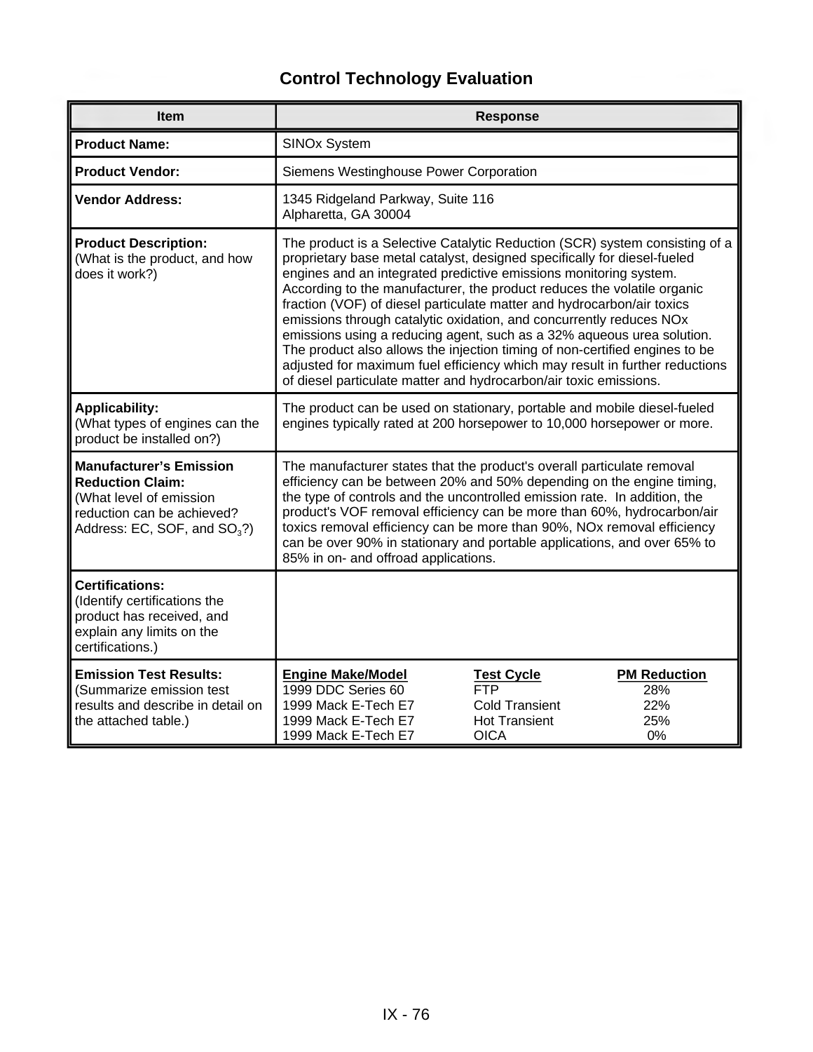# Control Technology Evaluation

| Item | Response |
| --- | --- |
| **Product Name:** | SINOx System |
| **Product Vendor:** | Siemens Westinghouse Power Corporation |
| **Vendor Address:** | 1345 Ridgeland Parkway, Suite 116<br>Alpharetta, GA 30004 |
| **Product Description:**<br>(What is the product, and how does it work?) | The product is a Selective Catalytic Reduction (SCR) system consisting of a proprietary base metal catalyst, designed specifically for diesel-fueled engines and an integrated predictive emissions monitoring system. According to the manufacturer, the product reduces the volatile organic fraction (VOF) of diesel particulate matter and hydrocarbon/air toxics emissions through catalytic oxidation, and concurrently reduces NOx emissions using a reducing agent, such as a 32% aqueous urea solution. The product also allows the injection timing of non-certified engines to be adjusted for maximum fuel efficiency which may result in further reductions of diesel particulate matter and hydrocarbon/air toxic emissions. |
| **Applicability:**<br>(What types of engines can the product be installed on?) | The product can be used on stationary, portable and mobile diesel-fueled engines typically rated at 200 horsepower to 10,000 horsepower or more. |
| **Manufacturer's Emission Reduction Claim:**<br>(What level of emission reduction can be achieved? Address: EC, SOF, and $SO_3$?) | The manufacturer states that the product's overall particulate removal efficiency can be between 20% and 50% depending on the engine timing, the type of controls and the uncontrolled emission rate. In addition, the product's VOF removal efficiency can be more than 60%, hydrocarbon/air toxics removal efficiency can be more than 90%, NOx removal efficiency can be over 90% in stationary and portable applications, and over 65% to 85% in on- and offroad applications. |
| **Certifications:**<br>(Identify certifications the product has received, and explain any limits on the certifications.) | |
| **Emission Test Results:**<br>(Summarize emission test results and describe in detail on the attached table.) | **Engine Make/Model** — **Test Cycle** — **PM Reduction**<br>1999 DDC Series 60 — FTP — 28%<br>1999 Mack E-Tech E7 — Cold Transient — 22%<br>1999 Mack E-Tech E7 — Hot Transient — 25%<br>1999 Mack E-Tech E7 — OICA — 0% |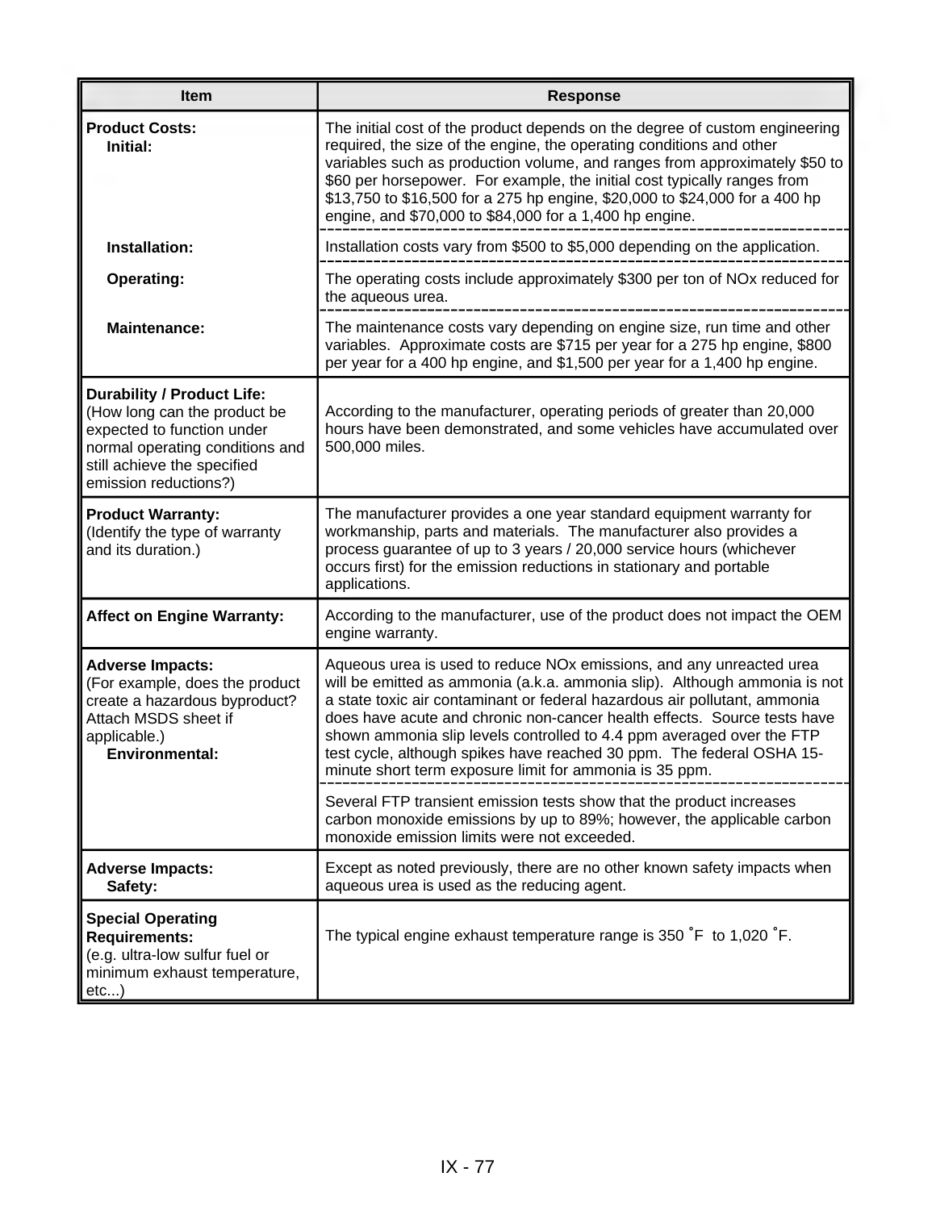| Item | Response |
|---|---|
| **Product Costs:** **Initial:** | The initial cost of the product depends on the degree of custom engineering required, the size of the engine, the operating conditions and other variables such as production volume, and ranges from approximately $50 to $60 per horsepower. For example, the initial cost typically ranges from $13,750 to $16,500 for a 275 hp engine, $20,000 to $24,000 for a 400 hp engine, and $70,000 to $84,000 for a 1,400 hp engine. |
| **Installation:** | Installation costs vary from $500 to $5,000 depending on the application. |
| **Operating:** | The operating costs include approximately $300 per ton of NOx reduced for the aqueous urea. |
| **Maintenance:** | The maintenance costs vary depending on engine size, run time and other variables. Approximate costs are $715 per year for a 275 hp engine, $800 per year for a 400 hp engine, and $1,500 per year for a 1,400 hp engine. |
| **Durability / Product Life:** (How long can the product be expected to function under normal operating conditions and still achieve the specified emission reductions?) | According to the manufacturer, operating periods of greater than 20,000 hours have been demonstrated, and some vehicles have accumulated over 500,000 miles. |
| **Product Warranty:** (Identify the type of warranty and its duration.) | The manufacturer provides a one year standard equipment warranty for workmanship, parts and materials. The manufacturer also provides a process guarantee of up to 3 years / 20,000 service hours (whichever occurs first) for the emission reductions in stationary and portable applications. |
| **Affect on Engine Warranty:** | According to the manufacturer, use of the product does not impact the OEM engine warranty. |
| **Adverse Impacts:** (For example, does the product create a hazardous byproduct? Attach MSDS sheet if applicable.) **Environmental:** | Aqueous urea is used to reduce NOx emissions, and any unreacted urea will be emitted as ammonia (a.k.a. ammonia slip). Although ammonia is not a state toxic air contaminant or federal hazardous air pollutant, ammonia does have acute and chronic non-cancer health effects. Source tests have shown ammonia slip levels controlled to 4.4 ppm averaged over the FTP test cycle, although spikes have reached 30 ppm. The federal OSHA 15-minute short term exposure limit for ammonia is 35 ppm. |
| | Several FTP transient emission tests show that the product increases carbon monoxide emissions by up to 89%; however, the applicable carbon monoxide emission limits were not exceeded. |
| **Adverse Impacts:** **Safety:** | Except as noted previously, there are no other known safety impacts when aqueous urea is used as the reducing agent. |
| **Special Operating Requirements:** (e.g. ultra-low sulfur fuel or minimum exhaust temperature, etc...) | The typical engine exhaust temperature range is 350 °F to 1,020 °F. |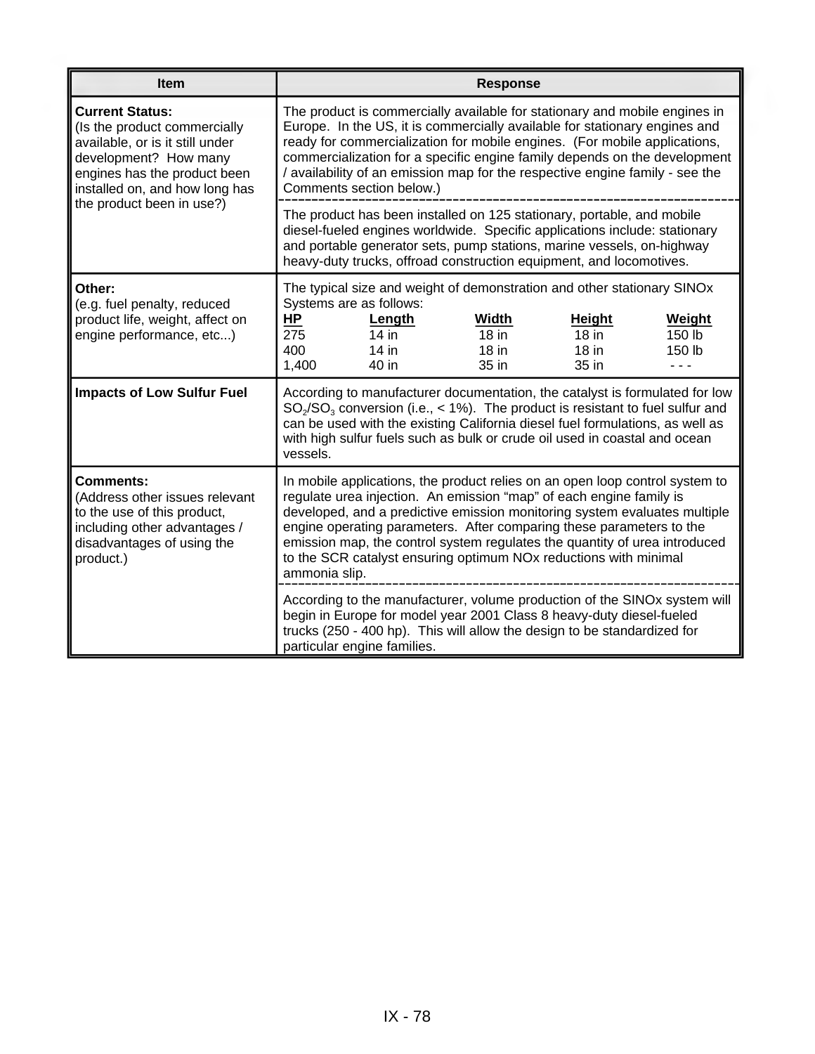| Item | Response |
|---|---|
| **Current Status:**<br>(Is the product commercially available, or is it still under development? How many engines has the product been installed on, and how long has the product been in use?) | The product is commercially available for stationary and mobile engines in Europe. In the US, it is commercially available for stationary engines and ready for commercialization for mobile engines. (For mobile applications, commercialization for a specific engine family depends on the development / availability of an emission map for the respective engine family - see the Comments section below.)<br><br>The product has been installed on 125 stationary, portable, and mobile diesel-fueled engines worldwide. Specific applications include: stationary and portable generator sets, pump stations, marine vessels, on-highway heavy-duty trucks, offroad construction equipment, and locomotives. |
| **Other:**<br>(e.g. fuel penalty, reduced product life, weight, affect on engine performance, etc...) | The typical size and weight of demonstration and other stationary SINOx Systems are as follows:<br>**HP** / **Length** / **Width** / **Height** / **Weight**<br>275 / 14 in / 18 in / 18 in / 150 lb<br>400 / 14 in / 18 in / 18 in / 150 lb<br>1,400 / 40 in / 35 in / 35 in / - - - |
| **Impacts of Low Sulfur Fuel** | According to manufacturer documentation, the catalyst is formulated for low $SO_2/SO_3$ conversion (i.e., < 1%). The product is resistant to fuel sulfur and can be used with the existing California diesel fuel formulations, as well as with high sulfur fuels such as bulk or crude oil used in coastal and ocean vessels. |
| **Comments:**<br>(Address other issues relevant to the use of this product, including other advantages / disadvantages of using the product.) | In mobile applications, the product relies on an open loop control system to regulate urea injection. An emission "map" of each engine family is developed, and a predictive emission monitoring system evaluates multiple engine operating parameters. After comparing these parameters to the emission map, the control system regulates the quantity of urea introduced to the SCR catalyst ensuring optimum NOx reductions with minimal ammonia slip.<br><br>According to the manufacturer, volume production of the SINOx system will begin in Europe for model year 2001 Class 8 heavy-duty diesel-fueled trucks (250 - 400 hp). This will allow the design to be standardized for particular engine families. |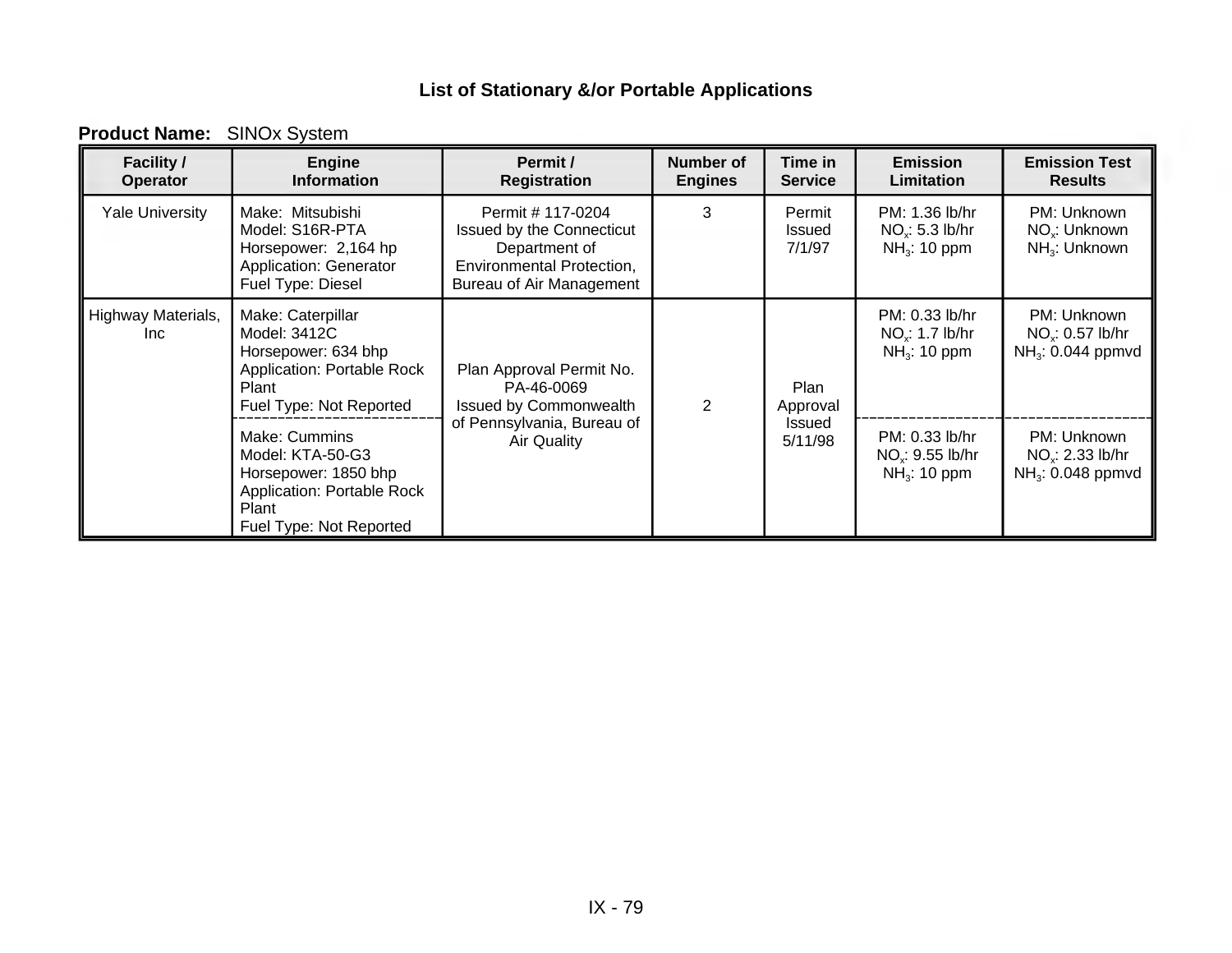## List of Stationary &/or Portable Applications

**Product Name:** SINOx System

| Facility / Operator | Engine Information | Permit / Registration | Number of Engines | Time in Service | Emission Limitation | Emission Test Results |
|---|---|---|---|---|---|---|
| Yale University | Make: Mitsubishi<br>Model: S16R-PTA<br>Horsepower: 2,164 hp<br>Application: Generator<br>Fuel Type: Diesel | Permit # 117-0204 Issued by the Connecticut Department of Environmental Protection, Bureau of Air Management | 3 | Permit Issued 7/1/97 | PM: 1.36 lb/hr<br>$NO_x$: 5.3 lb/hr<br>$NH_3$: 10 ppm | PM: Unknown<br>$NO_x$: Unknown<br>$NH_3$: Unknown |
| Highway Materials, Inc | Make: Caterpillar<br>Model: 3412C<br>Horsepower: 634 bhp<br>Application: Portable Rock Plant<br>Fuel Type: Not Reported | Plan Approval Permit No. PA-46-0069 Issued by Commonwealth of Pennsylvania, Bureau of Air Quality | 2 | Plan Approval Issued 5/11/98 | PM: 0.33 lb/hr<br>$NO_x$: 1.7 lb/hr<br>$NH_3$: 10 ppm | PM: Unknown<br>$NO_x$: 0.57 lb/hr<br>$NH_3$: 0.044 ppmvd |
| | Make: Cummins<br>Model: KTA-50-G3<br>Horsepower: 1850 bhp<br>Application: Portable Rock Plant<br>Fuel Type: Not Reported | | | | PM: 0.33 lb/hr<br>$NO_x$: 9.55 lb/hr<br>$NH_3$: 10 ppm | PM: Unknown<br>$NO_x$: 2.33 lb/hr<br>$NH_3$: 0.048 ppmvd |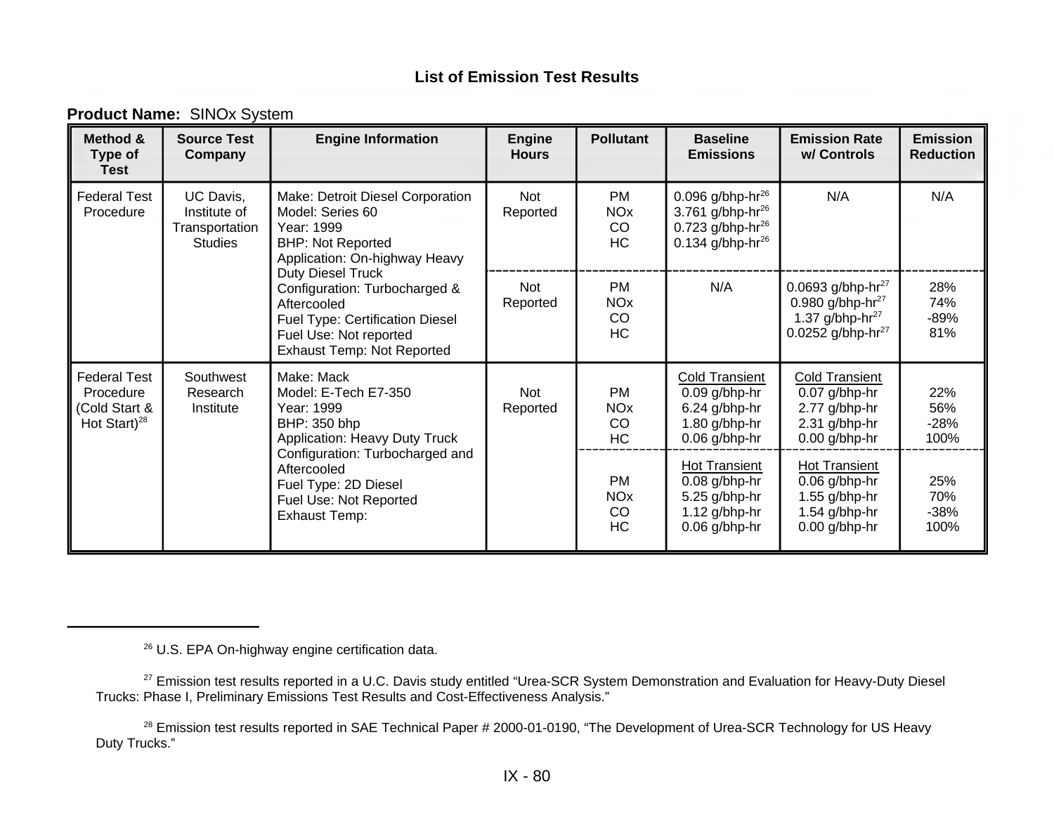### List of Emission Test Results

**Product Name:** SINOx System

| Method & Type of Test | Source Test Company | Engine Information | Engine Hours | Pollutant | Baseline Emissions | Emission Rate w/ Controls | Emission Reduction |
|---|---|---|---|---|---|---|---|
| Federal Test Procedure | UC Davis, Institute of Transportation Studies | Make: Detroit Diesel Corporation<br>Model: Series 60<br>Year: 1999<br>BHP: Not Reported<br>Application: On-highway Heavy Duty Diesel Truck<br>Configuration: Turbocharged & Aftercooled<br>Fuel Type: Certification Diesel<br>Fuel Use: Not reported<br>Exhaust Temp: Not Reported | Not Reported | PM<br>NOx<br>CO<br>HC | 0.096 g/bhp-hr[26]<br>3.761 g/bhp-hr[26]<br>0.723 g/bhp-hr[26]<br>0.134 g/bhp-hr[26] | N/A | N/A |
| | | | Not Reported | PM<br>NOx<br>CO<br>HC | N/A | 0.0693 g/bhp-hr[27]<br>0.980 g/bhp-hr[27]<br>1.37 g/bhp-hr[27]<br>0.0252 g/bhp-hr[27] | 28%<br>74%<br>-89%<br>81% |
| Federal Test Procedure (Cold Start & Hot Start)[28] | Southwest Research Institute | Make: Mack<br>Model: E-Tech E7-350<br>Year: 1999<br>BHP: 350 bhp<br>Application: Heavy Duty Truck<br>Configuration: Turbocharged and Aftercooled<br>Fuel Type: 2D Diesel<br>Fuel Use: Not Reported<br>Exhaust Temp: | Not Reported | PM<br>NOx<br>CO<br>HC | Cold Transient<br>0.09 g/bhp-hr<br>6.24 g/bhp-hr<br>1.80 g/bhp-hr<br>0.06 g/bhp-hr | Cold Transient<br>0.07 g/bhp-hr<br>2.77 g/bhp-hr<br>2.31 g/bhp-hr<br>0.00 g/bhp-hr | 22%<br>56%<br>-28%<br>100% |
| | | | | PM<br>NOx<br>CO<br>HC | Hot Transient<br>0.08 g/bhp-hr<br>5.25 g/bhp-hr<br>1.12 g/bhp-hr<br>0.06 g/bhp-hr | Hot Transient<br>0.06 g/bhp-hr<br>1.55 g/bhp-hr<br>1.54 g/bhp-hr<br>0.00 g/bhp-hr | 25%<br>70%<br>-38%<br>100% |

---

[26] U.S. EPA On-highway engine certification data.

[27] Emission test results reported in a U.C. Davis study entitled "Urea-SCR System Demonstration and Evaluation for Heavy-Duty Diesel Trucks: Phase I, Preliminary Emissions Test Results and Cost-Effectiveness Analysis."

[28] Emission test results reported in SAE Technical Paper # 2000-01-0190, "The Development of Urea-SCR Technology for US Heavy Duty Trucks."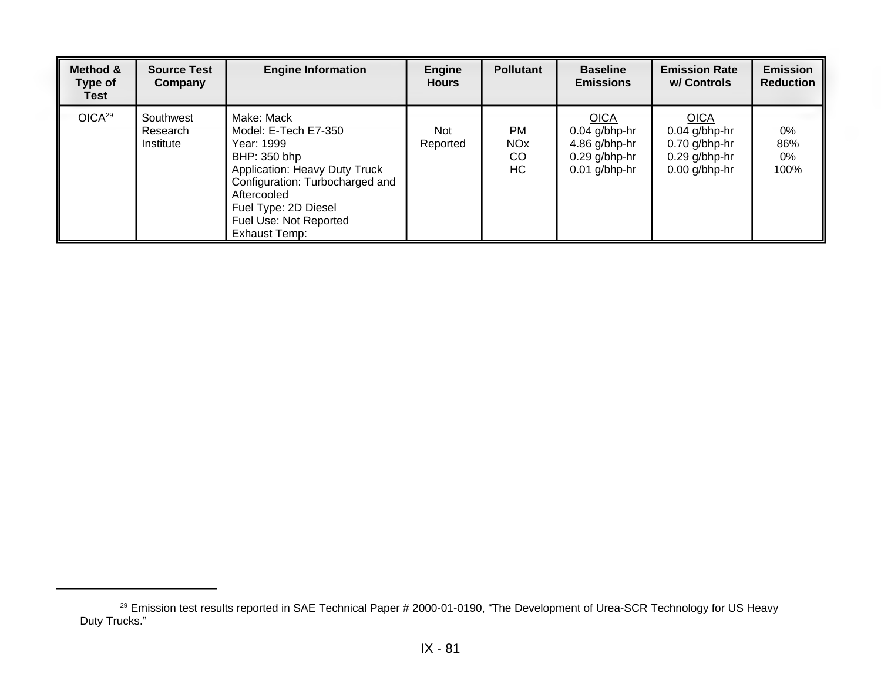| Method & Type of Test | Source Test Company | Engine Information | Engine Hours | Pollutant | Baseline Emissions | Emission Rate w/ Controls | Emission Reduction |
|---|---|---|---|---|---|---|---|
| OICA[29] | Southwest Research Institute | Make: Mack<br>Model: E-Tech E7-350<br>Year: 1999<br>BHP: 350 bhp<br>Application: Heavy Duty Truck<br>Configuration: Turbocharged and Aftercooled<br>Fuel Type: 2D Diesel<br>Fuel Use: Not Reported<br>Exhaust Temp: | Not Reported | PM<br>NOx<br>CO<br>HC | OICA<br>0.04 g/bhp-hr<br>4.86 g/bhp-hr<br>0.29 g/bhp-hr<br>0.01 g/bhp-hr | OICA<br>0.04 g/bhp-hr<br>0.70 g/bhp-hr<br>0.29 g/bhp-hr<br>0.00 g/bhp-hr | 0%<br>86%<br>0%<br>100% |

[29] Emission test results reported in SAE Technical Paper # 2000-01-0190, "The Development of Urea-SCR Technology for US Heavy Duty Trucks."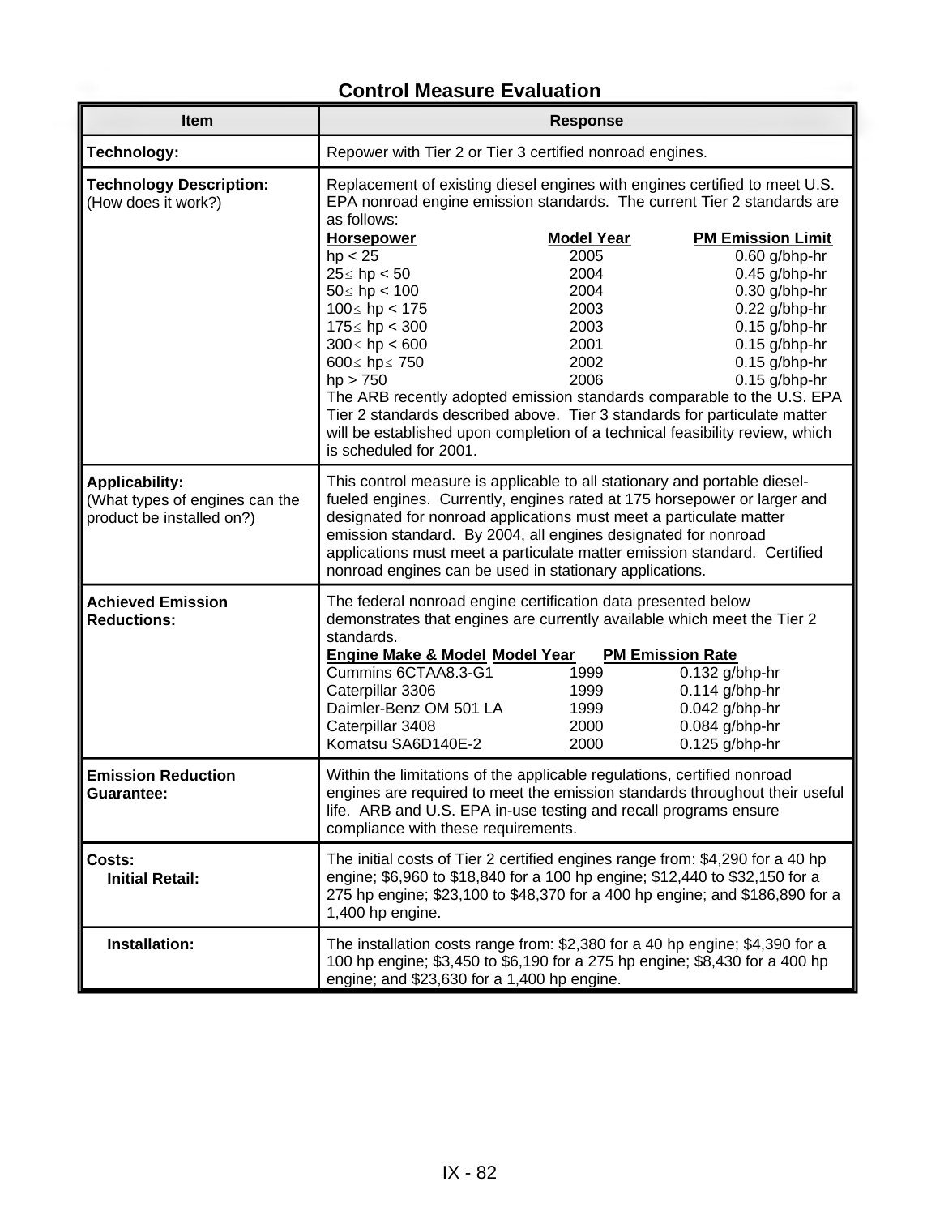## Control Measure Evaluation

| Item | Response |
|---|---|
| **Technology:** | Repower with Tier 2 or Tier 3 certified nonroad engines. |
| **Technology Description:** (How does it work?) | Replacement of existing diesel engines with engines certified to meet U.S. EPA nonroad engine emission standards. The current Tier 2 standards are as follows:<br>**Horsepower** / **Model Year** / **PM Emission Limit**<br>hp < 25 / 2005 / 0.60 g/bhp-hr<br>25≤ hp < 50 / 2004 / 0.45 g/bhp-hr<br>50≤ hp < 100 / 2004 / 0.30 g/bhp-hr<br>100≤ hp < 175 / 2003 / 0.22 g/bhp-hr<br>175≤ hp < 300 / 2003 / 0.15 g/bhp-hr<br>300≤ hp < 600 / 2001 / 0.15 g/bhp-hr<br>600≤ hp≤ 750 / 2002 / 0.15 g/bhp-hr<br>hp > 750 / 2006 / 0.15 g/bhp-hr<br>The ARB recently adopted emission standards comparable to the U.S. EPA Tier 2 standards described above. Tier 3 standards for particulate matter will be established upon completion of a technical feasibility review, which is scheduled for 2001. |
| **Applicability:** (What types of engines can the product be installed on?) | This control measure is applicable to all stationary and portable diesel-fueled engines. Currently, engines rated at 175 horsepower or larger and designated for nonroad applications must meet a particulate matter emission standard. By 2004, all engines designated for nonroad applications must meet a particulate matter emission standard. Certified nonroad engines can be used in stationary applications. |
| **Achieved Emission Reductions:** | The federal nonroad engine certification data presented below demonstrates that engines are currently available which meet the Tier 2 standards.<br>**Engine Make & Model** / **Model Year** / **PM Emission Rate**<br>Cummins 6CTAA8.3-G1 / 1999 / 0.132 g/bhp-hr<br>Caterpillar 3306 / 1999 / 0.114 g/bhp-hr<br>Daimler-Benz OM 501 LA / 1999 / 0.042 g/bhp-hr<br>Caterpillar 3408 / 2000 / 0.084 g/bhp-hr<br>Komatsu SA6D140E-2 / 2000 / 0.125 g/bhp-hr |
| **Emission Reduction Guarantee:** | Within the limitations of the applicable regulations, certified nonroad engines are required to meet the emission standards throughout their useful life. ARB and U.S. EPA in-use testing and recall programs ensure compliance with these requirements. |
| **Costs:**<br>**Initial Retail:** | The initial costs of Tier 2 certified engines range from: $4,290 for a 40 hp engine; $6,960 to $18,840 for a 100 hp engine; $12,440 to $32,150 for a 275 hp engine; $23,100 to $48,370 for a 400 hp engine; and $186,890 for a 1,400 hp engine. |
| **Installation:** | The installation costs range from: $2,380 for a 40 hp engine; $4,390 for a 100 hp engine; $3,450 to $6,190 for a 275 hp engine; $8,430 for a 400 hp engine; and $23,630 for a 1,400 hp engine. |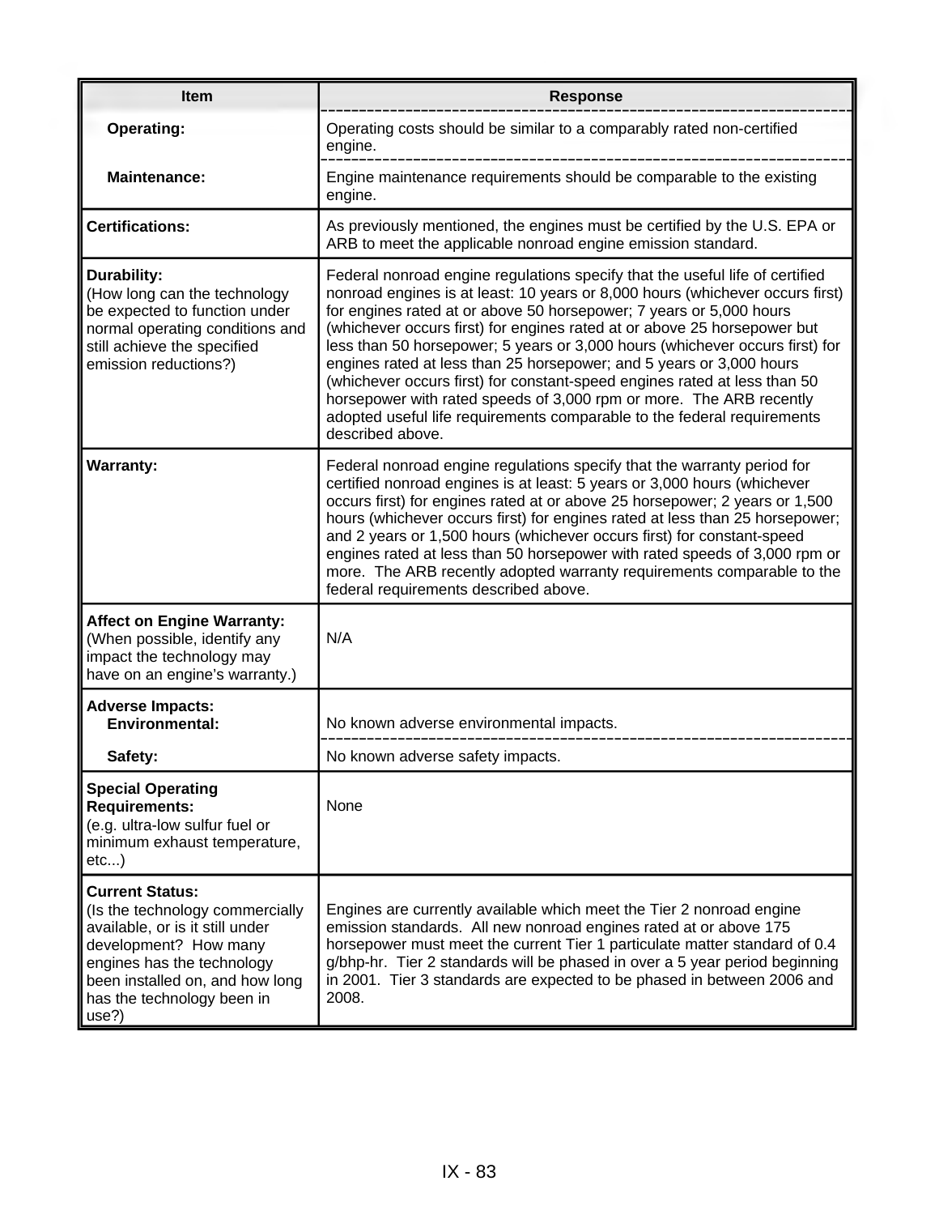| Item | Response |
|---|---|
| **Operating:** | Operating costs should be similar to a comparably rated non-certified engine. |
| **Maintenance:** | Engine maintenance requirements should be comparable to the existing engine. |
| **Certifications:** | As previously mentioned, the engines must be certified by the U.S. EPA or ARB to meet the applicable nonroad engine emission standard. |
| **Durability:** (How long can the technology be expected to function under normal operating conditions and still achieve the specified emission reductions?) | Federal nonroad engine regulations specify that the useful life of certified nonroad engines is at least: 10 years or 8,000 hours (whichever occurs first) for engines rated at or above 50 horsepower; 7 years or 5,000 hours (whichever occurs first) for engines rated at or above 25 horsepower but less than 50 horsepower; 5 years or 3,000 hours (whichever occurs first) for engines rated at less than 25 horsepower; and 5 years or 3,000 hours (whichever occurs first) for constant-speed engines rated at less than 50 horsepower with rated speeds of 3,000 rpm or more. The ARB recently adopted useful life requirements comparable to the federal requirements described above. |
| **Warranty:** | Federal nonroad engine regulations specify that the warranty period for certified nonroad engines is at least: 5 years or 3,000 hours (whichever occurs first) for engines rated at or above 25 horsepower; 2 years or 1,500 hours (whichever occurs first) for engines rated at less than 25 horsepower; and 2 years or 1,500 hours (whichever occurs first) for constant-speed engines rated at less than 50 horsepower with rated speeds of 3,000 rpm or more. The ARB recently adopted warranty requirements comparable to the federal requirements described above. |
| **Affect on Engine Warranty:** (When possible, identify any impact the technology may have on an engine's warranty.) | N/A |
| **Adverse Impacts:** **Environmental:** | No known adverse environmental impacts. |
| **Safety:** | No known adverse safety impacts. |
| **Special Operating Requirements:** (e.g. ultra-low sulfur fuel or minimum exhaust temperature, etc...) | None |
| **Current Status:** (Is the technology commercially available, or is it still under development? How many engines has the technology been installed on, and how long has the technology been in use?) | Engines are currently available which meet the Tier 2 nonroad engine emission standards. All new nonroad engines rated at or above 175 horsepower must meet the current Tier 1 particulate matter standard of 0.4 g/bhp-hr. Tier 2 standards will be phased in over a 5 year period beginning in 2001. Tier 3 standards are expected to be phased in between 2006 and 2008. |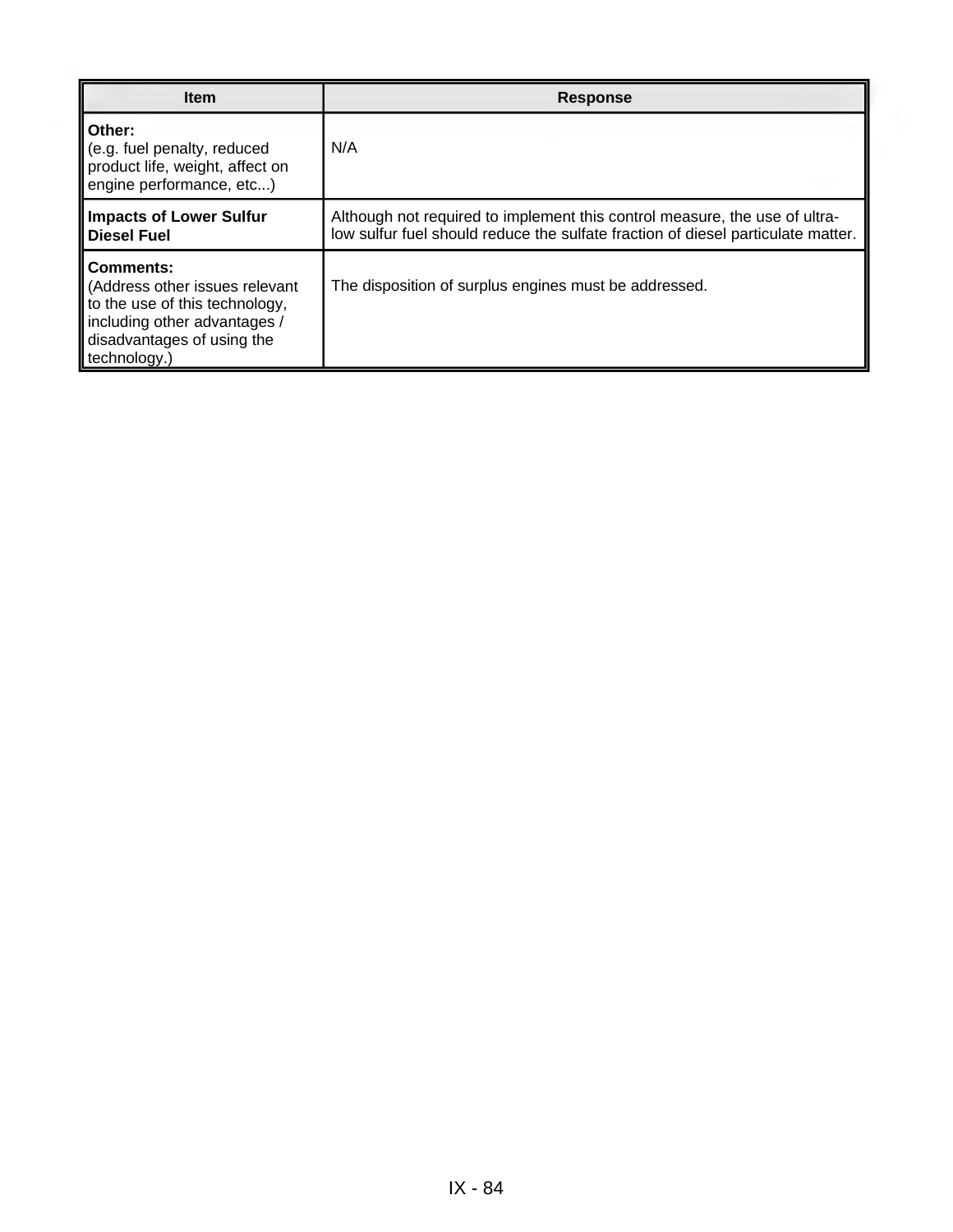| Item | Response |
| --- | --- |
| **Other:** (e.g. fuel penalty, reduced product life, weight, affect on engine performance, etc...) | N/A |
| **Impacts of Lower Sulfur Diesel Fuel** | Although not required to implement this control measure, the use of ultra-low sulfur fuel should reduce the sulfate fraction of diesel particulate matter. |
| **Comments:** (Address other issues relevant to the use of this technology, including other advantages / disadvantages of using the technology.) | The disposition of surplus engines must be addressed. |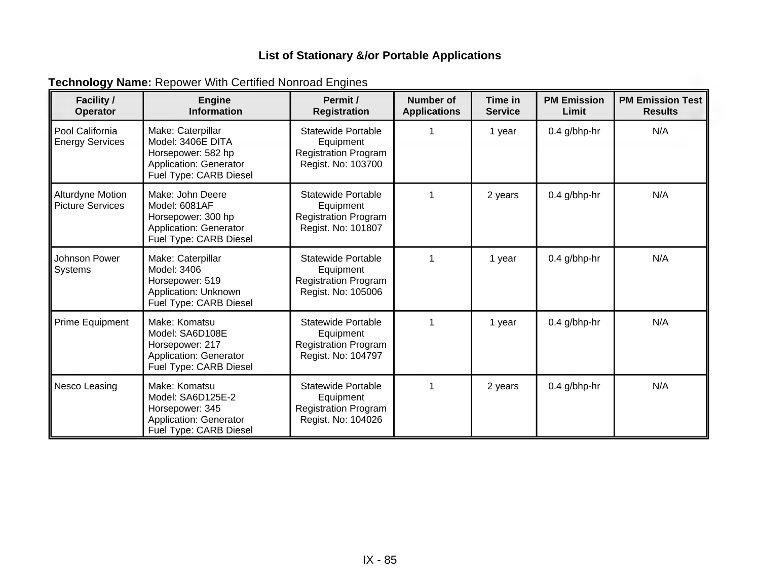## List of Stationary &/or Portable Applications

**Technology Name:** Repower With Certified Nonroad Engines

| Facility / Operator | Engine Information | Permit / Registration | Number of Applications | Time in Service | PM Emission Limit | PM Emission Test Results |
|---|---|---|---|---|---|---|
| Pool California Energy Services | Make: Caterpillar<br>Model: 3406E DITA<br>Horsepower: 582 hp<br>Application: Generator<br>Fuel Type: CARB Diesel | Statewide Portable Equipment Registration Program Regist. No: 103700 | 1 | 1 year | 0.4 g/bhp-hr | N/A |
| Alturdyne Motion Picture Services | Make: John Deere<br>Model: 6081AF<br>Horsepower: 300 hp<br>Application: Generator<br>Fuel Type: CARB Diesel | Statewide Portable Equipment Registration Program Regist. No: 101807 | 1 | 2 years | 0.4 g/bhp-hr | N/A |
| Johnson Power Systems | Make: Caterpillar<br>Model: 3406<br>Horsepower: 519<br>Application: Unknown<br>Fuel Type: CARB Diesel | Statewide Portable Equipment Registration Program Regist. No: 105006 | 1 | 1 year | 0.4 g/bhp-hr | N/A |
| Prime Equipment | Make: Komatsu<br>Model: SA6D108E<br>Horsepower: 217<br>Application: Generator<br>Fuel Type: CARB Diesel | Statewide Portable Equipment Registration Program Regist. No: 104797 | 1 | 1 year | 0.4 g/bhp-hr | N/A |
| Nesco Leasing | Make: Komatsu<br>Model: SA6D125E-2<br>Horsepower: 345<br>Application: Generator<br>Fuel Type: CARB Diesel | Statewide Portable Equipment Registration Program Regist. No: 104026 | 1 | 2 years | 0.4 g/bhp-hr | N/A |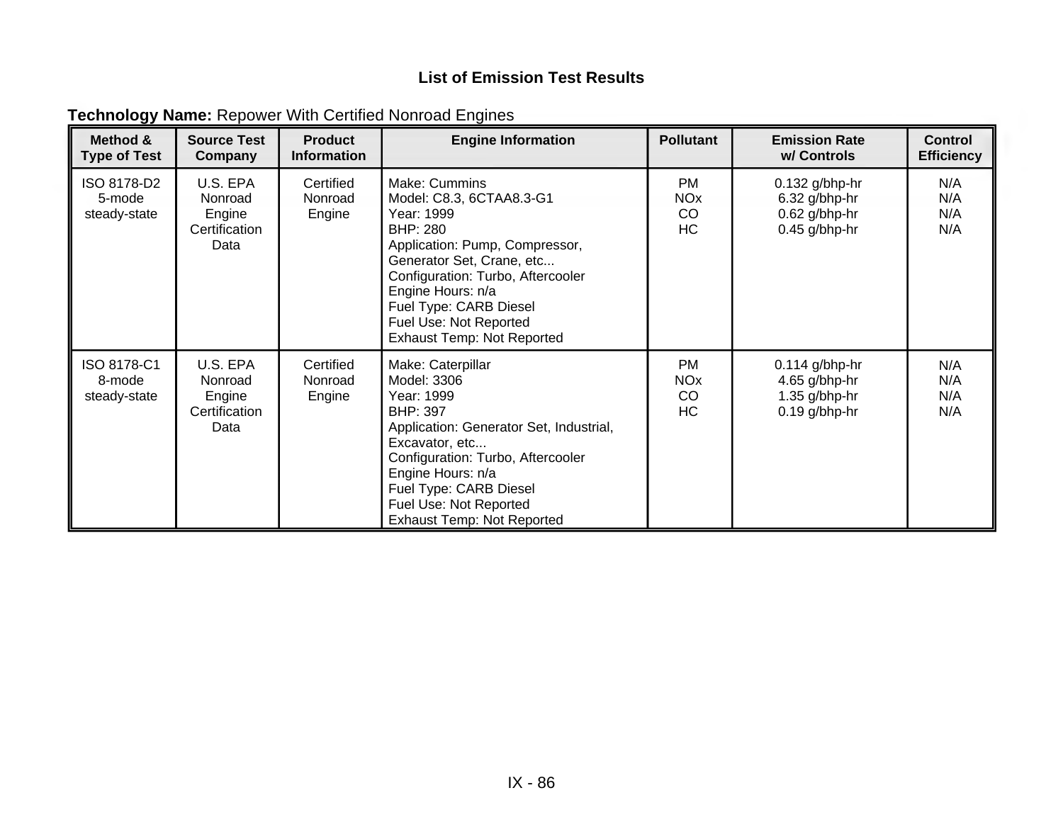**List of Emission Test Results**

**Technology Name:** Repower With Certified Nonroad Engines

| Method & Type of Test | Source Test Company | Product Information | Engine Information | Pollutant | Emission Rate w/ Controls | Control Efficiency |
|---|---|---|---|---|---|---|
| ISO 8178-D2 5-mode steady-state | U.S. EPA Nonroad Engine Certification Data | Certified Nonroad Engine | Make: Cummins<br>Model: C8.3, 6CTAA8.3-G1<br>Year: 1999<br>BHP: 280<br>Application: Pump, Compressor, Generator Set, Crane, etc...<br>Configuration: Turbo, Aftercooler<br>Engine Hours: n/a<br>Fuel Type: CARB Diesel<br>Fuel Use: Not Reported<br>Exhaust Temp: Not Reported | PM<br>NOx<br>CO<br>HC | 0.132 g/bhp-hr<br>6.32 g/bhp-hr<br>0.62 g/bhp-hr<br>0.45 g/bhp-hr | N/A<br>N/A<br>N/A<br>N/A |
| ISO 8178-C1 8-mode steady-state | U.S. EPA Nonroad Engine Certification Data | Certified Nonroad Engine | Make: Caterpillar<br>Model: 3306<br>Year: 1999<br>BHP: 397<br>Application: Generator Set, Industrial, Excavator, etc...<br>Configuration: Turbo, Aftercooler<br>Engine Hours: n/a<br>Fuel Type: CARB Diesel<br>Fuel Use: Not Reported<br>Exhaust Temp: Not Reported | PM<br>NOx<br>CO<br>HC | 0.114 g/bhp-hr<br>4.65 g/bhp-hr<br>1.35 g/bhp-hr<br>0.19 g/bhp-hr | N/A<br>N/A<br>N/A<br>N/A |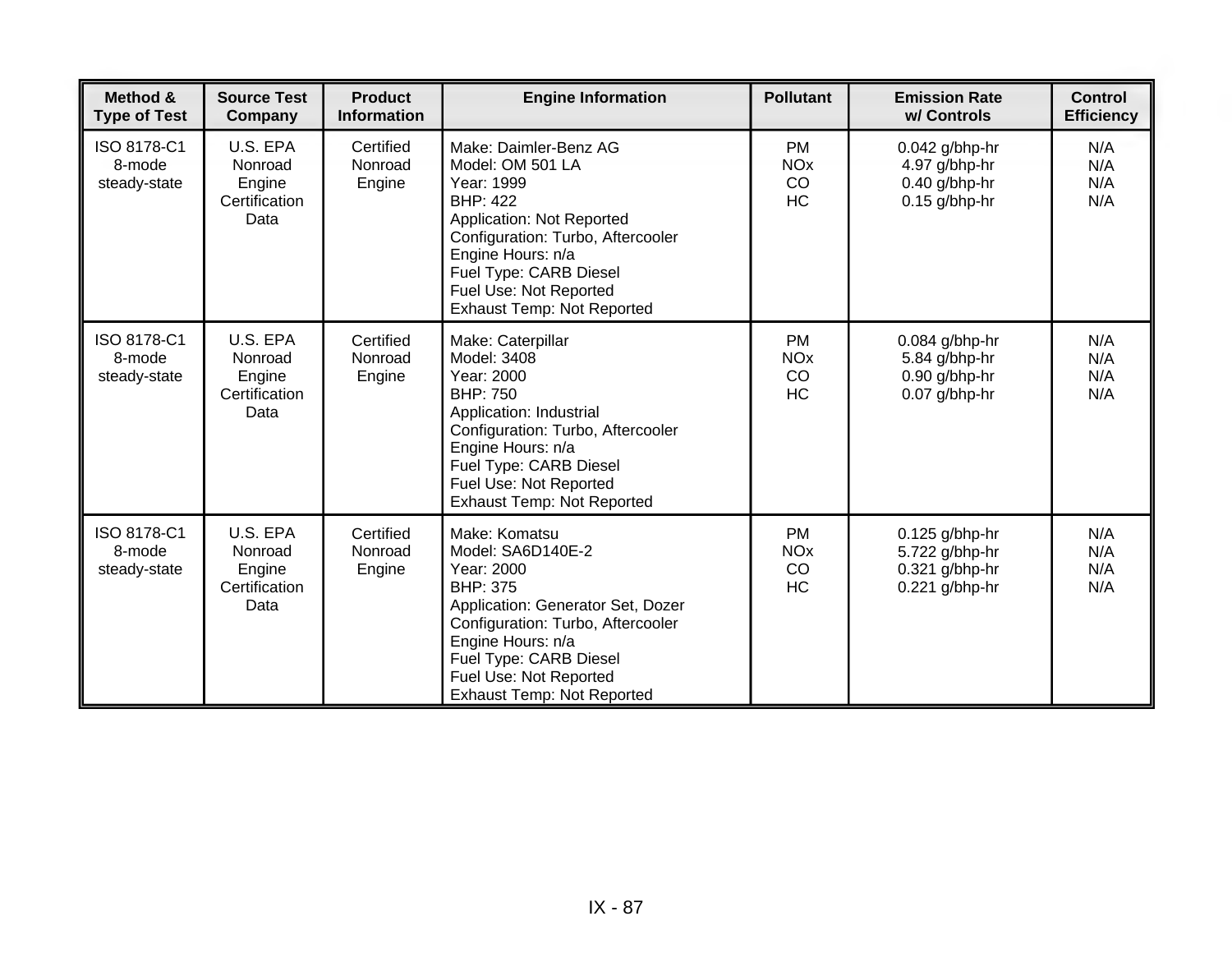| Method & Type of Test | Source Test Company | Product Information | Engine Information | Pollutant | Emission Rate w/ Controls | Control Efficiency |
|---|---|---|---|---|---|---|
| ISO 8178-C1 8-mode steady-state | U.S. EPA Nonroad Engine Certification Data | Certified Nonroad Engine | Make: Daimler-Benz AG<br>Model: OM 501 LA<br>Year: 1999<br>BHP: 422<br>Application: Not Reported<br>Configuration: Turbo, Aftercooler<br>Engine Hours: n/a<br>Fuel Type: CARB Diesel<br>Fuel Use: Not Reported<br>Exhaust Temp: Not Reported | PM<br>NOx<br>CO<br>HC | 0.042 g/bhp-hr<br>4.97 g/bhp-hr<br>0.40 g/bhp-hr<br>0.15 g/bhp-hr | N/A<br>N/A<br>N/A<br>N/A |
| ISO 8178-C1 8-mode steady-state | U.S. EPA Nonroad Engine Certification Data | Certified Nonroad Engine | Make: Caterpillar<br>Model: 3408<br>Year: 2000<br>BHP: 750<br>Application: Industrial<br>Configuration: Turbo, Aftercooler<br>Engine Hours: n/a<br>Fuel Type: CARB Diesel<br>Fuel Use: Not Reported<br>Exhaust Temp: Not Reported | PM<br>NOx<br>CO<br>HC | 0.084 g/bhp-hr<br>5.84 g/bhp-hr<br>0.90 g/bhp-hr<br>0.07 g/bhp-hr | N/A<br>N/A<br>N/A<br>N/A |
| ISO 8178-C1 8-mode steady-state | U.S. EPA Nonroad Engine Certification Data | Certified Nonroad Engine | Make: Komatsu<br>Model: SA6D140E-2<br>Year: 2000<br>BHP: 375<br>Application: Generator Set, Dozer<br>Configuration: Turbo, Aftercooler<br>Engine Hours: n/a<br>Fuel Type: CARB Diesel<br>Fuel Use: Not Reported<br>Exhaust Temp: Not Reported | PM<br>NOx<br>CO<br>HC | 0.125 g/bhp-hr<br>5.722 g/bhp-hr<br>0.321 g/bhp-hr<br>0.221 g/bhp-hr | N/A<br>N/A<br>N/A<br>N/A |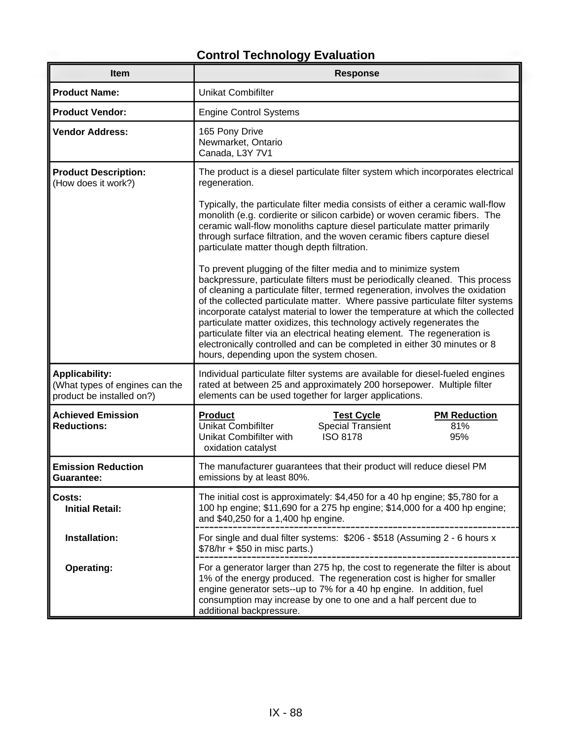## Control Technology Evaluation

| Item | Response |
|---|---|
| **Product Name:** | Unikat Combifilter |
| **Product Vendor:** | Engine Control Systems |
| **Vendor Address:** | 165 Pony Drive<br>Newmarket, Ontario<br>Canada, L3Y 7V1 |
| **Product Description:**<br>(How does it work?) | The product is a diesel particulate filter system which incorporates electrical regeneration.<br><br>Typically, the particulate filter media consists of either a ceramic wall-flow monolith (e.g. cordierite or silicon carbide) or woven ceramic fibers. The ceramic wall-flow monoliths capture diesel particulate matter primarily through surface filtration, and the woven ceramic fibers capture diesel particulate matter though depth filtration.<br><br>To prevent plugging of the filter media and to minimize system backpressure, particulate filters must be periodically cleaned. This process of cleaning a particulate filter, termed regeneration, involves the oxidation of the collected particulate matter. Where passive particulate filter systems incorporate catalyst material to lower the temperature at which the collected particulate matter oxidizes, this technology actively regenerates the particulate filter via an electrical heating element. The regeneration is electronically controlled and can be completed in either 30 minutes or 8 hours, depending upon the system chosen. |
| **Applicability:**<br>(What types of engines can the product be installed on?) | Individual particulate filter systems are available for diesel-fueled engines rated at between 25 and approximately 200 horsepower. Multiple filter elements can be used together for larger applications. |
| **Achieved Emission Reductions:** | <u>Product</u> / <u>Test Cycle</u> / <u>PM Reduction</u><br>Unikat Combifilter / Special Transient / 81%<br>Unikat Combifilter with oxidation catalyst / ISO 8178 / 95% |
| **Emission Reduction Guarantee:** | The manufacturer guarantees that their product will reduce diesel PM emissions by at least 80%. |
| **Costs:**<br>**Initial Retail:** | The initial cost is approximately: $4,450 for a 40 hp engine; $5,780 for a 100 hp engine; $11,690 for a 275 hp engine; $14,000 for a 400 hp engine; and $40,250 for a 1,400 hp engine. |
| **Installation:** | For single and dual filter systems: $206 - $518 (Assuming 2 - 6 hours x $78/hr + $50 in misc parts.) |
| **Operating:** | For a generator larger than 275 hp, the cost to regenerate the filter is about 1% of the energy produced. The regeneration cost is higher for smaller engine generator sets--up to 7% for a 40 hp engine. In addition, fuel consumption may increase by one to one and a half percent due to additional backpressure. |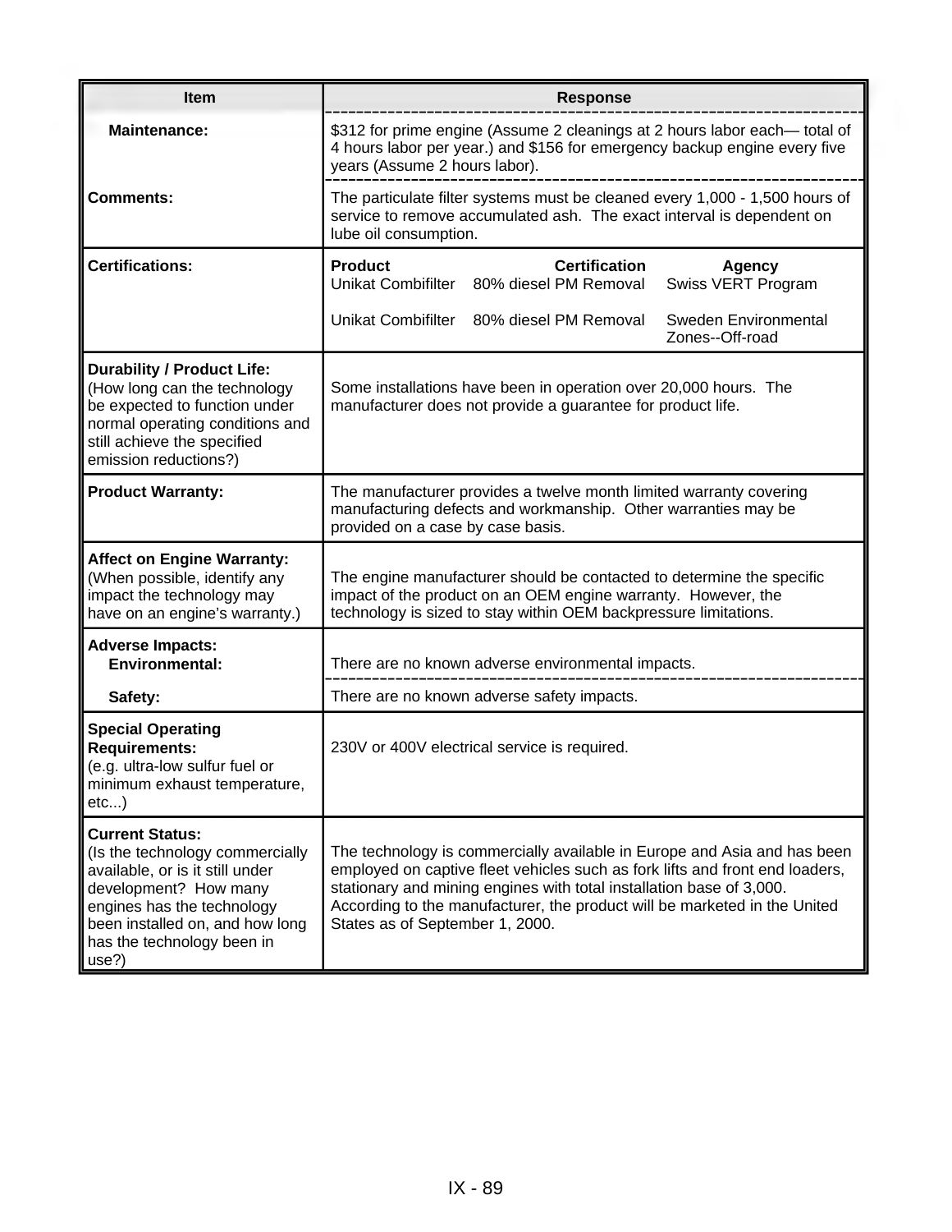| Item | Response |
|---|---|
| **Maintenance:** | $312 for prime engine (Assume 2 cleanings at 2 hours labor each— total of 4 hours labor per year.) and $156 for emergency backup engine every five years (Assume 2 hours labor). |
| **Comments:** | The particulate filter systems must be cleaned every 1,000 - 1,500 hours of service to remove accumulated ash. The exact interval is dependent on lube oil consumption. |
| **Certifications:** | **Product** / **Certification** / **Agency**<br>Unikat Combifilter / 80% diesel PM Removal / Swiss VERT Program<br>Unikat Combifilter / 80% diesel PM Removal / Sweden Environmental Zones--Off-road |
| **Durability / Product Life:** (How long can the technology be expected to function under normal operating conditions and still achieve the specified emission reductions?) | Some installations have been in operation over 20,000 hours. The manufacturer does not provide a guarantee for product life. |
| **Product Warranty:** | The manufacturer provides a twelve month limited warranty covering manufacturing defects and workmanship. Other warranties may be provided on a case by case basis. |
| **Affect on Engine Warranty:** (When possible, identify any impact the technology may have on an engine's warranty.) | The engine manufacturer should be contacted to determine the specific impact of the product on an OEM engine warranty. However, the technology is sized to stay within OEM backpressure limitations. |
| **Adverse Impacts:**<br>**Environmental:** | There are no known adverse environmental impacts. |
| **Safety:** | There are no known adverse safety impacts. |
| **Special Operating Requirements:** (e.g. ultra-low sulfur fuel or minimum exhaust temperature, etc...) | 230V or 400V electrical service is required. |
| **Current Status:** (Is the technology commercially available, or is it still under development? How many engines has the technology been installed on, and how long has the technology been in use?) | The technology is commercially available in Europe and Asia and has been employed on captive fleet vehicles such as fork lifts and front end loaders, stationary and mining engines with total installation base of 3,000. According to the manufacturer, the product will be marketed in the United States as of September 1, 2000. |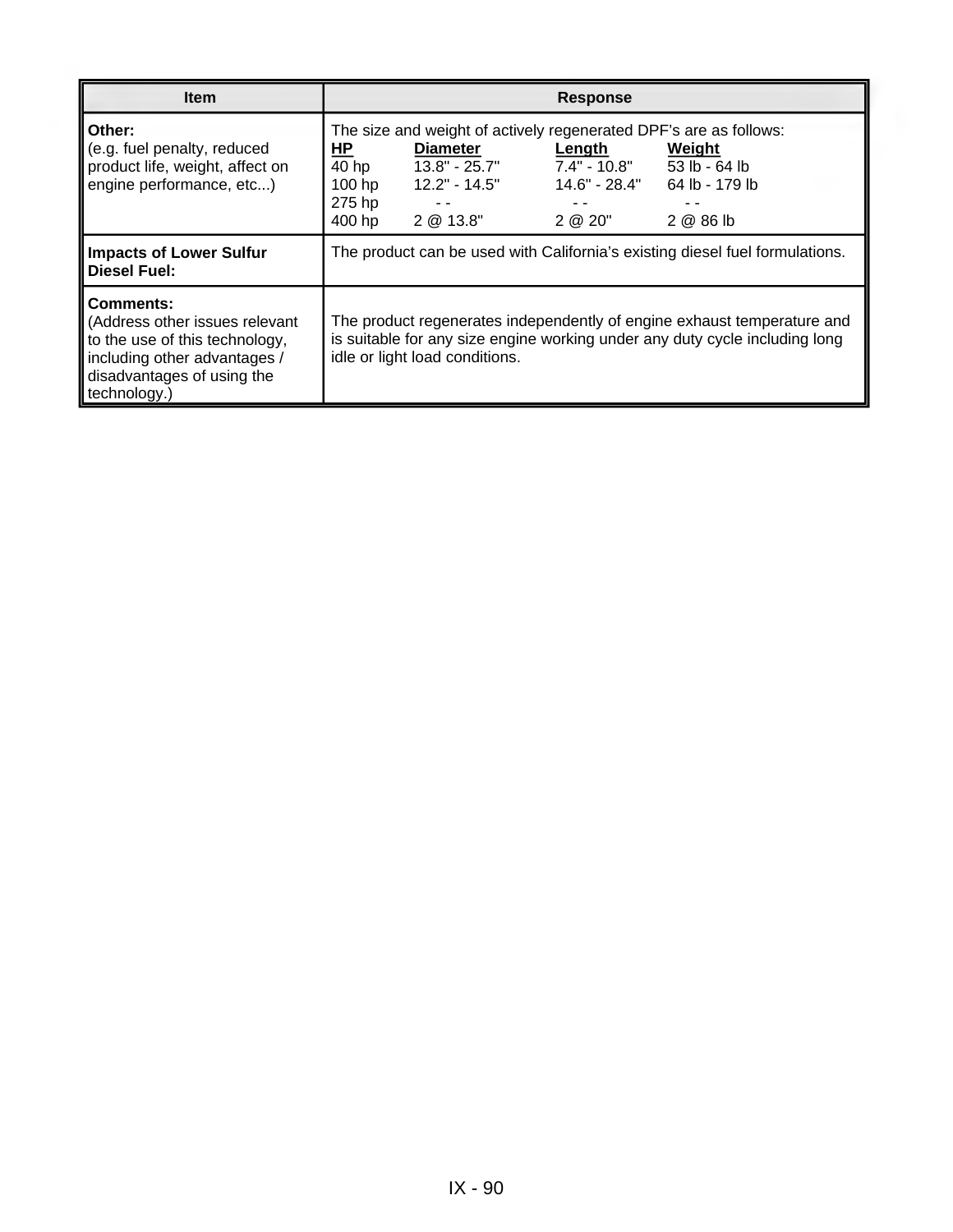| Item | Response |
|---|---|
| **Other:**<br>(e.g. fuel penalty, reduced product life, weight, affect on engine performance, etc...) | The size and weight of actively regenerated DPF's are as follows:<br>**HP** / **Diameter** / **Length** / **Weight**<br>40 hp / 13.8" - 25.7" / 7.4" - 10.8" / 53 lb - 64 lb<br>100 hp / 12.2" - 14.5" / 14.6" - 28.4" / 64 lb - 179 lb<br>275 hp / - - / - - / - -<br>400 hp / 2 @ 13.8" / 2 @ 20" / 2 @ 86 lb |
| **Impacts of Lower Sulfur Diesel Fuel:** | The product can be used with California's existing diesel fuel formulations. |
| **Comments:**<br>(Address other issues relevant to the use of this technology, including other advantages / disadvantages of using the technology.) | The product regenerates independently of engine exhaust temperature and is suitable for any size engine working under any duty cycle including long idle or light load conditions. |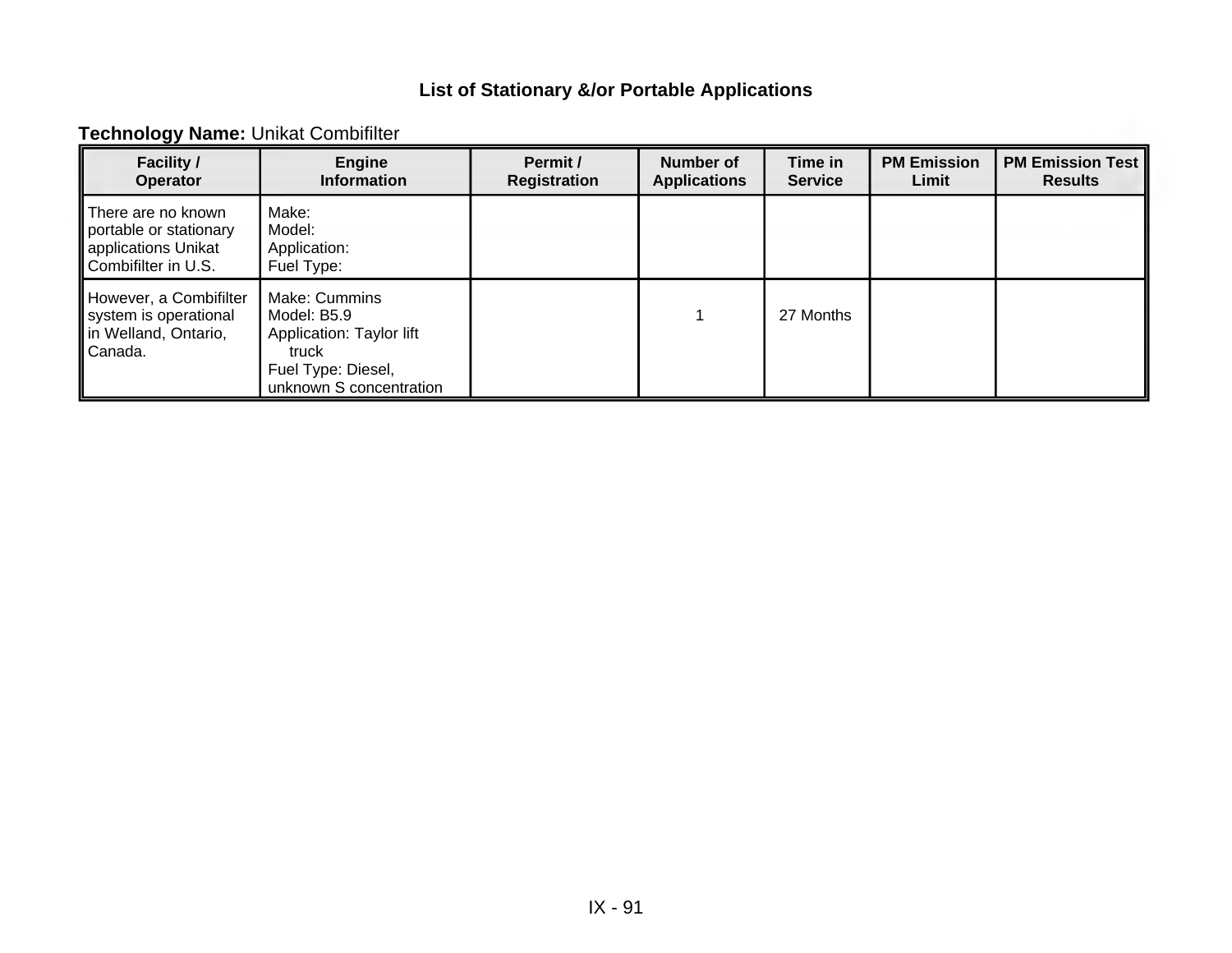## List of Stationary &/or Portable Applications

**Technology Name:** Unikat Combifilter

| Facility / Operator | Engine Information | Permit / Registration | Number of Applications | Time in Service | PM Emission Limit | PM Emission Test Results |
|---|---|---|---|---|---|---|
| There are no known portable or stationary applications Unikat Combifilter in U.S. | Make:<br>Model:<br>Application:<br>Fuel Type: | | | | | |
| However, a Combifilter system is operational in Welland, Ontario, Canada. | Make: Cummins<br>Model: B5.9<br>Application: Taylor lift truck<br>Fuel Type: Diesel, unknown S concentration | | 1 | 27 Months | | |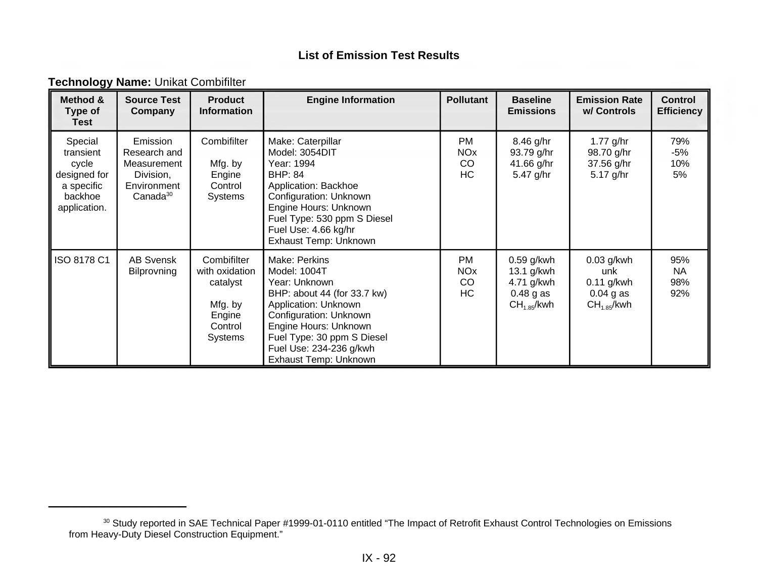## List of Emission Test Results

**Technology Name:** Unikat Combifilter

| Method & Type of Test | Source Test Company | Product Information | Engine Information | Pollutant | Baseline Emissions | Emission Rate w/ Controls | Control Efficiency |
|---|---|---|---|---|---|---|---|
| Special transient cycle designed for a specific backhoe application. | Emission Research and Measurement Division, Environment Canada[30] | Combifilter<br><br>Mfg. by Engine Control Systems | Make: Caterpillar<br>Model: 3054DIT<br>Year: 1994<br>BHP: 84<br>Application: Backhoe<br>Configuration: Unknown<br>Engine Hours: Unknown<br>Fuel Type: 530 ppm S Diesel<br>Fuel Use: 4.66 kg/hr<br>Exhaust Temp: Unknown | PM<br>NOx<br>CO<br>HC | 8.46 g/hr<br>93.79 g/hr<br>41.66 g/hr<br>5.47 g/hr | 1.77 g/hr<br>98.70 g/hr<br>37.56 g/hr<br>5.17 g/hr | 79%<br>-5%<br>10%<br>5% |
| ISO 8178 C1 | AB Svensk Bilprovning | Combifilter with oxidation catalyst<br><br>Mfg. by Engine Control Systems | Make: Perkins<br>Model: 1004T<br>Year: Unknown<br>BHP: about 44 (for 33.7 kw)<br>Application: Unknown<br>Configuration: Unknown<br>Engine Hours: Unknown<br>Fuel Type: 30 ppm S Diesel<br>Fuel Use: 234-236 g/kwh<br>Exhaust Temp: Unknown | PM<br>NOx<br>CO<br>HC | 0.59 g/kwh<br>13.1 g/kwh<br>4.71 g/kwh<br>0.48 g as $CH_{1.85}$/kwh | 0.03 g/kwh<br>unk<br>0.11 g/kwh<br>0.04 g as $CH_{1.85}$/kwh | 95%<br>NA<br>98%<br>92% |

[30] Study reported in SAE Technical Paper #1999-01-0110 entitled "The Impact of Retrofit Exhaust Control Technologies on Emissions from Heavy-Duty Diesel Construction Equipment."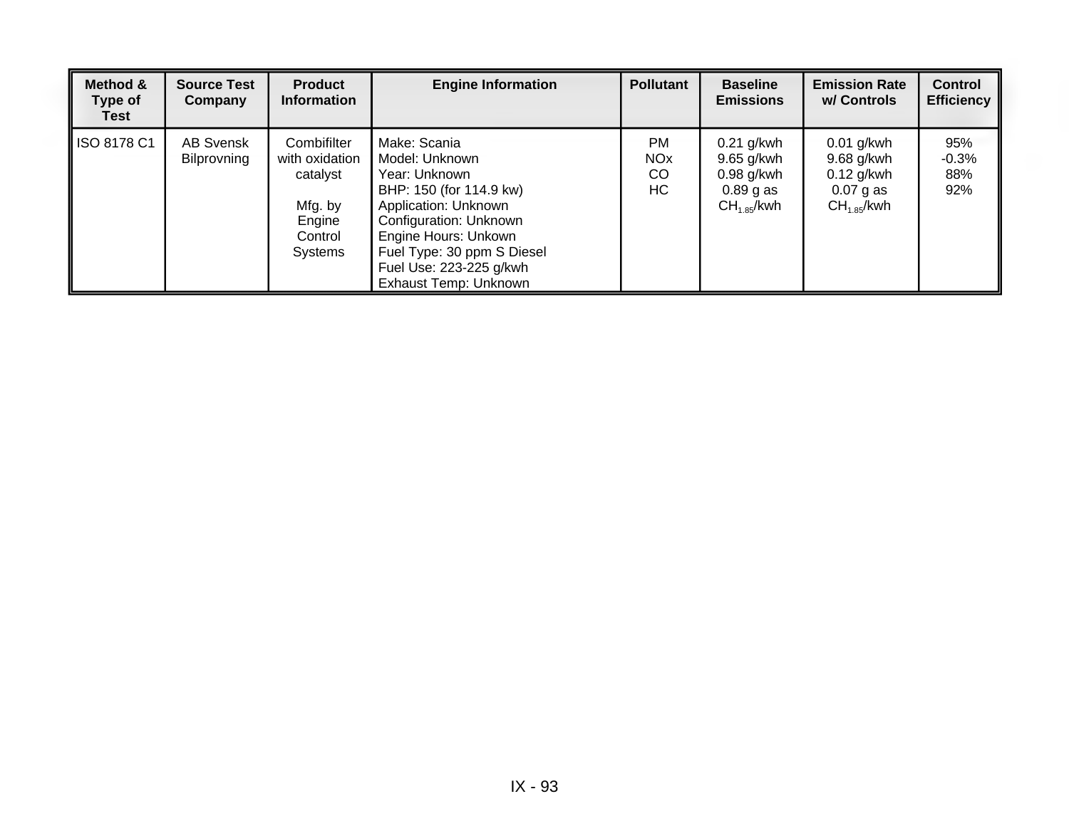| Method & Type of Test | Source Test Company | Product Information | Engine Information | Pollutant | Baseline Emissions | Emission Rate w/ Controls | Control Efficiency |
|---|---|---|---|---|---|---|---|
| ISO 8178 C1 | AB Svensk Bilprovning | Combifilter with oxidation catalyst<br><br>Mfg. by Engine Control Systems | Make: Scania<br>Model: Unknown<br>Year: Unknown<br>BHP: 150 (for 114.9 kw)<br>Application: Unknown<br>Configuration: Unknown<br>Engine Hours: Unkown<br>Fuel Type: 30 ppm S Diesel<br>Fuel Use: 223-225 g/kwh<br>Exhaust Temp: Unknown | PM<br>NOx<br>CO<br>HC | 0.21 g/kwh<br>9.65 g/kwh<br>0.98 g/kwh<br>0.89 g as $CH_{1.85}$/kwh | 0.01 g/kwh<br>9.68 g/kwh<br>0.12 g/kwh<br>0.07 g as $CH_{1.85}$/kwh | 95%<br>-0.3%<br>88%<br>92% |